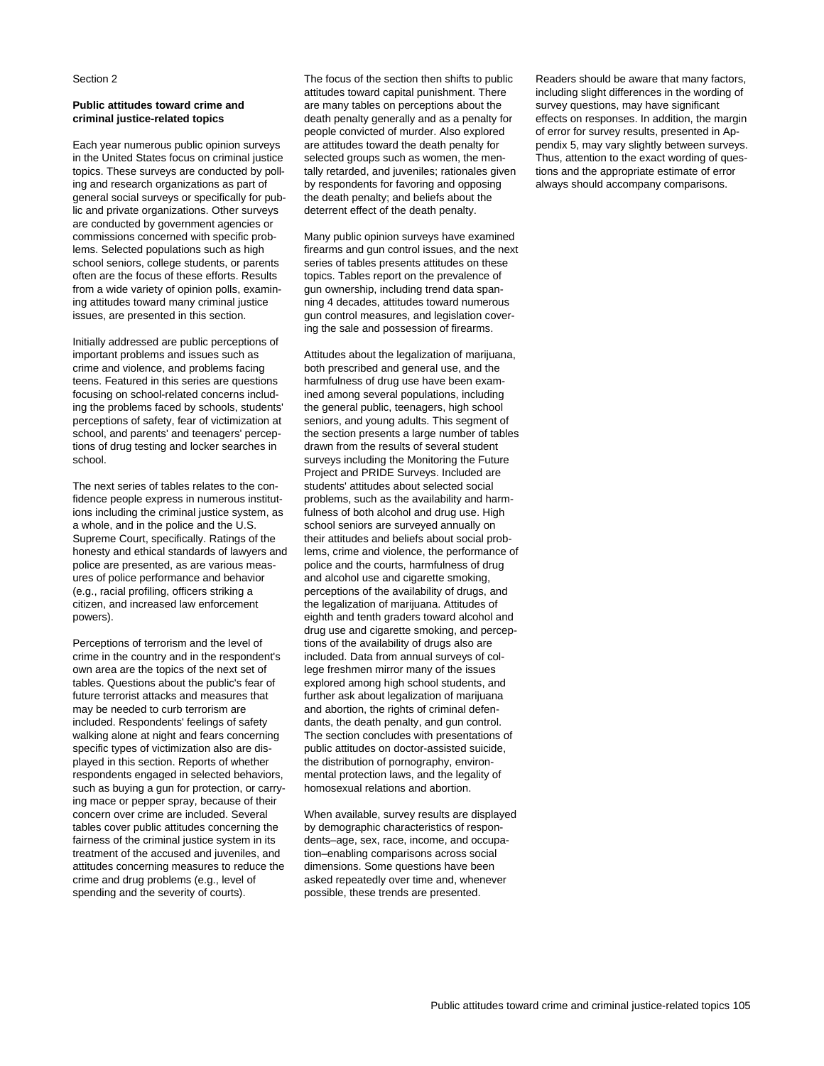Section 2

## Public attitudes toward crime and criminal justice-related topics

Each year numerous public opinion surveys in the United States focus on criminal justice topics. These surveys are conducted by polling and research organizations as part of general social surveys or specifically for public and private organizations. Other surveys are conducted by government agencies or commissions concerned with specific problems. Selected populations such as high school seniors, college students, or parents often are the focus of these efforts. Results from a wide variety of opinion polls, examining attitudes toward many criminal justice issues, are presented in this section.

Initially addressed are public perceptions of important problems and issues such as crime and violence, and problems facing teens. Featured in this series are questions focusing on school-related concerns including the problems faced by schools, students' perceptions of safety, fear of victimization at school, and parents' and teenagers' perceptions of drug testing and locker searches in school.

The next series of tables relates to the confidence people express in numerous institutions including the criminal justice system, as a whole, and in the police and the U.S. Supreme Court, specifically. Ratings of the honesty and ethical standards of lawyers and police are presented, as are various measures of police performance and behavior (e.g., racial profiling, officers striking a citizen, and increased law enforcement powers).

Perceptions of terrorism and the level of crime in the country and in the respondent's own area are the topics of the next set of tables. Questions about the public's fear of future terrorist attacks and measures that may be needed to curb terrorism are included. Respondents' feelings of safety walking alone at night and fears concerning specific types of victimization also are displayed in this section. Reports of whether respondents engaged in selected behaviors, such as buying a gun for protection, or carrying mace or pepper spray, because of their concern over crime are included. Several tables cover public attitudes concerning the fairness of the criminal justice system in its treatment of the accused and juveniles, and attitudes concerning measures to reduce the crime and drug problems (e.g., level of spending and the severity of courts).

The focus of the section then shifts to public attitudes toward capital punishment. There are many tables on perceptions about the death penalty generally and as a penalty for people convicted of murder. Also explored are attitudes toward the death penalty for selected groups such as women, the mentally retarded, and juveniles; rationales given by respondents for favoring and opposing the death penalty; and beliefs about the deterrent effect of the death penalty.

Many public opinion surveys have examined firearms and gun control issues, and the next series of tables presents attitudes on these topics. Tables report on the prevalence of gun ownership, including trend data spanning 4 decades, attitudes toward numerous gun control measures, and legislation covering the sale and possession of firearms.

Attitudes about the legalization of marijuana, both prescribed and general use, and the harmfulness of drug use have been examined among several populations, including the general public, teenagers, high school seniors, and young adults. This segment of the section presents a large number of tables drawn from the results of several student surveys including the Monitoring the Future Project and PRIDE Surveys. Included are students' attitudes about selected social problems, such as the availability and harmfulness of both alcohol and drug use. High school seniors are surveyed annually on their attitudes and beliefs about social problems, crime and violence, the performance of police and the courts, harmfulness of drug and alcohol use and cigarette smoking, perceptions of the availability of drugs, and the legalization of marijuana. Attitudes of eighth and tenth graders toward alcohol and drug use and cigarette smoking, and perceptions of the availability of drugs also are included. Data from annual surveys of college freshmen mirror many of the issues explored among high school students, and further ask about legalization of marijuana and abortion, the rights of criminal defendants, the death penalty, and gun control. The section concludes with presentations of public attitudes on doctor-assisted suicide, the distribution of pornography, environmental protection laws, and the legality of homosexual relations and abortion.

When available, survey results are displayed by demographic characteristics of respondents–age, sex, race, income, and occupation–enabling comparisons across social dimensions. Some questions have been asked repeatedly over time and, whenever possible, these trends are presented.

Readers should be aware that many factors, including slight differences in the wording of survey questions, may have significant effects on responses. In addition, the margin of error for survey results, presented in Appendix 5, may vary slightly between surveys. Thus, attention to the exact wording of questions and the appropriate estimate of error always should accompany comparisons.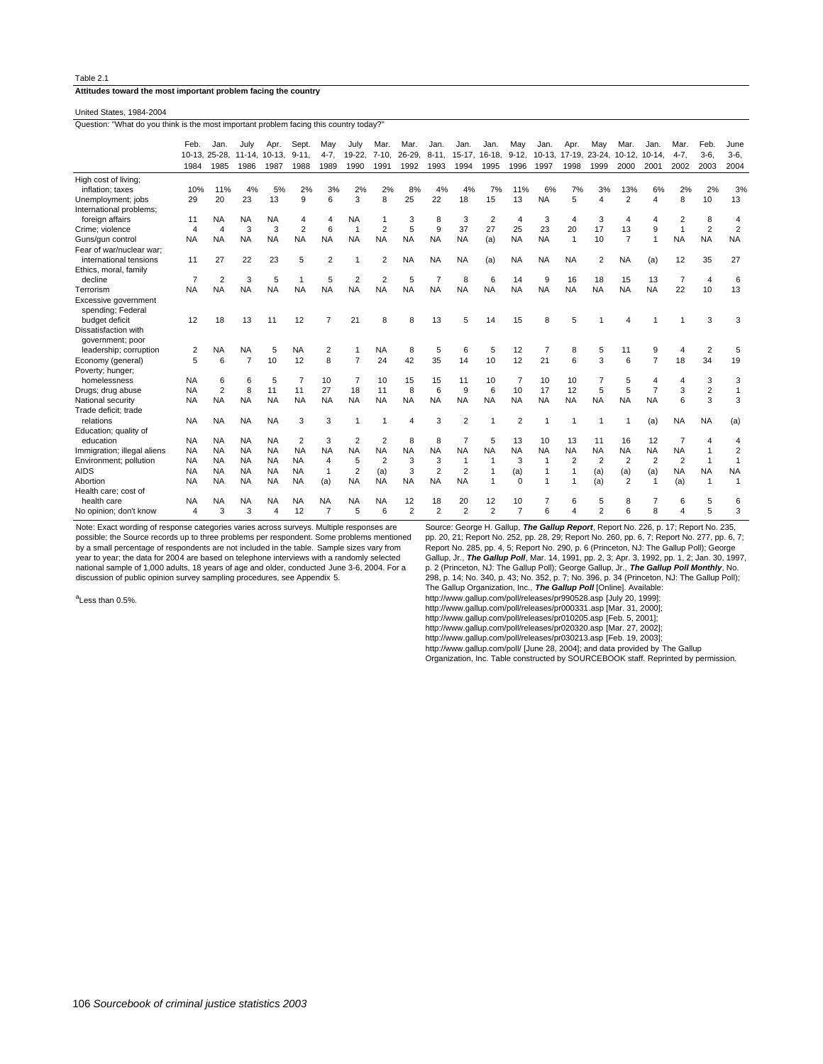Table 2.1

**Attitudes toward the most important problem facing the country**

United States, 1984-2004

Question: "What do you think is the most important problem facing this country today?"

| | Feb. 10-13, 1984 | Jan. 25-28, 1985 | July 11-14, 1986 | Apr. 10-13, 1987 | Sept. 9-11, 1988 | May 4-7, 1989 | July 19-22, 1990 | Mar. 7-10, 1991 | Mar. 26-29, 1992 | Jan. 8-11, 1993 | Jan. 15-17, 1994 | Jan. 16-18, 1995 | May 9-12, 1996 | Jan. 10-13, 1997 | Apr. 17-19, 1998 | May 23-24, 1999 | Mar. 10-12, 2000 | Jan. 10-14, 2001 | Mar. 4-7, 2002 | Feb. 3-6, 2003 | June 3-6, 2004 |
|---|---|---|---|---|---|---|---|---|---|---|---|---|---|---|---|---|---|---|---|---|---|
| High cost of living; inflation; taxes | 10% | 11% | 4% | 5% | 2% | 3% | 2% | 2% | 8% | 4% | 4% | 7% | 11% | 6% | 7% | 3% | 13% | 6% | 2% | 2% | 3% |
| Unemployment; jobs | 29 | 20 | 23 | 13 | 9 | 6 | 3 | 8 | 25 | 22 | 18 | 15 | 13 | NA | 5 | 4 | 2 | 4 | 8 | 10 | 13 |
| International problems; foreign affairs | 11 | NA | NA | NA | 4 | 4 | NA | 1 | 3 | 8 | 3 | 2 | 4 | 3 | 4 | 3 | 4 | 4 | 2 | 8 | 4 |
| Crime; violence | 4 | 4 | 3 | 3 | 2 | 6 | 1 | 2 | 5 | 9 | 37 | 27 | 25 | 23 | 20 | 17 | 13 | 9 | 1 | 2 | 2 |
| Guns/gun control | NA | NA | NA | NA | NA | NA | NA | NA | NA | NA | NA | (a) | NA | NA | 1 | 10 | 7 | 1 | NA | NA | NA |
| Fear of war/nuclear war; international tensions | 11 | 27 | 22 | 23 | 5 | 2 | 1 | 2 | NA | NA | NA | (a) | NA | NA | NA | 2 | NA | (a) | 12 | 35 | 27 |
| Ethics, moral, family decline | 7 | 2 | 3 | 5 | 1 | 5 | 2 | 2 | 5 | 7 | 8 | 6 | 14 | 9 | 16 | 18 | 15 | 13 | 7 | 4 | 6 |
| Terrorism | NA | NA | NA | NA | NA | NA | NA | NA | NA | NA | NA | NA | NA | NA | NA | NA | NA | NA | 22 | 10 | 13 |
| Excessive government spending; Federal budget deficit | 12 | 18 | 13 | 11 | 12 | 7 | 21 | 8 | 8 | 13 | 5 | 14 | 15 | 8 | 5 | 1 | 4 | 1 | 1 | 3 | 3 |
| Dissatisfaction with government; poor leadership; corruption | 2 | NA | NA | 5 | NA | 2 | 1 | NA | 8 | 5 | 6 | 5 | 12 | 7 | 8 | 5 | 11 | 9 | 4 | 2 | 5 |
| Economy (general) | 5 | 6 | 7 | 10 | 12 | 8 | 7 | 24 | 42 | 35 | 14 | 10 | 12 | 21 | 6 | 3 | 6 | 7 | 18 | 34 | 19 |
| Poverty; hunger; homelessness | NA | 6 | 6 | 5 | 7 | 10 | 7 | 10 | 15 | 15 | 11 | 10 | 7 | 10 | 10 | 7 | 5 | 4 | 4 | 3 | 3 |
| Drugs; drug abuse | NA | 2 | 8 | 11 | 11 | 27 | 18 | 11 | 8 | 6 | 9 | 6 | 10 | 17 | 12 | 5 | 5 | 7 | 3 | 2 | 1 |
| National security | NA | NA | NA | NA | NA | NA | NA | NA | NA | NA | NA | NA | NA | NA | NA | NA | NA | NA | 6 | 3 | 3 |
| Trade deficit; trade relations | NA | NA | NA | NA | 3 | 3 | 1 | 1 | 4 | 3 | 2 | 1 | 2 | 1 | 1 | 1 | 1 | (a) | NA | NA | (a) |
| Education; quality of education | NA | NA | NA | NA | 2 | 3 | 2 | 2 | 8 | 8 | 7 | 5 | 13 | 10 | 13 | 11 | 16 | 12 | 7 | 4 | 4 |
| Immigration; illegal aliens | NA | NA | NA | NA | NA | NA | NA | NA | NA | NA | NA | NA | NA | NA | NA | NA | NA | NA | NA | 1 | 2 |
| Environment; pollution | NA | NA | NA | NA | NA | 4 | 5 | 2 | 3 | 3 | 1 | 1 | 3 | 1 | 2 | 2 | 2 | 2 | 2 | 1 | 1 |
| AIDS | NA | NA | NA | NA | NA | 1 | 2 | (a) | 3 | 2 | 2 | 1 | (a) | 1 | 1 | (a) | (a) | (a) | NA | NA | NA |
| Abortion | NA | NA | NA | NA | NA | (a) | NA | NA | NA | NA | NA | 1 | 0 | 1 | 1 | (a) | 2 | 1 | (a) | 1 | 1 |
| Health care; cost of health care | NA | NA | NA | NA | NA | NA | NA | NA | 12 | 18 | 20 | 12 | 10 | 7 | 6 | 5 | 8 | 7 | 6 | 5 | 6 |
| No opinion; don't know | 4 | 3 | 3 | 4 | 12 | 7 | 5 | 6 | 2 | 2 | 2 | 2 | 7 | 6 | 4 | 2 | 6 | 8 | 4 | 5 | 3 |

Note: Exact wording of response categories varies across surveys. Multiple responses are possible; the Source records up to three problems per respondent. Some problems mentioned by a small percentage of respondents are not included in the table. Sample sizes vary from year to year; the data for 2004 are based on telephone interviews with a randomly selected national sample of 1,000 adults, 18 years of age and older, conducted June 3-6, 2004. For a discussion of public opinion survey sampling procedures, see Appendix 5.

[a]Less than 0.5%.

Source: George H. Gallup, ***The Gallup Report***, Report No. 226, p. 17; Report No. 235, pp. 20, 21; Report No. 252, pp. 28, 29; Report No. 260, pp. 6, 7; Report No. 277, pp. 6, 7; Report No. 285, pp. 4, 5; Report No. 290, p. 6 (Princeton, NJ: The Gallup Poll); George Gallup, Jr., ***The Gallup Poll***, Mar. 14, 1991, pp. 2, 3; Apr. 3, 1992, pp. 1, 2; Jan. 30, 1997, p. 2 (Princeton, NJ: The Gallup Poll); George Gallup, Jr., ***The Gallup Poll Monthly***, No. 298, p. 14; No. 340, p. 43; No. 352, p. 7; No. 396, p. 34 (Princeton, NJ: The Gallup Poll); The Gallup Organization, Inc., ***The Gallup Poll*** [Online]. Available: http://www.gallup.com/poll/releases/pr990528.asp [July 20, 1999]; http://www.gallup.com/poll/releases/pr000331.asp [Mar. 31, 2000]; http://www.gallup.com/poll/releases/pr010205.asp [Feb. 5, 2001]; http://www.gallup.com/poll/releases/pr020320.asp [Mar. 27, 2002]; http://www.gallup.com/poll/releases/pr030213.asp [Feb. 19, 2003]; http://www.gallup.com/poll/ [June 28, 2004]; and data provided by The Gallup Organization, Inc. Table constructed by SOURCEBOOK staff. Reprinted by permission.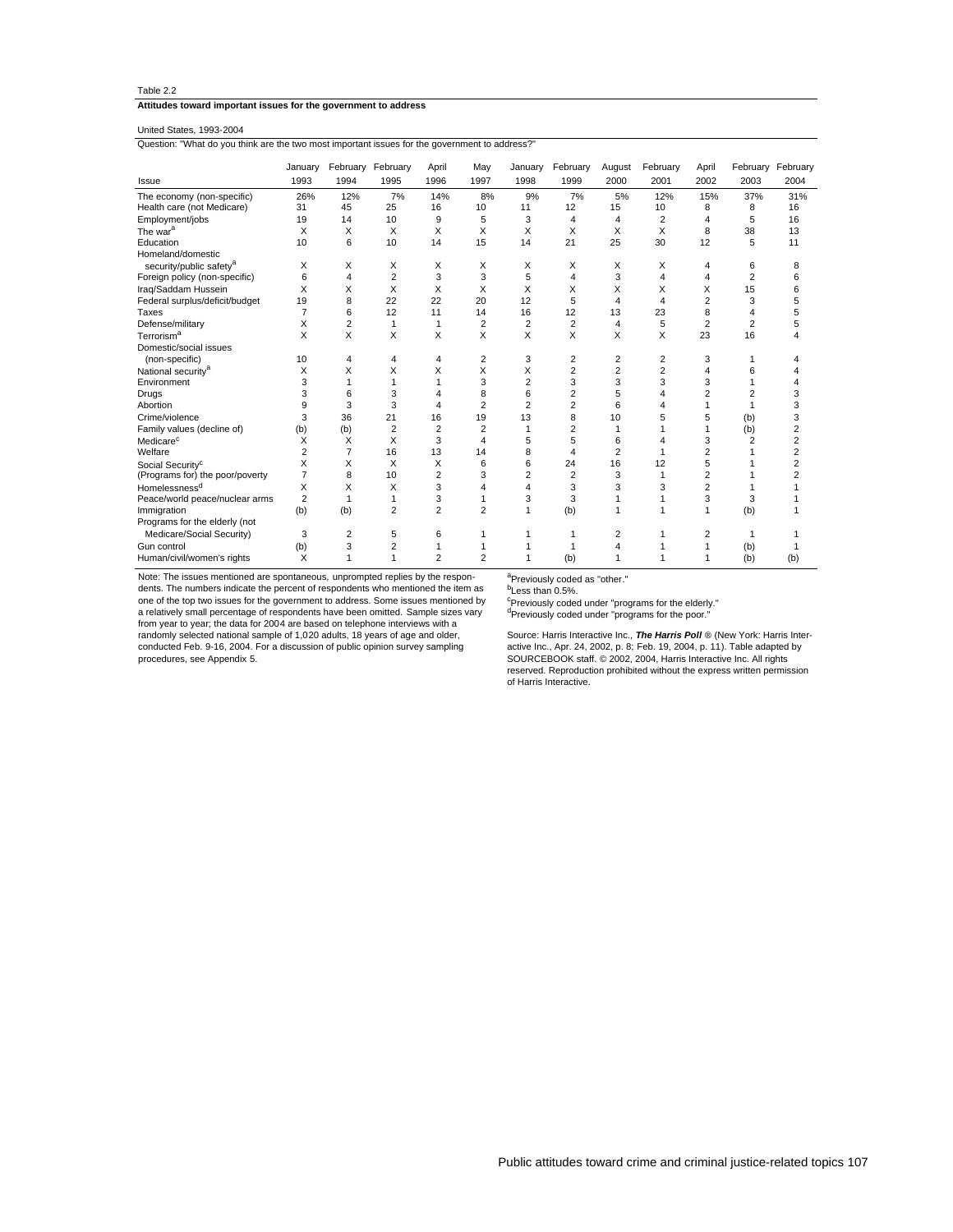Table 2.2

**Attitudes toward important issues for the government to address**

United States, 1993-2004

Question: "What do you think are the two most important issues for the government to address?"

| Issue | January 1993 | February 1994 | February 1995 | April 1996 | May 1997 | January 1998 | February 1999 | August 2000 | February 2001 | April 2002 | February 2003 | February 2004 |
|---|---|---|---|---|---|---|---|---|---|---|---|---|
| The economy (non-specific) | 26% | 12% | 7% | 14% | 8% | 9% | 7% | 5% | 12% | 15% | 37% | 31% |
| Health care (not Medicare) | 31 | 45 | 25 | 16 | 10 | 11 | 12 | 15 | 10 | 8 | 8 | 16 |
| Employment/jobs | 19 | 14 | 10 | 9 | 5 | 3 | 4 | 4 | 2 | 4 | 5 | 16 |
| The war[a] | X | X | X | X | X | X | X | X | X | 8 | 38 | 13 |
| Education | 10 | 6 | 10 | 14 | 15 | 14 | 21 | 25 | 30 | 12 | 5 | 11 |
| Homeland/domestic security/public safety[a] | X | X | X | X | X | X | X | X | X | 4 | 6 | 8 |
| Foreign policy (non-specific) | 6 | 4 | 2 | 3 | 3 | 5 | 4 | 3 | 4 | 4 | 2 | 6 |
| Iraq/Saddam Hussein | X | X | X | X | X | X | X | X | X | X | 15 | 6 |
| Federal surplus/deficit/budget | 19 | 8 | 22 | 22 | 20 | 12 | 5 | 4 | 4 | 2 | 3 | 5 |
| Taxes | 7 | 6 | 12 | 11 | 14 | 16 | 12 | 13 | 23 | 8 | 4 | 5 |
| Defense/military | X | 2 | 1 | 1 | 2 | 2 | 2 | 4 | 5 | 2 | 2 | 5 |
| Terrorism[a] | X | X | X | X | X | X | X | X | X | 23 | 16 | 4 |
| Domestic/social issues (non-specific) | 10 | 4 | 4 | 4 | 2 | 3 | 2 | 2 | 2 | 3 | 1 | 4 |
| National security[a] | X | X | X | X | X | X | 2 | 2 | 2 | 4 | 6 | 4 |
| Environment | 3 | 1 | 1 | 1 | 3 | 2 | 3 | 3 | 3 | 3 | 1 | 4 |
| Drugs | 3 | 6 | 3 | 4 | 8 | 6 | 2 | 5 | 4 | 2 | 2 | 3 |
| Abortion | 9 | 3 | 3 | 4 | 2 | 2 | 2 | 6 | 4 | 1 | 1 | 3 |
| Crime/violence | 3 | 36 | 21 | 16 | 19 | 13 | 8 | 10 | 5 | 5 | (b) | 3 |
| Family values (decline of) | (b) | (b) | 2 | 2 | 2 | 1 | 2 | 1 | 1 | 1 | (b) | 2 |
| Medicare[c] | X | X | X | 3 | 4 | 5 | 5 | 6 | 4 | 3 | 2 | 2 |
| Welfare | 2 | 7 | 16 | 13 | 14 | 8 | 4 | 2 | 1 | 2 | 1 | 2 |
| Social Security[c] | X | X | X | X | 6 | 6 | 24 | 16 | 12 | 5 | 1 | 2 |
| (Programs for) the poor/poverty | 7 | 8 | 10 | 2 | 3 | 2 | 2 | 3 | 1 | 2 | 1 | 2 |
| Homelessness[d] | X | X | X | 3 | 4 | 4 | 3 | 3 | 3 | 2 | 1 | 1 |
| Peace/world peace/nuclear arms | 2 | 1 | 1 | 3 | 1 | 3 | 3 | 1 | 1 | 3 | 3 | 1 |
| Immigration | (b) | (b) | 2 | 2 | 2 | 1 | (b) | 1 | 1 | 1 | (b) | 1 |
| Programs for the elderly (not Medicare/Social Security) | 3 | 2 | 5 | 6 | 1 | 1 | 1 | 2 | 1 | 2 | 1 | 1 |
| Gun control | (b) | 3 | 2 | 1 | 1 | 1 | 1 | 4 | 1 | 1 | (b) | 1 |
| Human/civil/women's rights | X | 1 | 1 | 2 | 2 | 1 | (b) | 1 | 1 | 1 | (b) | (b) |

Note: The issues mentioned are spontaneous, unprompted replies by the respondents. The numbers indicate the percent of respondents who mentioned the item as one of the top two issues for the government to address. Some issues mentioned by a relatively small percentage of respondents have been omitted. Sample sizes vary from year to year; the data for 2004 are based on telephone interviews with a randomly selected national sample of 1,020 adults, 18 years of age and older, conducted Feb. 9-16, 2004. For a discussion of public opinion survey sampling procedures, see Appendix 5.

[a]Previously coded as "other."
[b]Less than 0.5%.
[c]Previously coded under "programs for the elderly."
[d]Previously coded under "programs for the poor."

Source: Harris Interactive Inc., ***The Harris Poll*** ® (New York: Harris Interactive Inc., Apr. 24, 2002, p. 8; Feb. 19, 2004, p. 11). Table adapted by SOURCEBOOK staff. © 2002, 2004, Harris Interactive Inc. All rights reserved. Reproduction prohibited without the express written permission of Harris Interactive.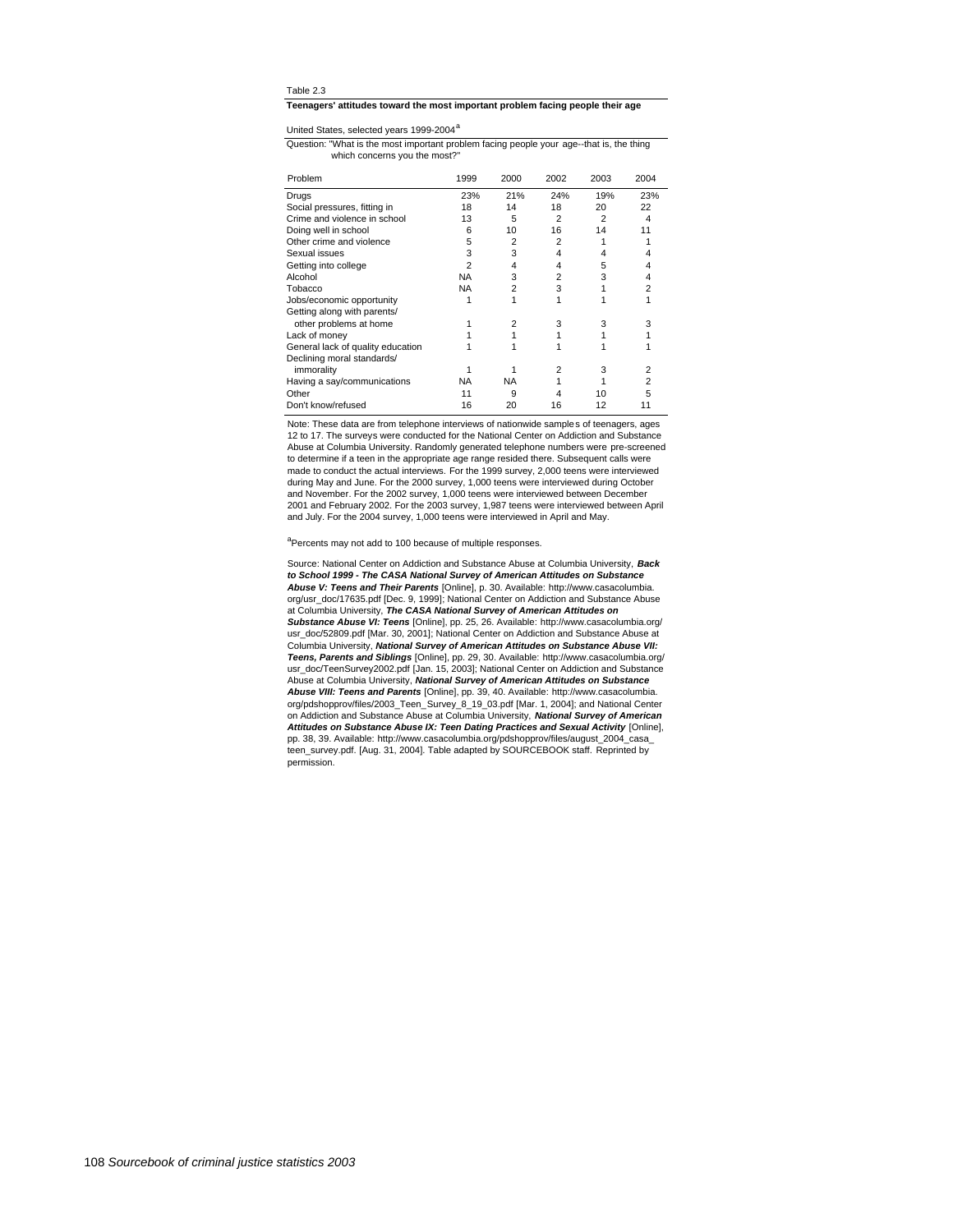Table 2.3

**Teenagers' attitudes toward the most important problem facing people their age**

United States, selected years 1999-2004[a]

Question: "What is the most important problem facing people your age--that is, the thing which concerns you the most?"

| Problem | 1999 | 2000 | 2002 | 2003 | 2004 |
|---|---|---|---|---|---|
| Drugs | 23% | 21% | 24% | 19% | 23% |
| Social pressures, fitting in | 18 | 14 | 18 | 20 | 22 |
| Crime and violence in school | 13 | 5 | 2 | 2 | 4 |
| Doing well in school | 6 | 10 | 16 | 14 | 11 |
| Other crime and violence | 5 | 2 | 2 | 1 | 1 |
| Sexual issues | 3 | 3 | 4 | 4 | 4 |
| Getting into college | 2 | 4 | 4 | 5 | 4 |
| Alcohol | NA | 3 | 2 | 3 | 4 |
| Tobacco | NA | 2 | 3 | 1 | 2 |
| Jobs/economic opportunity | 1 | 1 | 1 | 1 | 1 |
| Getting along with parents/ other problems at home | 1 | 2 | 3 | 3 | 3 |
| Lack of money | 1 | 1 | 1 | 1 | 1 |
| General lack of quality education | 1 | 1 | 1 | 1 | 1 |
| Declining moral standards/ immorality | 1 | 1 | 2 | 3 | 2 |
| Having a say/communications | NA | NA | 1 | 1 | 2 |
| Other | 11 | 9 | 4 | 10 | 5 |
| Don't know/refused | 16 | 20 | 16 | 12 | 11 |

Note: These data are from telephone interviews of nationwide samples of teenagers, ages 12 to 17. The surveys were conducted for the National Center on Addiction and Substance Abuse at Columbia University. Randomly generated telephone numbers were pre-screened to determine if a teen in the appropriate age range resided there. Subsequent calls were made to conduct the actual interviews. For the 1999 survey, 2,000 teens were interviewed during May and June. For the 2000 survey, 1,000 teens were interviewed during October and November. For the 2002 survey, 1,000 teens were interviewed between December 2001 and February 2002. For the 2003 survey, 1,987 teens were interviewed between April and July. For the 2004 survey, 1,000 teens were interviewed in April and May.

[a]Percents may not add to 100 because of multiple responses.

Source: National Center on Addiction and Substance Abuse at Columbia University, ***Back to School 1999 - The CASA National Survey of American Attitudes on Substance Abuse V: Teens and Their Parents*** [Online], p. 30. Available: http://www.casacolumbia.org/usr_doc/17635.pdf [Dec. 9, 1999]; National Center on Addiction and Substance Abuse at Columbia University, ***The CASA National Survey of American Attitudes on Substance Abuse VI: Teens*** [Online], pp. 25, 26. Available: http://www.casacolumbia.org/usr_doc/52809.pdf [Mar. 30, 2001]; National Center on Addiction and Substance Abuse at Columbia University, ***National Survey of American Attitudes on Substance Abuse VII: Teens, Parents and Siblings*** [Online], pp. 29, 30. Available: http://www.casacolumbia.org/usr_doc/TeenSurvey2002.pdf [Jan. 15, 2003]; National Center on Addiction and Substance Abuse at Columbia University, ***National Survey of American Attitudes on Substance Abuse VIII: Teens and Parents*** [Online], pp. 39, 40. Available: http://www.casacolumbia.org/pdshopprov/files/2003_Teen_Survey_8_19_03.pdf [Mar. 1, 2004]; and National Center on Addiction and Substance Abuse at Columbia University, ***National Survey of American Attitudes on Substance Abuse IX: Teen Dating Practices and Sexual Activity*** [Online], pp. 38, 39. Available: http://www.casacolumbia.org/pdshopprov/files/august_2004_casa_teen_survey.pdf. [Aug. 31, 2004]. Table adapted by SOURCEBOOK staff. Reprinted by permission.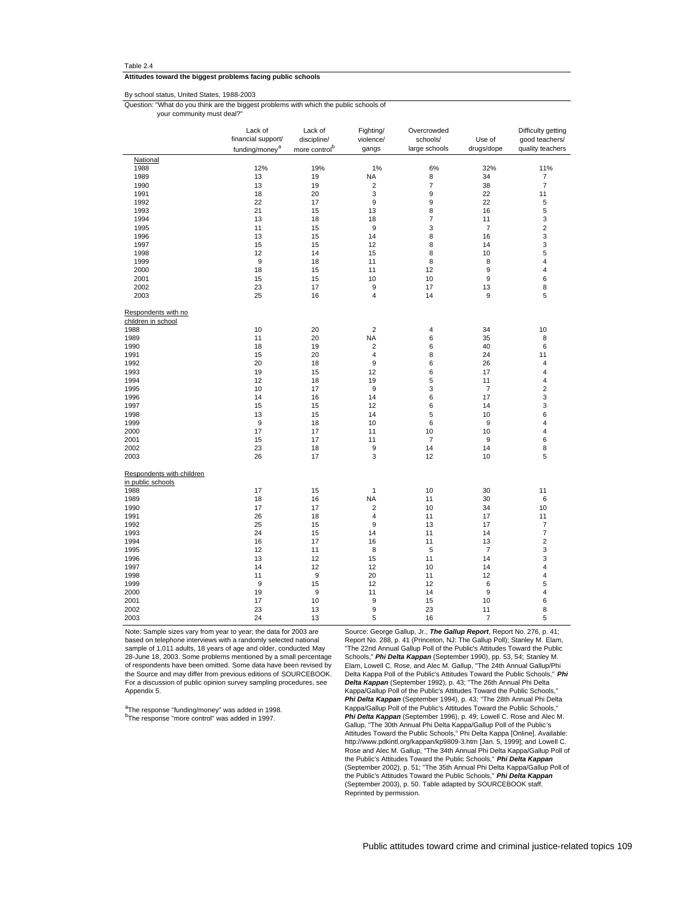Table 2.4

**Attitudes toward the biggest problems facing public schools**

By school status, United States, 1988-2003

Question: "What do you think are the biggest problems with which the public schools of your community must deal?"

| | Lack of financial support/ funding/money[a] | Lack of discipline/ more control[b] | Fighting/ violence/ gangs | Overcrowded schools/ large schools | Use of drugs/dope | Difficulty getting good teachers/ quality teachers |
|---|---|---|---|---|---|---|
| National | | | | | | |
| 1988 | 12% | 19% | 1% | 6% | 32% | 11% |
| 1989 | 13 | 19 | NA | 8 | 34 | 7 |
| 1990 | 13 | 19 | 2 | 7 | 38 | 7 |
| 1991 | 18 | 20 | 3 | 9 | 22 | 11 |
| 1992 | 22 | 17 | 9 | 9 | 22 | 5 |
| 1993 | 21 | 15 | 13 | 8 | 16 | 5 |
| 1994 | 13 | 18 | 18 | 7 | 11 | 3 |
| 1995 | 11 | 15 | 9 | 3 | 7 | 2 |
| 1996 | 13 | 15 | 14 | 8 | 16 | 3 |
| 1997 | 15 | 15 | 12 | 8 | 14 | 3 |
| 1998 | 12 | 14 | 15 | 8 | 10 | 5 |
| 1999 | 9 | 18 | 11 | 8 | 8 | 4 |
| 2000 | 18 | 15 | 11 | 12 | 9 | 4 |
| 2001 | 15 | 15 | 10 | 10 | 9 | 6 |
| 2002 | 23 | 17 | 9 | 17 | 13 | 8 |
| 2003 | 25 | 16 | 4 | 14 | 9 | 5 |
| Respondents with no children in school | | | | | | |
| 1988 | 10 | 20 | 2 | 4 | 34 | 10 |
| 1989 | 11 | 20 | NA | 6 | 35 | 8 |
| 1990 | 18 | 19 | 2 | 6 | 40 | 6 |
| 1991 | 15 | 20 | 4 | 8 | 24 | 11 |
| 1992 | 20 | 18 | 9 | 6 | 26 | 4 |
| 1993 | 19 | 15 | 12 | 6 | 17 | 4 |
| 1994 | 12 | 18 | 19 | 5 | 11 | 4 |
| 1995 | 10 | 17 | 9 | 3 | 7 | 2 |
| 1996 | 14 | 16 | 14 | 6 | 17 | 3 |
| 1997 | 15 | 15 | 12 | 6 | 14 | 3 |
| 1998 | 13 | 15 | 14 | 5 | 10 | 6 |
| 1999 | 9 | 18 | 10 | 6 | 9 | 4 |
| 2000 | 17 | 17 | 11 | 10 | 10 | 4 |
| 2001 | 15 | 17 | 11 | 7 | 9 | 6 |
| 2002 | 23 | 18 | 9 | 14 | 14 | 8 |
| 2003 | 26 | 17 | 3 | 12 | 10 | 5 |
| Respondents with children in public schools | | | | | | |
| 1988 | 17 | 15 | 1 | 10 | 30 | 11 |
| 1989 | 18 | 16 | NA | 11 | 30 | 6 |
| 1990 | 17 | 17 | 2 | 10 | 34 | 10 |
| 1991 | 26 | 18 | 4 | 11 | 17 | 11 |
| 1992 | 25 | 15 | 9 | 13 | 17 | 7 |
| 1993 | 24 | 15 | 14 | 11 | 14 | 7 |
| 1994 | 16 | 17 | 16 | 11 | 13 | 2 |
| 1995 | 12 | 11 | 8 | 5 | 7 | 3 |
| 1996 | 13 | 12 | 15 | 11 | 14 | 3 |
| 1997 | 14 | 12 | 12 | 10 | 14 | 4 |
| 1998 | 11 | 9 | 20 | 11 | 12 | 4 |
| 1999 | 9 | 15 | 12 | 12 | 6 | 5 |
| 2000 | 19 | 9 | 11 | 14 | 9 | 4 |
| 2001 | 17 | 10 | 9 | 15 | 10 | 6 |
| 2002 | 23 | 13 | 9 | 23 | 11 | 8 |
| 2003 | 24 | 13 | 5 | 16 | 7 | 5 |

Note: Sample sizes vary from year to year; the data for 2003 are based on telephone interviews with a randomly selected national sample of 1,011 adults, 18 years of age and older, conducted May 28-June 18, 2003. Some problems mentioned by a small percentage of respondents have been omitted. Some data have been revised by the Source and may differ from previous editions of SOURCEBOOK. For a discussion of public opinion survey sampling procedures, see Appendix 5.

[a]The response "funding/money" was added in 1998.
[b]The response "more control" was added in 1997.

Source: George Gallup, Jr., ***The Gallup Report***, Report No. 276, p. 41; Report No. 288, p. 41 (Princeton, NJ: The Gallup Poll); Stanley M. Elam, "The 22nd Annual Gallup Poll of the Public's Attitudes Toward the Public Schools," ***Phi Delta Kappan*** (September 1990), pp. 53, 54; Stanley M. Elam, Lowell C. Rose, and Alec M. Gallup, "The 24th Annual Gallup/Phi Delta Kappa Poll of the Public's Attitudes Toward the Public Schools," ***Phi Delta Kappan*** (September 1992), p. 43; "The 26th Annual Phi Delta Kappa/Gallup Poll of the Public's Attitudes Toward the Public Schools," ***Phi Delta Kappan*** (September 1994), p. 43; "The 28th Annual Phi Delta Kappa/Gallup Poll of the Public's Attitudes Toward the Public Schools," ***Phi Delta Kappan*** (September 1996), p. 49; Lowell C. Rose and Alec M. Gallup, "The 30th Annual Phi Delta Kappa/Gallup Poll of the Public's Attitudes Toward the Public Schools," Phi Delta Kappa [Online]. Available: http://www.pdkintl.org/kappan/kp9809-3.htm [Jan. 5, 1999]; and Lowell C. Rose and Alec M. Gallup, "The 34th Annual Phi Delta Kappa/Gallup Poll of the Public's Attitudes Toward the Public Schools," ***Phi Delta Kappan*** (September 2002), p. 51; "The 35th Annual Phi Delta Kappa/Gallup Poll of the Public's Attitudes Toward the Public Schools," ***Phi Delta Kappan*** (September 2003), p. 50. Table adapted by SOURCEBOOK staff. Reprinted by permission.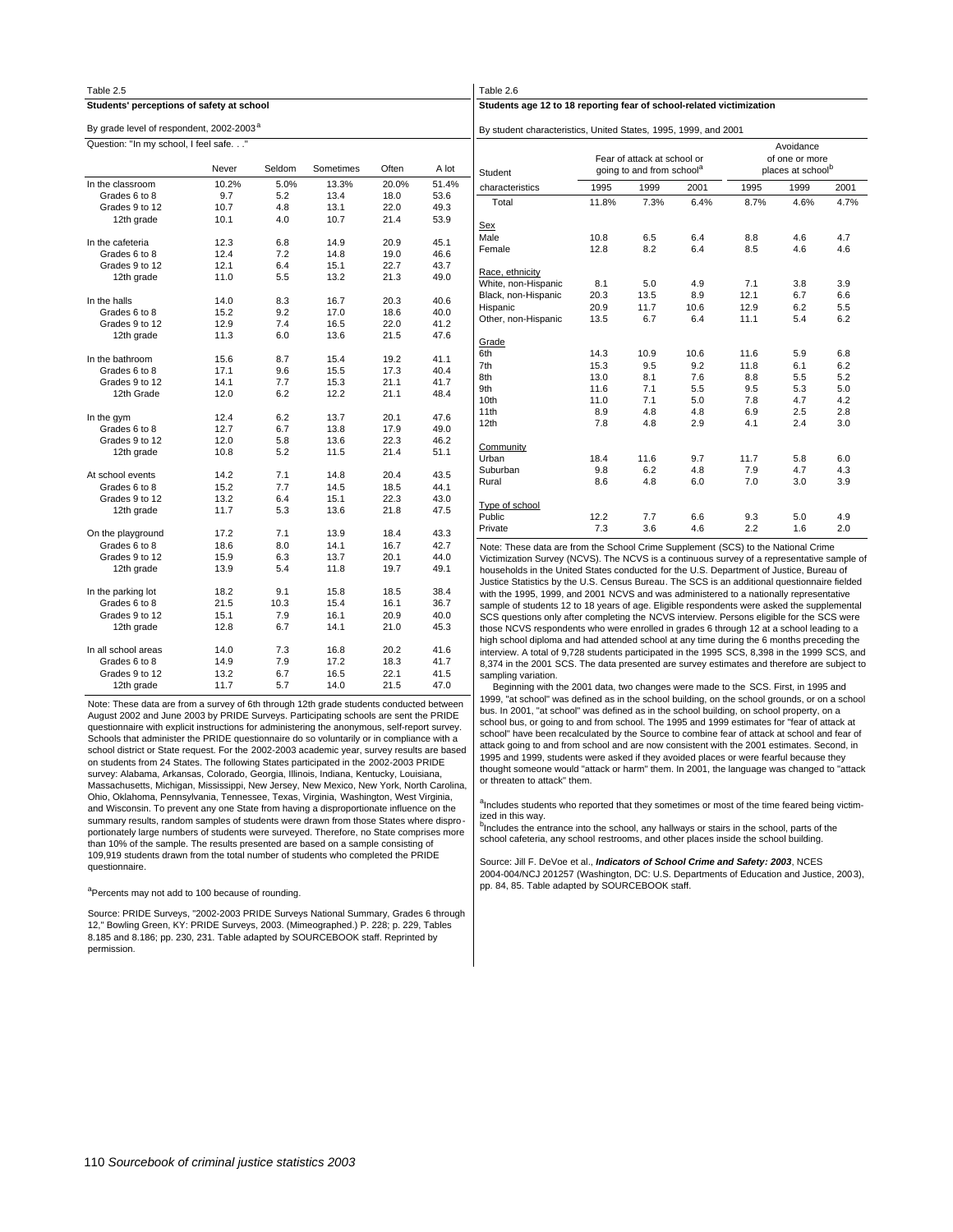Table 2.5

**Students' perceptions of safety at school**

By grade level of respondent, 2002-2003[a]

Question: "In my school, I feel safe. . ."

| | Never | Seldom | Sometimes | Often | A lot |
|---|---|---|---|---|---|
| In the classroom | 10.2% | 5.0% | 13.3% | 20.0% | 51.4% |
| Grades 6 to 8 | 9.7 | 5.2 | 13.4 | 18.0 | 53.6 |
| Grades 9 to 12 | 10.7 | 4.8 | 13.1 | 22.0 | 49.3 |
| 12th grade | 10.1 | 4.0 | 10.7 | 21.4 | 53.9 |
| In the cafeteria | 12.3 | 6.8 | 14.9 | 20.9 | 45.1 |
| Grades 6 to 8 | 12.4 | 7.2 | 14.8 | 19.0 | 46.6 |
| Grades 9 to 12 | 12.1 | 6.4 | 15.1 | 22.7 | 43.7 |
| 12th grade | 11.0 | 5.5 | 13.2 | 21.3 | 49.0 |
| In the halls | 14.0 | 8.3 | 16.7 | 20.3 | 40.6 |
| Grades 6 to 8 | 15.2 | 9.2 | 17.0 | 18.6 | 40.0 |
| Grades 9 to 12 | 12.9 | 7.4 | 16.5 | 22.0 | 41.2 |
| 12th grade | 11.3 | 6.0 | 13.6 | 21.5 | 47.6 |
| In the bathroom | 15.6 | 8.7 | 15.4 | 19.2 | 41.1 |
| Grades 6 to 8 | 17.1 | 9.6 | 15.5 | 17.3 | 40.4 |
| Grades 9 to 12 | 14.1 | 7.7 | 15.3 | 21.1 | 41.7 |
| 12th Grade | 12.0 | 6.2 | 12.2 | 21.1 | 48.4 |
| In the gym | 12.4 | 6.2 | 13.7 | 20.1 | 47.6 |
| Grades 6 to 8 | 12.7 | 6.7 | 13.8 | 17.9 | 49.0 |
| Grades 9 to 12 | 12.0 | 5.8 | 13.6 | 22.3 | 46.2 |
| 12th grade | 10.8 | 5.2 | 11.5 | 21.4 | 51.1 |
| At school events | 14.2 | 7.1 | 14.8 | 20.4 | 43.5 |
| Grades 6 to 8 | 15.2 | 7.7 | 14.5 | 18.5 | 44.1 |
| Grades 9 to 12 | 13.2 | 6.4 | 15.1 | 22.3 | 43.0 |
| 12th grade | 11.7 | 5.3 | 13.6 | 21.8 | 47.5 |
| On the playground | 17.2 | 7.1 | 13.9 | 18.4 | 43.3 |
| Grades 6 to 8 | 18.6 | 8.0 | 14.1 | 16.7 | 42.7 |
| Grades 9 to 12 | 15.9 | 6.3 | 13.7 | 20.1 | 44.0 |
| 12th grade | 13.9 | 5.4 | 11.8 | 19.7 | 49.1 |
| In the parking lot | 18.2 | 9.1 | 15.8 | 18.5 | 38.4 |
| Grades 6 to 8 | 21.5 | 10.3 | 15.4 | 16.1 | 36.7 |
| Grades 9 to 12 | 15.1 | 7.9 | 16.1 | 20.9 | 40.0 |
| 12th grade | 12.8 | 6.7 | 14.1 | 21.0 | 45.3 |
| In all school areas | 14.0 | 7.3 | 16.8 | 20.2 | 41.6 |
| Grades 6 to 8 | 14.9 | 7.9 | 17.2 | 18.3 | 41.7 |
| Grades 9 to 12 | 13.2 | 6.7 | 16.5 | 22.1 | 41.5 |
| 12th grade | 11.7 | 5.7 | 14.0 | 21.5 | 47.0 |

Note: These data are from a survey of 6th through 12th grade students conducted between August 2002 and June 2003 by PRIDE Surveys. Participating schools are sent the PRIDE questionnaire with explicit instructions for administering the anonymous, self-report survey. Schools that administer the PRIDE questionnaire do so voluntarily or in compliance with a school district or State request. For the 2002-2003 academic year, survey results are based on students from 24 States. The following States participated in the 2002-2003 PRIDE survey: Alabama, Arkansas, Colorado, Georgia, Illinois, Indiana, Kentucky, Louisiana, Massachusetts, Michigan, Mississippi, New Jersey, New Mexico, New York, North Carolina, Ohio, Oklahoma, Pennsylvania, Tennessee, Texas, Virginia, Washington, West Virginia, and Wisconsin. To prevent any one State from having a disproportionate influence on the summary results, random samples of students were drawn from those States where disproportionately large numbers of students were surveyed. Therefore, no State comprises more than 10% of the sample. The results presented are based on a sample consisting of 109,919 students drawn from the total number of students who completed the PRIDE questionnaire.

[a]Percents may not add to 100 because of rounding.

Source: PRIDE Surveys, "2002-2003 PRIDE Surveys National Summary, Grades 6 through 12," Bowling Green, KY: PRIDE Surveys, 2003. (Mimeographed.) P. 228; p. 229, Tables 8.185 and 8.186; pp. 230, 231. Table adapted by SOURCEBOOK staff. Reprinted by permission.

Table 2.6

**Students age 12 to 18 reporting fear of school-related victimization**

By student characteristics, United States, 1995, 1999, and 2001

| Student | Fear of attack at school or going to and from school[a] | | | Avoidance of one or more places at school[b] | | |
|---|---|---|---|---|---|---|
| characteristics | 1995 | 1999 | 2001 | 1995 | 1999 | 2001 |
| Total | 11.8% | 7.3% | 6.4% | 8.7% | 4.6% | 4.7% |
| **Sex** | | | | | | |
| Male | 10.8 | 6.5 | 6.4 | 8.8 | 4.6 | 4.7 |
| Female | 12.8 | 8.2 | 6.4 | 8.5 | 4.6 | 4.6 |
| **Race, ethnicity** | | | | | | |
| White, non-Hispanic | 8.1 | 5.0 | 4.9 | 7.1 | 3.8 | 3.9 |
| Black, non-Hispanic | 20.3 | 13.5 | 8.9 | 12.1 | 6.7 | 6.6 |
| Hispanic | 20.9 | 11.7 | 10.6 | 12.9 | 6.2 | 5.5 |
| Other, non-Hispanic | 13.5 | 6.7 | 6.4 | 11.1 | 5.4 | 6.2 |
| **Grade** | | | | | | |
| 6th | 14.3 | 10.9 | 10.6 | 11.6 | 5.9 | 6.8 |
| 7th | 15.3 | 9.5 | 9.2 | 11.8 | 6.1 | 6.2 |
| 8th | 13.0 | 8.1 | 7.6 | 8.8 | 5.5 | 5.2 |
| 9th | 11.6 | 7.1 | 5.5 | 9.5 | 5.3 | 5.0 |
| 10th | 11.0 | 7.1 | 5.0 | 7.8 | 4.7 | 4.2 |
| 11th | 8.9 | 4.8 | 4.8 | 6.9 | 2.5 | 2.8 |
| 12th | 7.8 | 4.8 | 2.9 | 4.1 | 2.4 | 3.0 |
| **Community** | | | | | | |
| Urban | 18.4 | 11.6 | 9.7 | 11.7 | 5.8 | 6.0 |
| Suburban | 9.8 | 6.2 | 4.8 | 7.9 | 4.7 | 4.3 |
| Rural | 8.6 | 4.8 | 6.0 | 7.0 | 3.0 | 3.9 |
| **Type of school** | | | | | | |
| Public | 12.2 | 7.7 | 6.6 | 9.3 | 5.0 | 4.9 |
| Private | 7.3 | 3.6 | 4.6 | 2.2 | 1.6 | 2.0 |

Note: These data are from the School Crime Supplement (SCS) to the National Crime Victimization Survey (NCVS). The NCVS is a continuous survey of a representative sample of households in the United States conducted for the U.S. Department of Justice, Bureau of Justice Statistics by the U.S. Census Bureau. The SCS is an additional questionnaire fielded with the 1995, 1999, and 2001 NCVS and was administered to a nationally representative sample of students 12 to 18 years of age. Eligible respondents were asked the supplemental SCS questions only after completing the NCVS interview. Persons eligible for the SCS were those NCVS respondents who were enrolled in grades 6 through 12 at a school leading to a high school diploma and had attended school at any time during the 6 months preceding the interview. A total of 9,728 students participated in the 1995 SCS, 8,398 in the 1999 SCS, and 8,374 in the 2001 SCS. The data presented are survey estimates and therefore are subject to sampling variation.

Beginning with the 2001 data, two changes were made to the SCS. First, in 1995 and 1999, "at school" was defined as in the school building, on the school grounds, or on a school bus. In 2001, "at school" was defined as in the school building, on school property, on a school bus, or going to and from school. The 1995 and 1999 estimates for "fear of attack at school" have been recalculated by the Source to combine fear of attack at school and fear of attack going to and from school and are now consistent with the 2001 estimates. Second, in 1995 and 1999, students were asked if they avoided places or were fearful because they thought someone would "attack or harm" them. In 2001, the language was changed to "attack or threaten to attack" them.

[a]Includes students who reported that they sometimes or most of the time feared being victimized in this way.

[b]Includes the entrance into the school, any hallways or stairs in the school, parts of the school cafeteria, any school restrooms, and other places inside the school building.

Source: Jill F. DeVoe et al., ***Indicators of School Crime and Safety: 2003***, NCES 2004-004/NCJ 201257 (Washington, DC: U.S. Departments of Education and Justice, 2003), pp. 84, 85. Table adapted by SOURCEBOOK staff.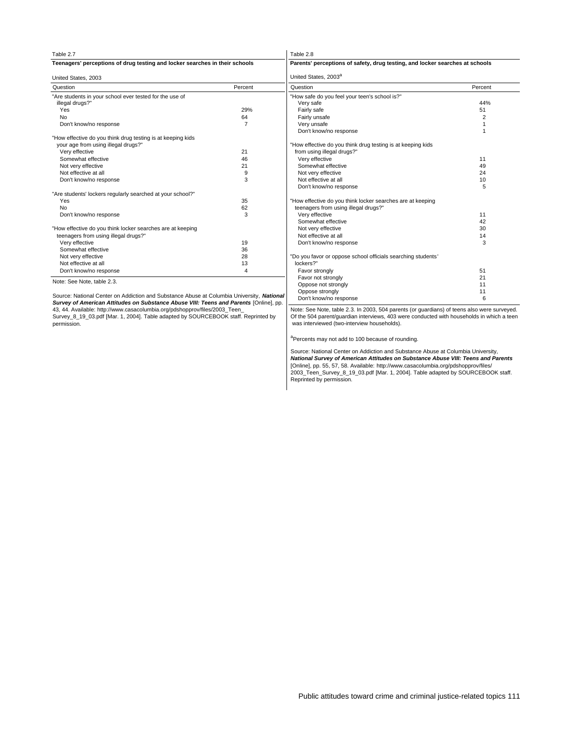Table 2.7

**Teenagers' perceptions of drug testing and locker searches in their schools**

United States, 2003

| Question | Percent |
|---|---|
| "Are students in your school ever tested for the use of illegal drugs?" | |
| Yes | 29% |
| No | 64 |
| Don't know/no response | 7 |
| "How effective do you think drug testing is at keeping kids your age from using illegal drugs?" | |
| Very effective | 21 |
| Somewhat effective | 46 |
| Not very effective | 21 |
| Not effective at all | 9 |
| Don't know/no response | 3 |
| "Are students' lockers regularly searched at your school?" | |
| Yes | 35 |
| No | 62 |
| Don't know/no response | 3 |
| "How effective do you think locker searches are at keeping teenagers from using illegal drugs?" | |
| Very effective | 19 |
| Somewhat effective | 36 |
| Not very effective | 28 |
| Not effective at all | 13 |
| Don't know/no response | 4 |

Note: See Note, table 2.3.

Source: National Center on Addiction and Substance Abuse at Columbia University, ***National Survey of American Attitudes on Substance Abuse VIII: Teens and Parents*** [Online], pp. 43, 44. Available: http://www.casacolumbia.org/pdshopprov/files/2003_Teen_Survey_8_19_03.pdf [Mar. 1, 2004]. Table adapted by SOURCEBOOK staff. Reprinted by permission.

Table 2.8

**Parents' perceptions of safety, drug testing, and locker searches at schools**

United States, 2003[a]

| Question | Percent |
|---|---|
| "How safe do you feel your teen's school is?" | |
| Very safe | 44% |
| Fairly safe | 51 |
| Fairly unsafe | 2 |
| Very unsafe | 1 |
| Don't know/no response | 1 |
| "How effective do you think drug testing is at keeping kids from using illegal drugs?" | |
| Very effective | 11 |
| Somewhat effective | 49 |
| Not very effective | 24 |
| Not effective at all | 10 |
| Don't know/no response | 5 |
| "How effective do you think locker searches are at keeping teenagers from using illegal drugs?" | |
| Very effective | 11 |
| Somewhat effective | 42 |
| Not very effective | 30 |
| Not effective at all | 14 |
| Don't know/no response | 3 |
| "Do you favor or oppose school officials searching students' lockers?" | |
| Favor strongly | 51 |
| Favor not strongly | 21 |
| Oppose not strongly | 11 |
| Oppose strongly | 11 |
| Don't know/no response | 6 |

Note: See Note, table 2.3. In 2003, 504 parents (or guardians) of teens also were surveyed. Of the 504 parent/guardian interviews, 403 were conducted with households in which a teen was interviewed (two-interview households).

[a]Percents may not add to 100 because of rounding.

Source: National Center on Addiction and Substance Abuse at Columbia University, ***National Survey of American Attitudes on Substance Abuse VIII: Teens and Parents*** [Online], pp. 55, 57, 58. Available: http://www.casacolumbia.org/pdshopprov/files/2003_Teen_Survey_8_19_03.pdf [Mar. 1, 2004]. Table adapted by SOURCEBOOK staff. Reprinted by permission.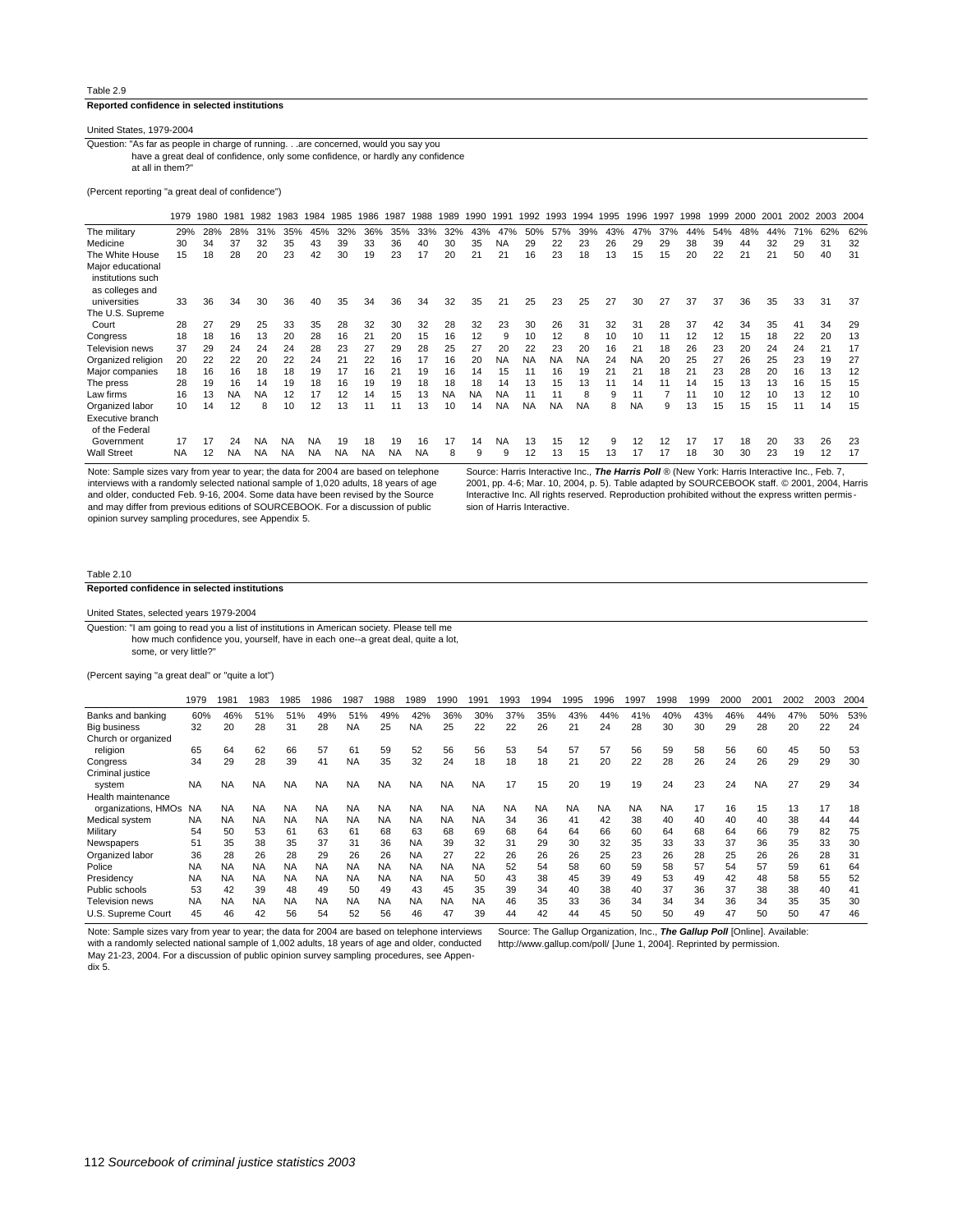Table 2.9

**Reported confidence in selected institutions**

United States, 1979-2004

Question: "As far as people in charge of running. . .are concerned, would you say you have a great deal of confidence, only some confidence, or hardly any confidence at all in them?"

(Percent reporting "a great deal of confidence")

| | 1979 | 1980 | 1981 | 1982 | 1983 | 1984 | 1985 | 1986 | 1987 | 1988 | 1989 | 1990 | 1991 | 1992 | 1993 | 1994 | 1995 | 1996 | 1997 | 1998 | 1999 | 2000 | 2001 | 2002 | 2003 | 2004 |
|---|---|---|---|---|---|---|---|---|---|---|---|---|---|---|---|---|---|---|---|---|---|---|---|---|---|---|
| The military | 29% | 28% | 28% | 31% | 35% | 45% | 32% | 36% | 35% | 33% | 32% | 43% | 47% | 50% | 57% | 39% | 43% | 47% | 37% | 44% | 54% | 48% | 44% | 71% | 62% | 62% |
| Medicine | 30 | 34 | 37 | 32 | 35 | 43 | 39 | 33 | 36 | 40 | 30 | 35 | NA | 29 | 22 | 23 | 26 | 29 | 29 | 38 | 39 | 44 | 32 | 29 | 31 | 32 |
| The White House | 15 | 18 | 28 | 20 | 23 | 42 | 30 | 19 | 23 | 17 | 20 | 21 | 21 | 16 | 23 | 18 | 13 | 15 | 15 | 20 | 22 | 21 | 21 | 50 | 40 | 31 |
| Major educational institutions such as colleges and universities | 33 | 36 | 34 | 30 | 36 | 40 | 35 | 34 | 36 | 34 | 32 | 35 | 21 | 25 | 23 | 25 | 27 | 30 | 27 | 37 | 37 | 36 | 35 | 33 | 31 | 37 |
| The U.S. Supreme Court | 28 | 27 | 29 | 25 | 33 | 35 | 28 | 32 | 30 | 32 | 28 | 32 | 23 | 30 | 26 | 31 | 32 | 31 | 28 | 37 | 42 | 34 | 35 | 41 | 34 | 29 |
| Congress | 18 | 18 | 16 | 13 | 20 | 28 | 16 | 21 | 20 | 15 | 16 | 12 | 9 | 10 | 12 | 8 | 10 | 10 | 11 | 12 | 12 | 15 | 18 | 22 | 20 | 13 |
| Television news | 37 | 29 | 24 | 24 | 24 | 28 | 23 | 27 | 29 | 28 | 25 | 27 | 20 | 22 | 23 | 20 | 16 | 21 | 18 | 26 | 23 | 20 | 24 | 24 | 21 | 17 |
| Organized religion | 20 | 22 | 22 | 20 | 22 | 24 | 21 | 22 | 16 | 17 | 16 | 20 | NA | NA | NA | NA | 24 | NA | 20 | 25 | 27 | 26 | 25 | 23 | 19 | 27 |
| Major companies | 18 | 16 | 16 | 18 | 18 | 19 | 17 | 16 | 21 | 19 | 16 | 14 | 15 | 11 | 16 | 19 | 21 | 21 | 18 | 21 | 23 | 28 | 20 | 16 | 13 | 12 |
| The press | 28 | 19 | 16 | 14 | 19 | 18 | 16 | 19 | 19 | 18 | 18 | 18 | 14 | 13 | 15 | 13 | 11 | 14 | 11 | 14 | 15 | 13 | 13 | 16 | 15 | 15 |
| Law firms | 16 | 13 | NA | NA | 12 | 17 | 12 | 14 | 15 | 13 | NA | NA | NA | 11 | 11 | 8 | 9 | 11 | 7 | 11 | 10 | 12 | 10 | 13 | 12 | 10 |
| Organized labor | 10 | 14 | 12 | 8 | 10 | 12 | 13 | 11 | 11 | 13 | 10 | 14 | NA | NA | NA | NA | 8 | NA | 9 | 13 | 15 | 15 | 15 | 11 | 14 | 15 |
| Executive branch of the Federal Government | 17 | 17 | 24 | NA | NA | NA | 19 | 18 | 19 | 16 | 17 | 14 | NA | 13 | 15 | 12 | 9 | 12 | 12 | 17 | 17 | 18 | 20 | 33 | 26 | 23 |
| Wall Street | NA | 12 | NA | NA | NA | NA | NA | NA | NA | NA | 8 | 9 | 9 | 12 | 13 | 15 | 13 | 17 | 17 | 18 | 30 | 30 | 23 | 19 | 12 | 17 |

Note: Sample sizes vary from year to year; the data for 2004 are based on telephone interviews with a randomly selected national sample of 1,020 adults, 18 years of age and older, conducted Feb. 9-16, 2004. Some data have been revised by the Source and may differ from previous editions of SOURCEBOOK. For a discussion of public opinion survey sampling procedures, see Appendix 5.

Source: Harris Interactive Inc., ***The Harris Poll*** ® (New York: Harris Interactive Inc., Feb. 7, 2001, pp. 4-6; Mar. 10, 2004, p. 5). Table adapted by SOURCEBOOK staff. © 2001, 2004, Harris Interactive Inc. All rights reserved. Reproduction prohibited without the express written permission of Harris Interactive.

Table 2.10

**Reported confidence in selected institutions**

United States, selected years 1979-2004

Question: "I am going to read you a list of institutions in American society. Please tell me how much confidence you, yourself, have in each one--a great deal, quite a lot, some, or very little?"

(Percent saying "a great deal" or "quite a lot")

| | 1979 | 1981 | 1983 | 1985 | 1986 | 1987 | 1988 | 1989 | 1990 | 1991 | 1993 | 1994 | 1995 | 1996 | 1997 | 1998 | 1999 | 2000 | 2001 | 2002 | 2003 | 2004 |
|---|---|---|---|---|---|---|---|---|---|---|---|---|---|---|---|---|---|---|---|---|---|---|
| Banks and banking | 60% | 46% | 51% | 51% | 49% | 51% | 49% | 42% | 36% | 30% | 37% | 35% | 43% | 44% | 41% | 40% | 43% | 46% | 44% | 47% | 50% | 53% |
| Big business | 32 | 20 | 28 | 31 | 28 | NA | 25 | NA | 25 | 22 | 22 | 26 | 21 | 24 | 28 | 30 | 30 | 29 | 28 | 20 | 22 | 24 |
| Church or organized religion | 65 | 64 | 62 | 66 | 57 | 61 | 59 | 52 | 56 | 56 | 53 | 54 | 57 | 57 | 56 | 59 | 58 | 56 | 60 | 45 | 50 | 53 |
| Congress | 34 | 29 | 28 | 39 | 41 | NA | 35 | 32 | 24 | 18 | 18 | 18 | 21 | 20 | 22 | 28 | 26 | 24 | 26 | 29 | 29 | 30 |
| Criminal justice system | NA | NA | NA | NA | NA | NA | NA | NA | NA | NA | 17 | 15 | 20 | 19 | 19 | 24 | 23 | 24 | NA | 27 | 29 | 34 |
| Health maintenance organizations, HMOs | NA | NA | NA | NA | NA | NA | NA | NA | NA | NA | NA | NA | NA | NA | NA | NA | 17 | 16 | 15 | 13 | 17 | 18 |
| Medical system | NA | NA | NA | NA | NA | NA | NA | NA | NA | NA | 34 | 36 | 41 | 42 | 38 | 40 | 40 | 40 | 40 | 38 | 44 | 44 |
| Military | 54 | 50 | 53 | 61 | 63 | 61 | 68 | 63 | 68 | 69 | 68 | 64 | 64 | 66 | 60 | 64 | 68 | 64 | 66 | 79 | 82 | 75 |
| Newspapers | 51 | 35 | 38 | 35 | 37 | 31 | 36 | NA | 39 | 32 | 31 | 29 | 30 | 32 | 35 | 33 | 33 | 37 | 36 | 35 | 33 | 30 |
| Organized labor | 36 | 28 | 26 | 28 | 29 | 26 | 26 | NA | 27 | 22 | 26 | 26 | 26 | 25 | 23 | 26 | 28 | 25 | 26 | 26 | 28 | 31 |
| Police | NA | NA | NA | NA | NA | NA | NA | NA | NA | NA | 52 | 54 | 58 | 60 | 59 | 58 | 57 | 54 | 57 | 59 | 61 | 64 |
| Presidency | NA | NA | NA | NA | NA | NA | NA | NA | NA | 50 | 43 | 38 | 45 | 39 | 49 | 53 | 49 | 42 | 48 | 58 | 55 | 52 |
| Public schools | 53 | 42 | 39 | 48 | 49 | 50 | 49 | 43 | 45 | 35 | 39 | 34 | 40 | 38 | 40 | 37 | 36 | 37 | 38 | 38 | 40 | 41 |
| Television news | NA | NA | NA | NA | NA | NA | NA | NA | NA | NA | 46 | 35 | 33 | 36 | 34 | 34 | 34 | 36 | 34 | 35 | 35 | 30 |
| U.S. Supreme Court | 45 | 46 | 42 | 56 | 54 | 52 | 56 | 46 | 47 | 39 | 44 | 42 | 44 | 45 | 50 | 50 | 49 | 47 | 50 | 50 | 47 | 46 |

Note: Sample sizes vary from year to year; the data for 2004 are based on telephone interviews with a randomly selected national sample of 1,002 adults, 18 years of age and older, conducted May 21-23, 2004. For a discussion of public opinion survey sampling procedures, see Appendix 5.

Source: The Gallup Organization, Inc., ***The Gallup Poll*** [Online]. Available: http://www.gallup.com/poll/ [June 1, 2004]. Reprinted by permission.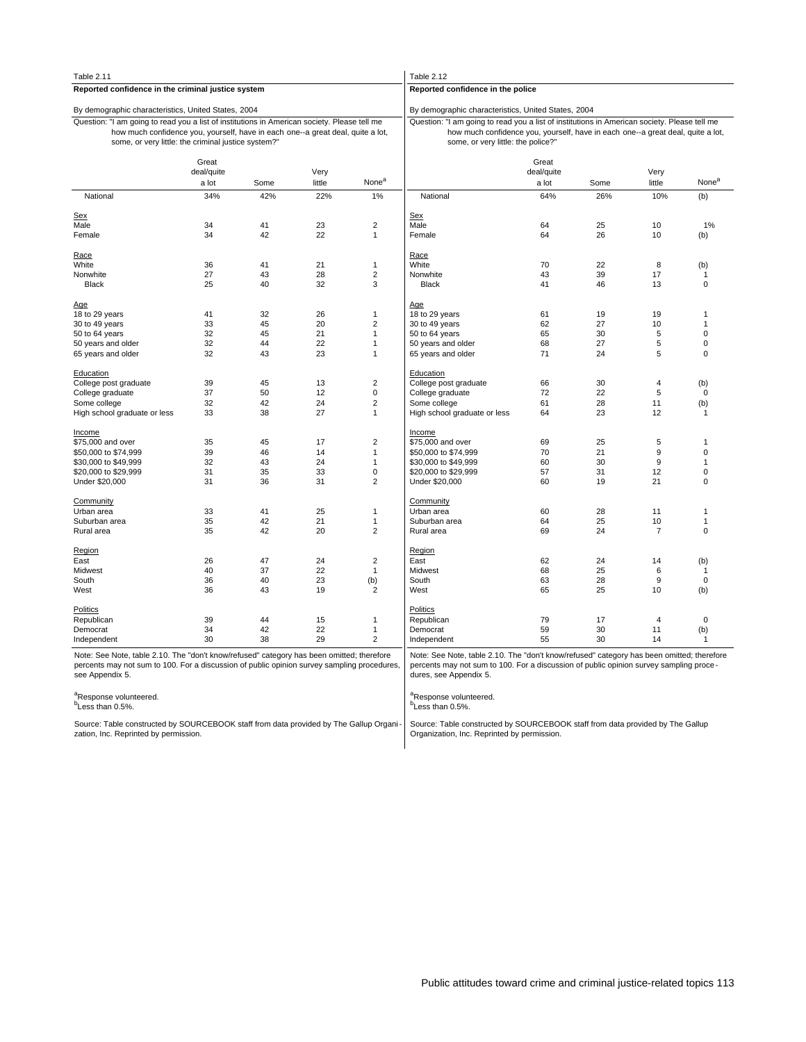Table 2.11

**Reported confidence in the criminal justice system**

By demographic characteristics, United States, 2004

Question: "I am going to read you a list of institutions in American society. Please tell me how much confidence you, yourself, have in each one--a great deal, quite a lot, some, or very little: the criminal justice system?"

| | Great deal/quite a lot | Some | Very little | None[a] |
|---|---|---|---|---|
| National | 34% | 42% | 22% | 1% |
| **Sex** | | | | |
| Male | 34 | 41 | 23 | 2 |
| Female | 34 | 42 | 22 | 1 |
| **Race** | | | | |
| White | 36 | 41 | 21 | 1 |
| Nonwhite | 27 | 43 | 28 | 2 |
| Black | 25 | 40 | 32 | 3 |
| **Age** | | | | |
| 18 to 29 years | 41 | 32 | 26 | 1 |
| 30 to 49 years | 33 | 45 | 20 | 2 |
| 50 to 64 years | 32 | 45 | 21 | 1 |
| 50 years and older | 32 | 44 | 22 | 1 |
| 65 years and older | 32 | 43 | 23 | 1 |
| **Education** | | | | |
| College post graduate | 39 | 45 | 13 | 2 |
| College graduate | 37 | 50 | 12 | 0 |
| Some college | 32 | 42 | 24 | 2 |
| High school graduate or less | 33 | 38 | 27 | 1 |
| **Income** | | | | |
| $75,000 and over | 35 | 45 | 17 | 2 |
| $50,000 to $74,999 | 39 | 46 | 14 | 1 |
| $30,000 to $49,999 | 32 | 43 | 24 | 1 |
| $20,000 to $29,999 | 31 | 35 | 33 | 0 |
| Under $20,000 | 31 | 36 | 31 | 2 |
| **Community** | | | | |
| Urban area | 33 | 41 | 25 | 1 |
| Suburban area | 35 | 42 | 21 | 1 |
| Rural area | 35 | 42 | 20 | 2 |
| **Region** | | | | |
| East | 26 | 47 | 24 | 2 |
| Midwest | 40 | 37 | 22 | 1 |
| South | 36 | 40 | 23 | (b) |
| West | 36 | 43 | 19 | 2 |
| **Politics** | | | | |
| Republican | 39 | 44 | 15 | 1 |
| Democrat | 34 | 42 | 22 | 1 |
| Independent | 30 | 38 | 29 | 2 |

Note: See Note, table 2.10. The "don't know/refused" category has been omitted; therefore percents may not sum to 100. For a discussion of public opinion survey sampling procedures, see Appendix 5.

[a]Response volunteered.
[b]Less than 0.5%.

Source: Table constructed by SOURCEBOOK staff from data provided by The Gallup Organization, Inc. Reprinted by permission.

Table 2.12

**Reported confidence in the police**

By demographic characteristics, United States, 2004

Question: "I am going to read you a list of institutions in American society. Please tell me how much confidence you, yourself, have in each one--a great deal, quite a lot, some, or very little: the police?"

| | Great deal/quite a lot | Some | Very little | None[a] |
|---|---|---|---|---|
| National | 64% | 26% | 10% | (b) |
| **Sex** | | | | |
| Male | 64 | 25 | 10 | 1% |
| Female | 64 | 26 | 10 | (b) |
| **Race** | | | | |
| White | 70 | 22 | 8 | (b) |
| Nonwhite | 43 | 39 | 17 | 1 |
| Black | 41 | 46 | 13 | 0 |
| **Age** | | | | |
| 18 to 29 years | 61 | 19 | 19 | 1 |
| 30 to 49 years | 62 | 27 | 10 | 1 |
| 50 to 64 years | 65 | 30 | 5 | 0 |
| 50 years and older | 68 | 27 | 5 | 0 |
| 65 years and older | 71 | 24 | 5 | 0 |
| **Education** | | | | |
| College post graduate | 66 | 30 | 4 | (b) |
| College graduate | 72 | 22 | 5 | 0 |
| Some college | 61 | 28 | 11 | (b) |
| High school graduate or less | 64 | 23 | 12 | 1 |
| **Income** | | | | |
| $75,000 and over | 69 | 25 | 5 | 1 |
| $50,000 to $74,999 | 70 | 21 | 9 | 0 |
| $30,000 to $49,999 | 60 | 30 | 9 | 1 |
| $20,000 to $29,999 | 57 | 31 | 12 | 0 |
| Under $20,000 | 60 | 19 | 21 | 0 |
| **Community** | | | | |
| Urban area | 60 | 28 | 11 | 1 |
| Suburban area | 64 | 25 | 10 | 1 |
| Rural area | 69 | 24 | 7 | 0 |
| **Region** | | | | |
| East | 62 | 24 | 14 | (b) |
| Midwest | 68 | 25 | 6 | 1 |
| South | 63 | 28 | 9 | 0 |
| West | 65 | 25 | 10 | (b) |
| **Politics** | | | | |
| Republican | 79 | 17 | 4 | 0 |
| Democrat | 59 | 30 | 11 | (b) |
| Independent | 55 | 30 | 14 | 1 |

Note: See Note, table 2.10. The "don't know/refused" category has been omitted; therefore percents may not sum to 100. For a discussion of public opinion survey sampling procedures, see Appendix 5.

[a]Response volunteered.
[b]Less than 0.5%.

Source: Table constructed by SOURCEBOOK staff from data provided by The Gallup Organization, Inc. Reprinted by permission.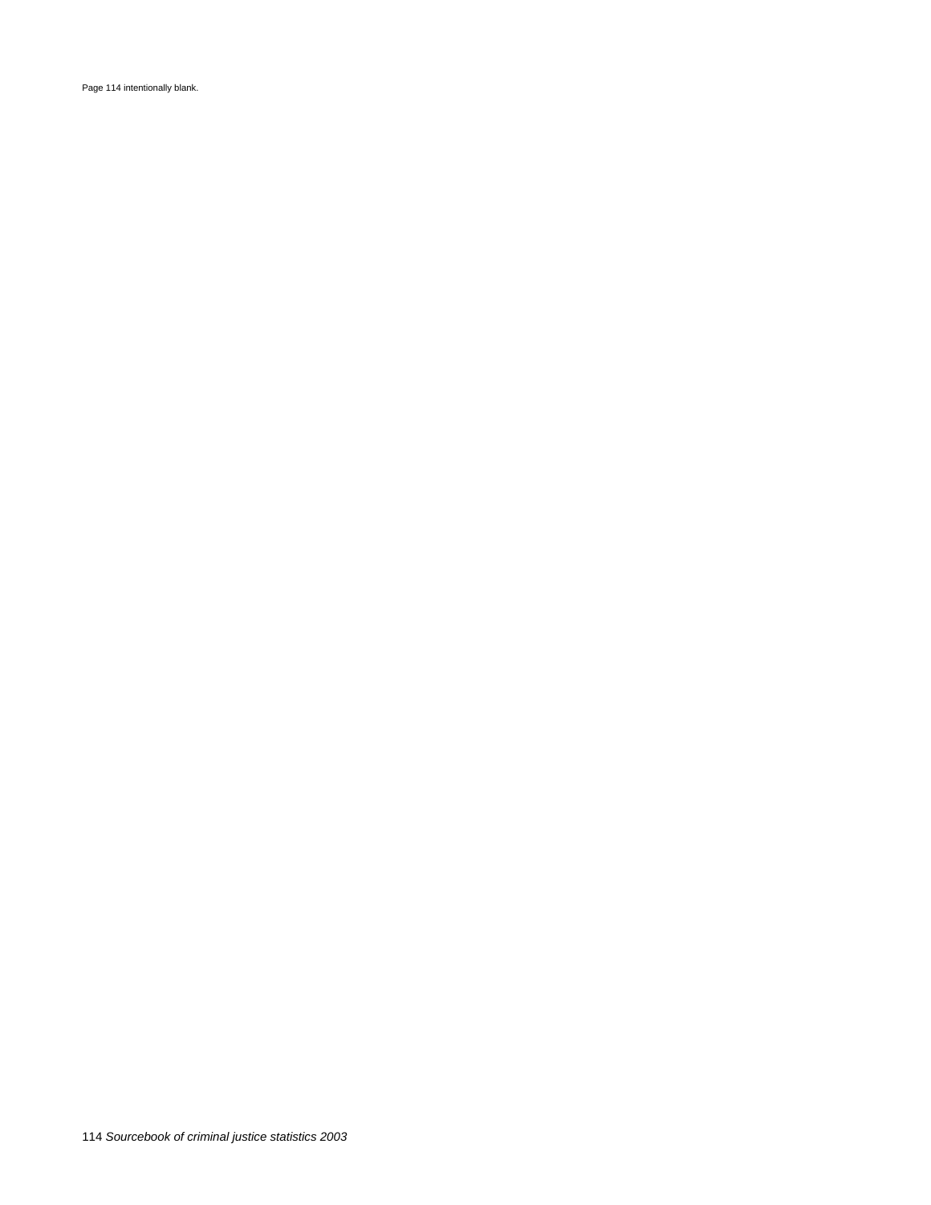Page 114 intentionally blank.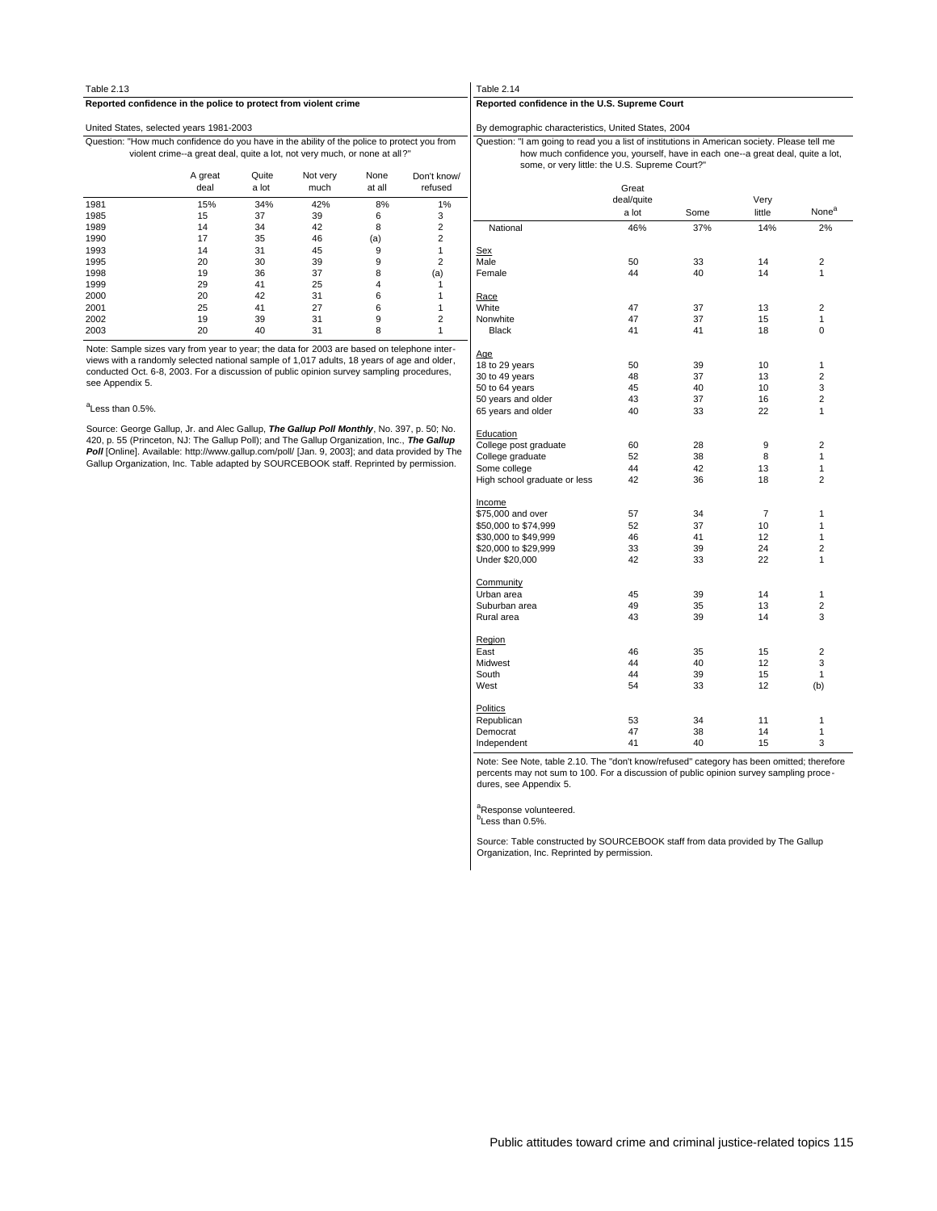Table 2.13

**Reported confidence in the police to protect from violent crime**

United States, selected years 1981-2003

Question: "How much confidence do you have in the ability of the police to protect you from violent crime--a great deal, quite a lot, not very much, or none at all?"

| | A great deal | Quite a lot | Not very much | None at all | Don't know/ refused |
|---|---|---|---|---|---|
| 1981 | 15% | 34% | 42% | 8% | 1% |
| 1985 | 15 | 37 | 39 | 6 | 3 |
| 1989 | 14 | 34 | 42 | 8 | 2 |
| 1990 | 17 | 35 | 46 | (a) | 2 |
| 1993 | 14 | 31 | 45 | 9 | 1 |
| 1995 | 20 | 30 | 39 | 9 | 2 |
| 1998 | 19 | 36 | 37 | 8 | (a) |
| 1999 | 29 | 41 | 25 | 4 | 1 |
| 2000 | 20 | 42 | 31 | 6 | 1 |
| 2001 | 25 | 41 | 27 | 6 | 1 |
| 2002 | 19 | 39 | 31 | 9 | 2 |
| 2003 | 20 | 40 | 31 | 8 | 1 |

Note: Sample sizes vary from year to year; the data for 2003 are based on telephone interviews with a randomly selected national sample of 1,017 adults, 18 years of age and older, conducted Oct. 6-8, 2003. For a discussion of public opinion survey sampling procedures, see Appendix 5.

[a]Less than 0.5%.

Source: George Gallup, Jr. and Alec Gallup, ***The Gallup Poll Monthly***, No. 397, p. 50; No. 420, p. 55 (Princeton, NJ: The Gallup Poll); and The Gallup Organization, Inc., ***The Gallup Poll*** [Online]. Available: http://www.gallup.com/poll/ [Jan. 9, 2003]; and data provided by The Gallup Organization, Inc. Table adapted by SOURCEBOOK staff. Reprinted by permission.

Table 2.14

**Reported confidence in the U.S. Supreme Court**

By demographic characteristics, United States, 2004

Question: "I am going to read you a list of institutions in American society. Please tell me how much confidence you, yourself, have in each one--a great deal, quite a lot, some, or very little: the U.S. Supreme Court?"

| | Great deal/quite a lot | Some | Very little | None[a] |
|---|---|---|---|---|
| National | 46% | 37% | 14% | 2% |
| Sex | | | | |
| Male | 50 | 33 | 14 | 2 |
| Female | 44 | 40 | 14 | 1 |
| Race | | | | |
| White | 47 | 37 | 13 | 2 |
| Nonwhite | 47 | 37 | 15 | 1 |
| Black | 41 | 41 | 18 | 0 |
| Age | | | | |
| 18 to 29 years | 50 | 39 | 10 | 1 |
| 30 to 49 years | 48 | 37 | 13 | 2 |
| 50 to 64 years | 45 | 40 | 10 | 3 |
| 50 years and older | 43 | 37 | 16 | 2 |
| 65 years and older | 40 | 33 | 22 | 1 |
| Education | | | | |
| College post graduate | 60 | 28 | 9 | 2 |
| College graduate | 52 | 38 | 8 | 1 |
| Some college | 44 | 42 | 13 | 1 |
| High school graduate or less | 42 | 36 | 18 | 2 |
| Income | | | | |
| $75,000 and over | 57 | 34 | 7 | 1 |
| $50,000 to $74,999 | 52 | 37 | 10 | 1 |
| $30,000 to $49,999 | 46 | 41 | 12 | 1 |
| $20,000 to $29,999 | 33 | 39 | 24 | 2 |
| Under $20,000 | 42 | 33 | 22 | 1 |
| Community | | | | |
| Urban area | 45 | 39 | 14 | 1 |
| Suburban area | 49 | 35 | 13 | 2 |
| Rural area | 43 | 39 | 14 | 3 |
| Region | | | | |
| East | 46 | 35 | 15 | 2 |
| Midwest | 44 | 40 | 12 | 3 |
| South | 44 | 39 | 15 | 1 |
| West | 54 | 33 | 12 | (b) |
| Politics | | | | |
| Republican | 53 | 34 | 11 | 1 |
| Democrat | 47 | 38 | 14 | 1 |
| Independent | 41 | 40 | 15 | 3 |

Note: See Note, table 2.10. The "don't know/refused" category has been omitted; therefore percents may not sum to 100. For a discussion of public opinion survey sampling procedures, see Appendix 5.

[a]Response volunteered.
[b]Less than 0.5%.

Source: Table constructed by SOURCEBOOK staff from data provided by The Gallup Organization, Inc. Reprinted by permission.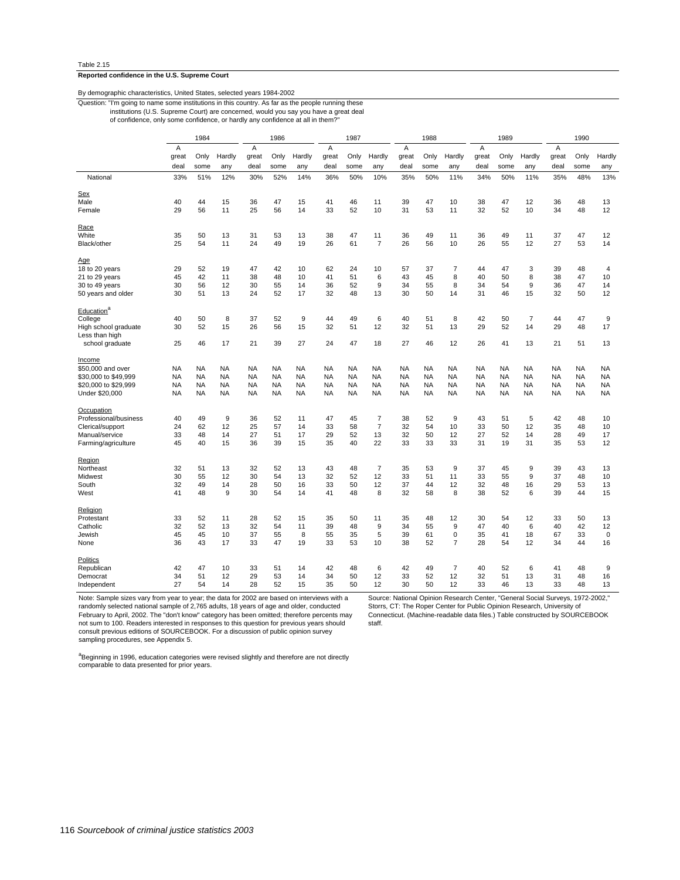Table 2.15

**Reported confidence in the U.S. Supreme Court**

By demographic characteristics, United States, selected years 1984-2002

Question: "I'm going to name some institutions in this country. As far as the people running these institutions (U.S. Supreme Court) are concerned, would you say you have a great deal of confidence, only some confidence, or hardly any confidence at all in them?"

| | 1984 | | | 1986 | | | 1987 | | | 1988 | | | 1989 | | | 1990 | | |
|---|---|---|---|---|---|---|---|---|---|---|---|---|---|---|---|---|---|---|
| | A great deal | Only some | Hardly any | A great deal | Only some | Hardly any | A great deal | Only some | Hardly any | A great deal | Only some | Hardly any | A great deal | Only some | Hardly any | A great deal | Only some | Hardly any |
| National | 33% | 51% | 12% | 30% | 52% | 14% | 36% | 50% | 10% | 35% | 50% | 11% | 34% | 50% | 11% | 35% | 48% | 13% |
| Sex | | | | | | | | | | | | | | | | | | |
| Male | 40 | 44 | 15 | 36 | 47 | 15 | 41 | 46 | 11 | 39 | 47 | 10 | 38 | 47 | 12 | 36 | 48 | 13 |
| Female | 29 | 56 | 11 | 25 | 56 | 14 | 33 | 52 | 10 | 31 | 53 | 11 | 32 | 52 | 10 | 34 | 48 | 12 |
| Race | | | | | | | | | | | | | | | | | | |
| White | 35 | 50 | 13 | 31 | 53 | 13 | 38 | 47 | 11 | 36 | 49 | 11 | 36 | 49 | 11 | 37 | 47 | 12 |
| Black/other | 25 | 54 | 11 | 24 | 49 | 19 | 26 | 61 | 7 | 26 | 56 | 10 | 26 | 55 | 12 | 27 | 53 | 14 |
| Age | | | | | | | | | | | | | | | | | | |
| 18 to 20 years | 29 | 52 | 19 | 47 | 42 | 10 | 62 | 24 | 10 | 57 | 37 | 7 | 44 | 47 | 3 | 39 | 48 | 4 |
| 21 to 29 years | 45 | 42 | 11 | 38 | 48 | 10 | 41 | 51 | 6 | 43 | 45 | 8 | 40 | 50 | 8 | 38 | 47 | 10 |
| 30 to 49 years | 30 | 56 | 12 | 30 | 55 | 14 | 36 | 52 | 9 | 34 | 55 | 8 | 34 | 54 | 9 | 36 | 47 | 14 |
| 50 years and older | 30 | 51 | 13 | 24 | 52 | 17 | 32 | 48 | 13 | 30 | 50 | 14 | 31 | 46 | 15 | 32 | 50 | 12 |
| Education[a] | | | | | | | | | | | | | | | | | | |
| College | 40 | 50 | 8 | 37 | 52 | 9 | 44 | 49 | 6 | 40 | 51 | 8 | 42 | 50 | 7 | 44 | 47 | 9 |
| High school graduate | 30 | 52 | 15 | 26 | 56 | 15 | 32 | 51 | 12 | 32 | 51 | 13 | 29 | 52 | 14 | 29 | 48 | 17 |
| Less than high school graduate | 25 | 46 | 17 | 21 | 39 | 27 | 24 | 47 | 18 | 27 | 46 | 12 | 26 | 41 | 13 | 21 | 51 | 13 |
| Income | | | | | | | | | | | | | | | | | | |
| $50,000 and over | NA | NA | NA | NA | NA | NA | NA | NA | NA | NA | NA | NA | NA | NA | NA | NA | NA | NA |
| $30,000 to $49,999 | NA | NA | NA | NA | NA | NA | NA | NA | NA | NA | NA | NA | NA | NA | NA | NA | NA | NA |
| $20,000 to $29,999 | NA | NA | NA | NA | NA | NA | NA | NA | NA | NA | NA | NA | NA | NA | NA | NA | NA | NA |
| Under $20,000 | NA | NA | NA | NA | NA | NA | NA | NA | NA | NA | NA | NA | NA | NA | NA | NA | NA | NA |
| Occupation | | | | | | | | | | | | | | | | | | |
| Professional/business | 40 | 49 | 9 | 36 | 52 | 11 | 47 | 45 | 7 | 38 | 52 | 9 | 43 | 51 | 5 | 42 | 48 | 10 |
| Clerical/support | 24 | 62 | 12 | 25 | 57 | 14 | 33 | 58 | 7 | 32 | 54 | 10 | 33 | 50 | 12 | 35 | 48 | 10 |
| Manual/service | 33 | 48 | 14 | 27 | 51 | 17 | 29 | 52 | 13 | 32 | 50 | 12 | 27 | 52 | 14 | 28 | 49 | 17 |
| Farming/agriculture | 45 | 40 | 15 | 36 | 39 | 15 | 35 | 40 | 22 | 33 | 33 | 33 | 31 | 19 | 31 | 35 | 53 | 12 |
| Region | | | | | | | | | | | | | | | | | | |
| Northeast | 32 | 51 | 13 | 32 | 52 | 13 | 43 | 48 | 7 | 35 | 53 | 9 | 37 | 45 | 9 | 39 | 43 | 13 |
| Midwest | 30 | 55 | 12 | 30 | 54 | 13 | 32 | 52 | 12 | 33 | 51 | 11 | 33 | 55 | 9 | 37 | 48 | 10 |
| South | 32 | 49 | 14 | 28 | 50 | 16 | 33 | 50 | 12 | 37 | 44 | 12 | 32 | 48 | 16 | 29 | 53 | 13 |
| West | 41 | 48 | 9 | 30 | 54 | 14 | 41 | 48 | 8 | 32 | 58 | 8 | 38 | 52 | 6 | 39 | 44 | 15 |
| Religion | | | | | | | | | | | | | | | | | | |
| Protestant | 33 | 52 | 11 | 28 | 52 | 15 | 35 | 50 | 11 | 35 | 48 | 12 | 30 | 54 | 12 | 33 | 50 | 13 |
| Catholic | 32 | 52 | 13 | 32 | 54 | 11 | 39 | 48 | 9 | 34 | 55 | 9 | 47 | 40 | 6 | 40 | 42 | 12 |
| Jewish | 45 | 45 | 10 | 37 | 55 | 8 | 55 | 35 | 5 | 39 | 61 | 0 | 35 | 41 | 18 | 67 | 33 | 0 |
| None | 36 | 43 | 17 | 33 | 47 | 19 | 33 | 53 | 10 | 38 | 52 | 7 | 28 | 54 | 12 | 34 | 44 | 16 |
| Politics | | | | | | | | | | | | | | | | | | |
| Republican | 42 | 47 | 10 | 33 | 51 | 14 | 42 | 48 | 6 | 42 | 49 | 7 | 40 | 52 | 6 | 41 | 48 | 9 |
| Democrat | 34 | 51 | 12 | 29 | 53 | 14 | 34 | 50 | 12 | 33 | 52 | 12 | 32 | 51 | 13 | 31 | 48 | 16 |
| Independent | 27 | 54 | 14 | 28 | 52 | 15 | 35 | 50 | 12 | 30 | 50 | 12 | 33 | 46 | 13 | 33 | 48 | 13 |

Note: Sample sizes vary from year to year; the data for 2002 are based on interviews with a randomly selected national sample of 2,765 adults, 18 years of age and older, conducted February to April, 2002. The "don't know" category has been omitted; therefore percents may not sum to 100. Readers interested in responses to this question for previous years should consult previous editions of SOURCEBOOK. For a discussion of public opinion survey sampling procedures, see Appendix 5.

[a]Beginning in 1996, education categories were revised slightly and therefore are not directly comparable to data presented for prior years.

Source: National Opinion Research Center, "General Social Surveys, 1972-2002," Storrs, CT: The Roper Center for Public Opinion Research, University of Connecticut. (Machine-readable data files.) Table constructed by SOURCEBOOK staff.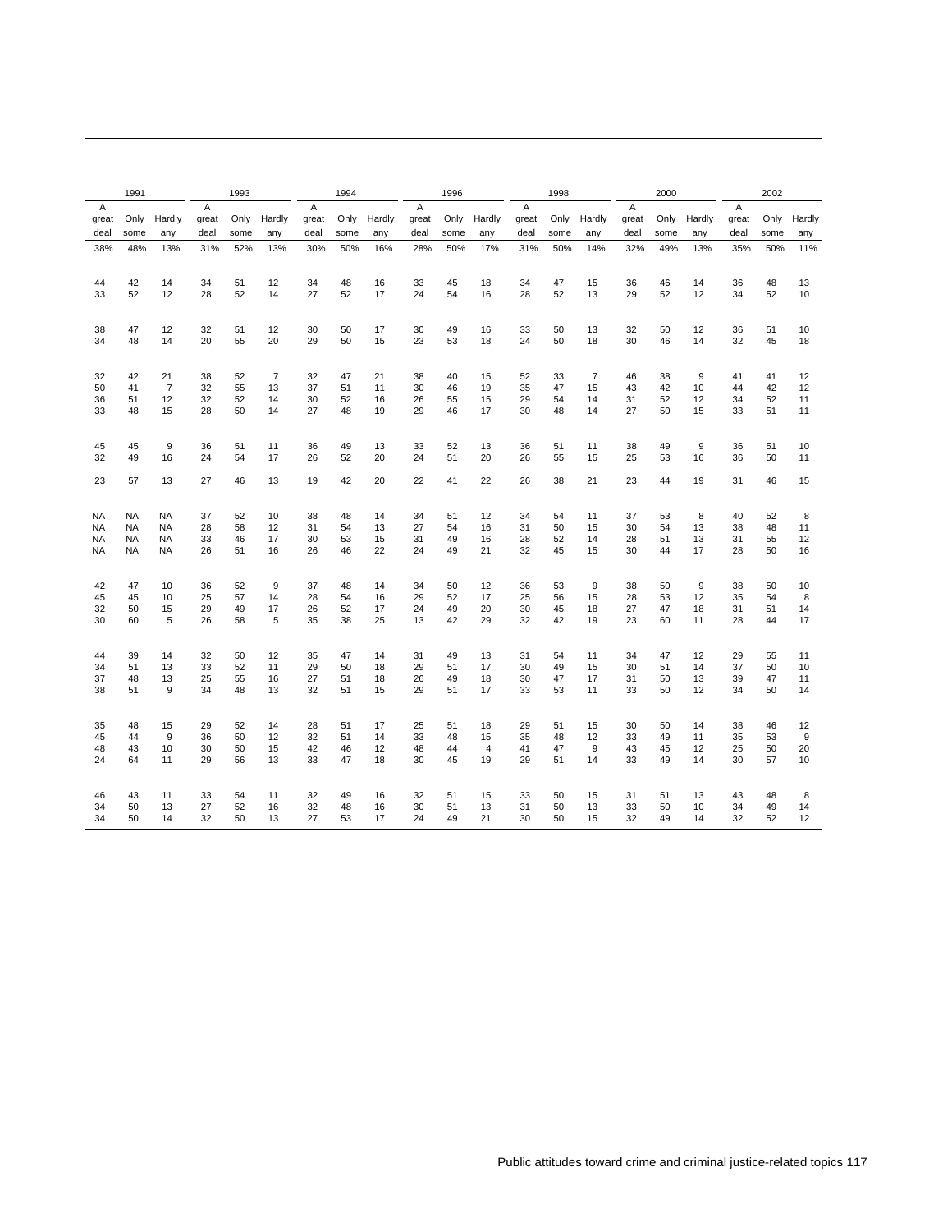| 1991 | | | 1993 | | | 1994 | | | 1996 | | | 1998 | | | 2000 | | | 2002 | | |
|---|---|---|---|---|---|---|---|---|---|---|---|---|---|---|---|---|---|---|---|---|
| A great deal | Only some | Hardly any | A great deal | Only some | Hardly any | A great deal | Only some | Hardly any | A great deal | Only some | Hardly any | A great deal | Only some | Hardly any | A great deal | Only some | Hardly any | A great deal | Only some | Hardly any |
| 38% | 48% | 13% | 31% | 52% | 13% | 30% | 50% | 16% | 28% | 50% | 17% | 31% | 50% | 14% | 32% | 49% | 13% | 35% | 50% | 11% |
| 44 | 42 | 14 | 34 | 51 | 12 | 34 | 48 | 16 | 33 | 45 | 18 | 34 | 47 | 15 | 36 | 46 | 14 | 36 | 48 | 13 |
| 33 | 52 | 12 | 28 | 52 | 14 | 27 | 52 | 17 | 24 | 54 | 16 | 28 | 52 | 13 | 29 | 52 | 12 | 34 | 52 | 10 |
| 38 | 47 | 12 | 32 | 51 | 12 | 30 | 50 | 17 | 30 | 49 | 16 | 33 | 50 | 13 | 32 | 50 | 12 | 36 | 51 | 10 |
| 34 | 48 | 14 | 20 | 55 | 20 | 29 | 50 | 15 | 23 | 53 | 18 | 24 | 50 | 18 | 30 | 46 | 14 | 32 | 45 | 18 |
| 32 | 42 | 21 | 38 | 52 | 7 | 32 | 47 | 21 | 38 | 40 | 15 | 52 | 33 | 7 | 46 | 38 | 9 | 41 | 41 | 12 |
| 50 | 41 | 7 | 32 | 55 | 13 | 37 | 51 | 11 | 30 | 46 | 19 | 35 | 47 | 15 | 43 | 42 | 10 | 44 | 42 | 12 |
| 36 | 51 | 12 | 32 | 52 | 14 | 30 | 52 | 16 | 26 | 55 | 15 | 29 | 54 | 14 | 31 | 52 | 12 | 34 | 52 | 11 |
| 33 | 48 | 15 | 28 | 50 | 14 | 27 | 48 | 19 | 29 | 46 | 17 | 30 | 48 | 14 | 27 | 50 | 15 | 33 | 51 | 11 |
| 45 | 45 | 9 | 36 | 51 | 11 | 36 | 49 | 13 | 33 | 52 | 13 | 36 | 51 | 11 | 38 | 49 | 9 | 36 | 51 | 10 |
| 32 | 49 | 16 | 24 | 54 | 17 | 26 | 52 | 20 | 24 | 51 | 20 | 26 | 55 | 15 | 25 | 53 | 16 | 36 | 50 | 11 |
| 23 | 57 | 13 | 27 | 46 | 13 | 19 | 42 | 20 | 22 | 41 | 22 | 26 | 38 | 21 | 23 | 44 | 19 | 31 | 46 | 15 |
| NA | NA | NA | 37 | 52 | 10 | 38 | 48 | 14 | 34 | 51 | 12 | 34 | 54 | 11 | 37 | 53 | 8 | 40 | 52 | 8 |
| NA | NA | NA | 28 | 58 | 12 | 31 | 54 | 13 | 27 | 54 | 16 | 31 | 50 | 15 | 30 | 54 | 13 | 38 | 48 | 11 |
| NA | NA | NA | 33 | 46 | 17 | 30 | 53 | 15 | 31 | 49 | 16 | 28 | 52 | 14 | 28 | 51 | 13 | 31 | 55 | 12 |
| NA | NA | NA | 26 | 51 | 16 | 26 | 46 | 22 | 24 | 49 | 21 | 32 | 45 | 15 | 30 | 44 | 17 | 28 | 50 | 16 |
| 42 | 47 | 10 | 36 | 52 | 9 | 37 | 48 | 14 | 34 | 50 | 12 | 36 | 53 | 9 | 38 | 50 | 9 | 38 | 50 | 10 |
| 45 | 45 | 10 | 25 | 57 | 14 | 28 | 54 | 16 | 29 | 52 | 17 | 25 | 56 | 15 | 28 | 53 | 12 | 35 | 54 | 8 |
| 32 | 50 | 15 | 29 | 49 | 17 | 26 | 52 | 17 | 24 | 49 | 20 | 30 | 45 | 18 | 27 | 47 | 18 | 31 | 51 | 14 |
| 30 | 60 | 5 | 26 | 58 | 5 | 35 | 38 | 25 | 13 | 42 | 29 | 32 | 42 | 19 | 23 | 60 | 11 | 28 | 44 | 17 |
| 44 | 39 | 14 | 32 | 50 | 12 | 35 | 47 | 14 | 31 | 49 | 13 | 31 | 54 | 11 | 34 | 47 | 12 | 29 | 55 | 11 |
| 34 | 51 | 13 | 33 | 52 | 11 | 29 | 50 | 18 | 29 | 51 | 17 | 30 | 49 | 15 | 30 | 51 | 14 | 37 | 50 | 10 |
| 37 | 48 | 13 | 25 | 55 | 16 | 27 | 51 | 18 | 26 | 49 | 18 | 30 | 47 | 17 | 31 | 50 | 13 | 39 | 47 | 11 |
| 38 | 51 | 9 | 34 | 48 | 13 | 32 | 51 | 15 | 29 | 51 | 17 | 33 | 53 | 11 | 33 | 50 | 12 | 34 | 50 | 14 |
| 35 | 48 | 15 | 29 | 52 | 14 | 28 | 51 | 17 | 25 | 51 | 18 | 29 | 51 | 15 | 30 | 50 | 14 | 38 | 46 | 12 |
| 45 | 44 | 9 | 36 | 50 | 12 | 32 | 51 | 14 | 33 | 48 | 15 | 35 | 48 | 12 | 33 | 49 | 11 | 35 | 53 | 9 |
| 48 | 43 | 10 | 30 | 50 | 15 | 42 | 46 | 12 | 48 | 44 | 4 | 41 | 47 | 9 | 43 | 45 | 12 | 25 | 50 | 20 |
| 24 | 64 | 11 | 29 | 56 | 13 | 33 | 47 | 18 | 30 | 45 | 19 | 29 | 51 | 14 | 33 | 49 | 14 | 30 | 57 | 10 |
| 46 | 43 | 11 | 33 | 54 | 11 | 32 | 49 | 16 | 32 | 51 | 15 | 33 | 50 | 15 | 31 | 51 | 13 | 43 | 48 | 8 |
| 34 | 50 | 13 | 27 | 52 | 16 | 32 | 48 | 16 | 30 | 51 | 13 | 31 | 50 | 13 | 33 | 50 | 10 | 34 | 49 | 14 |
| 34 | 50 | 14 | 32 | 50 | 13 | 27 | 53 | 17 | 24 | 49 | 21 | 30 | 50 | 15 | 32 | 49 | 14 | 32 | 52 | 12 |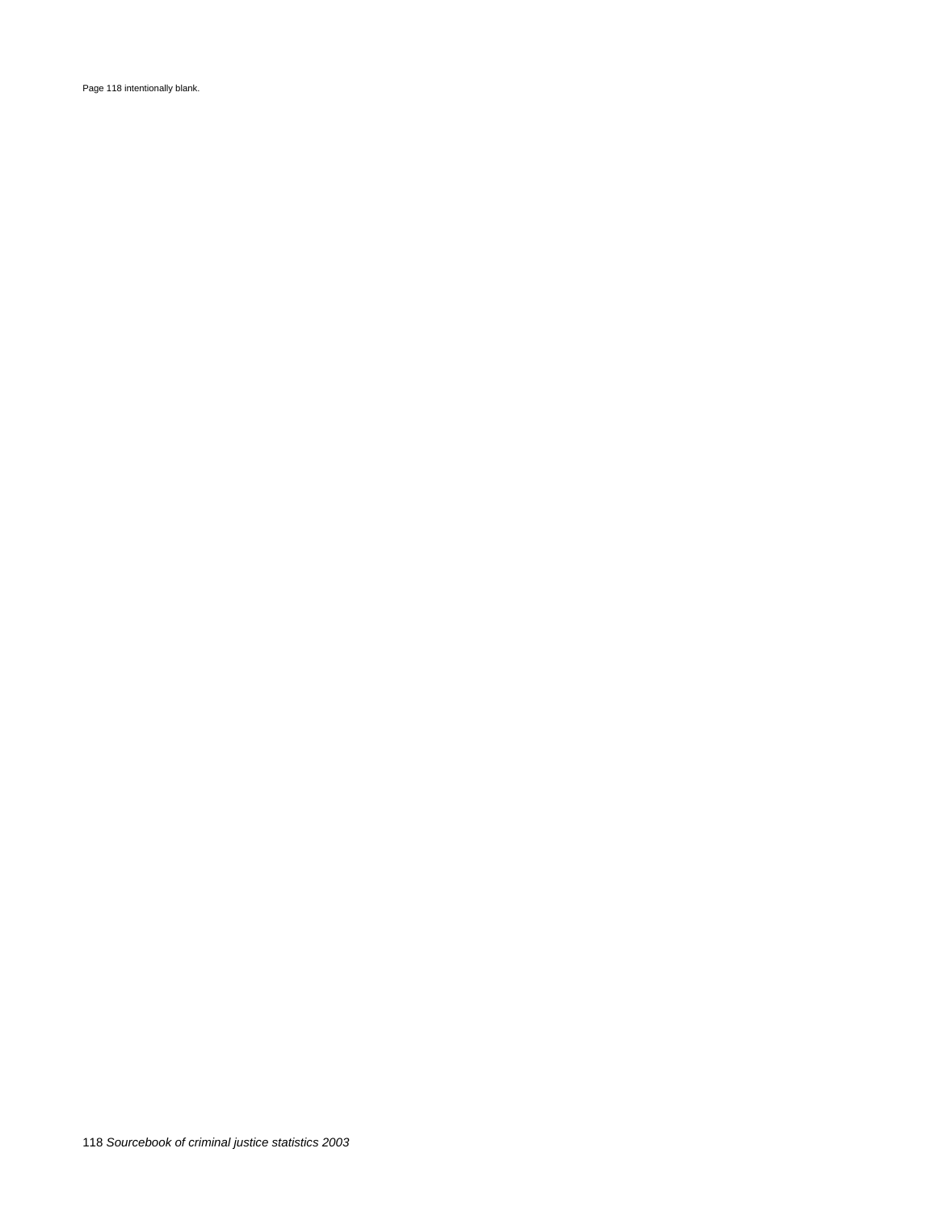Page 118 intentionally blank.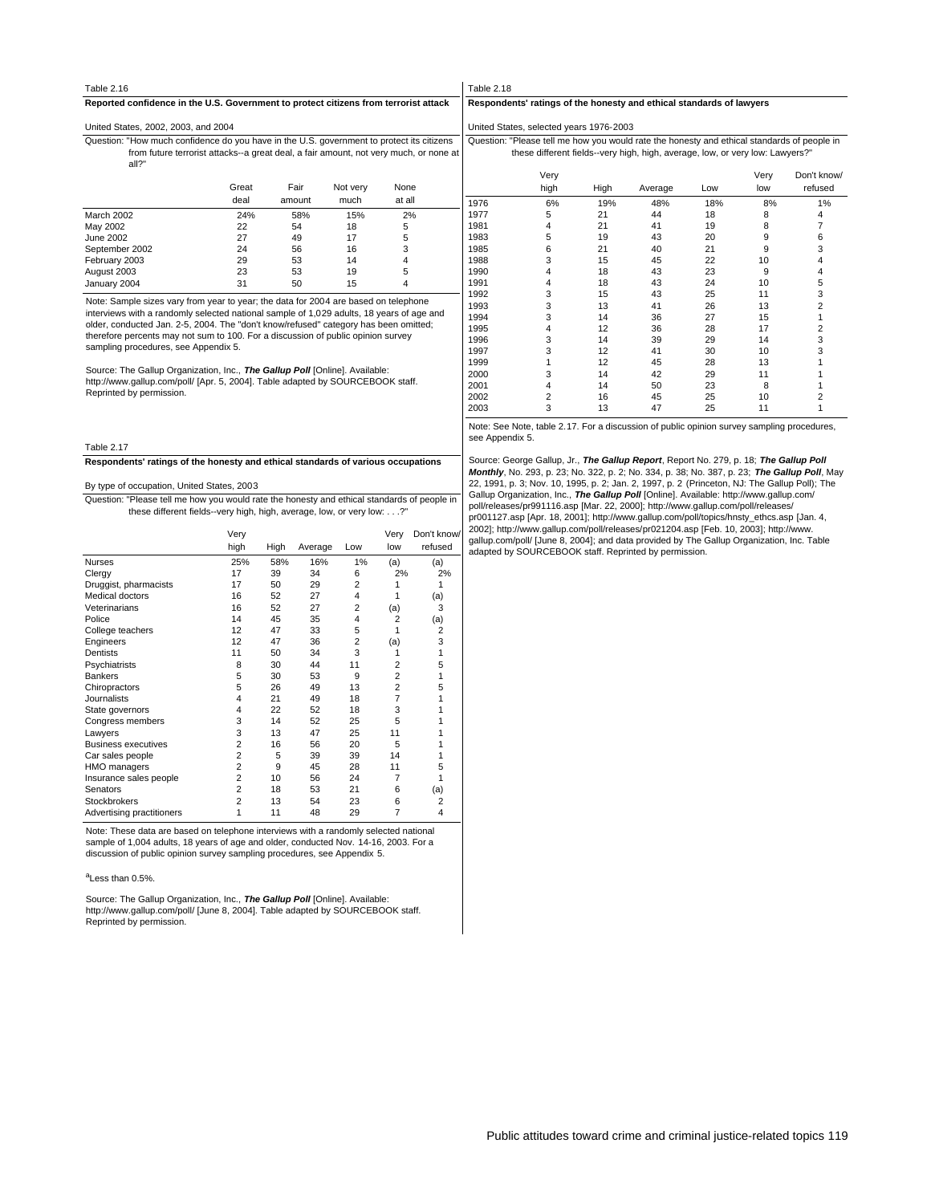Table 2.16

**Reported confidence in the U.S. Government to protect citizens from terrorist attack**

United States, 2002, 2003, and 2004

Question: "How much confidence do you have in the U.S. government to protect its citizens from future terrorist attacks--a great deal, a fair amount, not very much, or none at all?"

| | Great deal | Fair amount | Not very much | None at all |
|---|---|---|---|---|
| March 2002 | 24% | 58% | 15% | 2% |
| May 2002 | 22 | 54 | 18 | 5 |
| June 2002 | 27 | 49 | 17 | 5 |
| September 2002 | 24 | 56 | 16 | 3 |
| February 2003 | 29 | 53 | 14 | 4 |
| August 2003 | 23 | 53 | 19 | 5 |
| January 2004 | 31 | 50 | 15 | 4 |

Note: Sample sizes vary from year to year; the data for 2004 are based on telephone interviews with a randomly selected national sample of 1,029 adults, 18 years of age and older, conducted Jan. 2-5, 2004. The "don't know/refused" category has been omitted; therefore percents may not sum to 100. For a discussion of public opinion survey sampling procedures, see Appendix 5.

Source: The Gallup Organization, Inc., ***The Gallup Poll*** [Online]. Available: http://www.gallup.com/poll/ [Apr. 5, 2004]. Table adapted by SOURCEBOOK staff. Reprinted by permission.

Table 2.17

**Respondents' ratings of the honesty and ethical standards of various occupations**

By type of occupation, United States, 2003

Question: "Please tell me how you would rate the honesty and ethical standards of people in these different fields--very high, high, average, low, or very low: . . .?"

| | Very high | High | Average | Low | Very low | Don't know/ refused |
|---|---|---|---|---|---|---|
| Nurses | 25% | 58% | 16% | 1% | (a) | (a) |
| Clergy | 17 | 39 | 34 | 6 | 2% | 2% |
| Druggist, pharmacists | 17 | 50 | 29 | 2 | 1 | 1 |
| Medical doctors | 16 | 52 | 27 | 4 | 1 | (a) |
| Veterinarians | 16 | 52 | 27 | 2 | (a) | 3 |
| Police | 14 | 45 | 35 | 4 | 2 | (a) |
| College teachers | 12 | 47 | 33 | 5 | 1 | 2 |
| Engineers | 12 | 47 | 36 | 2 | (a) | 3 |
| Dentists | 11 | 50 | 34 | 3 | 1 | 1 |
| Psychiatrists | 8 | 30 | 44 | 11 | 2 | 5 |
| Bankers | 5 | 30 | 53 | 9 | 2 | 1 |
| Chiropractors | 5 | 26 | 49 | 13 | 2 | 5 |
| Journalists | 4 | 21 | 49 | 18 | 7 | 1 |
| State governors | 4 | 22 | 52 | 18 | 3 | 1 |
| Congress members | 3 | 14 | 52 | 25 | 5 | 1 |
| Lawyers | 3 | 13 | 47 | 25 | 11 | 1 |
| Business executives | 2 | 16 | 56 | 20 | 5 | 1 |
| Car sales people | 2 | 5 | 39 | 39 | 14 | 1 |
| HMO managers | 2 | 9 | 45 | 28 | 11 | 5 |
| Insurance sales people | 2 | 10 | 56 | 24 | 7 | 1 |
| Senators | 2 | 18 | 53 | 21 | 6 | (a) |
| Stockbrokers | 2 | 13 | 54 | 23 | 6 | 2 |
| Advertising practitioners | 1 | 11 | 48 | 29 | 7 | 4 |

Note: These data are based on telephone interviews with a randomly selected national sample of 1,004 adults, 18 years of age and older, conducted Nov. 14-16, 2003. For a discussion of public opinion survey sampling procedures, see Appendix 5.

[a]Less than 0.5%.

Source: The Gallup Organization, Inc., ***The Gallup Poll*** [Online]. Available: http://www.gallup.com/poll/ [June 8, 2004]. Table adapted by SOURCEBOOK staff. Reprinted by permission.

Table 2.18

**Respondents' ratings of the honesty and ethical standards of lawyers**

United States, selected years 1976-2003

Question: "Please tell me how you would rate the honesty and ethical standards of people in these different fields--very high, high, average, low, or very low: Lawyers?"

| | Very high | High | Average | Low | Very low | Don't know/ refused |
|---|---|---|---|---|---|---|
| 1976 | 6% | 19% | 48% | 18% | 8% | 1% |
| 1977 | 5 | 21 | 44 | 18 | 8 | 4 |
| 1981 | 4 | 21 | 41 | 19 | 8 | 7 |
| 1983 | 5 | 19 | 43 | 20 | 9 | 6 |
| 1985 | 6 | 21 | 40 | 21 | 9 | 3 |
| 1988 | 3 | 15 | 45 | 22 | 10 | 4 |
| 1990 | 4 | 18 | 43 | 23 | 9 | 4 |
| 1991 | 4 | 18 | 43 | 24 | 10 | 5 |
| 1992 | 3 | 15 | 43 | 25 | 11 | 3 |
| 1993 | 3 | 13 | 41 | 26 | 13 | 2 |
| 1994 | 3 | 14 | 36 | 27 | 15 | 1 |
| 1995 | 4 | 12 | 36 | 28 | 17 | 2 |
| 1996 | 3 | 14 | 39 | 29 | 14 | 3 |
| 1997 | 3 | 12 | 41 | 30 | 10 | 3 |
| 1999 | 1 | 12 | 45 | 28 | 13 | 1 |
| 2000 | 3 | 14 | 42 | 29 | 11 | 1 |
| 2001 | 4 | 14 | 50 | 23 | 8 | 1 |
| 2002 | 2 | 16 | 45 | 25 | 10 | 2 |
| 2003 | 3 | 13 | 47 | 25 | 11 | 1 |

Note: See Note, table 2.17. For a discussion of public opinion survey sampling procedures, see Appendix 5.

Source: George Gallup, Jr., ***The Gallup Report***, Report No. 279, p. 18; ***The Gallup Poll Monthly***, No. 293, p. 23; No. 322, p. 2; No. 334, p. 38; No. 387, p. 23; ***The Gallup Poll***, May 22, 1991, p. 3; Nov. 10, 1995, p. 2; Jan. 2, 1997, p. 2 (Princeton, NJ: The Gallup Poll); The Gallup Organization, Inc., ***The Gallup Poll*** [Online]. Available: http://www.gallup.com/poll/releases/pr991116.asp [Mar. 22, 2000]; http://www.gallup.com/poll/releases/pr001127.asp [Apr. 18, 2001]; http://www.gallup.com/poll/topics/hnsty_ethcs.asp [Jan. 4, 2002]; http://www.gallup.com/poll/releases/pr021204.asp [Feb. 10, 2003]; http://www.gallup.com/poll/ [June 8, 2004]; and data provided by The Gallup Organization, Inc. Table adapted by SOURCEBOOK staff. Reprinted by permission.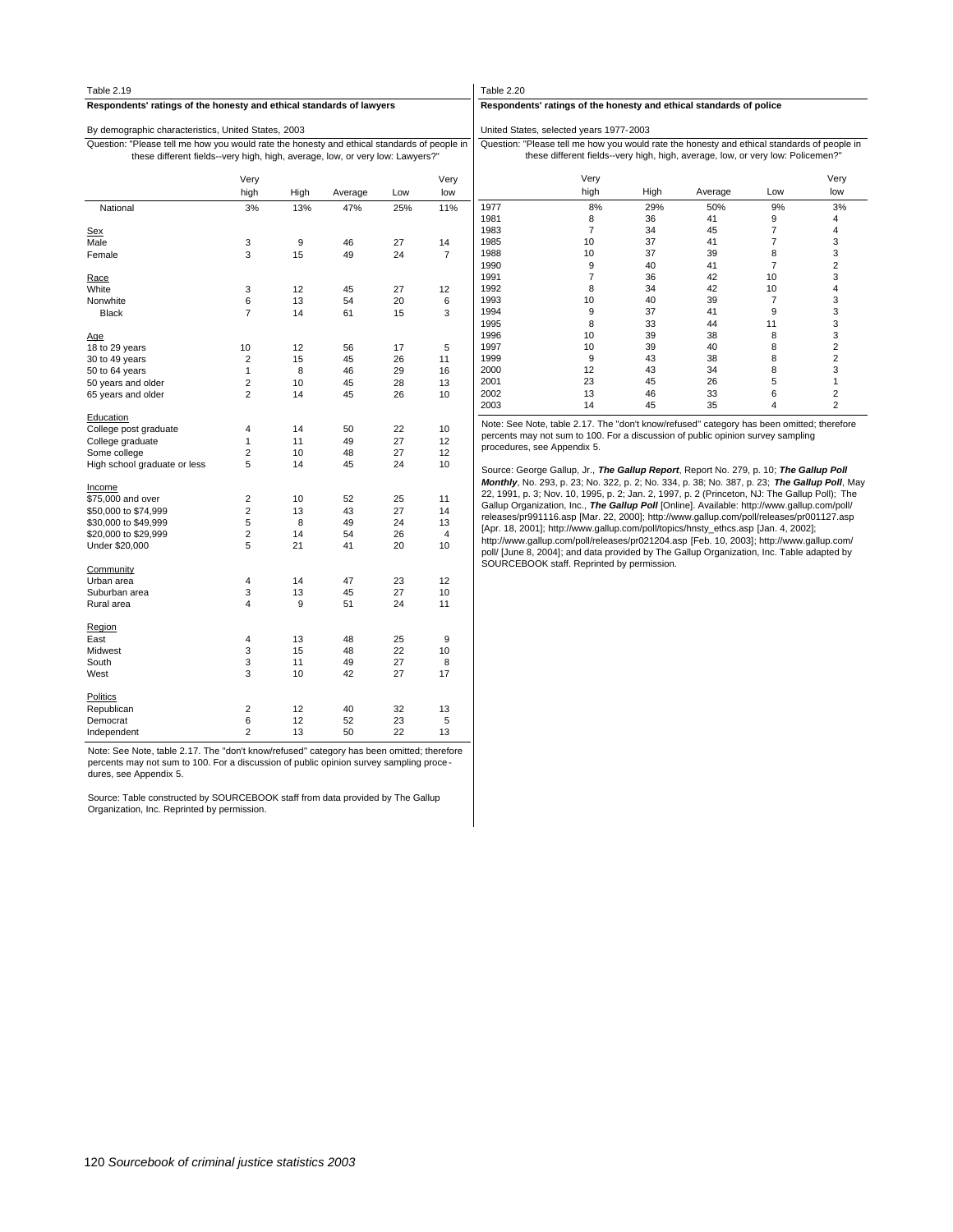Table 2.19

**Respondents' ratings of the honesty and ethical standards of lawyers**

By demographic characteristics, United States, 2003

Question: "Please tell me how you would rate the honesty and ethical standards of people in these different fields--very high, high, average, low, or very low: Lawyers?"

| | Very high | High | Average | Low | Very low |
|---|---|---|---|---|---|
| National | 3% | 13% | 47% | 25% | 11% |
| Sex | | | | | |
| Male | 3 | 9 | 46 | 27 | 14 |
| Female | 3 | 15 | 49 | 24 | 7 |
| Race | | | | | |
| White | 3 | 12 | 45 | 27 | 12 |
| Nonwhite | 6 | 13 | 54 | 20 | 6 |
| Black | 7 | 14 | 61 | 15 | 3 |
| Age | | | | | |
| 18 to 29 years | 10 | 12 | 56 | 17 | 5 |
| 30 to 49 years | 2 | 15 | 45 | 26 | 11 |
| 50 to 64 years | 1 | 8 | 46 | 29 | 16 |
| 50 years and older | 2 | 10 | 45 | 28 | 13 |
| 65 years and older | 2 | 14 | 45 | 26 | 10 |
| Education | | | | | |
| College post graduate | 4 | 14 | 50 | 22 | 10 |
| College graduate | 1 | 11 | 49 | 27 | 12 |
| Some college | 2 | 10 | 48 | 27 | 12 |
| High school graduate or less | 5 | 14 | 45 | 24 | 10 |
| Income | | | | | |
| $75,000 and over | 2 | 10 | 52 | 25 | 11 |
| $50,000 to $74,999 | 2 | 13 | 43 | 27 | 14 |
| $30,000 to $49,999 | 5 | 8 | 49 | 24 | 13 |
| $20,000 to $29,999 | 2 | 14 | 54 | 26 | 4 |
| Under $20,000 | 5 | 21 | 41 | 20 | 10 |
| Community | | | | | |
| Urban area | 4 | 14 | 47 | 23 | 12 |
| Suburban area | 3 | 13 | 45 | 27 | 10 |
| Rural area | 4 | 9 | 51 | 24 | 11 |
| Region | | | | | |
| East | 4 | 13 | 48 | 25 | 9 |
| Midwest | 3 | 15 | 48 | 22 | 10 |
| South | 3 | 11 | 49 | 27 | 8 |
| West | 3 | 10 | 42 | 27 | 17 |
| Politics | | | | | |
| Republican | 2 | 12 | 40 | 32 | 13 |
| Democrat | 6 | 12 | 52 | 23 | 5 |
| Independent | 2 | 13 | 50 | 22 | 13 |

Note: See Note, table 2.17. The "don't know/refused" category has been omitted; therefore percents may not sum to 100. For a discussion of public opinion survey sampling procedures, see Appendix 5.

Source: Table constructed by SOURCEBOOK staff from data provided by The Gallup Organization, Inc. Reprinted by permission.

Table 2.20

**Respondents' ratings of the honesty and ethical standards of police**

United States, selected years 1977-2003

Question: "Please tell me how you would rate the honesty and ethical standards of people in these different fields--very high, high, average, low, or very low: Policemen?"

| | Very high | High | Average | Low | Very low |
|---|---|---|---|---|---|
| 1977 | 8% | 29% | 50% | 9% | 3% |
| 1981 | 8 | 36 | 41 | 9 | 4 |
| 1983 | 7 | 34 | 45 | 7 | 4 |
| 1985 | 10 | 37 | 41 | 7 | 3 |
| 1988 | 10 | 37 | 39 | 8 | 3 |
| 1990 | 9 | 40 | 41 | 7 | 2 |
| 1991 | 7 | 36 | 42 | 10 | 3 |
| 1992 | 8 | 34 | 42 | 10 | 4 |
| 1993 | 10 | 40 | 39 | 7 | 3 |
| 1994 | 9 | 37 | 41 | 9 | 3 |
| 1995 | 8 | 33 | 44 | 11 | 3 |
| 1996 | 10 | 39 | 38 | 8 | 3 |
| 1997 | 10 | 39 | 40 | 8 | 2 |
| 1999 | 9 | 43 | 38 | 8 | 2 |
| 2000 | 12 | 43 | 34 | 8 | 3 |
| 2001 | 23 | 45 | 26 | 5 | 1 |
| 2002 | 13 | 46 | 33 | 6 | 2 |
| 2003 | 14 | 45 | 35 | 4 | 2 |

Note: See Note, table 2.17. The "don't know/refused" category has been omitted; therefore percents may not sum to 100. For a discussion of public opinion survey sampling procedures, see Appendix 5.

Source: George Gallup, Jr., ***The Gallup Report***, Report No. 279, p. 10; ***The Gallup Poll Monthly***, No. 293, p. 23; No. 322, p. 2; No. 334, p. 38; No. 387, p. 23; ***The Gallup Poll***, May 22, 1991, p. 3; Nov. 10, 1995, p. 2; Jan. 2, 1997, p. 2 (Princeton, NJ: The Gallup Poll); The Gallup Organization, Inc., ***The Gallup Poll*** [Online]. Available: http://www.gallup.com/poll/releases/pr991116.asp [Mar. 22, 2000]; http://www.gallup.com/poll/releases/pr001127.asp [Apr. 18, 2001]; http://www.gallup.com/poll/topics/hnsty_ethcs.asp [Jan. 4, 2002]; http://www.gallup.com/poll/releases/pr021204.asp [Feb. 10, 2003]; http://www.gallup.com/poll/ [June 8, 2004]; and data provided by The Gallup Organization, Inc. Table adapted by SOURCEBOOK staff. Reprinted by permission.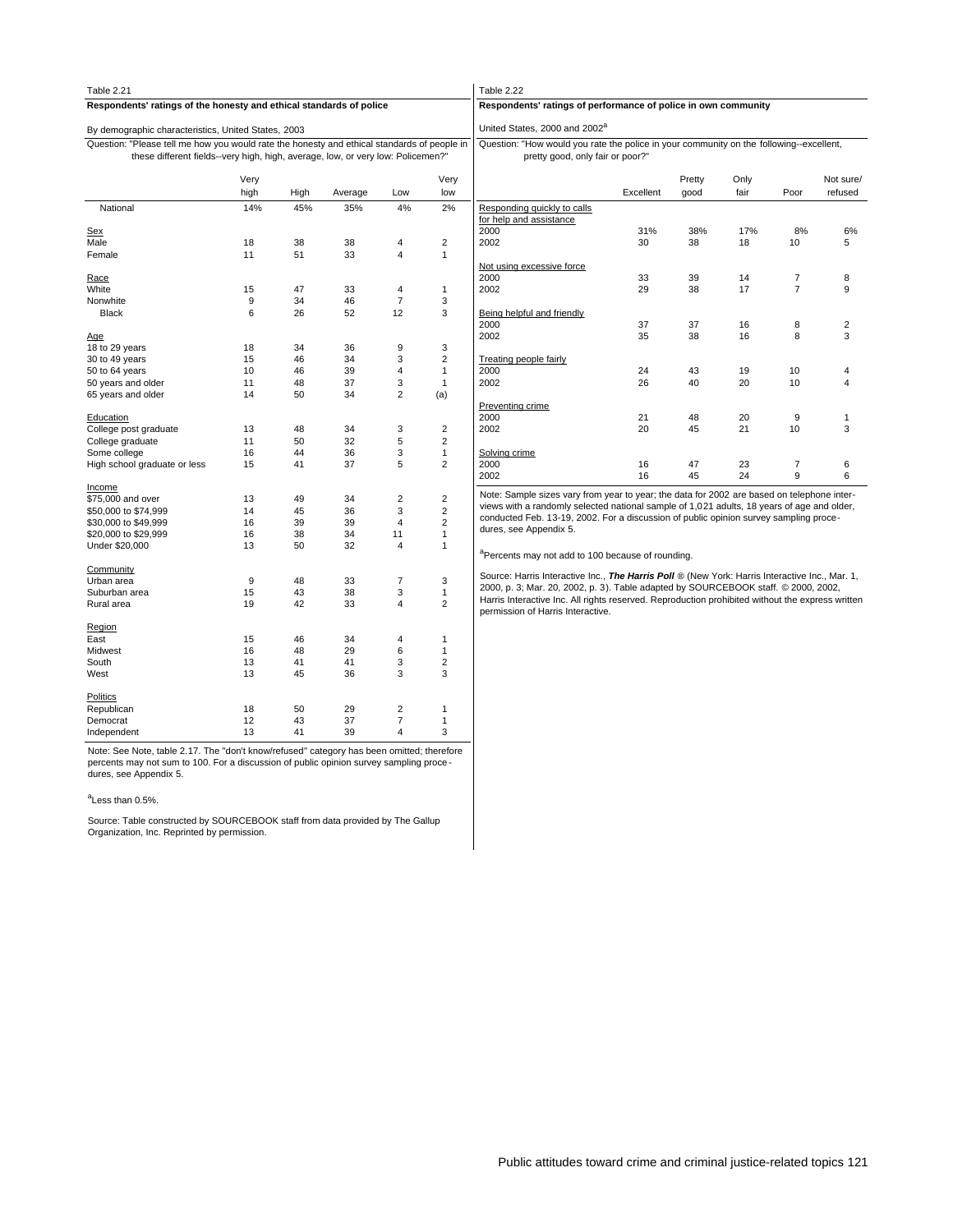Table 2.21

**Respondents' ratings of the honesty and ethical standards of police**

By demographic characteristics, United States, 2003

Question: "Please tell me how you would rate the honesty and ethical standards of people in these different fields--very high, high, average, low, or very low: Policemen?"

| | Very high | High | Average | Low | Very low |
|---|---|---|---|---|---|
| National | 14% | 45% | 35% | 4% | 2% |
| **Sex** | | | | | |
| Male | 18 | 38 | 38 | 4 | 2 |
| Female | 11 | 51 | 33 | 4 | 1 |
| **Race** | | | | | |
| White | 15 | 47 | 33 | 4 | 1 |
| Nonwhite | 9 | 34 | 46 | 7 | 3 |
| Black | 6 | 26 | 52 | 12 | 3 |
| **Age** | | | | | |
| 18 to 29 years | 18 | 34 | 36 | 9 | 3 |
| 30 to 49 years | 15 | 46 | 34 | 3 | 2 |
| 50 to 64 years | 10 | 46 | 39 | 4 | 1 |
| 50 years and older | 11 | 48 | 37 | 3 | 1 |
| 65 years and older | 14 | 50 | 34 | 2 | (a) |
| **Education** | | | | | |
| College post graduate | 13 | 48 | 34 | 3 | 2 |
| College graduate | 11 | 50 | 32 | 5 | 2 |
| Some college | 16 | 44 | 36 | 3 | 1 |
| High school graduate or less | 15 | 41 | 37 | 5 | 2 |
| **Income** | | | | | |
| $75,000 and over | 13 | 49 | 34 | 2 | 2 |
| $50,000 to $74,999 | 14 | 45 | 36 | 3 | 2 |
| $30,000 to $49,999 | 16 | 39 | 39 | 4 | 2 |
| $20,000 to $29,999 | 16 | 38 | 34 | 11 | 1 |
| Under $20,000 | 13 | 50 | 32 | 4 | 1 |
| **Community** | | | | | |
| Urban area | 9 | 48 | 33 | 7 | 3 |
| Suburban area | 15 | 43 | 38 | 3 | 1 |
| Rural area | 19 | 42 | 33 | 4 | 2 |
| **Region** | | | | | |
| East | 15 | 46 | 34 | 4 | 1 |
| Midwest | 16 | 48 | 29 | 6 | 1 |
| South | 13 | 41 | 41 | 3 | 2 |
| West | 13 | 45 | 36 | 3 | 3 |
| **Politics** | | | | | |
| Republican | 18 | 50 | 29 | 2 | 1 |
| Democrat | 12 | 43 | 37 | 7 | 1 |
| Independent | 13 | 41 | 39 | 4 | 3 |

Note: See Note, table 2.17. The "don't know/refused" category has been omitted; therefore percents may not sum to 100. For a discussion of public opinion survey sampling procedures, see Appendix 5.

[a]Less than 0.5%.

Source: Table constructed by SOURCEBOOK staff from data provided by The Gallup Organization, Inc. Reprinted by permission.

Table 2.22

**Respondents' ratings of performance of police in own community**

United States, 2000 and 2002[a]

Question: "How would you rate the police in your community on the following--excellent, pretty good, only fair or poor?"

| | Excellent | Pretty good | Only fair | Poor | Not sure/ refused |
|---|---|---|---|---|---|
| **Responding quickly to calls for help and assistance** | | | | | |
| 2000 | 31% | 38% | 17% | 8% | 6% |
| 2002 | 30 | 38 | 18 | 10 | 5 |
| **Not using excessive force** | | | | | |
| 2000 | 33 | 39 | 14 | 7 | 8 |
| 2002 | 29 | 38 | 17 | 7 | 9 |
| **Being helpful and friendly** | | | | | |
| 2000 | 37 | 37 | 16 | 8 | 2 |
| 2002 | 35 | 38 | 16 | 8 | 3 |
| **Treating people fairly** | | | | | |
| 2000 | 24 | 43 | 19 | 10 | 4 |
| 2002 | 26 | 40 | 20 | 10 | 4 |
| **Preventing crime** | | | | | |
| 2000 | 21 | 48 | 20 | 9 | 1 |
| 2002 | 20 | 45 | 21 | 10 | 3 |
| **Solving crime** | | | | | |
| 2000 | 16 | 47 | 23 | 7 | 6 |
| 2002 | 16 | 45 | 24 | 9 | 6 |

Note: Sample sizes vary from year to year; the data for 2002 are based on telephone interviews with a randomly selected national sample of 1,021 adults, 18 years of age and older, conducted Feb. 13-19, 2002. For a discussion of public opinion survey sampling procedures, see Appendix 5.

[a]Percents may not add to 100 because of rounding.

Source: Harris Interactive Inc., ***The Harris Poll*** ® (New York: Harris Interactive Inc., Mar. 1, 2000, p. 3; Mar. 20, 2002, p. 3). Table adapted by SOURCEBOOK staff. © 2000, 2002, Harris Interactive Inc. All rights reserved. Reproduction prohibited without the express written permission of Harris Interactive.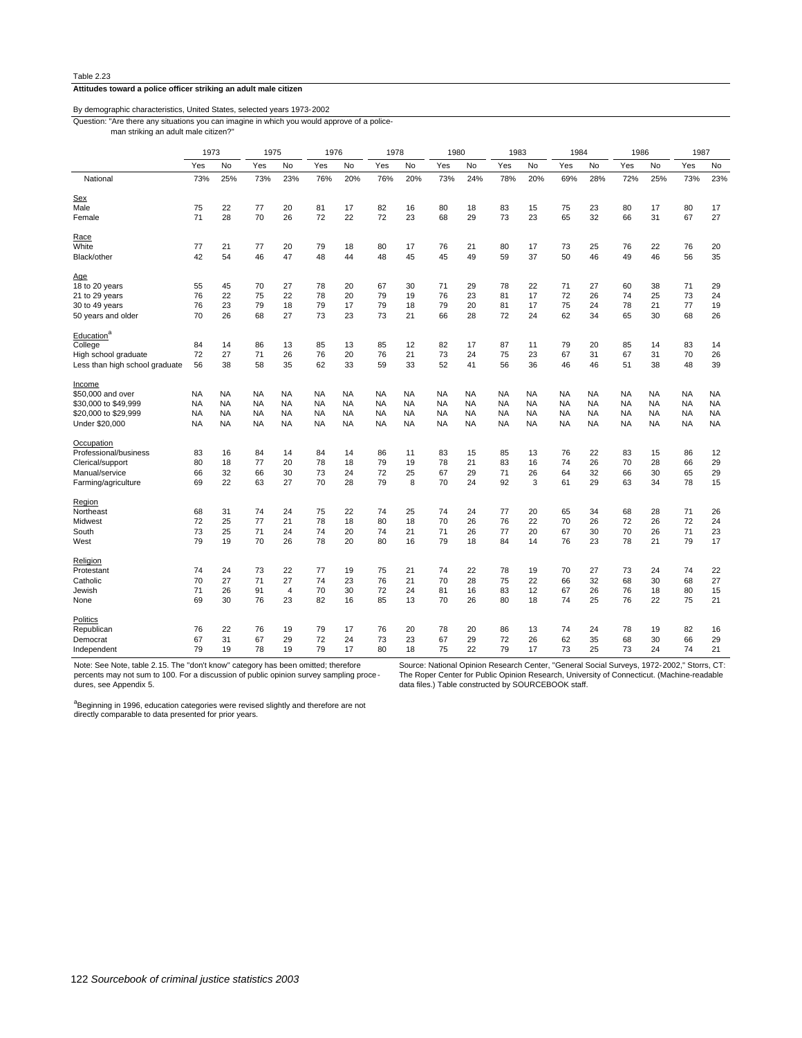Table 2.23

**Attitudes toward a police officer striking an adult male citizen**

By demographic characteristics, United States, selected years 1973-2002

Question: "Are there any situations you can imagine in which you would approve of a policeman striking an adult male citizen?"

| | 1973 | | 1975 | | 1976 | | 1978 | | 1980 | | 1983 | | 1984 | | 1986 | | 1987 | |
|---|---|---|---|---|---|---|---|---|---|---|---|---|---|---|---|---|---|---|
| | Yes | No | Yes | No | Yes | No | Yes | No | Yes | No | Yes | No | Yes | No | Yes | No | Yes | No |
| National | 73% | 25% | 73% | 23% | 76% | 20% | 76% | 20% | 73% | 24% | 78% | 20% | 69% | 28% | 72% | 25% | 73% | 23% |
| Sex | | | | | | | | | | | | | | | | | | |
| Male | 75 | 22 | 77 | 20 | 81 | 17 | 82 | 16 | 80 | 18 | 83 | 15 | 75 | 23 | 80 | 17 | 80 | 17 |
| Female | 71 | 28 | 70 | 26 | 72 | 22 | 72 | 23 | 68 | 29 | 73 | 23 | 65 | 32 | 66 | 31 | 67 | 27 |
| Race | | | | | | | | | | | | | | | | | | |
| White | 77 | 21 | 77 | 20 | 79 | 18 | 80 | 17 | 76 | 21 | 80 | 17 | 73 | 25 | 76 | 22 | 76 | 20 |
| Black/other | 42 | 54 | 46 | 47 | 48 | 44 | 48 | 45 | 45 | 49 | 59 | 37 | 50 | 46 | 49 | 46 | 56 | 35 |
| Age | | | | | | | | | | | | | | | | | | |
| 18 to 20 years | 55 | 45 | 70 | 27 | 78 | 20 | 67 | 30 | 71 | 29 | 78 | 22 | 71 | 27 | 60 | 38 | 71 | 29 |
| 21 to 29 years | 76 | 22 | 75 | 22 | 78 | 20 | 79 | 19 | 76 | 23 | 81 | 17 | 72 | 26 | 74 | 25 | 73 | 24 |
| 30 to 49 years | 76 | 23 | 79 | 18 | 79 | 17 | 79 | 18 | 79 | 20 | 81 | 17 | 75 | 24 | 78 | 21 | 77 | 19 |
| 50 years and older | 70 | 26 | 68 | 27 | 73 | 23 | 73 | 21 | 66 | 28 | 72 | 24 | 62 | 34 | 65 | 30 | 68 | 26 |
| Education[a] | | | | | | | | | | | | | | | | | | |
| College | 84 | 14 | 86 | 13 | 85 | 13 | 85 | 12 | 82 | 17 | 87 | 11 | 79 | 20 | 85 | 14 | 83 | 14 |
| High school graduate | 72 | 27 | 71 | 26 | 76 | 20 | 76 | 21 | 73 | 24 | 75 | 23 | 67 | 31 | 67 | 31 | 70 | 26 |
| Less than high school graduate | 56 | 38 | 58 | 35 | 62 | 33 | 59 | 33 | 52 | 41 | 56 | 36 | 46 | 46 | 51 | 38 | 48 | 39 |
| Income | | | | | | | | | | | | | | | | | | |
| $50,000 and over | NA | NA | NA | NA | NA | NA | NA | NA | NA | NA | NA | NA | NA | NA | NA | NA | NA | NA |
| $30,000 to $49,999 | NA | NA | NA | NA | NA | NA | NA | NA | NA | NA | NA | NA | NA | NA | NA | NA | NA | NA |
| $20,000 to $29,999 | NA | NA | NA | NA | NA | NA | NA | NA | NA | NA | NA | NA | NA | NA | NA | NA | NA | NA |
| Under $20,000 | NA | NA | NA | NA | NA | NA | NA | NA | NA | NA | NA | NA | NA | NA | NA | NA | NA | NA |
| Occupation | | | | | | | | | | | | | | | | | | |
| Professional/business | 83 | 16 | 84 | 14 | 84 | 14 | 86 | 11 | 83 | 15 | 85 | 13 | 76 | 22 | 83 | 15 | 86 | 12 |
| Clerical/support | 80 | 18 | 77 | 20 | 78 | 18 | 79 | 19 | 78 | 21 | 83 | 16 | 74 | 26 | 70 | 28 | 66 | 29 |
| Manual/service | 66 | 32 | 66 | 30 | 73 | 24 | 72 | 25 | 67 | 29 | 71 | 26 | 64 | 32 | 66 | 30 | 65 | 29 |
| Farming/agriculture | 69 | 22 | 63 | 27 | 70 | 28 | 79 | 8 | 70 | 24 | 92 | 3 | 61 | 29 | 63 | 34 | 78 | 15 |
| Region | | | | | | | | | | | | | | | | | | |
| Northeast | 68 | 31 | 74 | 24 | 75 | 22 | 74 | 25 | 74 | 24 | 77 | 20 | 65 | 34 | 68 | 28 | 71 | 26 |
| Midwest | 72 | 25 | 77 | 21 | 78 | 18 | 80 | 18 | 70 | 26 | 76 | 22 | 70 | 26 | 72 | 26 | 72 | 24 |
| South | 73 | 25 | 71 | 24 | 74 | 20 | 74 | 21 | 71 | 26 | 77 | 20 | 67 | 30 | 70 | 26 | 71 | 23 |
| West | 79 | 19 | 70 | 26 | 78 | 20 | 80 | 16 | 79 | 18 | 84 | 14 | 76 | 23 | 78 | 21 | 79 | 17 |
| Religion | | | | | | | | | | | | | | | | | | |
| Protestant | 74 | 24 | 73 | 22 | 77 | 19 | 75 | 21 | 74 | 22 | 78 | 19 | 70 | 27 | 73 | 24 | 74 | 22 |
| Catholic | 70 | 27 | 71 | 27 | 74 | 23 | 76 | 21 | 70 | 28 | 75 | 22 | 66 | 32 | 68 | 30 | 68 | 27 |
| Jewish | 71 | 26 | 91 | 4 | 70 | 30 | 72 | 24 | 81 | 16 | 83 | 12 | 67 | 26 | 76 | 18 | 80 | 15 |
| None | 69 | 30 | 76 | 23 | 82 | 16 | 85 | 13 | 70 | 26 | 80 | 18 | 74 | 25 | 76 | 22 | 75 | 21 |
| Politics | | | | | | | | | | | | | | | | | | |
| Republican | 76 | 22 | 76 | 19 | 79 | 17 | 76 | 20 | 78 | 20 | 86 | 13 | 74 | 24 | 78 | 19 | 82 | 16 |
| Democrat | 67 | 31 | 67 | 29 | 72 | 24 | 73 | 23 | 67 | 29 | 72 | 26 | 62 | 35 | 68 | 30 | 66 | 29 |
| Independent | 79 | 19 | 78 | 19 | 79 | 17 | 80 | 18 | 75 | 22 | 79 | 17 | 73 | 25 | 73 | 24 | 74 | 21 |

Note: See Note, table 2.15. The "don't know" category has been omitted; therefore percents may not sum to 100. For a discussion of public opinion survey sampling procedures, see Appendix 5.

[a]Beginning in 1996, education categories were revised slightly and therefore are not directly comparable to data presented for prior years.

Source: National Opinion Research Center, "General Social Surveys, 1972-2002," Storrs, CT: The Roper Center for Public Opinion Research, University of Connecticut. (Machine-readable data files.) Table constructed by SOURCEBOOK staff.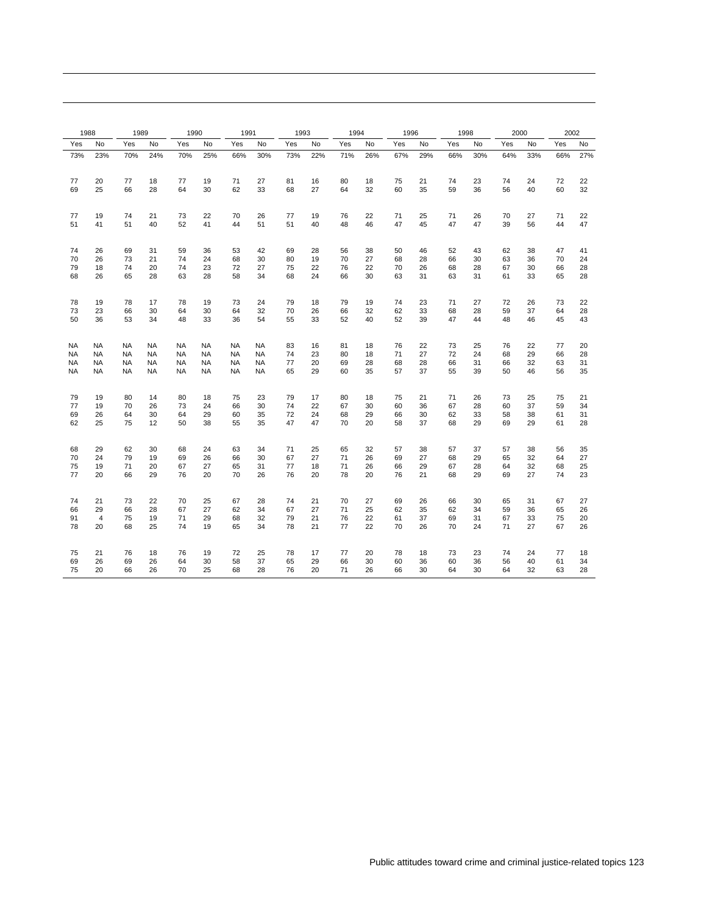| 1988 | | 1989 | | 1990 | | 1991 | | 1993 | | 1994 | | 1996 | | 1998 | | 2000 | | 2002 | |
|---|---|---|---|---|---|---|---|---|---|---|---|---|---|---|---|---|---|---|---|
| Yes | No | Yes | No | Yes | No | Yes | No | Yes | No | Yes | No | Yes | No | Yes | No | Yes | No | Yes | No |
| 73% | 23% | 70% | 24% | 70% | 25% | 66% | 30% | 73% | 22% | 71% | 26% | 67% | 29% | 66% | 30% | 64% | 33% | 66% | 27% |
| | | | | | | | | | | | | | | | | | | | |
| 77 | 20 | 77 | 18 | 77 | 19 | 71 | 27 | 81 | 16 | 80 | 18 | 75 | 21 | 74 | 23 | 74 | 24 | 72 | 22 |
| 69 | 25 | 66 | 28 | 64 | 30 | 62 | 33 | 68 | 27 | 64 | 32 | 60 | 35 | 59 | 36 | 56 | 40 | 60 | 32 |
| | | | | | | | | | | | | | | | | | | | |
| 77 | 19 | 74 | 21 | 73 | 22 | 70 | 26 | 77 | 19 | 76 | 22 | 71 | 25 | 71 | 26 | 70 | 27 | 71 | 22 |
| 51 | 41 | 51 | 40 | 52 | 41 | 44 | 51 | 51 | 40 | 48 | 46 | 47 | 45 | 47 | 47 | 39 | 56 | 44 | 47 |
| | | | | | | | | | | | | | | | | | | | |
| 74 | 26 | 69 | 31 | 59 | 36 | 53 | 42 | 69 | 28 | 56 | 38 | 50 | 46 | 52 | 43 | 62 | 38 | 47 | 41 |
| 70 | 26 | 73 | 21 | 74 | 24 | 68 | 30 | 80 | 19 | 70 | 27 | 68 | 28 | 66 | 30 | 63 | 36 | 70 | 24 |
| 79 | 18 | 74 | 20 | 74 | 23 | 72 | 27 | 75 | 22 | 76 | 22 | 70 | 26 | 68 | 28 | 67 | 30 | 66 | 28 |
| 68 | 26 | 65 | 28 | 63 | 28 | 58 | 34 | 68 | 24 | 66 | 30 | 63 | 31 | 63 | 31 | 61 | 33 | 65 | 28 |
| | | | | | | | | | | | | | | | | | | | |
| 78 | 19 | 78 | 17 | 78 | 19 | 73 | 24 | 79 | 18 | 79 | 19 | 74 | 23 | 71 | 27 | 72 | 26 | 73 | 22 |
| 73 | 23 | 66 | 30 | 64 | 30 | 64 | 32 | 70 | 26 | 66 | 32 | 62 | 33 | 68 | 28 | 59 | 37 | 64 | 28 |
| 50 | 36 | 53 | 34 | 48 | 33 | 36 | 54 | 55 | 33 | 52 | 40 | 52 | 39 | 47 | 44 | 48 | 46 | 45 | 43 |
| | | | | | | | | | | | | | | | | | | | |
| NA | NA | NA | NA | NA | NA | NA | NA | 83 | 16 | 81 | 18 | 76 | 22 | 73 | 25 | 76 | 22 | 77 | 20 |
| NA | NA | NA | NA | NA | NA | NA | NA | 74 | 23 | 80 | 18 | 71 | 27 | 72 | 24 | 68 | 29 | 66 | 28 |
| NA | NA | NA | NA | NA | NA | NA | NA | 77 | 20 | 69 | 28 | 68 | 28 | 66 | 31 | 66 | 32 | 63 | 31 |
| NA | NA | NA | NA | NA | NA | NA | NA | 65 | 29 | 60 | 35 | 57 | 37 | 55 | 39 | 50 | 46 | 56 | 35 |
| | | | | | | | | | | | | | | | | | | | |
| 79 | 19 | 80 | 14 | 80 | 18 | 75 | 23 | 79 | 17 | 80 | 18 | 75 | 21 | 71 | 26 | 73 | 25 | 75 | 21 |
| 77 | 19 | 70 | 26 | 73 | 24 | 66 | 30 | 74 | 22 | 67 | 30 | 60 | 36 | 67 | 28 | 60 | 37 | 59 | 34 |
| 69 | 26 | 64 | 30 | 64 | 29 | 60 | 35 | 72 | 24 | 68 | 29 | 66 | 30 | 62 | 33 | 58 | 38 | 61 | 31 |
| 62 | 25 | 75 | 12 | 50 | 38 | 55 | 35 | 47 | 47 | 70 | 20 | 58 | 37 | 68 | 29 | 69 | 29 | 61 | 28 |
| | | | | | | | | | | | | | | | | | | | |
| 68 | 29 | 62 | 30 | 68 | 24 | 63 | 34 | 71 | 25 | 65 | 32 | 57 | 38 | 57 | 37 | 57 | 38 | 56 | 35 |
| 70 | 24 | 79 | 19 | 69 | 26 | 66 | 30 | 67 | 27 | 71 | 26 | 69 | 27 | 68 | 29 | 65 | 32 | 64 | 27 |
| 75 | 19 | 71 | 20 | 67 | 27 | 65 | 31 | 77 | 18 | 71 | 26 | 66 | 29 | 67 | 28 | 64 | 32 | 68 | 25 |
| 77 | 20 | 66 | 29 | 76 | 20 | 70 | 26 | 76 | 20 | 78 | 20 | 76 | 21 | 68 | 29 | 69 | 27 | 74 | 23 |
| | | | | | | | | | | | | | | | | | | | |
| 74 | 21 | 73 | 22 | 70 | 25 | 67 | 28 | 74 | 21 | 70 | 27 | 69 | 26 | 66 | 30 | 65 | 31 | 67 | 27 |
| 66 | 29 | 66 | 28 | 67 | 27 | 62 | 34 | 67 | 27 | 71 | 25 | 62 | 35 | 62 | 34 | 59 | 36 | 65 | 26 |
| 91 | 4 | 75 | 19 | 71 | 29 | 68 | 32 | 79 | 21 | 76 | 22 | 61 | 37 | 69 | 31 | 67 | 33 | 75 | 20 |
| 78 | 20 | 68 | 25 | 74 | 19 | 65 | 34 | 78 | 21 | 77 | 22 | 70 | 26 | 70 | 24 | 71 | 27 | 67 | 26 |
| | | | | | | | | | | | | | | | | | | | |
| 75 | 21 | 76 | 18 | 76 | 19 | 72 | 25 | 78 | 17 | 77 | 20 | 78 | 18 | 73 | 23 | 74 | 24 | 77 | 18 |
| 69 | 26 | 69 | 26 | 64 | 30 | 58 | 37 | 65 | 29 | 66 | 30 | 60 | 36 | 60 | 36 | 56 | 40 | 61 | 34 |
| 75 | 20 | 66 | 26 | 70 | 25 | 68 | 28 | 76 | 20 | 71 | 26 | 66 | 30 | 64 | 30 | 64 | 32 | 63 | 28 |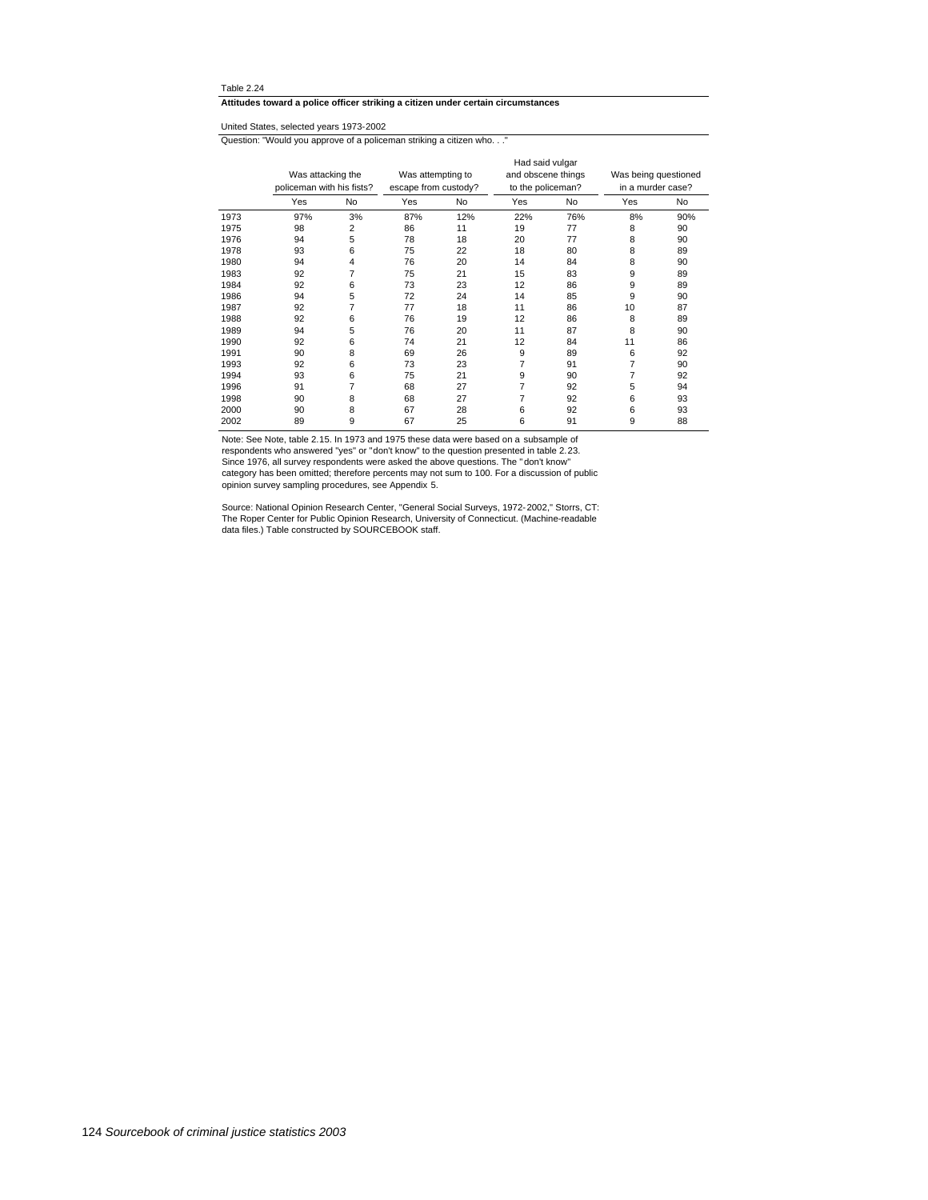Table 2.24

**Attitudes toward a police officer striking a citizen under certain circumstances**

United States, selected years 1973-2002

Question: "Would you approve of a policeman striking a citizen who. . ."

| | Was attacking the policeman with his fists? | | Was attempting to escape from custody? | | Had said vulgar and obscene things to the policeman? | | Was being questioned in a murder case? | |
|---|---|---|---|---|---|---|---|---|
| | Yes | No | Yes | No | Yes | No | Yes | No |
| 1973 | 97% | 3% | 87% | 12% | 22% | 76% | 8% | 90% |
| 1975 | 98 | 2 | 86 | 11 | 19 | 77 | 8 | 90 |
| 1976 | 94 | 5 | 78 | 18 | 20 | 77 | 8 | 90 |
| 1978 | 93 | 6 | 75 | 22 | 18 | 80 | 8 | 89 |
| 1980 | 94 | 4 | 76 | 20 | 14 | 84 | 8 | 90 |
| 1983 | 92 | 7 | 75 | 21 | 15 | 83 | 9 | 89 |
| 1984 | 92 | 6 | 73 | 23 | 12 | 86 | 9 | 89 |
| 1986 | 94 | 5 | 72 | 24 | 14 | 85 | 9 | 90 |
| 1987 | 92 | 7 | 77 | 18 | 11 | 86 | 10 | 87 |
| 1988 | 92 | 6 | 76 | 19 | 12 | 86 | 8 | 89 |
| 1989 | 94 | 5 | 76 | 20 | 11 | 87 | 8 | 90 |
| 1990 | 92 | 6 | 74 | 21 | 12 | 84 | 11 | 86 |
| 1991 | 90 | 8 | 69 | 26 | 9 | 89 | 6 | 92 |
| 1993 | 92 | 6 | 73 | 23 | 7 | 91 | 7 | 90 |
| 1994 | 93 | 6 | 75 | 21 | 9 | 90 | 7 | 92 |
| 1996 | 91 | 7 | 68 | 27 | 7 | 92 | 5 | 94 |
| 1998 | 90 | 8 | 68 | 27 | 7 | 92 | 6 | 93 |
| 2000 | 90 | 8 | 67 | 28 | 6 | 92 | 6 | 93 |
| 2002 | 89 | 9 | 67 | 25 | 6 | 91 | 9 | 88 |

Note: See Note, table 2.15. In 1973 and 1975 these data were based on a subsample of respondents who answered "yes" or "don't know" to the question presented in table 2.23. Since 1976, all survey respondents were asked the above questions. The "don't know" category has been omitted; therefore percents may not sum to 100. For a discussion of public opinion survey sampling procedures, see Appendix 5.

Source: National Opinion Research Center, "General Social Surveys, 1972-2002," Storrs, CT: The Roper Center for Public Opinion Research, University of Connecticut. (Machine-readable data files.) Table constructed by SOURCEBOOK staff.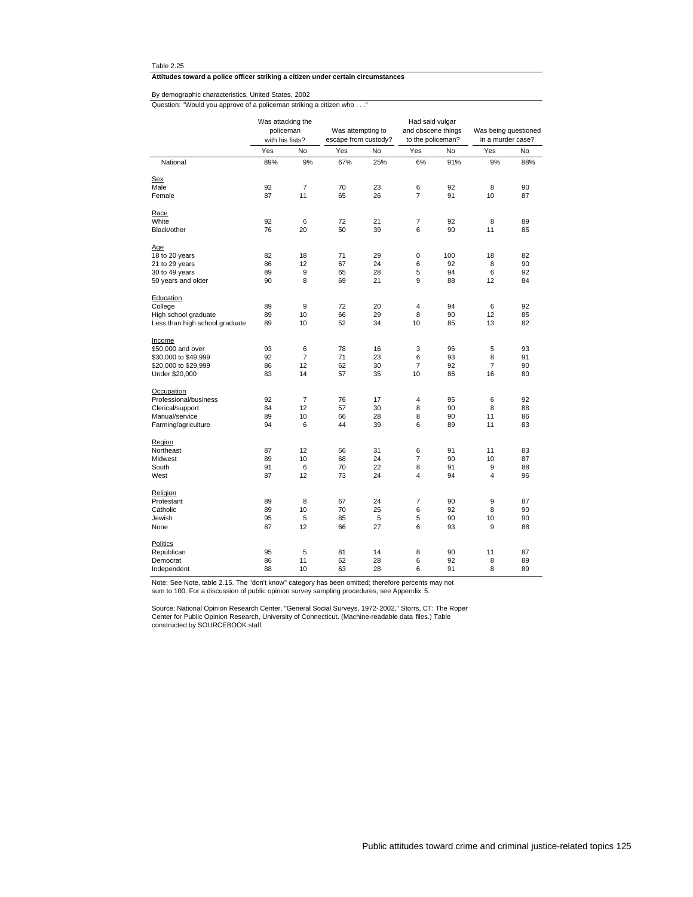Table 2.25

**Attitudes toward a police officer striking a citizen under certain circumstances**

By demographic characteristics, United States, 2002

Question: "Would you approve of a policeman striking a citizen who . . ."

| | Was attacking the policeman with his fists? | | Was attempting to escape from custody? | | Had said vulgar and obscene things to the policeman? | | Was being questioned in a murder case? | |
|---|---|---|---|---|---|---|---|---|
| | Yes | No | Yes | No | Yes | No | Yes | No |
| National | 89% | 9% | 67% | 25% | 6% | 91% | 9% | 88% |
| **Sex** | | | | | | | | |
| Male | 92 | 7 | 70 | 23 | 6 | 92 | 8 | 90 |
| Female | 87 | 11 | 65 | 26 | 7 | 91 | 10 | 87 |
| **Race** | | | | | | | | |
| White | 92 | 6 | 72 | 21 | 7 | 92 | 8 | 89 |
| Black/other | 76 | 20 | 50 | 39 | 6 | 90 | 11 | 85 |
| **Age** | | | | | | | | |
| 18 to 20 years | 82 | 18 | 71 | 29 | 0 | 100 | 18 | 82 |
| 21 to 29 years | 86 | 12 | 67 | 24 | 6 | 92 | 8 | 90 |
| 30 to 49 years | 89 | 9 | 65 | 28 | 5 | 94 | 6 | 92 |
| 50 years and older | 90 | 8 | 69 | 21 | 9 | 88 | 12 | 84 |
| **Education** | | | | | | | | |
| College | 89 | 9 | 72 | 20 | 4 | 94 | 6 | 92 |
| High school graduate | 89 | 10 | 66 | 29 | 8 | 90 | 12 | 85 |
| Less than high school graduate | 89 | 10 | 52 | 34 | 10 | 85 | 13 | 82 |
| **Income** | | | | | | | | |
| $50,000 and over | 93 | 6 | 78 | 16 | 3 | 96 | 5 | 93 |
| $30,000 to $49,999 | 92 | 7 | 71 | 23 | 6 | 93 | 8 | 91 |
| $20,000 to $29,999 | 86 | 12 | 62 | 30 | 7 | 92 | 7 | 90 |
| Under $20,000 | 83 | 14 | 57 | 35 | 10 | 86 | 16 | 80 |
| **Occupation** | | | | | | | | |
| Professional/business | 92 | 7 | 76 | 17 | 4 | 95 | 6 | 92 |
| Clerical/support | 84 | 12 | 57 | 30 | 8 | 90 | 8 | 88 |
| Manual/service | 89 | 10 | 66 | 28 | 8 | 90 | 11 | 86 |
| Farming/agriculture | 94 | 6 | 44 | 39 | 6 | 89 | 11 | 83 |
| **Region** | | | | | | | | |
| Northeast | 87 | 12 | 56 | 31 | 6 | 91 | 11 | 83 |
| Midwest | 89 | 10 | 68 | 24 | 7 | 90 | 10 | 87 |
| South | 91 | 6 | 70 | 22 | 8 | 91 | 9 | 88 |
| West | 87 | 12 | 73 | 24 | 4 | 94 | 4 | 96 |
| **Religion** | | | | | | | | |
| Protestant | 89 | 8 | 67 | 24 | 7 | 90 | 9 | 87 |
| Catholic | 89 | 10 | 70 | 25 | 6 | 92 | 8 | 90 |
| Jewish | 95 | 5 | 85 | 5 | 5 | 90 | 10 | 90 |
| None | 87 | 12 | 66 | 27 | 6 | 93 | 9 | 88 |
| **Politics** | | | | | | | | |
| Republican | 95 | 5 | 81 | 14 | 8 | 90 | 11 | 87 |
| Democrat | 86 | 11 | 62 | 28 | 6 | 92 | 8 | 89 |
| Independent | 88 | 10 | 63 | 28 | 6 | 91 | 8 | 89 |

Note: See Note, table 2.15. The "don't know" category has been omitted; therefore percents may not sum to 100. For a discussion of public opinion survey sampling procedures, see Appendix 5.

Source: National Opinion Research Center, "General Social Surveys, 1972-2002," Storrs, CT: The Roper Center for Public Opinion Research, University of Connecticut. (Machine-readable data files.) Table constructed by SOURCEBOOK staff.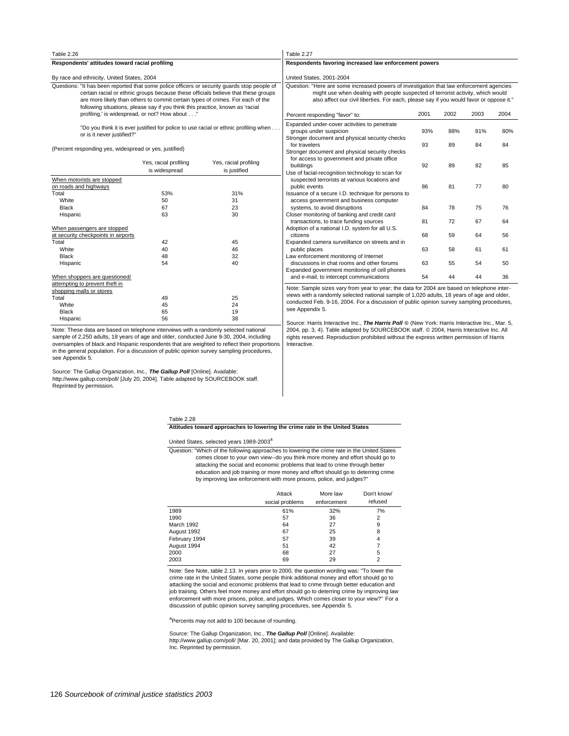Table 2.26

**Respondents' attitudes toward racial profiling**

By race and ethnicity, United States, 2004

Questions: "It has been reported that some police officers or security guards stop people of certain racial or ethnic groups because these officials believe that these groups are more likely than others to commit certain types of crimes. For each of the following situations, please say if you think this practice, known as 'racial profiling,' is widespread, or not? How about . . ."

"Do you think it is ever justified for police to use racial or ethnic profiling when . . . or is it never justified?"

(Percent responding yes, widespread or yes, justified)

| | Yes, racial profiling is widespread | Yes, racial profiling is justified |
|---|---|---|
| When motorists are stopped on roads and highways | | |
| Total | 53% | 31% |
| White | 50 | 31 |
| Black | 67 | 23 |
| Hispanic | 63 | 30 |
| When passengers are stopped at security checkpoints in airports | | |
| Total | 42 | 45 |
| White | 40 | 46 |
| Black | 48 | 32 |
| Hispanic | 54 | 40 |
| When shoppers are questioned/ attempting to prevent theft in shopping malls or stores | | |
| Total | 49 | 25 |
| White | 45 | 24 |
| Black | 65 | 19 |
| Hispanic | 56 | 38 |

Note: These data are based on telephone interviews with a randomly selected national sample of 2,250 adults, 18 years of age and older, conducted June 9-30, 2004, including oversamples of black and Hispanic respondents that are weighted to reflect their proportions in the general population. For a discussion of public opinion survey sampling procedures, see Appendix 5.

Source: The Gallup Organization, Inc., ***The Gallup Poll*** [Online]. Available: http://www.gallup.com/poll/ [July 20, 2004]. Table adapted by SOURCEBOOK staff. Reprinted by permission.

Table 2.27

**Respondents favoring increased law enforcement powers**

United States, 2001-2004

Question: "Here are some increased powers of investigation that law enforcement agencies might use when dealing with people suspected of terrorist activity, which would also affect our civil liberties. For each, please say if you would favor or oppose it."

| Percent responding "favor" to: | 2001 | 2002 | 2003 | 2004 |
|---|---|---|---|---|
| Expanded under-cover activities to penetrate groups under suspicion | 93% | 88% | 81% | 80% |
| Stronger document and physical security checks for travelers | 93 | 89 | 84 | 84 |
| Stronger document and physical security checks for access to government and private office buildings | 92 | 89 | 82 | 85 |
| Use of facial-recognition technology to scan for suspected terrorists at various locations and public events | 86 | 81 | 77 | 80 |
| Issuance of a secure I.D. technique for persons to access government and business computer systems, to avoid disruptions | 84 | 78 | 75 | 76 |
| Closer monitoring of banking and credit card transactions, to trace funding sources | 81 | 72 | 67 | 64 |
| Adoption of a national I.D. system for all U.S. citizens | 68 | 59 | 64 | 56 |
| Expanded camera surveillance on streets and in public places | 63 | 58 | 61 | 61 |
| Law enforcement monitoring of Internet discussions in chat rooms and other forums | 63 | 55 | 54 | 50 |
| Expanded government monitoring of cell phones and e-mail, to intercept communications | 54 | 44 | 44 | 36 |

Note: Sample sizes vary from year to year; the data for 2004 are based on telephone interviews with a randomly selected national sample of 1,020 adults, 18 years of age and older, conducted Feb. 9-16, 2004. For a discussion of public opinion survey sampling procedures, see Appendix 5.

Source: Harris Interactive Inc., ***The Harris Poll*** ® (New York: Harris Interactive Inc., Mar. 5, 2004, pp. 3, 4). Table adapted by SOURCEBOOK staff. © 2004, Harris Interactive Inc. All rights reserved. Reproduction prohibited without the express written permission of Harris Interactive.

Table 2.28

**Attitudes toward approaches to lowering the crime rate in the United States**

United States, selected years 1989-2003[a]

Question: "Which of the following approaches to lowering the crime rate in the United States comes closer to your own view--do you think more money and effort should go to attacking the social and economic problems that lead to crime through better education and job training or more money and effort should go to deterring crime by improving law enforcement with more prisons, police, and judges?"

| | Attack social problems | More law enforcement | Don't know/ refused |
|---|---|---|---|
| 1989 | 61% | 32% | 7% |
| 1990 | 57 | 36 | 2 |
| March 1992 | 64 | 27 | 9 |
| August 1992 | 67 | 25 | 8 |
| February 1994 | 57 | 39 | 4 |
| August 1994 | 51 | 42 | 7 |
| 2000 | 68 | 27 | 5 |
| 2003 | 69 | 29 | 2 |

Note: See Note, table 2.13. In years prior to 2000, the question wording was: "To lower the crime rate in the United States, some people think additional money and effort should go to attacking the social and economic problems that lead to crime through better education and job training. Others feel more money and effort should go to deterring crime by improving law enforcement with more prisons, police, and judges. Which comes closer to your view?" For a discussion of public opinion survey sampling procedures, see Appendix 5.

[a]Percents may not add to 100 because of rounding.

Source: The Gallup Organization, Inc., ***The Gallup Poll*** [Online]. Available: http://www.gallup.com/poll/ [Mar. 20, 2001]; and data provided by The Gallup Organization, Inc. Reprinted by permission.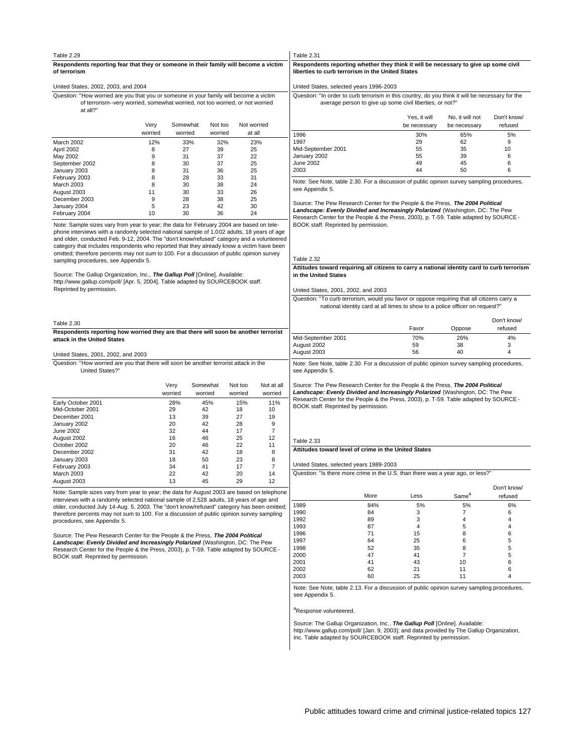Table 2.29

**Respondents reporting fear that they or someone in their family will become a victim of terrorism**

United States, 2002, 2003, and 2004

Question: "How worried are you that you or someone in your family will become a victim of terrorism--very worried, somewhat worried, not too worried, or not worried at all?"

| | Very worried | Somewhat worried | Not too worried | Not worried at all |
|---|---|---|---|---|
| March 2002 | 12% | 33% | 32% | 23% |
| April 2002 | 8 | 27 | 39 | 25 |
| May 2002 | 9 | 31 | 37 | 22 |
| September 2002 | 8 | 30 | 37 | 25 |
| January 2003 | 8 | 31 | 36 | 25 |
| February 2003 | 8 | 28 | 33 | 31 |
| March 2003 | 8 | 30 | 38 | 24 |
| August 2003 | 11 | 30 | 33 | 26 |
| December 2003 | 9 | 28 | 38 | 25 |
| January 2004 | 5 | 23 | 42 | 30 |
| February 2004 | 10 | 30 | 36 | 24 |

Note: Sample sizes vary from year to year; the data for February 2004 are based on telephone interviews with a randomly selected national sample of 1,002 adults, 18 years of age and older, conducted Feb. 9-12, 2004. The "don't know/refused" category and a volunteered category that includes respondents who reported that they already know a victim have been omitted; therefore percents may not sum to 100. For a discussion of public opinion survey sampling procedures, see Appendix 5.

Source: The Gallup Organization, Inc., ***The Gallup Poll*** [Online]. Available: http://www.gallup.com/poll/ [Apr. 5, 2004]. Table adapted by SOURCEBOOK staff. Reprinted by permission.

Table 2.30

**Respondents reporting how worried they are that there will soon be another terrorist attack in the United States**

United States, 2001, 2002, and 2003

Question: "How worried are you that there will soon be another terrorist attack in the United States?"

| | Very worried | Somewhat worried | Not too worried | Not at all worried |
|---|---|---|---|---|
| Early October 2001 | 28% | 45% | 15% | 11% |
| Mid-October 2001 | 29 | 42 | 18 | 10 |
| December 2001 | 13 | 39 | 27 | 19 |
| January 2002 | 20 | 42 | 28 | 9 |
| June 2002 | 32 | 44 | 17 | 7 |
| August 2002 | 16 | 46 | 25 | 12 |
| October 2002 | 20 | 46 | 22 | 11 |
| December 2002 | 31 | 42 | 18 | 8 |
| January 2003 | 18 | 50 | 23 | 8 |
| February 2003 | 34 | 41 | 17 | 7 |
| March 2003 | 22 | 42 | 20 | 14 |
| August 2003 | 13 | 45 | 29 | 12 |

Note: Sample sizes vary from year to year; the data for August 2003 are based on telephone interviews with a randomly selected national sample of 2,528 adults, 18 years of age and older, conducted July 14-Aug. 5, 2003. The "don't know/refused" category has been omitted; therefore percents may not sum to 100. For a discussion of public opinion survey sampling procedures, see Appendix 5.

Source: The Pew Research Center for the People & the Press, ***The 2004 Political Landscape: Evenly Divided and Increasingly Polarized*** (Washington, DC: The Pew Research Center for the People & the Press, 2003), p. T-59. Table adapted by SOURCEBOOK staff. Reprinted by permission.

Table 2.31

**Respondents reporting whether they think it will be necessary to give up some civil liberties to curb terrorism in the United States**

United States, selected years 1996-2003

Question: "In order to curb terrorism in this country, do you think it will be necessary for the average person to give up some civil liberties, or not?"

| | Yes, it will be necessary | No, it will not be necessary | Don't know/ refused |
|---|---|---|---|
| 1996 | 30% | 65% | 5% |
| 1997 | 29 | 62 | 9 |
| Mid-September 2001 | 55 | 35 | 10 |
| January 2002 | 55 | 39 | 6 |
| June 2002 | 49 | 45 | 6 |
| 2003 | 44 | 50 | 6 |

Note: See Note, table 2.30. For a discussion of public opinion survey sampling procedures, see Appendix 5.

Source: The Pew Research Center for the People & the Press, ***The 2004 Political Landscape: Evenly Divided and Increasingly Polarized*** (Washington, DC: The Pew Research Center for the People & the Press, 2003), p. T-59. Table adapted by SOURCEBOOK staff. Reprinted by permission.

Table 2.32

**Attitudes toward requiring all citizens to carry a national identity card to curb terrorism in the United States**

United States, 2001, 2002, and 2003

Question: "To curb terrorism, would you favor or oppose requiring that all citizens carry a national identity card at all times to show to a police officer on request?"

| | Favor | Oppose | Don't know/ refused |
|---|---|---|---|
| Mid-September 2001 | 70% | 26% | 4% |
| August 2002 | 59 | 38 | 3 |
| August 2003 | 56 | 40 | 4 |

Note: See Note, table 2.30. For a discussion of public opinion survey sampling procedures, see Appendix 5.

Source: The Pew Research Center for the People & the Press, ***The 2004 Political Landscape: Evenly Divided and Increasingly Polarized*** (Washington, DC: The Pew Research Center for the People & the Press, 2003), p. T-59. Table adapted by SOURCEBOOK staff. Reprinted by permission.

Table 2.33

**Attitudes toward level of crime in the United States**

United States, selected years 1989-2003

Question: "Is there more crime in the U.S. than there was a year ago, or less?"

| | More | Less | Same[a] | Don't know/ refused |
|---|---|---|---|---|
| 1989 | 84% | 5% | 5% | 6% |
| 1990 | 84 | 3 | 7 | 6 |
| 1992 | 89 | 3 | 4 | 4 |
| 1993 | 87 | 4 | 5 | 4 |
| 1996 | 71 | 15 | 8 | 6 |
| 1997 | 64 | 25 | 6 | 5 |
| 1998 | 52 | 35 | 8 | 5 |
| 2000 | 47 | 41 | 7 | 5 |
| 2001 | 41 | 43 | 10 | 6 |
| 2002 | 62 | 21 | 11 | 6 |
| 2003 | 60 | 25 | 11 | 4 |

Note: See Note, table 2.13. For a discussion of public opinion survey sampling procedures, see Appendix 5.

[a]Response volunteered.

Source: The Gallup Organization, Inc., ***The Gallup Poll*** [Online]. Available: http://www.gallup.com/poll/ [Jan. 9, 2003]; and data provided by The Gallup Organization, Inc. Table adapted by SOURCEBOOK staff. Reprinted by permission.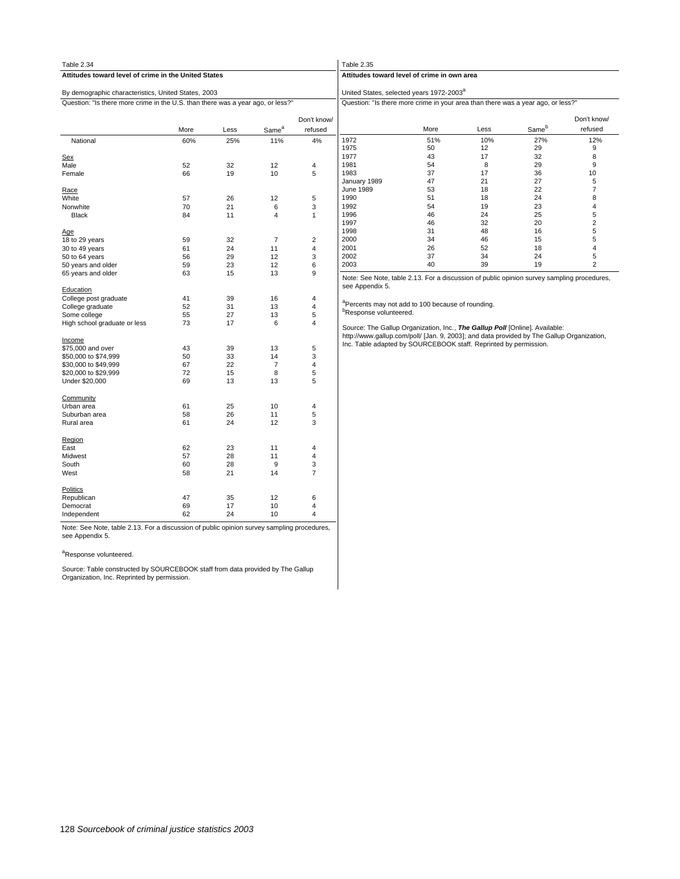Table 2.34

**Attitudes toward level of crime in the United States**

By demographic characteristics, United States, 2003

Question: "Is there more crime in the U.S. than there was a year ago, or less?"

| | More | Less | Same[a] | Don't know/ refused |
|---|---|---|---|---|
| National | 60% | 25% | 11% | 4% |
| Sex | | | | |
| Male | 52 | 32 | 12 | 4 |
| Female | 66 | 19 | 10 | 5 |
| Race | | | | |
| White | 57 | 26 | 12 | 5 |
| Nonwhite | 70 | 21 | 6 | 3 |
| Black | 84 | 11 | 4 | 1 |
| Age | | | | |
| 18 to 29 years | 59 | 32 | 7 | 2 |
| 30 to 49 years | 61 | 24 | 11 | 4 |
| 50 to 64 years | 56 | 29 | 12 | 3 |
| 50 years and older | 59 | 23 | 12 | 6 |
| 65 years and older | 63 | 15 | 13 | 9 |
| Education | | | | |
| College post graduate | 41 | 39 | 16 | 4 |
| College graduate | 52 | 31 | 13 | 4 |
| Some college | 55 | 27 | 13 | 5 |
| High school graduate or less | 73 | 17 | 6 | 4 |
| Income | | | | |
| $75,000 and over | 43 | 39 | 13 | 5 |
| $50,000 to $74,999 | 50 | 33 | 14 | 3 |
| $30,000 to $49,999 | 67 | 22 | 7 | 4 |
| $20,000 to $29,999 | 72 | 15 | 8 | 5 |
| Under $20,000 | 69 | 13 | 13 | 5 |
| Community | | | | |
| Urban area | 61 | 25 | 10 | 4 |
| Suburban area | 58 | 26 | 11 | 5 |
| Rural area | 61 | 24 | 12 | 3 |
| Region | | | | |
| East | 62 | 23 | 11 | 4 |
| Midwest | 57 | 28 | 11 | 4 |
| South | 60 | 28 | 9 | 3 |
| West | 58 | 21 | 14 | 7 |
| Politics | | | | |
| Republican | 47 | 35 | 12 | 6 |
| Democrat | 69 | 17 | 10 | 4 |
| Independent | 62 | 24 | 10 | 4 |

Note: See Note, table 2.13. For a discussion of public opinion survey sampling procedures, see Appendix 5.

[a]Response volunteered.

Source: Table constructed by SOURCEBOOK staff from data provided by The Gallup Organization, Inc. Reprinted by permission.

Table 2.35

**Attitudes toward level of crime in own area**

United States, selected years 1972-2003[a]

Question: "Is there more crime in your area than there was a year ago, or less?"

| | More | Less | Same[b] | Don't know/ refused |
|---|---|---|---|---|
| 1972 | 51% | 10% | 27% | 12% |
| 1975 | 50 | 12 | 29 | 9 |
| 1977 | 43 | 17 | 32 | 8 |
| 1981 | 54 | 8 | 29 | 9 |
| 1983 | 37 | 17 | 36 | 10 |
| January 1989 | 47 | 21 | 27 | 5 |
| June 1989 | 53 | 18 | 22 | 7 |
| 1990 | 51 | 18 | 24 | 8 |
| 1992 | 54 | 19 | 23 | 4 |
| 1996 | 46 | 24 | 25 | 5 |
| 1997 | 46 | 32 | 20 | 2 |
| 1998 | 31 | 48 | 16 | 5 |
| 2000 | 34 | 46 | 15 | 5 |
| 2001 | 26 | 52 | 18 | 4 |
| 2002 | 37 | 34 | 24 | 5 |
| 2003 | 40 | 39 | 19 | 2 |

Note: See Note, table 2.13. For a discussion of public opinion survey sampling procedures, see Appendix 5.

[a]Percents may not add to 100 because of rounding.
[b]Response volunteered.

Source: The Gallup Organization, Inc., ***The Gallup Poll*** [Online]. Available: http://www.gallup.com/poll/ [Jan. 9, 2003]; and data provided by The Gallup Organization, Inc. Table adapted by SOURCEBOOK staff. Reprinted by permission.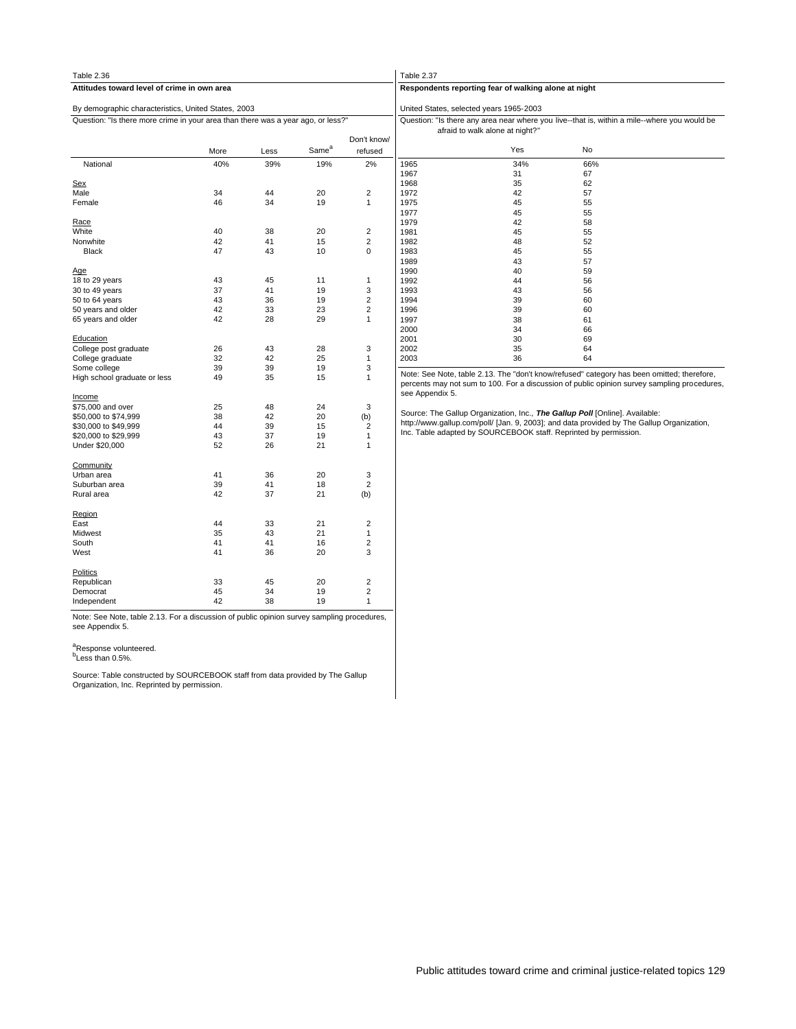Table 2.36

**Attitudes toward level of crime in own area**

By demographic characteristics, United States, 2003

Question: "Is there more crime in your area than there was a year ago, or less?"

| | More | Less | Same[a] | Don't know/ refused |
|---|---|---|---|---|
| National | 40% | 39% | 19% | 2% |
| Sex | | | | |
| Male | 34 | 44 | 20 | 2 |
| Female | 46 | 34 | 19 | 1 |
| Race | | | | |
| White | 40 | 38 | 20 | 2 |
| Nonwhite | 42 | 41 | 15 | 2 |
| Black | 47 | 43 | 10 | 0 |
| Age | | | | |
| 18 to 29 years | 43 | 45 | 11 | 1 |
| 30 to 49 years | 37 | 41 | 19 | 3 |
| 50 to 64 years | 43 | 36 | 19 | 2 |
| 50 years and older | 42 | 33 | 23 | 2 |
| 65 years and older | 42 | 28 | 29 | 1 |
| Education | | | | |
| College post graduate | 26 | 43 | 28 | 3 |
| College graduate | 32 | 42 | 25 | 1 |
| Some college | 39 | 39 | 19 | 3 |
| High school graduate or less | 49 | 35 | 15 | 1 |
| Income | | | | |
| $75,000 and over | 25 | 48 | 24 | 3 |
| $50,000 to $74,999 | 38 | 42 | 20 | (b) |
| $30,000 to $49,999 | 44 | 39 | 15 | 2 |
| $20,000 to $29,999 | 43 | 37 | 19 | 1 |
| Under $20,000 | 52 | 26 | 21 | 1 |
| Community | | | | |
| Urban area | 41 | 36 | 20 | 3 |
| Suburban area | 39 | 41 | 18 | 2 |
| Rural area | 42 | 37 | 21 | (b) |
| Region | | | | |
| East | 44 | 33 | 21 | 2 |
| Midwest | 35 | 43 | 21 | 1 |
| South | 41 | 41 | 16 | 2 |
| West | 41 | 36 | 20 | 3 |
| Politics | | | | |
| Republican | 33 | 45 | 20 | 2 |
| Democrat | 45 | 34 | 19 | 2 |
| Independent | 42 | 38 | 19 | 1 |

Note: See Note, table 2.13. For a discussion of public opinion survey sampling procedures, see Appendix 5.

[a]Response volunteered.
[b]Less than 0.5%.

Source: Table constructed by SOURCEBOOK staff from data provided by The Gallup Organization, Inc. Reprinted by permission.

Table 2.37

**Respondents reporting fear of walking alone at night**

United States, selected years 1965-2003

Question: "Is there any area near where you live--that is, within a mile--where you would be afraid to walk alone at night?"

| | Yes | No |
|---|---|---|
| 1965 | 34% | 66% |
| 1967 | 31 | 67 |
| 1968 | 35 | 62 |
| 1972 | 42 | 57 |
| 1975 | 45 | 55 |
| 1977 | 45 | 55 |
| 1979 | 42 | 58 |
| 1981 | 45 | 55 |
| 1982 | 48 | 52 |
| 1983 | 45 | 55 |
| 1989 | 43 | 57 |
| 1990 | 40 | 59 |
| 1992 | 44 | 56 |
| 1993 | 43 | 56 |
| 1994 | 39 | 60 |
| 1996 | 39 | 60 |
| 1997 | 38 | 61 |
| 2000 | 34 | 66 |
| 2001 | 30 | 69 |
| 2002 | 35 | 64 |
| 2003 | 36 | 64 |

Note: See Note, table 2.13. The "don't know/refused" category has been omitted; therefore, percents may not sum to 100. For a discussion of public opinion survey sampling procedures, see Appendix 5.

Source: The Gallup Organization, Inc., ***The Gallup Poll*** [Online]. Available: http://www.gallup.com/poll/ [Jan. 9, 2003]; and data provided by The Gallup Organization, Inc. Table adapted by SOURCEBOOK staff. Reprinted by permission.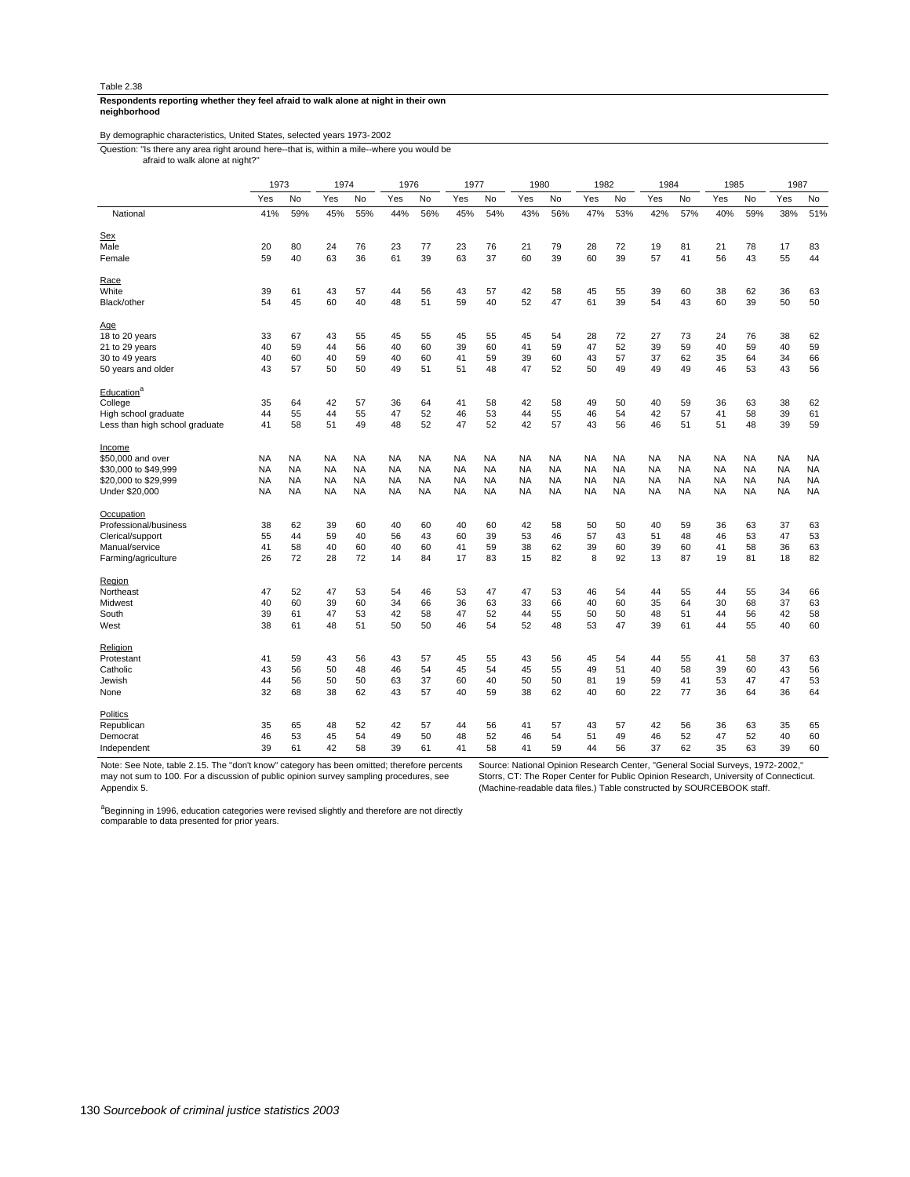Table 2.38

**Respondents reporting whether they feel afraid to walk alone at night in their own neighborhood**

By demographic characteristics, United States, selected years 1973-2002

Question: "Is there any area right around here--that is, within a mile--where you would be afraid to walk alone at night?"

| | 1973 | | 1974 | | 1976 | | 1977 | | 1980 | | 1982 | | 1984 | | 1985 | | 1987 | |
|---|---|---|---|---|---|---|---|---|---|---|---|---|---|---|---|---|---|---|
| | Yes | No | Yes | No | Yes | No | Yes | No | Yes | No | Yes | No | Yes | No | Yes | No | Yes | No |
| National | 41% | 59% | 45% | 55% | 44% | 56% | 45% | 54% | 43% | 56% | 47% | 53% | 42% | 57% | 40% | 59% | 38% | 51% |
| Sex | | | | | | | | | | | | | | | | | | |
| Male | 20 | 80 | 24 | 76 | 23 | 77 | 23 | 76 | 21 | 79 | 28 | 72 | 19 | 81 | 21 | 78 | 17 | 83 |
| Female | 59 | 40 | 63 | 36 | 61 | 39 | 63 | 37 | 60 | 39 | 60 | 39 | 57 | 41 | 56 | 43 | 55 | 44 |
| Race | | | | | | | | | | | | | | | | | | |
| White | 39 | 61 | 43 | 57 | 44 | 56 | 43 | 57 | 42 | 58 | 45 | 55 | 39 | 60 | 38 | 62 | 36 | 63 |
| Black/other | 54 | 45 | 60 | 40 | 48 | 51 | 59 | 40 | 52 | 47 | 61 | 39 | 54 | 43 | 60 | 39 | 50 | 50 |
| Age | | | | | | | | | | | | | | | | | | |
| 18 to 20 years | 33 | 67 | 43 | 55 | 45 | 55 | 45 | 55 | 45 | 54 | 28 | 72 | 27 | 73 | 24 | 76 | 38 | 62 |
| 21 to 29 years | 40 | 59 | 44 | 56 | 40 | 60 | 39 | 60 | 41 | 59 | 47 | 52 | 39 | 59 | 40 | 59 | 40 | 59 |
| 30 to 49 years | 40 | 60 | 40 | 59 | 40 | 60 | 41 | 59 | 39 | 60 | 43 | 57 | 37 | 62 | 35 | 64 | 34 | 66 |
| 50 years and older | 43 | 57 | 50 | 50 | 49 | 51 | 51 | 48 | 47 | 52 | 50 | 49 | 49 | 49 | 46 | 53 | 43 | 56 |
| Education[a] | | | | | | | | | | | | | | | | | | |
| College | 35 | 64 | 42 | 57 | 36 | 64 | 41 | 58 | 42 | 58 | 49 | 50 | 40 | 59 | 36 | 63 | 38 | 62 |
| High school graduate | 44 | 55 | 44 | 55 | 47 | 52 | 46 | 53 | 44 | 55 | 46 | 54 | 42 | 57 | 41 | 58 | 39 | 61 |
| Less than high school graduate | 41 | 58 | 51 | 49 | 48 | 52 | 47 | 52 | 42 | 57 | 43 | 56 | 46 | 51 | 51 | 48 | 39 | 59 |
| Income | | | | | | | | | | | | | | | | | | |
| $50,000 and over | NA | NA | NA | NA | NA | NA | NA | NA | NA | NA | NA | NA | NA | NA | NA | NA | NA | NA |
| $30,000 to $49,999 | NA | NA | NA | NA | NA | NA | NA | NA | NA | NA | NA | NA | NA | NA | NA | NA | NA | NA |
| $20,000 to $29,999 | NA | NA | NA | NA | NA | NA | NA | NA | NA | NA | NA | NA | NA | NA | NA | NA | NA | NA |
| Under $20,000 | NA | NA | NA | NA | NA | NA | NA | NA | NA | NA | NA | NA | NA | NA | NA | NA | NA | NA |
| Occupation | | | | | | | | | | | | | | | | | | |
| Professional/business | 38 | 62 | 39 | 60 | 40 | 60 | 40 | 60 | 42 | 58 | 50 | 50 | 40 | 59 | 36 | 63 | 37 | 63 |
| Clerical/support | 55 | 44 | 59 | 40 | 56 | 43 | 60 | 39 | 53 | 46 | 57 | 43 | 51 | 48 | 46 | 53 | 47 | 53 |
| Manual/service | 41 | 58 | 40 | 60 | 40 | 60 | 41 | 59 | 38 | 62 | 39 | 60 | 39 | 60 | 41 | 58 | 36 | 63 |
| Farming/agriculture | 26 | 72 | 28 | 72 | 14 | 84 | 17 | 83 | 15 | 82 | 8 | 92 | 13 | 87 | 19 | 81 | 18 | 82 |
| Region | | | | | | | | | | | | | | | | | | |
| Northeast | 47 | 52 | 47 | 53 | 54 | 46 | 53 | 47 | 47 | 53 | 46 | 54 | 44 | 55 | 44 | 55 | 34 | 66 |
| Midwest | 40 | 60 | 39 | 60 | 34 | 66 | 36 | 63 | 33 | 66 | 40 | 60 | 35 | 64 | 30 | 68 | 37 | 63 |
| South | 39 | 61 | 47 | 53 | 42 | 58 | 47 | 52 | 44 | 55 | 50 | 50 | 48 | 51 | 44 | 56 | 42 | 58 |
| West | 38 | 61 | 48 | 51 | 50 | 50 | 46 | 54 | 52 | 48 | 53 | 47 | 39 | 61 | 44 | 55 | 40 | 60 |
| Religion | | | | | | | | | | | | | | | | | | |
| Protestant | 41 | 59 | 43 | 56 | 43 | 57 | 45 | 55 | 43 | 56 | 45 | 54 | 44 | 55 | 41 | 58 | 37 | 63 |
| Catholic | 43 | 56 | 50 | 48 | 46 | 54 | 45 | 54 | 45 | 55 | 49 | 51 | 40 | 58 | 39 | 60 | 43 | 56 |
| Jewish | 44 | 56 | 50 | 50 | 63 | 37 | 60 | 40 | 50 | 50 | 81 | 19 | 59 | 41 | 53 | 47 | 47 | 53 |
| None | 32 | 68 | 38 | 62 | 43 | 57 | 40 | 59 | 38 | 62 | 40 | 60 | 22 | 77 | 36 | 64 | 36 | 64 |
| Politics | | | | | | | | | | | | | | | | | | |
| Republican | 35 | 65 | 48 | 52 | 42 | 57 | 44 | 56 | 41 | 57 | 43 | 57 | 42 | 56 | 36 | 63 | 35 | 65 |
| Democrat | 46 | 53 | 45 | 54 | 49 | 50 | 48 | 52 | 46 | 54 | 51 | 49 | 46 | 52 | 47 | 52 | 40 | 60 |
| Independent | 39 | 61 | 42 | 58 | 39 | 61 | 41 | 58 | 41 | 59 | 44 | 56 | 37 | 62 | 35 | 63 | 39 | 60 |

Note: See Note, table 2.15. The "don't know" category has been omitted; therefore percents may not sum to 100. For a discussion of public opinion survey sampling procedures, see Appendix 5.

Source: National Opinion Research Center, "General Social Surveys, 1972-2002," Storrs, CT: The Roper Center for Public Opinion Research, University of Connecticut. (Machine-readable data files.) Table constructed by SOURCEBOOK staff.

[a]Beginning in 1996, education categories were revised slightly and therefore are not directly comparable to data presented for prior years.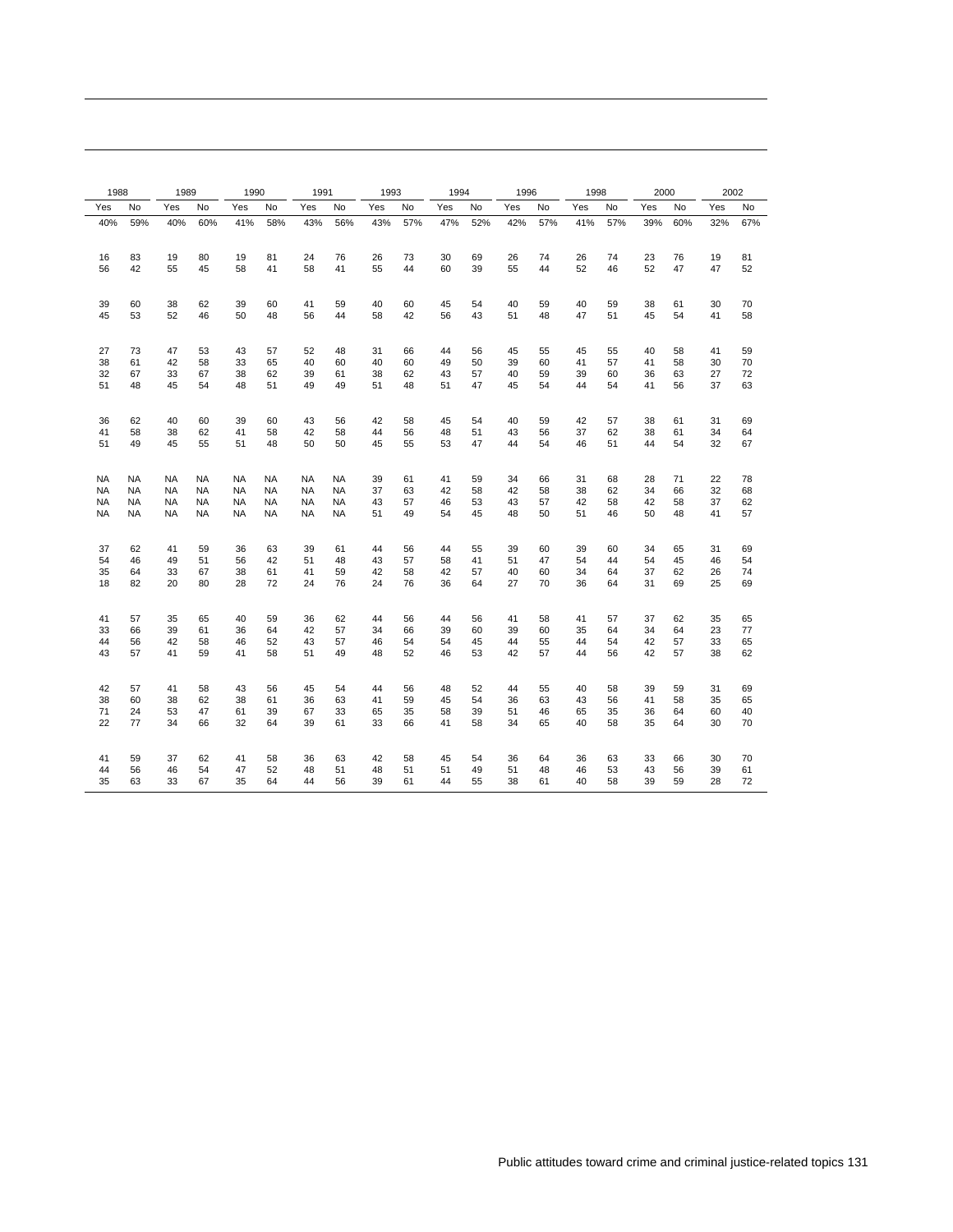| 1988 | | 1989 | | 1990 | | 1991 | | 1993 | | 1994 | | 1996 | | 1998 | | 2000 | | 2002 | |
|---|---|---|---|---|---|---|---|---|---|---|---|---|---|---|---|---|---|---|---|
| Yes | No | Yes | No | Yes | No | Yes | No | Yes | No | Yes | No | Yes | No | Yes | No | Yes | No | Yes | No |
| 40% | 59% | 40% | 60% | 41% | 58% | 43% | 56% | 43% | 57% | 47% | 52% | 42% | 57% | 41% | 57% | 39% | 60% | 32% | 67% |
| | | | | | | | | | | | | | | | | | | | |
| 16 | 83 | 19 | 80 | 19 | 81 | 24 | 76 | 26 | 73 | 30 | 69 | 26 | 74 | 26 | 74 | 23 | 76 | 19 | 81 |
| 56 | 42 | 55 | 45 | 58 | 41 | 58 | 41 | 55 | 44 | 60 | 39 | 55 | 44 | 52 | 46 | 52 | 47 | 47 | 52 |
| | | | | | | | | | | | | | | | | | | | |
| 39 | 60 | 38 | 62 | 39 | 60 | 41 | 59 | 40 | 60 | 45 | 54 | 40 | 59 | 40 | 59 | 38 | 61 | 30 | 70 |
| 45 | 53 | 52 | 46 | 50 | 48 | 56 | 44 | 58 | 42 | 56 | 43 | 51 | 48 | 47 | 51 | 45 | 54 | 41 | 58 |
| | | | | | | | | | | | | | | | | | | | |
| 27 | 73 | 47 | 53 | 43 | 57 | 52 | 48 | 31 | 66 | 44 | 56 | 45 | 55 | 45 | 55 | 40 | 58 | 41 | 59 |
| 38 | 61 | 42 | 58 | 33 | 65 | 40 | 60 | 40 | 60 | 49 | 50 | 39 | 60 | 41 | 57 | 41 | 58 | 30 | 70 |
| 32 | 67 | 33 | 67 | 38 | 62 | 39 | 61 | 38 | 62 | 43 | 57 | 40 | 59 | 39 | 60 | 36 | 63 | 27 | 72 |
| 51 | 48 | 45 | 54 | 48 | 51 | 49 | 49 | 51 | 48 | 51 | 47 | 45 | 54 | 44 | 54 | 41 | 56 | 37 | 63 |
| | | | | | | | | | | | | | | | | | | | |
| 36 | 62 | 40 | 60 | 39 | 60 | 43 | 56 | 42 | 58 | 45 | 54 | 40 | 59 | 42 | 57 | 38 | 61 | 31 | 69 |
| 41 | 58 | 38 | 62 | 41 | 58 | 42 | 58 | 44 | 56 | 48 | 51 | 43 | 56 | 37 | 62 | 38 | 61 | 34 | 64 |
| 51 | 49 | 45 | 55 | 51 | 48 | 50 | 50 | 45 | 55 | 53 | 47 | 44 | 54 | 46 | 51 | 44 | 54 | 32 | 67 |
| | | | | | | | | | | | | | | | | | | | |
| NA | NA | NA | NA | NA | NA | NA | NA | 39 | 61 | 41 | 59 | 34 | 66 | 31 | 68 | 28 | 71 | 22 | 78 |
| NA | NA | NA | NA | NA | NA | NA | NA | 37 | 63 | 42 | 58 | 42 | 58 | 38 | 62 | 34 | 66 | 32 | 68 |
| NA | NA | NA | NA | NA | NA | NA | NA | 43 | 57 | 46 | 53 | 43 | 57 | 42 | 58 | 42 | 58 | 37 | 62 |
| NA | NA | NA | NA | NA | NA | NA | NA | 51 | 49 | 54 | 45 | 48 | 50 | 51 | 46 | 50 | 48 | 41 | 57 |
| | | | | | | | | | | | | | | | | | | | |
| 37 | 62 | 41 | 59 | 36 | 63 | 39 | 61 | 44 | 56 | 44 | 55 | 39 | 60 | 39 | 60 | 34 | 65 | 31 | 69 |
| 54 | 46 | 49 | 51 | 56 | 42 | 51 | 48 | 43 | 57 | 58 | 41 | 51 | 47 | 54 | 44 | 54 | 45 | 46 | 54 |
| 35 | 64 | 33 | 67 | 38 | 61 | 41 | 59 | 42 | 58 | 42 | 57 | 40 | 60 | 34 | 64 | 37 | 62 | 26 | 74 |
| 18 | 82 | 20 | 80 | 28 | 72 | 24 | 76 | 24 | 76 | 36 | 64 | 27 | 70 | 36 | 64 | 31 | 69 | 25 | 69 |
| | | | | | | | | | | | | | | | | | | | |
| 41 | 57 | 35 | 65 | 40 | 59 | 36 | 62 | 44 | 56 | 44 | 56 | 41 | 58 | 41 | 57 | 37 | 62 | 35 | 65 |
| 33 | 66 | 39 | 61 | 36 | 64 | 42 | 57 | 34 | 66 | 39 | 60 | 39 | 60 | 35 | 64 | 34 | 64 | 23 | 77 |
| 44 | 56 | 42 | 58 | 46 | 52 | 43 | 57 | 46 | 54 | 54 | 45 | 44 | 55 | 44 | 54 | 42 | 57 | 33 | 65 |
| 43 | 57 | 41 | 59 | 41 | 58 | 51 | 49 | 48 | 52 | 46 | 53 | 42 | 57 | 44 | 56 | 42 | 57 | 38 | 62 |
| | | | | | | | | | | | | | | | | | | | |
| 42 | 57 | 41 | 58 | 43 | 56 | 45 | 54 | 44 | 56 | 48 | 52 | 44 | 55 | 40 | 58 | 39 | 59 | 31 | 69 |
| 38 | 60 | 38 | 62 | 38 | 61 | 36 | 63 | 41 | 59 | 45 | 54 | 36 | 63 | 43 | 56 | 41 | 58 | 35 | 65 |
| 71 | 24 | 53 | 47 | 61 | 39 | 67 | 33 | 65 | 35 | 58 | 39 | 51 | 46 | 65 | 35 | 36 | 64 | 60 | 40 |
| 22 | 77 | 34 | 66 | 32 | 64 | 39 | 61 | 33 | 66 | 41 | 58 | 34 | 65 | 40 | 58 | 35 | 64 | 30 | 70 |
| | | | | | | | | | | | | | | | | | | | |
| 41 | 59 | 37 | 62 | 41 | 58 | 36 | 63 | 42 | 58 | 45 | 54 | 36 | 64 | 36 | 63 | 33 | 66 | 30 | 70 |
| 44 | 56 | 46 | 54 | 47 | 52 | 48 | 51 | 48 | 51 | 51 | 49 | 51 | 48 | 46 | 53 | 43 | 56 | 39 | 61 |
| 35 | 63 | 33 | 67 | 35 | 64 | 44 | 56 | 39 | 61 | 44 | 55 | 38 | 61 | 40 | 58 | 39 | 59 | 28 | 72 |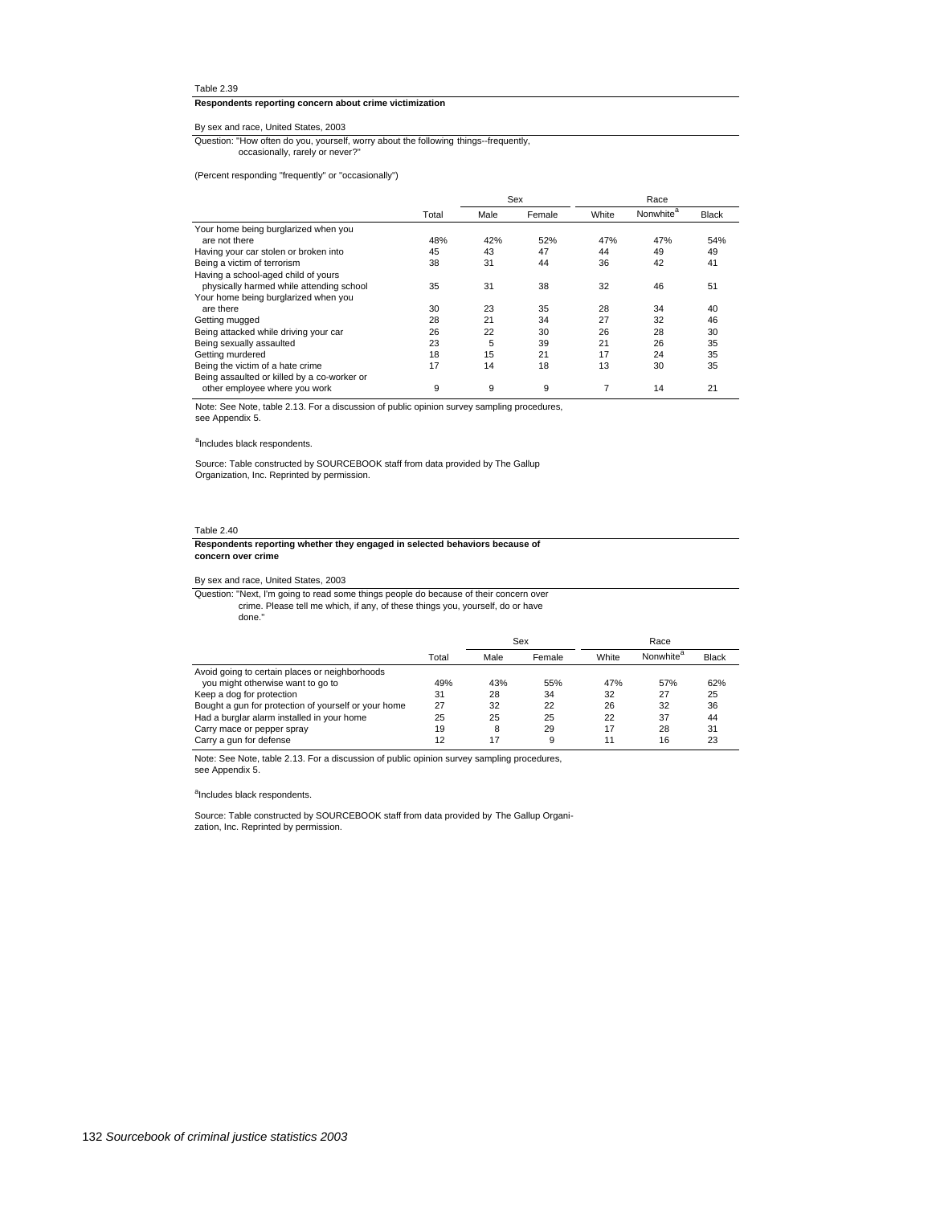Table 2.39

**Respondents reporting concern about crime victimization**

By sex and race, United States, 2003

Question: "How often do you, yourself, worry about the following things--frequently, occasionally, rarely or never?"

(Percent responding "frequently" or "occasionally")

| | Total | Sex | | Race | | |
|---|---|---|---|---|---|---|
| | | Male | Female | White | Nonwhite[a] | Black |
| Your home being burglarized when you are not there | 48% | 42% | 52% | 47% | 47% | 54% |
| Having your car stolen or broken into | 45 | 43 | 47 | 44 | 49 | 49 |
| Being a victim of terrorism | 38 | 31 | 44 | 36 | 42 | 41 |
| Having a school-aged child of yours physically harmed while attending school | 35 | 31 | 38 | 32 | 46 | 51 |
| Your home being burglarized when you are there | 30 | 23 | 35 | 28 | 34 | 40 |
| Getting mugged | 28 | 21 | 34 | 27 | 32 | 46 |
| Being attacked while driving your car | 26 | 22 | 30 | 26 | 28 | 30 |
| Being sexually assaulted | 23 | 5 | 39 | 21 | 26 | 35 |
| Getting murdered | 18 | 15 | 21 | 17 | 24 | 35 |
| Being the victim of a hate crime | 17 | 14 | 18 | 13 | 30 | 35 |
| Being assaulted or killed by a co-worker or other employee where you work | 9 | 9 | 9 | 7 | 14 | 21 |

Note: See Note, table 2.13. For a discussion of public opinion survey sampling procedures, see Appendix 5.

[a]Includes black respondents.

Source: Table constructed by SOURCEBOOK staff from data provided by The Gallup Organization, Inc. Reprinted by permission.

Table 2.40

**Respondents reporting whether they engaged in selected behaviors because of concern over crime**

By sex and race, United States, 2003

Question: "Next, I'm going to read some things people do because of their concern over crime. Please tell me which, if any, of these things you, yourself, do or have done."

| | Total | Sex | | Race | | |
|---|---|---|---|---|---|---|
| | | Male | Female | White | Nonwhite[a] | Black |
| Avoid going to certain places or neighborhoods you might otherwise want to go to | 49% | 43% | 55% | 47% | 57% | 62% |
| Keep a dog for protection | 31 | 28 | 34 | 32 | 27 | 25 |
| Bought a gun for protection of yourself or your home | 27 | 32 | 22 | 26 | 32 | 36 |
| Had a burglar alarm installed in your home | 25 | 25 | 25 | 22 | 37 | 44 |
| Carry mace or pepper spray | 19 | 8 | 29 | 17 | 28 | 31 |
| Carry a gun for defense | 12 | 17 | 9 | 11 | 16 | 23 |

Note: See Note, table 2.13. For a discussion of public opinion survey sampling procedures, see Appendix 5.

[a]Includes black respondents.

Source: Table constructed by SOURCEBOOK staff from data provided by The Gallup Organization, Inc. Reprinted by permission.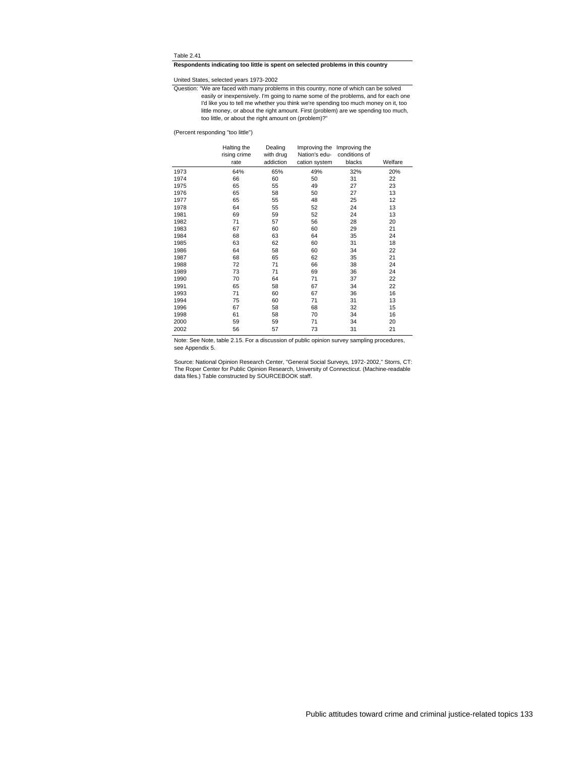Table 2.41

**Respondents indicating too little is spent on selected problems in this country**

United States, selected years 1973-2002

Question: "We are faced with many problems in this country, none of which can be solved easily or inexpensively. I'm going to name some of the problems, and for each one I'd like you to tell me whether you think we're spending too much money on it, too little money, or about the right amount. First (problem) are we spending too much, too little, or about the right amount on (problem)?"

(Percent responding "too little")

| | Halting the rising crime rate | Dealing with drug addiction | Improving the Nation's education system | Improving the conditions of blacks | Welfare |
|---|---|---|---|---|---|
| 1973 | 64% | 65% | 49% | 32% | 20% |
| 1974 | 66 | 60 | 50 | 31 | 22 |
| 1975 | 65 | 55 | 49 | 27 | 23 |
| 1976 | 65 | 58 | 50 | 27 | 13 |
| 1977 | 65 | 55 | 48 | 25 | 12 |
| 1978 | 64 | 55 | 52 | 24 | 13 |
| 1981 | 69 | 59 | 52 | 24 | 13 |
| 1982 | 71 | 57 | 56 | 28 | 20 |
| 1983 | 67 | 60 | 60 | 29 | 21 |
| 1984 | 68 | 63 | 64 | 35 | 24 |
| 1985 | 63 | 62 | 60 | 31 | 18 |
| 1986 | 64 | 58 | 60 | 34 | 22 |
| 1987 | 68 | 65 | 62 | 35 | 21 |
| 1988 | 72 | 71 | 66 | 38 | 24 |
| 1989 | 73 | 71 | 69 | 36 | 24 |
| 1990 | 70 | 64 | 71 | 37 | 22 |
| 1991 | 65 | 58 | 67 | 34 | 22 |
| 1993 | 71 | 60 | 67 | 36 | 16 |
| 1994 | 75 | 60 | 71 | 31 | 13 |
| 1996 | 67 | 58 | 68 | 32 | 15 |
| 1998 | 61 | 58 | 70 | 34 | 16 |
| 2000 | 59 | 59 | 71 | 34 | 20 |
| 2002 | 56 | 57 | 73 | 31 | 21 |

Note: See Note, table 2.15. For a discussion of public opinion survey sampling procedures, see Appendix 5.

Source: National Opinion Research Center, "General Social Surveys, 1972-2002," Storrs, CT: The Roper Center for Public Opinion Research, University of Connecticut. (Machine-readable data files.) Table constructed by SOURCEBOOK staff.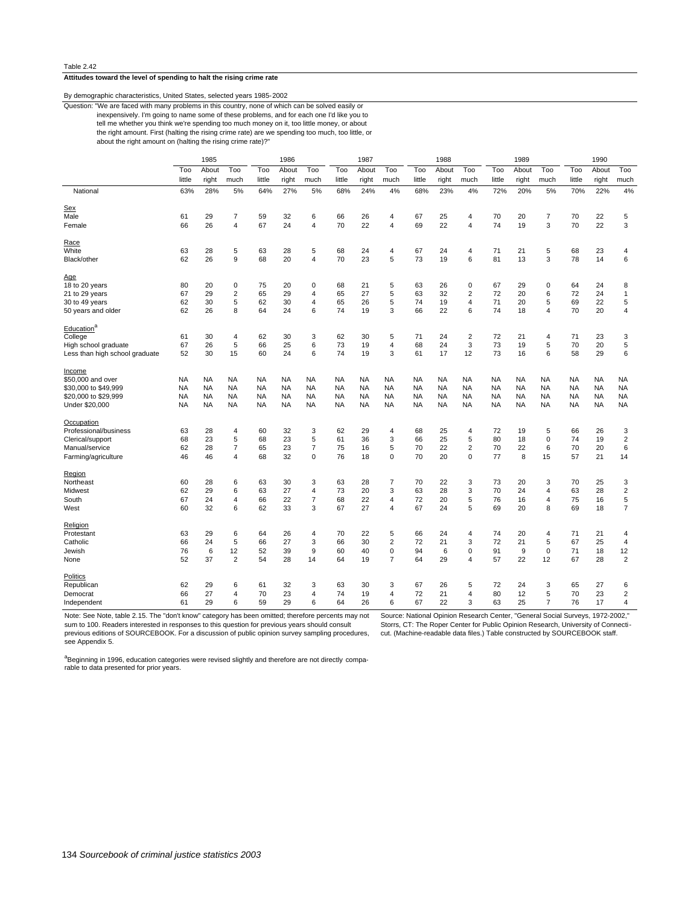Table 2.42

**Attitudes toward the level of spending to halt the rising crime rate**

By demographic characteristics, United States, selected years 1985-2002

Question: "We are faced with many problems in this country, none of which can be solved easily or inexpensively. I'm going to name some of these problems, and for each one I'd like you to tell me whether you think we're spending too much money on it, too little money, or about the right amount. First (halting the rising crime rate) are we spending too much, too little, or about the right amount on (halting the rising crime rate)?"

| | 1985 | | | 1986 | | | 1987 | | | 1988 | | | 1989 | | | 1990 | | |
|---|---|---|---|---|---|---|---|---|---|---|---|---|---|---|---|---|---|---|
| | Too little | About right | Too much | Too little | About right | Too much | Too little | About right | Too much | Too little | About right | Too much | Too little | About right | Too much | Too little | About right | Too much |
| National | 63% | 28% | 5% | 64% | 27% | 5% | 68% | 24% | 4% | 68% | 23% | 4% | 72% | 20% | 5% | 70% | 22% | 4% |
| **Sex** | | | | | | | | | | | | | | | | | | |
| Male | 61 | 29 | 7 | 59 | 32 | 6 | 66 | 26 | 4 | 67 | 25 | 4 | 70 | 20 | 7 | 70 | 22 | 5 |
| Female | 66 | 26 | 4 | 67 | 24 | 4 | 70 | 22 | 4 | 69 | 22 | 4 | 74 | 19 | 3 | 70 | 22 | 3 |
| **Race** | | | | | | | | | | | | | | | | | | |
| White | 63 | 28 | 5 | 63 | 28 | 5 | 68 | 24 | 4 | 67 | 24 | 4 | 71 | 21 | 5 | 68 | 23 | 4 |
| Black/other | 62 | 26 | 9 | 68 | 20 | 4 | 70 | 23 | 5 | 73 | 19 | 6 | 81 | 13 | 3 | 78 | 14 | 6 |
| **Age** | | | | | | | | | | | | | | | | | | |
| 18 to 20 years | 80 | 20 | 0 | 75 | 20 | 0 | 68 | 21 | 5 | 63 | 26 | 0 | 67 | 29 | 0 | 64 | 24 | 8 |
| 21 to 29 years | 67 | 29 | 2 | 65 | 29 | 4 | 65 | 27 | 5 | 63 | 32 | 2 | 72 | 20 | 6 | 72 | 24 | 1 |
| 30 to 49 years | 62 | 30 | 5 | 62 | 30 | 4 | 65 | 26 | 5 | 74 | 19 | 4 | 71 | 20 | 5 | 69 | 22 | 5 |
| 50 years and older | 62 | 26 | 8 | 64 | 24 | 6 | 74 | 19 | 3 | 66 | 22 | 6 | 74 | 18 | 4 | 70 | 20 | 4 |
| **Education**[a] | | | | | | | | | | | | | | | | | | |
| College | 61 | 30 | 4 | 62 | 30 | 3 | 62 | 30 | 5 | 71 | 24 | 2 | 72 | 21 | 4 | 71 | 23 | 3 |
| High school graduate | 67 | 26 | 5 | 66 | 25 | 6 | 73 | 19 | 4 | 68 | 24 | 3 | 73 | 19 | 5 | 70 | 20 | 5 |
| Less than high school graduate | 52 | 30 | 15 | 60 | 24 | 6 | 74 | 19 | 3 | 61 | 17 | 12 | 73 | 16 | 6 | 58 | 29 | 6 |
| **Income** | | | | | | | | | | | | | | | | | | |
| $50,000 and over | NA | NA | NA | NA | NA | NA | NA | NA | NA | NA | NA | NA | NA | NA | NA | NA | NA | NA |
| $30,000 to $49,999 | NA | NA | NA | NA | NA | NA | NA | NA | NA | NA | NA | NA | NA | NA | NA | NA | NA | NA |
| $20,000 to $29,999 | NA | NA | NA | NA | NA | NA | NA | NA | NA | NA | NA | NA | NA | NA | NA | NA | NA | NA |
| Under $20,000 | NA | NA | NA | NA | NA | NA | NA | NA | NA | NA | NA | NA | NA | NA | NA | NA | NA | NA |
| **Occupation** | | | | | | | | | | | | | | | | | | |
| Professional/business | 63 | 28 | 4 | 60 | 32 | 3 | 62 | 29 | 4 | 68 | 25 | 4 | 72 | 19 | 5 | 66 | 26 | 3 |
| Clerical/support | 68 | 23 | 5 | 68 | 23 | 5 | 61 | 36 | 3 | 66 | 25 | 5 | 80 | 18 | 0 | 74 | 19 | 2 |
| Manual/service | 62 | 28 | 7 | 65 | 23 | 7 | 75 | 16 | 5 | 70 | 22 | 2 | 70 | 22 | 6 | 70 | 20 | 6 |
| Farming/agriculture | 46 | 46 | 4 | 68 | 32 | 0 | 76 | 18 | 0 | 70 | 20 | 0 | 77 | 8 | 15 | 57 | 21 | 14 |
| **Region** | | | | | | | | | | | | | | | | | | |
| Northeast | 60 | 28 | 6 | 63 | 30 | 3 | 63 | 28 | 7 | 70 | 22 | 3 | 73 | 20 | 3 | 70 | 25 | 3 |
| Midwest | 62 | 29 | 6 | 63 | 27 | 4 | 73 | 20 | 3 | 63 | 28 | 3 | 70 | 24 | 4 | 63 | 28 | 2 |
| South | 67 | 24 | 4 | 66 | 22 | 7 | 68 | 22 | 4 | 72 | 20 | 5 | 76 | 16 | 4 | 75 | 16 | 5 |
| West | 60 | 32 | 6 | 62 | 33 | 3 | 67 | 27 | 4 | 67 | 24 | 5 | 69 | 20 | 8 | 69 | 18 | 7 |
| **Religion** | | | | | | | | | | | | | | | | | | |
| Protestant | 63 | 29 | 6 | 64 | 26 | 4 | 70 | 22 | 5 | 66 | 24 | 4 | 74 | 20 | 4 | 71 | 21 | 4 |
| Catholic | 66 | 24 | 5 | 66 | 27 | 3 | 66 | 30 | 2 | 72 | 21 | 3 | 72 | 21 | 5 | 67 | 25 | 4 |
| Jewish | 76 | 6 | 12 | 52 | 39 | 9 | 60 | 40 | 0 | 94 | 6 | 0 | 91 | 9 | 0 | 71 | 18 | 12 |
| None | 52 | 37 | 2 | 54 | 28 | 14 | 64 | 19 | 7 | 64 | 29 | 4 | 57 | 22 | 12 | 67 | 28 | 2 |
| **Politics** | | | | | | | | | | | | | | | | | | |
| Republican | 62 | 29 | 6 | 61 | 32 | 3 | 63 | 30 | 3 | 67 | 26 | 5 | 72 | 24 | 3 | 65 | 27 | 6 |
| Democrat | 66 | 27 | 4 | 70 | 23 | 4 | 74 | 19 | 4 | 72 | 21 | 4 | 80 | 12 | 5 | 70 | 23 | 2 |
| Independent | 61 | 29 | 6 | 59 | 29 | 6 | 64 | 26 | 6 | 67 | 22 | 3 | 63 | 25 | 7 | 76 | 17 | 4 |

Note: See Note, table 2.15. The "don't know" category has been omitted; therefore percents may not sum to 100. Readers interested in responses to this question for previous years should consult previous editions of SOURCEBOOK. For a discussion of public opinion survey sampling procedures, see Appendix 5.

[a]Beginning in 1996, education categories were revised slightly and therefore are not directly comparable to data presented for prior years.

Source: National Opinion Research Center, "General Social Surveys, 1972-2002," Storrs, CT: The Roper Center for Public Opinion Research, University of Connecticut. (Machine-readable data files.) Table constructed by SOURCEBOOK staff.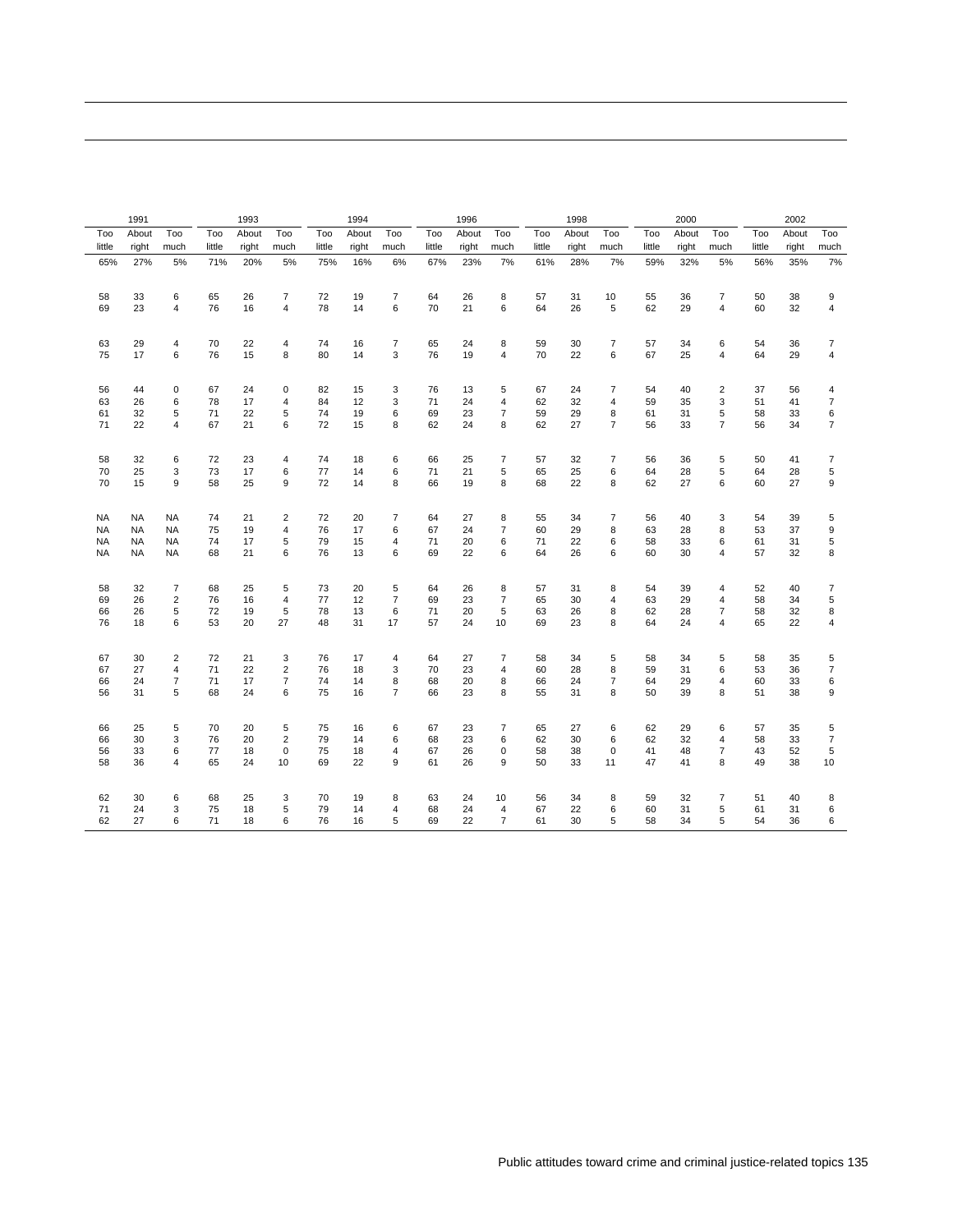| 1991 | | | 1993 | | | 1994 | | | 1996 | | | 1998 | | | 2000 | | | 2002 | | |
|---|---|---|---|---|---|---|---|---|---|---|---|---|---|---|---|---|---|---|---|---|
| Too little | About right | Too much | Too little | About right | Too much | Too little | About right | Too much | Too little | About right | Too much | Too little | About right | Too much | Too little | About right | Too much | Too little | About right | Too much |
| 65% | 27% | 5% | 71% | 20% | 5% | 75% | 16% | 6% | 67% | 23% | 7% | 61% | 28% | 7% | 59% | 32% | 5% | 56% | 35% | 7% |
| | | | | | | | | | | | | | | | | | | | | |
| 58 | 33 | 6 | 65 | 26 | 7 | 72 | 19 | 7 | 64 | 26 | 8 | 57 | 31 | 10 | 55 | 36 | 7 | 50 | 38 | 9 |
| 69 | 23 | 4 | 76 | 16 | 4 | 78 | 14 | 6 | 70 | 21 | 6 | 64 | 26 | 5 | 62 | 29 | 4 | 60 | 32 | 4 |
| | | | | | | | | | | | | | | | | | | | | |
| 63 | 29 | 4 | 70 | 22 | 4 | 74 | 16 | 7 | 65 | 24 | 8 | 59 | 30 | 7 | 57 | 34 | 6 | 54 | 36 | 7 |
| 75 | 17 | 6 | 76 | 15 | 8 | 80 | 14 | 3 | 76 | 19 | 4 | 70 | 22 | 6 | 67 | 25 | 4 | 64 | 29 | 4 |
| | | | | | | | | | | | | | | | | | | | | |
| 56 | 44 | 0 | 67 | 24 | 0 | 82 | 15 | 3 | 76 | 13 | 5 | 67 | 24 | 7 | 54 | 40 | 2 | 37 | 56 | 4 |
| 63 | 26 | 6 | 78 | 17 | 4 | 84 | 12 | 3 | 71 | 24 | 4 | 62 | 32 | 4 | 59 | 35 | 3 | 51 | 41 | 7 |
| 61 | 32 | 5 | 71 | 22 | 5 | 74 | 19 | 6 | 69 | 23 | 7 | 59 | 29 | 8 | 61 | 31 | 5 | 58 | 33 | 6 |
| 71 | 22 | 4 | 67 | 21 | 6 | 72 | 15 | 8 | 62 | 24 | 8 | 62 | 27 | 7 | 56 | 33 | 7 | 56 | 34 | 7 |
| | | | | | | | | | | | | | | | | | | | | |
| 58 | 32 | 6 | 72 | 23 | 4 | 74 | 18 | 6 | 66 | 25 | 7 | 57 | 32 | 7 | 56 | 36 | 5 | 50 | 41 | 7 |
| 70 | 25 | 3 | 73 | 17 | 6 | 77 | 14 | 6 | 71 | 21 | 5 | 65 | 25 | 6 | 64 | 28 | 5 | 64 | 28 | 5 |
| 70 | 15 | 9 | 58 | 25 | 9 | 72 | 14 | 8 | 66 | 19 | 8 | 68 | 22 | 8 | 62 | 27 | 6 | 60 | 27 | 9 |
| | | | | | | | | | | | | | | | | | | | | |
| NA | NA | NA | 74 | 21 | 2 | 72 | 20 | 7 | 64 | 27 | 8 | 55 | 34 | 7 | 56 | 40 | 3 | 54 | 39 | 5 |
| NA | NA | NA | 75 | 19 | 4 | 76 | 17 | 6 | 67 | 24 | 7 | 60 | 29 | 8 | 63 | 28 | 8 | 53 | 37 | 9 |
| NA | NA | NA | 74 | 17 | 5 | 79 | 15 | 4 | 71 | 20 | 6 | 71 | 22 | 6 | 58 | 33 | 6 | 61 | 31 | 5 |
| NA | NA | NA | 68 | 21 | 6 | 76 | 13 | 6 | 69 | 22 | 6 | 64 | 26 | 6 | 60 | 30 | 4 | 57 | 32 | 8 |
| | | | | | | | | | | | | | | | | | | | | |
| 58 | 32 | 7 | 68 | 25 | 5 | 73 | 20 | 5 | 64 | 26 | 8 | 57 | 31 | 8 | 54 | 39 | 4 | 52 | 40 | 7 |
| 69 | 26 | 2 | 76 | 16 | 4 | 77 | 12 | 7 | 69 | 23 | 7 | 65 | 30 | 4 | 63 | 29 | 4 | 58 | 34 | 5 |
| 66 | 26 | 5 | 72 | 19 | 5 | 78 | 13 | 6 | 71 | 20 | 5 | 63 | 26 | 8 | 62 | 28 | 7 | 58 | 32 | 8 |
| 76 | 18 | 6 | 53 | 20 | 27 | 48 | 31 | 17 | 57 | 24 | 10 | 69 | 23 | 8 | 64 | 24 | 4 | 65 | 22 | 4 |
| | | | | | | | | | | | | | | | | | | | | |
| 67 | 30 | 2 | 72 | 21 | 3 | 76 | 17 | 4 | 64 | 27 | 7 | 58 | 34 | 5 | 58 | 34 | 5 | 58 | 35 | 5 |
| 67 | 27 | 4 | 71 | 22 | 2 | 76 | 18 | 3 | 70 | 23 | 4 | 60 | 28 | 8 | 59 | 31 | 6 | 53 | 36 | 7 |
| 66 | 24 | 7 | 71 | 17 | 7 | 74 | 14 | 8 | 68 | 20 | 8 | 66 | 24 | 7 | 64 | 29 | 4 | 60 | 33 | 6 |
| 56 | 31 | 5 | 68 | 24 | 6 | 75 | 16 | 7 | 66 | 23 | 8 | 55 | 31 | 8 | 50 | 39 | 8 | 51 | 38 | 9 |
| | | | | | | | | | | | | | | | | | | | | |
| 66 | 25 | 5 | 70 | 20 | 5 | 75 | 16 | 6 | 67 | 23 | 7 | 65 | 27 | 6 | 62 | 29 | 6 | 57 | 35 | 5 |
| 66 | 30 | 3 | 76 | 20 | 2 | 79 | 14 | 6 | 68 | 23 | 6 | 62 | 30 | 6 | 62 | 32 | 4 | 58 | 33 | 7 |
| 56 | 33 | 6 | 77 | 18 | 0 | 75 | 18 | 4 | 67 | 26 | 0 | 58 | 38 | 0 | 41 | 48 | 7 | 43 | 52 | 5 |
| 58 | 36 | 4 | 65 | 24 | 10 | 69 | 22 | 9 | 61 | 26 | 9 | 50 | 33 | 11 | 47 | 41 | 8 | 49 | 38 | 10 |
| | | | | | | | | | | | | | | | | | | | | |
| 62 | 30 | 6 | 68 | 25 | 3 | 70 | 19 | 8 | 63 | 24 | 10 | 56 | 34 | 8 | 59 | 32 | 7 | 51 | 40 | 8 |
| 71 | 24 | 3 | 75 | 18 | 5 | 79 | 14 | 4 | 68 | 24 | 4 | 67 | 22 | 6 | 60 | 31 | 5 | 61 | 31 | 6 |
| 62 | 27 | 6 | 71 | 18 | 6 | 76 | 16 | 5 | 69 | 22 | 7 | 61 | 30 | 5 | 58 | 34 | 5 | 54 | 36 | 6 |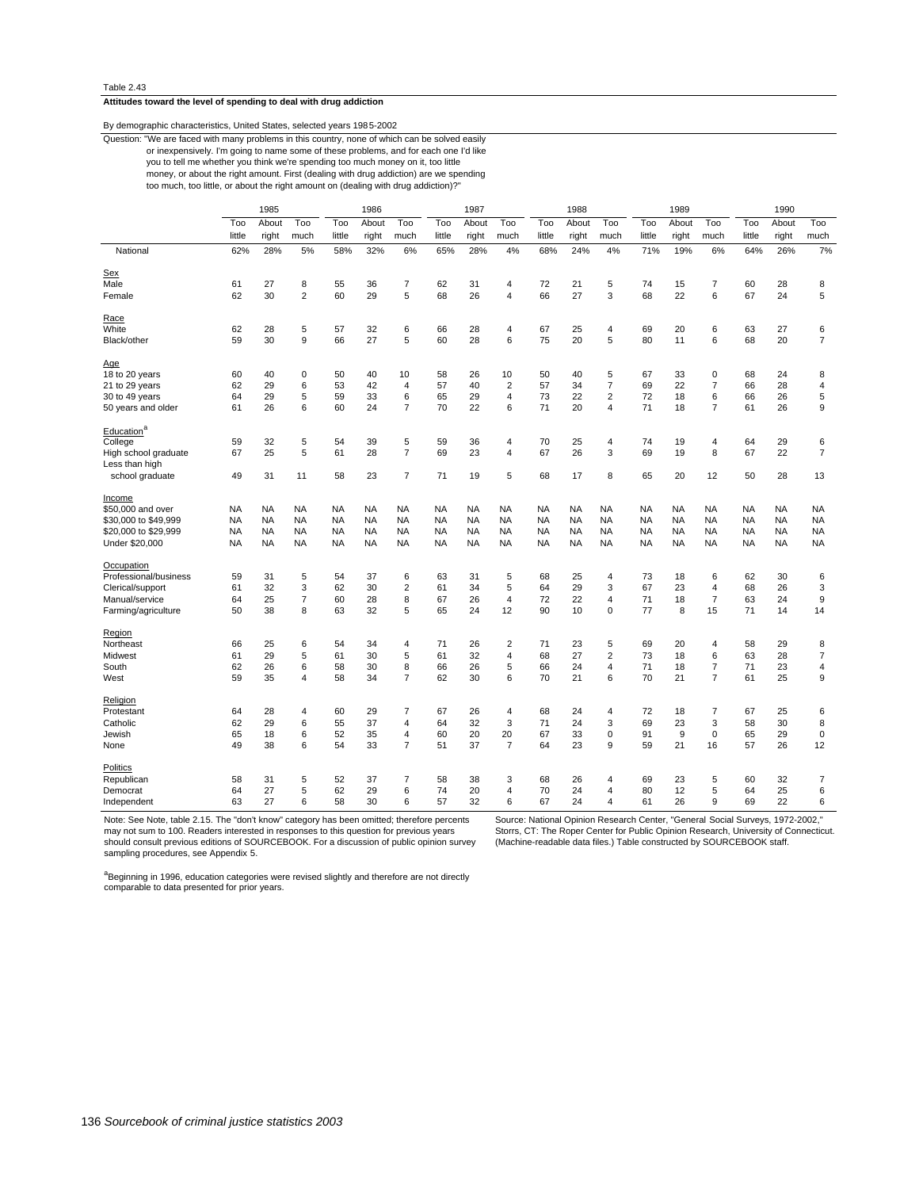Table 2.43

**Attitudes toward the level of spending to deal with drug addiction**

By demographic characteristics, United States, selected years 1985-2002

Question: "We are faced with many problems in this country, none of which can be solved easily or inexpensively. I'm going to name some of these problems, and for each one I'd like you to tell me whether you think we're spending too much money on it, too little money, or about the right amount. First (dealing with drug addiction) are we spending too much, too little, or about the right amount on (dealing with drug addiction)?"

| | 1985 | | | 1986 | | | 1987 | | | 1988 | | | 1989 | | | 1990 | | |
|---|---|---|---|---|---|---|---|---|---|---|---|---|---|---|---|---|---|---|
| | Too little | About right | Too much | Too little | About right | Too much | Too little | About right | Too much | Too little | About right | Too much | Too little | About right | Too much | Too little | About right | Too much |
| National | 62% | 28% | 5% | 58% | 32% | 6% | 65% | 28% | 4% | 68% | 24% | 4% | 71% | 19% | 6% | 64% | 26% | 7% |
| Sex | | | | | | | | | | | | | | | | | | |
| Male | 61 | 27 | 8 | 55 | 36 | 7 | 62 | 31 | 4 | 72 | 21 | 5 | 74 | 15 | 7 | 60 | 28 | 8 |
| Female | 62 | 30 | 2 | 60 | 29 | 5 | 68 | 26 | 4 | 66 | 27 | 3 | 68 | 22 | 6 | 67 | 24 | 5 |
| Race | | | | | | | | | | | | | | | | | | |
| White | 62 | 28 | 5 | 57 | 32 | 6 | 66 | 28 | 4 | 67 | 25 | 4 | 69 | 20 | 6 | 63 | 27 | 6 |
| Black/other | 59 | 30 | 9 | 66 | 27 | 5 | 60 | 28 | 6 | 75 | 20 | 5 | 80 | 11 | 6 | 68 | 20 | 7 |
| Age | | | | | | | | | | | | | | | | | | |
| 18 to 20 years | 60 | 40 | 0 | 50 | 40 | 10 | 58 | 26 | 10 | 50 | 40 | 5 | 67 | 33 | 0 | 68 | 24 | 8 |
| 21 to 29 years | 62 | 29 | 6 | 53 | 42 | 4 | 57 | 40 | 2 | 57 | 34 | 7 | 69 | 22 | 7 | 66 | 28 | 4 |
| 30 to 49 years | 64 | 29 | 5 | 59 | 33 | 6 | 65 | 29 | 4 | 73 | 22 | 2 | 72 | 18 | 6 | 66 | 26 | 5 |
| 50 years and older | 61 | 26 | 6 | 60 | 24 | 7 | 70 | 22 | 6 | 71 | 20 | 4 | 71 | 18 | 7 | 61 | 26 | 9 |
| Education[a] | | | | | | | | | | | | | | | | | | |
| College | 59 | 32 | 5 | 54 | 39 | 5 | 59 | 36 | 4 | 70 | 25 | 4 | 74 | 19 | 4 | 64 | 29 | 6 |
| High school graduate | 67 | 25 | 5 | 61 | 28 | 7 | 69 | 23 | 4 | 67 | 26 | 3 | 69 | 19 | 8 | 67 | 22 | 7 |
| Less than high school graduate | 49 | 31 | 11 | 58 | 23 | 7 | 71 | 19 | 5 | 68 | 17 | 8 | 65 | 20 | 12 | 50 | 28 | 13 |
| Income | | | | | | | | | | | | | | | | | | |
| $50,000 and over | NA | NA | NA | NA | NA | NA | NA | NA | NA | NA | NA | NA | NA | NA | NA | NA | NA | NA |
| $30,000 to $49,999 | NA | NA | NA | NA | NA | NA | NA | NA | NA | NA | NA | NA | NA | NA | NA | NA | NA | NA |
| $20,000 to $29,999 | NA | NA | NA | NA | NA | NA | NA | NA | NA | NA | NA | NA | NA | NA | NA | NA | NA | NA |
| Under $20,000 | NA | NA | NA | NA | NA | NA | NA | NA | NA | NA | NA | NA | NA | NA | NA | NA | NA | NA |
| Occupation | | | | | | | | | | | | | | | | | | |
| Professional/business | 59 | 31 | 5 | 54 | 37 | 6 | 63 | 31 | 5 | 68 | 25 | 4 | 73 | 18 | 6 | 62 | 30 | 6 |
| Clerical/support | 61 | 32 | 3 | 62 | 30 | 2 | 61 | 34 | 5 | 64 | 29 | 3 | 67 | 23 | 4 | 68 | 26 | 3 |
| Manual/service | 64 | 25 | 7 | 60 | 28 | 8 | 67 | 26 | 4 | 72 | 22 | 4 | 71 | 18 | 7 | 63 | 24 | 9 |
| Farming/agriculture | 50 | 38 | 8 | 63 | 32 | 5 | 65 | 24 | 12 | 90 | 10 | 0 | 77 | 8 | 15 | 71 | 14 | 14 |
| Region | | | | | | | | | | | | | | | | | | |
| Northeast | 66 | 25 | 6 | 54 | 34 | 4 | 71 | 26 | 2 | 71 | 23 | 5 | 69 | 20 | 4 | 58 | 29 | 8 |
| Midwest | 61 | 29 | 5 | 61 | 30 | 5 | 61 | 32 | 4 | 68 | 27 | 2 | 73 | 18 | 6 | 63 | 28 | 7 |
| South | 62 | 26 | 6 | 58 | 30 | 8 | 66 | 26 | 5 | 66 | 24 | 4 | 71 | 18 | 7 | 71 | 23 | 4 |
| West | 59 | 35 | 4 | 58 | 34 | 7 | 62 | 30 | 6 | 70 | 21 | 6 | 70 | 21 | 7 | 61 | 25 | 9 |
| Religion | | | | | | | | | | | | | | | | | | |
| Protestant | 64 | 28 | 4 | 60 | 29 | 7 | 67 | 26 | 4 | 68 | 24 | 4 | 72 | 18 | 7 | 67 | 25 | 6 |
| Catholic | 62 | 29 | 6 | 55 | 37 | 4 | 64 | 32 | 3 | 71 | 24 | 3 | 69 | 23 | 3 | 58 | 30 | 8 |
| Jewish | 65 | 18 | 6 | 52 | 35 | 4 | 60 | 20 | 20 | 67 | 33 | 0 | 91 | 9 | 0 | 65 | 29 | 0 |
| None | 49 | 38 | 6 | 54 | 33 | 7 | 51 | 37 | 7 | 64 | 23 | 9 | 59 | 21 | 16 | 57 | 26 | 12 |
| Politics | | | | | | | | | | | | | | | | | | |
| Republican | 58 | 31 | 5 | 52 | 37 | 7 | 58 | 38 | 3 | 68 | 26 | 4 | 69 | 23 | 5 | 60 | 32 | 7 |
| Democrat | 64 | 27 | 5 | 62 | 29 | 6 | 74 | 20 | 4 | 70 | 24 | 4 | 80 | 12 | 5 | 64 | 25 | 6 |
| Independent | 63 | 27 | 6 | 58 | 30 | 6 | 57 | 32 | 6 | 67 | 24 | 4 | 61 | 26 | 9 | 69 | 22 | 6 |

Note: See Note, table 2.15. The "don't know" category has been omitted; therefore percents may not sum to 100. Readers interested in responses to this question for previous years should consult previous editions of SOURCEBOOK. For a discussion of public opinion survey sampling procedures, see Appendix 5.

[a]Beginning in 1996, education categories were revised slightly and therefore are not directly comparable to data presented for prior years.

Source: National Opinion Research Center, "General Social Surveys, 1972-2002," Storrs, CT: The Roper Center for Public Opinion Research, University of Connecticut. (Machine-readable data files.) Table constructed by SOURCEBOOK staff.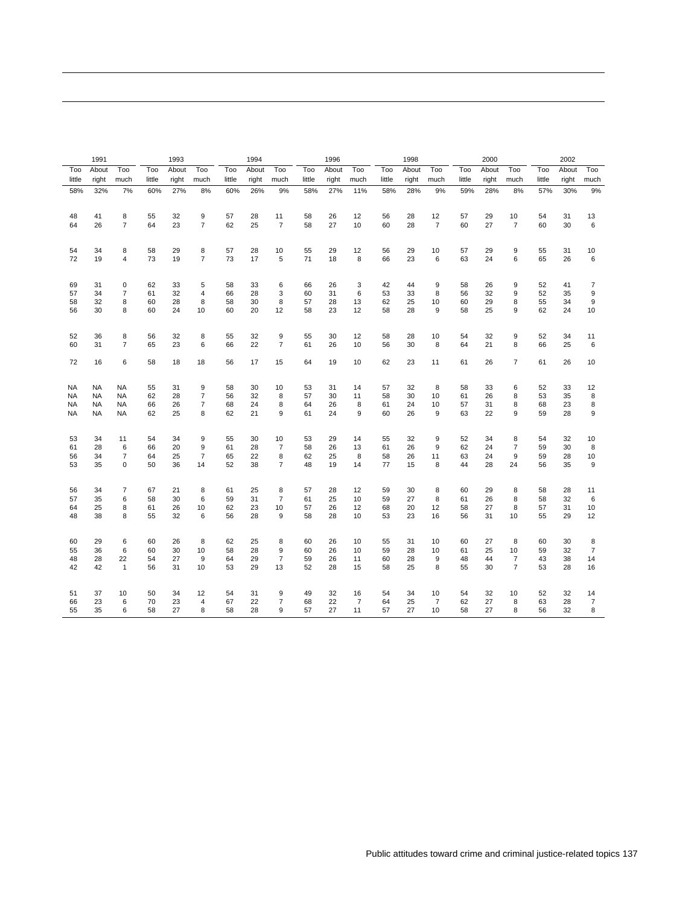| 1991 | | | 1993 | | | 1994 | | | 1996 | | | 1998 | | | 2000 | | | 2002 | | |
|---|---|---|---|---|---|---|---|---|---|---|---|---|---|---|---|---|---|---|---|---|
| Too little | About right | Too much | Too little | About right | Too much | Too little | About right | Too much | Too little | About right | Too much | Too little | About right | Too much | Too little | About right | Too much | Too little | About right | Too much |
| 58% | 32% | 7% | 60% | 27% | 8% | 60% | 26% | 9% | 58% | 27% | 11% | 58% | 28% | 9% | 59% | 28% | 8% | 57% | 30% | 9% |
| | | | | | | | | | | | | | | | | | | | | |
| 48 | 41 | 8 | 55 | 32 | 9 | 57 | 28 | 11 | 58 | 26 | 12 | 56 | 28 | 12 | 57 | 29 | 10 | 54 | 31 | 13 |
| 64 | 26 | 7 | 64 | 23 | 7 | 62 | 25 | 7 | 58 | 27 | 10 | 60 | 28 | 7 | 60 | 27 | 7 | 60 | 30 | 6 |
| | | | | | | | | | | | | | | | | | | | | |
| 54 | 34 | 8 | 58 | 29 | 8 | 57 | 28 | 10 | 55 | 29 | 12 | 56 | 29 | 10 | 57 | 29 | 9 | 55 | 31 | 10 |
| 72 | 19 | 4 | 73 | 19 | 7 | 73 | 17 | 5 | 71 | 18 | 8 | 66 | 23 | 6 | 63 | 24 | 6 | 65 | 26 | 6 |
| | | | | | | | | | | | | | | | | | | | | |
| 69 | 31 | 0 | 62 | 33 | 5 | 58 | 33 | 6 | 66 | 26 | 3 | 42 | 44 | 9 | 58 | 26 | 9 | 52 | 41 | 7 |
| 57 | 34 | 7 | 61 | 32 | 4 | 66 | 28 | 3 | 60 | 31 | 6 | 53 | 33 | 8 | 56 | 32 | 9 | 52 | 35 | 9 |
| 58 | 32 | 8 | 60 | 28 | 8 | 58 | 30 | 8 | 57 | 28 | 13 | 62 | 25 | 10 | 60 | 29 | 8 | 55 | 34 | 9 |
| 56 | 30 | 8 | 60 | 24 | 10 | 60 | 20 | 12 | 58 | 23 | 12 | 58 | 28 | 9 | 58 | 25 | 9 | 62 | 24 | 10 |
| | | | | | | | | | | | | | | | | | | | | |
| 52 | 36 | 8 | 56 | 32 | 8 | 55 | 32 | 9 | 55 | 30 | 12 | 58 | 28 | 10 | 54 | 32 | 9 | 52 | 34 | 11 |
| 60 | 31 | 7 | 65 | 23 | 6 | 66 | 22 | 7 | 61 | 26 | 10 | 56 | 30 | 8 | 64 | 21 | 8 | 66 | 25 | 6 |
| | | | | | | | | | | | | | | | | | | | | |
| 72 | 16 | 6 | 58 | 18 | 18 | 56 | 17 | 15 | 64 | 19 | 10 | 62 | 23 | 11 | 61 | 26 | 7 | 61 | 26 | 10 |
| | | | | | | | | | | | | | | | | | | | | |
| NA | NA | NA | 55 | 31 | 9 | 58 | 30 | 10 | 53 | 31 | 14 | 57 | 32 | 8 | 58 | 33 | 6 | 52 | 33 | 12 |
| NA | NA | NA | 62 | 28 | 7 | 56 | 32 | 8 | 57 | 30 | 11 | 58 | 30 | 10 | 61 | 26 | 8 | 53 | 35 | 8 |
| NA | NA | NA | 66 | 26 | 7 | 68 | 24 | 8 | 64 | 26 | 8 | 61 | 24 | 10 | 57 | 31 | 8 | 68 | 23 | 8 |
| NA | NA | NA | 62 | 25 | 8 | 62 | 21 | 9 | 61 | 24 | 9 | 60 | 26 | 9 | 63 | 22 | 9 | 59 | 28 | 9 |
| | | | | | | | | | | | | | | | | | | | | |
| 53 | 34 | 11 | 54 | 34 | 9 | 55 | 30 | 10 | 53 | 29 | 14 | 55 | 32 | 9 | 52 | 34 | 8 | 54 | 32 | 10 |
| 61 | 28 | 6 | 66 | 20 | 9 | 61 | 28 | 7 | 58 | 26 | 13 | 61 | 26 | 9 | 62 | 24 | 7 | 59 | 30 | 8 |
| 56 | 34 | 7 | 64 | 25 | 7 | 65 | 22 | 8 | 62 | 25 | 8 | 58 | 26 | 11 | 63 | 24 | 9 | 59 | 28 | 10 |
| 53 | 35 | 0 | 50 | 36 | 14 | 52 | 38 | 7 | 48 | 19 | 14 | 77 | 15 | 8 | 44 | 28 | 24 | 56 | 35 | 9 |
| | | | | | | | | | | | | | | | | | | | | |
| 56 | 34 | 7 | 67 | 21 | 8 | 61 | 25 | 8 | 57 | 28 | 12 | 59 | 30 | 8 | 60 | 29 | 8 | 58 | 28 | 11 |
| 57 | 35 | 6 | 58 | 30 | 6 | 59 | 31 | 7 | 61 | 25 | 10 | 59 | 27 | 8 | 61 | 26 | 8 | 58 | 32 | 6 |
| 64 | 25 | 8 | 61 | 26 | 10 | 62 | 23 | 10 | 57 | 26 | 12 | 68 | 20 | 12 | 58 | 27 | 8 | 57 | 31 | 10 |
| 48 | 38 | 8 | 55 | 32 | 6 | 56 | 28 | 9 | 58 | 28 | 10 | 53 | 23 | 16 | 56 | 31 | 10 | 55 | 29 | 12 |
| | | | | | | | | | | | | | | | | | | | | |
| 60 | 29 | 6 | 60 | 26 | 8 | 62 | 25 | 8 | 60 | 26 | 10 | 55 | 31 | 10 | 60 | 27 | 8 | 60 | 30 | 8 |
| 55 | 36 | 6 | 60 | 30 | 10 | 58 | 28 | 9 | 60 | 26 | 10 | 59 | 28 | 10 | 61 | 25 | 10 | 59 | 32 | 7 |
| 48 | 28 | 22 | 54 | 27 | 9 | 64 | 29 | 7 | 59 | 26 | 11 | 60 | 28 | 9 | 48 | 44 | 7 | 43 | 38 | 14 |
| 42 | 42 | 1 | 56 | 31 | 10 | 53 | 29 | 13 | 52 | 28 | 15 | 58 | 25 | 8 | 55 | 30 | 7 | 53 | 28 | 16 |
| | | | | | | | | | | | | | | | | | | | | |
| 51 | 37 | 10 | 50 | 34 | 12 | 54 | 31 | 9 | 49 | 32 | 16 | 54 | 34 | 10 | 54 | 32 | 10 | 52 | 32 | 14 |
| 66 | 23 | 6 | 70 | 23 | 4 | 67 | 22 | 7 | 68 | 22 | 7 | 64 | 25 | 7 | 62 | 27 | 8 | 63 | 28 | 7 |
| 55 | 35 | 6 | 58 | 27 | 8 | 58 | 28 | 9 | 57 | 27 | 11 | 57 | 27 | 10 | 58 | 27 | 8 | 56 | 32 | 8 |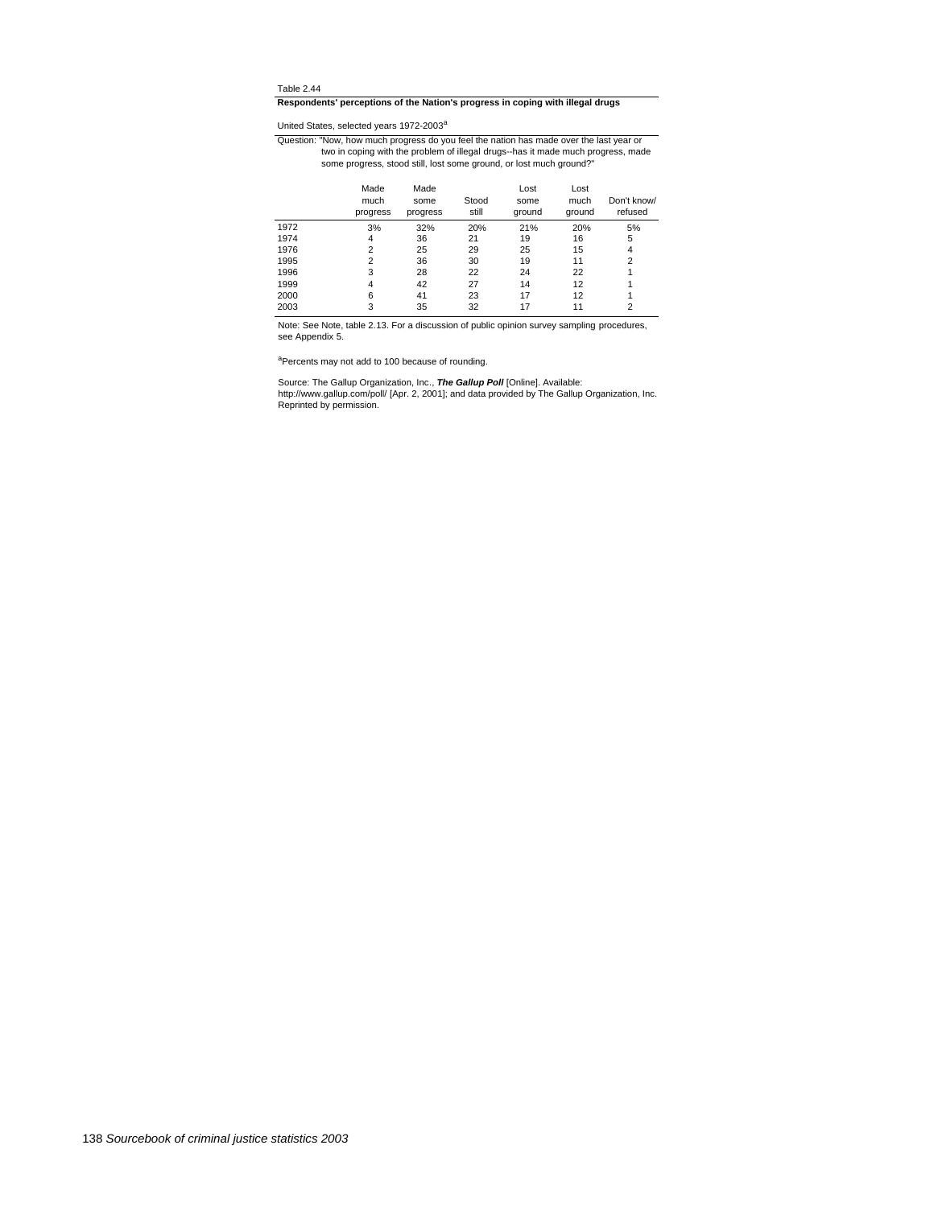Table 2.44

**Respondents' perceptions of the Nation's progress in coping with illegal drugs**

United States, selected years 1972-2003[a]

Question: "Now, how much progress do you feel the nation has made over the last year or two in coping with the problem of illegal drugs--has it made much progress, made some progress, stood still, lost some ground, or lost much ground?"

| | Made much progress | Made some progress | Stood still | Lost some ground | Lost much ground | Don't know/ refused |
|---|---|---|---|---|---|---|
| 1972 | 3% | 32% | 20% | 21% | 20% | 5% |
| 1974 | 4 | 36 | 21 | 19 | 16 | 5 |
| 1976 | 2 | 25 | 29 | 25 | 15 | 4 |
| 1995 | 2 | 36 | 30 | 19 | 11 | 2 |
| 1996 | 3 | 28 | 22 | 24 | 22 | 1 |
| 1999 | 4 | 42 | 27 | 14 | 12 | 1 |
| 2000 | 6 | 41 | 23 | 17 | 12 | 1 |
| 2003 | 3 | 35 | 32 | 17 | 11 | 2 |

Note: See Note, table 2.13. For a discussion of public opinion survey sampling procedures, see Appendix 5.

[a]Percents may not add to 100 because of rounding.

Source: The Gallup Organization, Inc., ***The Gallup Poll*** [Online]. Available: http://www.gallup.com/poll/ [Apr. 2, 2001]; and data provided by The Gallup Organization, Inc. Reprinted by permission.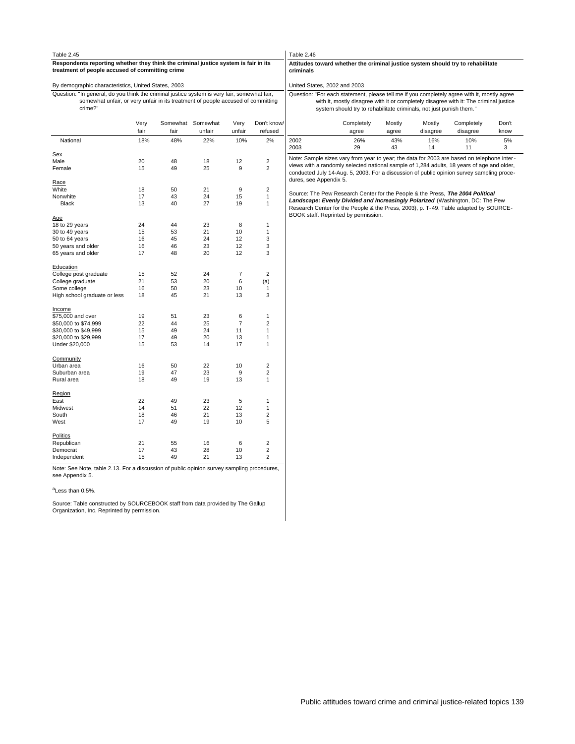Table 2.45

**Respondents reporting whether they think the criminal justice system is fair in its treatment of people accused of committing crime**

By demographic characteristics, United States, 2003

Question: "In general, do you think the criminal justice system is very fair, somewhat fair, somewhat unfair, or very unfair in its treatment of people accused of committing crime?"

| | Very fair | Somewhat fair | Somewhat unfair | Very unfair | Don't know/ refused |
|---|---|---|---|---|---|
| National | 18% | 48% | 22% | 10% | 2% |
| **Sex** | | | | | |
| Male | 20 | 48 | 18 | 12 | 2 |
| Female | 15 | 49 | 25 | 9 | 2 |
| **Race** | | | | | |
| White | 18 | 50 | 21 | 9 | 2 |
| Nonwhite | 17 | 43 | 24 | 15 | 1 |
| Black | 13 | 40 | 27 | 19 | 1 |
| **Age** | | | | | |
| 18 to 29 years | 24 | 44 | 23 | 8 | 1 |
| 30 to 49 years | 15 | 53 | 21 | 10 | 1 |
| 50 to 64 years | 16 | 45 | 24 | 12 | 3 |
| 50 years and older | 16 | 46 | 23 | 12 | 3 |
| 65 years and older | 17 | 48 | 20 | 12 | 3 |
| **Education** | | | | | |
| College post graduate | 15 | 52 | 24 | 7 | 2 |
| College graduate | 21 | 53 | 20 | 6 | (a) |
| Some college | 16 | 50 | 23 | 10 | 1 |
| High school graduate or less | 18 | 45 | 21 | 13 | 3 |
| **Income** | | | | | |
| $75,000 and over | 19 | 51 | 23 | 6 | 1 |
| $50,000 to $74,999 | 22 | 44 | 25 | 7 | 2 |
| $30,000 to $49,999 | 15 | 49 | 24 | 11 | 1 |
| $20,000 to $29,999 | 17 | 49 | 20 | 13 | 1 |
| Under $20,000 | 15 | 53 | 14 | 17 | 1 |
| **Community** | | | | | |
| Urban area | 16 | 50 | 22 | 10 | 2 |
| Suburban area | 19 | 47 | 23 | 9 | 2 |
| Rural area | 18 | 49 | 19 | 13 | 1 |
| **Region** | | | | | |
| East | 22 | 49 | 23 | 5 | 1 |
| Midwest | 14 | 51 | 22 | 12 | 1 |
| South | 18 | 46 | 21 | 13 | 2 |
| West | 17 | 49 | 19 | 10 | 5 |
| **Politics** | | | | | |
| Republican | 21 | 55 | 16 | 6 | 2 |
| Democrat | 17 | 43 | 28 | 10 | 2 |
| Independent | 15 | 49 | 21 | 13 | 2 |

Note: See Note, table 2.13. For a discussion of public opinion survey sampling procedures, see Appendix 5.

[a] Less than 0.5%.

Source: Table constructed by SOURCEBOOK staff from data provided by The Gallup Organization, Inc. Reprinted by permission.

Table 2.46

**Attitudes toward whether the criminal justice system should try to rehabilitate criminals**

United States, 2002 and 2003

Question: "For each statement, please tell me if you completely agree with it, mostly agree with it, mostly disagree with it or completely disagree with it: The criminal justice system should try to rehabilitate criminals, not just punish them."

| | Completely agree | Mostly agree | Mostly disagree | Completely disagree | Don't know |
|---|---|---|---|---|---|
| 2002 | 26% | 43% | 16% | 10% | 5% |
| 2003 | 29 | 43 | 14 | 11 | 3 |

Note: Sample sizes vary from year to year; the data for 2003 are based on telephone interviews with a randomly selected national sample of 1,284 adults, 18 years of age and older, conducted July 14-Aug. 5, 2003. For a discussion of public opinion survey sampling procedures, see Appendix 5.

Source: The Pew Research Center for the People & the Press, ***The 2004 Political Landscape: Evenly Divided and Increasingly Polarized*** (Washington, DC: The Pew Research Center for the People & the Press, 2003), p. T-49. Table adapted by SOURCEBOOK staff. Reprinted by permission.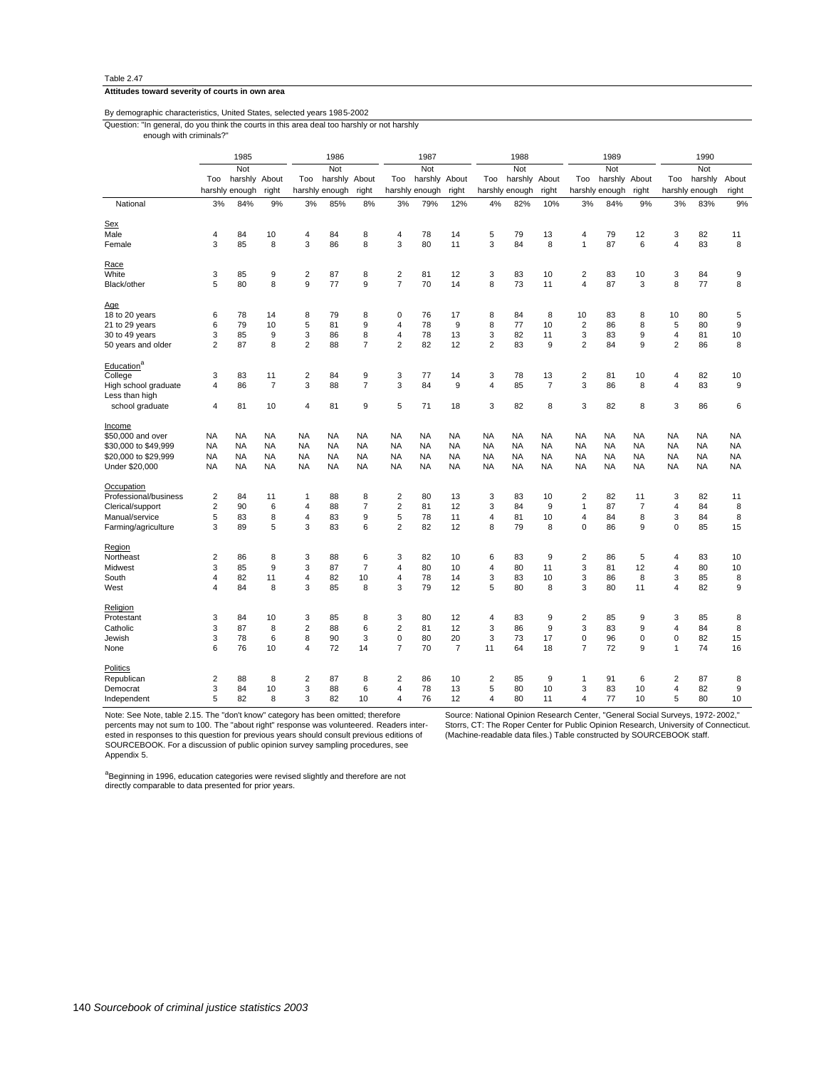Table 2.47

**Attitudes toward severity of courts in own area**

By demographic characteristics, United States, selected years 1985-2002

Question: "In general, do you think the courts in this area deal too harshly or not harshly enough with criminals?"

| | 1985 | | | 1986 | | | 1987 | | | 1988 | | | 1989 | | | 1990 | | |
|---|---|---|---|---|---|---|---|---|---|---|---|---|---|---|---|---|---|---|
| | Too harshly | Not harshly enough | About right | Too harshly | Not harshly enough | About right | Too harshly | Not harshly enough | About right | Too harshly | Not harshly enough | About right | Too harshly | Not harshly enough | About right | Too harshly | Not harshly enough | About right |
| National | 3% | 84% | 9% | 3% | 85% | 8% | 3% | 79% | 12% | 4% | 82% | 10% | 3% | 84% | 9% | 3% | 83% | 9% |
| **Sex** | | | | | | | | | | | | | | | | | | |
| Male | 4 | 84 | 10 | 4 | 84 | 8 | 4 | 78 | 14 | 5 | 79 | 13 | 4 | 79 | 12 | 3 | 82 | 11 |
| Female | 3 | 85 | 8 | 3 | 86 | 8 | 3 | 80 | 11 | 3 | 84 | 8 | 1 | 87 | 6 | 4 | 83 | 8 |
| **Race** | | | | | | | | | | | | | | | | | | |
| White | 3 | 85 | 9 | 2 | 87 | 8 | 2 | 81 | 12 | 3 | 83 | 10 | 2 | 83 | 10 | 3 | 84 | 9 |
| Black/other | 5 | 80 | 8 | 9 | 77 | 9 | 7 | 70 | 14 | 8 | 73 | 11 | 4 | 87 | 3 | 8 | 77 | 8 |
| **Age** | | | | | | | | | | | | | | | | | | |
| 18 to 20 years | 6 | 78 | 14 | 8 | 79 | 8 | 0 | 76 | 17 | 8 | 84 | 8 | 10 | 83 | 8 | 10 | 80 | 5 |
| 21 to 29 years | 6 | 79 | 10 | 5 | 81 | 9 | 4 | 78 | 9 | 8 | 77 | 10 | 2 | 86 | 8 | 5 | 80 | 9 |
| 30 to 49 years | 3 | 85 | 9 | 3 | 86 | 8 | 4 | 78 | 13 | 3 | 82 | 11 | 3 | 83 | 9 | 4 | 81 | 10 |
| 50 years and older | 2 | 87 | 8 | 2 | 88 | 7 | 2 | 82 | 12 | 2 | 83 | 9 | 2 | 84 | 9 | 2 | 86 | 8 |
| **Education**[a] | | | | | | | | | | | | | | | | | | |
| College | 3 | 83 | 11 | 2 | 84 | 9 | 3 | 77 | 14 | 3 | 78 | 13 | 2 | 81 | 10 | 4 | 82 | 10 |
| High school graduate | 4 | 86 | 7 | 3 | 88 | 7 | 3 | 84 | 9 | 4 | 85 | 7 | 3 | 86 | 8 | 4 | 83 | 9 |
| Less than high school graduate | 4 | 81 | 10 | 4 | 81 | 9 | 5 | 71 | 18 | 3 | 82 | 8 | 3 | 82 | 8 | 3 | 86 | 6 |
| **Income** | | | | | | | | | | | | | | | | | | |
| $50,000 and over | NA | NA | NA | NA | NA | NA | NA | NA | NA | NA | NA | NA | NA | NA | NA | NA | NA | NA |
| $30,000 to $49,999 | NA | NA | NA | NA | NA | NA | NA | NA | NA | NA | NA | NA | NA | NA | NA | NA | NA | NA |
| $20,000 to $29,999 | NA | NA | NA | NA | NA | NA | NA | NA | NA | NA | NA | NA | NA | NA | NA | NA | NA | NA |
| Under $20,000 | NA | NA | NA | NA | NA | NA | NA | NA | NA | NA | NA | NA | NA | NA | NA | NA | NA | NA |
| **Occupation** | | | | | | | | | | | | | | | | | | |
| Professional/business | 2 | 84 | 11 | 1 | 88 | 8 | 2 | 80 | 13 | 3 | 83 | 10 | 2 | 82 | 11 | 3 | 82 | 11 |
| Clerical/support | 2 | 90 | 6 | 4 | 88 | 7 | 2 | 81 | 12 | 3 | 84 | 9 | 1 | 87 | 7 | 4 | 84 | 8 |
| Manual/service | 5 | 83 | 8 | 4 | 83 | 9 | 5 | 78 | 11 | 4 | 81 | 10 | 4 | 84 | 8 | 3 | 84 | 8 |
| Farming/agriculture | 3 | 89 | 5 | 3 | 83 | 6 | 2 | 82 | 12 | 8 | 79 | 8 | 0 | 86 | 9 | 0 | 85 | 15 |
| **Region** | | | | | | | | | | | | | | | | | | |
| Northeast | 2 | 86 | 8 | 3 | 88 | 6 | 3 | 82 | 10 | 6 | 83 | 9 | 2 | 86 | 5 | 4 | 83 | 10 |
| Midwest | 3 | 85 | 9 | 3 | 87 | 7 | 4 | 80 | 10 | 4 | 80 | 11 | 3 | 81 | 12 | 4 | 80 | 10 |
| South | 4 | 82 | 11 | 4 | 82 | 10 | 4 | 78 | 14 | 3 | 83 | 10 | 3 | 86 | 8 | 3 | 85 | 8 |
| West | 4 | 84 | 8 | 3 | 85 | 8 | 3 | 79 | 12 | 5 | 80 | 8 | 3 | 80 | 11 | 4 | 82 | 9 |
| **Religion** | | | | | | | | | | | | | | | | | | |
| Protestant | 3 | 84 | 10 | 3 | 85 | 8 | 3 | 80 | 12 | 4 | 83 | 9 | 2 | 85 | 9 | 3 | 85 | 8 |
| Catholic | 3 | 87 | 8 | 2 | 88 | 6 | 2 | 81 | 12 | 3 | 86 | 9 | 3 | 83 | 9 | 4 | 84 | 8 |
| Jewish | 3 | 78 | 6 | 8 | 90 | 3 | 0 | 80 | 20 | 3 | 73 | 17 | 0 | 96 | 0 | 0 | 82 | 15 |
| None | 6 | 76 | 10 | 4 | 72 | 14 | 7 | 70 | 7 | 11 | 64 | 18 | 7 | 72 | 9 | 1 | 74 | 16 |
| **Politics** | | | | | | | | | | | | | | | | | | |
| Republican | 2 | 88 | 8 | 2 | 87 | 8 | 2 | 86 | 10 | 2 | 85 | 9 | 1 | 91 | 6 | 2 | 87 | 8 |
| Democrat | 3 | 84 | 10 | 3 | 88 | 6 | 4 | 78 | 13 | 5 | 80 | 10 | 3 | 83 | 10 | 4 | 82 | 9 |
| Independent | 5 | 82 | 8 | 3 | 82 | 10 | 4 | 76 | 12 | 4 | 80 | 11 | 4 | 77 | 10 | 5 | 80 | 10 |

Note: See Note, table 2.15. The "don't know" category has been omitted; therefore percents may not sum to 100. The "about right" response was volunteered. Readers interested in responses to this question for previous years should consult previous editions of SOURCEBOOK. For a discussion of public opinion survey sampling procedures, see Appendix 5.

[a]Beginning in 1996, education categories were revised slightly and therefore are not directly comparable to data presented for prior years.

Source: National Opinion Research Center, "General Social Surveys, 1972-2002," Storrs, CT: The Roper Center for Public Opinion Research, University of Connecticut. (Machine-readable data files.) Table constructed by SOURCEBOOK staff.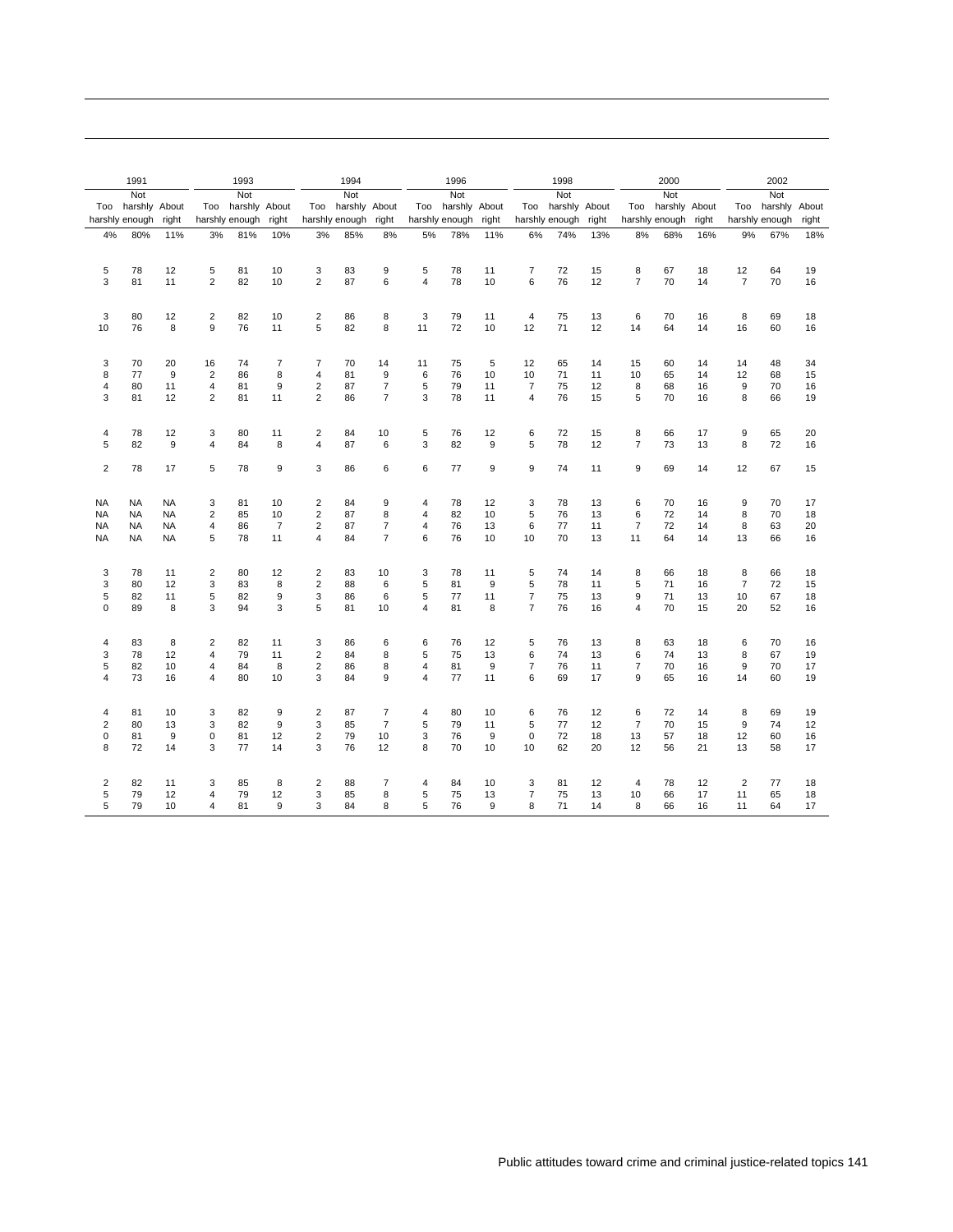| 1991 | | | 1993 | | | 1994 | | | 1996 | | | 1998 | | | 2000 | | | 2002 | | |
|---|---|---|---|---|---|---|---|---|---|---|---|---|---|---|---|---|---|---|---|---|
| Too harshly | Not harshly enough | About right | Too harshly | Not harshly enough | About right | Too harshly | Not harshly enough | About right | Too harshly | Not harshly enough | About right | Too harshly | Not harshly enough | About right | Too harshly | Not harshly enough | About right | Too harshly | Not harshly enough | About right |
| 4% | 80% | 11% | 3% | 81% | 10% | 3% | 85% | 8% | 5% | 78% | 11% | 6% | 74% | 13% | 8% | 68% | 16% | 9% | 67% | 18% |
| | | | | | | | | | | | | | | | | | | | | |
| 5 | 78 | 12 | 5 | 81 | 10 | 3 | 83 | 9 | 5 | 78 | 11 | 7 | 72 | 15 | 8 | 67 | 18 | 12 | 64 | 19 |
| 3 | 81 | 11 | 2 | 82 | 10 | 2 | 87 | 6 | 4 | 78 | 10 | 6 | 76 | 12 | 7 | 70 | 14 | 7 | 70 | 16 |
| | | | | | | | | | | | | | | | | | | | | |
| 3 | 80 | 12 | 2 | 82 | 10 | 2 | 86 | 8 | 3 | 79 | 11 | 4 | 75 | 13 | 6 | 70 | 16 | 8 | 69 | 18 |
| 10 | 76 | 8 | 9 | 76 | 11 | 5 | 82 | 8 | 11 | 72 | 10 | 12 | 71 | 12 | 14 | 64 | 14 | 16 | 60 | 16 |
| | | | | | | | | | | | | | | | | | | | | |
| 3 | 70 | 20 | 16 | 74 | 7 | 7 | 70 | 14 | 11 | 75 | 5 | 12 | 65 | 14 | 15 | 60 | 14 | 14 | 48 | 34 |
| 8 | 77 | 9 | 2 | 86 | 8 | 4 | 81 | 9 | 6 | 76 | 10 | 10 | 71 | 11 | 10 | 65 | 14 | 12 | 68 | 15 |
| 4 | 80 | 11 | 4 | 81 | 9 | 2 | 87 | 7 | 5 | 79 | 11 | 7 | 75 | 12 | 8 | 68 | 16 | 9 | 70 | 16 |
| 3 | 81 | 12 | 2 | 81 | 11 | 2 | 86 | 7 | 3 | 78 | 11 | 4 | 76 | 15 | 5 | 70 | 16 | 8 | 66 | 19 |
| | | | | | | | | | | | | | | | | | | | | |
| 4 | 78 | 12 | 3 | 80 | 11 | 2 | 84 | 10 | 5 | 76 | 12 | 6 | 72 | 15 | 8 | 66 | 17 | 9 | 65 | 20 |
| 5 | 82 | 9 | 4 | 84 | 8 | 4 | 87 | 6 | 3 | 82 | 9 | 5 | 78 | 12 | 7 | 73 | 13 | 8 | 72 | 16 |
| | | | | | | | | | | | | | | | | | | | | |
| 2 | 78 | 17 | 5 | 78 | 9 | 3 | 86 | 6 | 6 | 77 | 9 | 9 | 74 | 11 | 9 | 69 | 14 | 12 | 67 | 15 |
| | | | | | | | | | | | | | | | | | | | | |
| NA | NA | NA | 3 | 81 | 10 | 2 | 84 | 9 | 4 | 78 | 12 | 3 | 78 | 13 | 6 | 70 | 16 | 9 | 70 | 17 |
| NA | NA | NA | 2 | 85 | 10 | 2 | 87 | 8 | 4 | 82 | 10 | 5 | 76 | 13 | 6 | 72 | 14 | 8 | 70 | 18 |
| NA | NA | NA | 4 | 86 | 7 | 2 | 87 | 7 | 4 | 76 | 13 | 6 | 77 | 11 | 7 | 72 | 14 | 8 | 63 | 20 |
| NA | NA | NA | 5 | 78 | 11 | 4 | 84 | 7 | 6 | 76 | 10 | 10 | 70 | 13 | 11 | 64 | 14 | 13 | 66 | 16 |
| | | | | | | | | | | | | | | | | | | | | |
| 3 | 78 | 11 | 2 | 80 | 12 | 2 | 83 | 10 | 3 | 78 | 11 | 5 | 74 | 14 | 8 | 66 | 18 | 8 | 66 | 18 |
| 3 | 80 | 12 | 3 | 83 | 8 | 2 | 88 | 6 | 5 | 81 | 9 | 5 | 78 | 11 | 5 | 71 | 16 | 7 | 72 | 15 |
| 5 | 82 | 11 | 5 | 82 | 9 | 3 | 86 | 6 | 5 | 77 | 11 | 7 | 75 | 13 | 9 | 71 | 13 | 10 | 67 | 18 |
| 0 | 89 | 8 | 3 | 94 | 3 | 5 | 81 | 10 | 4 | 81 | 8 | 7 | 76 | 16 | 4 | 70 | 15 | 20 | 52 | 16 |
| | | | | | | | | | | | | | | | | | | | | |
| 4 | 83 | 8 | 2 | 82 | 11 | 3 | 86 | 6 | 6 | 76 | 12 | 5 | 76 | 13 | 8 | 63 | 18 | 6 | 70 | 16 |
| 3 | 78 | 12 | 4 | 79 | 11 | 2 | 84 | 8 | 5 | 75 | 13 | 6 | 74 | 13 | 6 | 74 | 13 | 8 | 67 | 19 |
| 5 | 82 | 10 | 4 | 84 | 8 | 2 | 86 | 8 | 4 | 81 | 9 | 7 | 76 | 11 | 7 | 70 | 16 | 9 | 70 | 17 |
| 4 | 73 | 16 | 4 | 80 | 10 | 3 | 84 | 9 | 4 | 77 | 11 | 6 | 69 | 17 | 9 | 65 | 16 | 14 | 60 | 19 |
| | | | | | | | | | | | | | | | | | | | | |
| 4 | 81 | 10 | 3 | 82 | 9 | 2 | 87 | 7 | 4 | 80 | 10 | 6 | 76 | 12 | 6 | 72 | 14 | 8 | 69 | 19 |
| 2 | 80 | 13 | 3 | 82 | 9 | 3 | 85 | 7 | 5 | 79 | 11 | 5 | 77 | 12 | 7 | 70 | 15 | 9 | 74 | 12 |
| 0 | 81 | 9 | 0 | 81 | 12 | 2 | 79 | 10 | 3 | 76 | 9 | 0 | 72 | 18 | 13 | 57 | 18 | 12 | 60 | 16 |
| 8 | 72 | 14 | 3 | 77 | 14 | 3 | 76 | 12 | 8 | 70 | 10 | 10 | 62 | 20 | 12 | 56 | 21 | 13 | 58 | 17 |
| | | | | | | | | | | | | | | | | | | | | |
| 2 | 82 | 11 | 3 | 85 | 8 | 2 | 88 | 7 | 4 | 84 | 10 | 3 | 81 | 12 | 4 | 78 | 12 | 2 | 77 | 18 |
| 5 | 79 | 12 | 4 | 79 | 12 | 3 | 85 | 8 | 5 | 75 | 13 | 7 | 75 | 13 | 10 | 66 | 17 | 11 | 65 | 18 |
| 5 | 79 | 10 | 4 | 81 | 9 | 3 | 84 | 8 | 5 | 76 | 9 | 8 | 71 | 14 | 8 | 66 | 16 | 11 | 64 | 17 |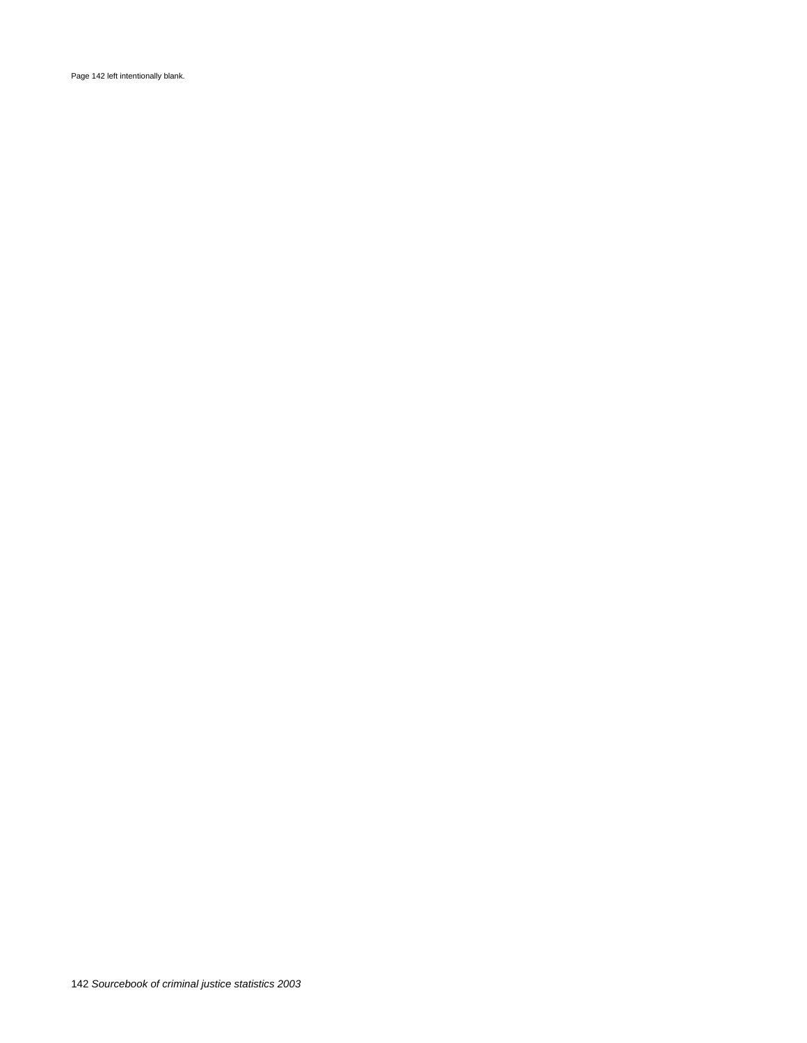Page 142 left intentionally blank.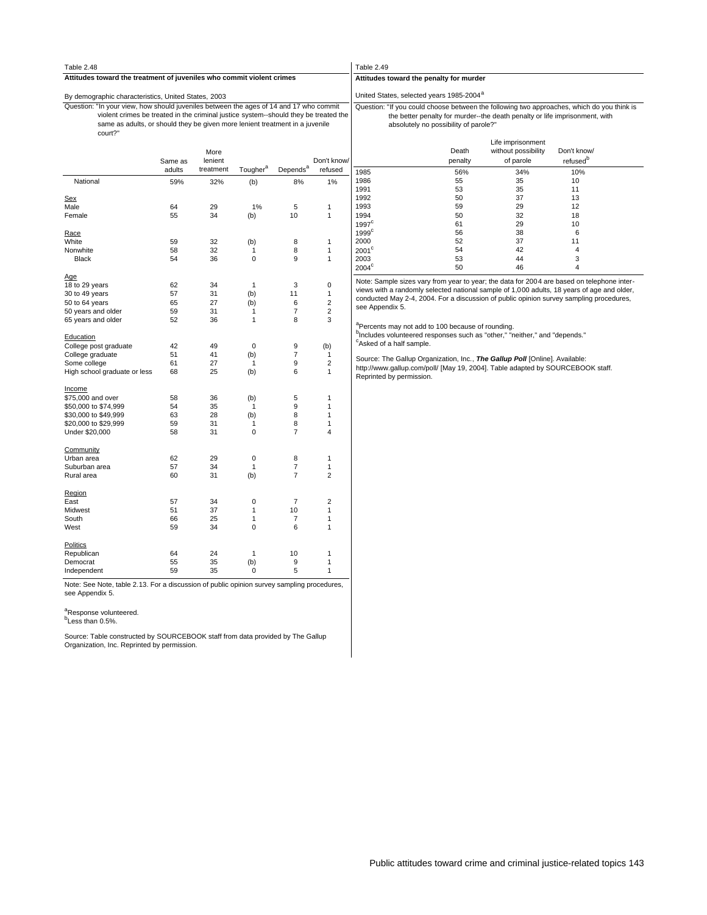Table 2.48

**Attitudes toward the treatment of juveniles who commit violent crimes**

By demographic characteristics, United States, 2003

Question: "In your view, how should juveniles between the ages of 14 and 17 who commit violent crimes be treated in the criminal justice system--should they be treated the same as adults, or should they be given more lenient treatment in a juvenile court?"

| | Same as adults | More lenient treatment | Tougher[a] | Depends[a] | Don't know/ refused |
|---|---|---|---|---|---|
| National | 59% | 32% | (b) | 8% | 1% |
| **Sex** | | | | | |
| Male | 64 | 29 | 1% | 5 | 1 |
| Female | 55 | 34 | (b) | 10 | 1 |
| **Race** | | | | | |
| White | 59 | 32 | (b) | 8 | 1 |
| Nonwhite | 58 | 32 | 1 | 8 | 1 |
| Black | 54 | 36 | 0 | 9 | 1 |
| **Age** | | | | | |
| 18 to 29 years | 62 | 34 | 1 | 3 | 0 |
| 30 to 49 years | 57 | 31 | (b) | 11 | 1 |
| 50 to 64 years | 65 | 27 | (b) | 6 | 2 |
| 50 years and older | 59 | 31 | 1 | 7 | 2 |
| 65 years and older | 52 | 36 | 1 | 8 | 3 |
| **Education** | | | | | |
| College post graduate | 42 | 49 | 0 | 9 | (b) |
| College graduate | 51 | 41 | (b) | 7 | 1 |
| Some college | 61 | 27 | 1 | 9 | 2 |
| High school graduate or less | 68 | 25 | (b) | 6 | 1 |
| **Income** | | | | | |
| $75,000 and over | 58 | 36 | (b) | 5 | 1 |
| $50,000 to $74,999 | 54 | 35 | 1 | 9 | 1 |
| $30,000 to $49,999 | 63 | 28 | (b) | 8 | 1 |
| $20,000 to $29,999 | 59 | 31 | 1 | 8 | 1 |
| Under $20,000 | 58 | 31 | 0 | 7 | 4 |
| **Community** | | | | | |
| Urban area | 62 | 29 | 0 | 8 | 1 |
| Suburban area | 57 | 34 | 1 | 7 | 1 |
| Rural area | 60 | 31 | (b) | 7 | 2 |
| **Region** | | | | | |
| East | 57 | 34 | 0 | 7 | 2 |
| Midwest | 51 | 37 | 1 | 10 | 1 |
| South | 66 | 25 | 1 | 7 | 1 |
| West | 59 | 34 | 0 | 6 | 1 |
| **Politics** | | | | | |
| Republican | 64 | 24 | 1 | 10 | 1 |
| Democrat | 55 | 35 | (b) | 9 | 1 |
| Independent | 59 | 35 | 0 | 5 | 1 |

Note: See Note, table 2.13. For a discussion of public opinion survey sampling procedures, see Appendix 5.

[a]Response volunteered.
[b]Less than 0.5%.

Source: Table constructed by SOURCEBOOK staff from data provided by The Gallup Organization, Inc. Reprinted by permission.

Table 2.49

**Attitudes toward the penalty for murder**

United States, selected years 1985-2004[a]

Question: "If you could choose between the following two approaches, which do you think is the better penalty for murder--the death penalty or life imprisonment, with absolutely no possibility of parole?"

| | Death penalty | Life imprisonment without possibility of parole | Don't know/ refused[b] |
|---|---|---|---|
| 1985 | 56% | 34% | 10% |
| 1986 | 55 | 35 | 10 |
| 1991 | 53 | 35 | 11 |
| 1992 | 50 | 37 | 13 |
| 1993 | 59 | 29 | 12 |
| 1994 | 50 | 32 | 18 |
| 1997[c] | 61 | 29 | 10 |
| 1999[c] | 56 | 38 | 6 |
| 2000 | 52 | 37 | 11 |
| 2001[c] | 54 | 42 | 4 |
| 2003 | 53 | 44 | 3 |
| 2004[c] | 50 | 46 | 4 |

Note: Sample sizes vary from year to year; the data for 2004 are based on telephone interviews with a randomly selected national sample of 1,000 adults, 18 years of age and older, conducted May 2-4, 2004. For a discussion of public opinion survey sampling procedures, see Appendix 5.

[a]Percents may not add to 100 because of rounding.
[b]Includes volunteered responses such as "other," "neither," and "depends."
[c]Asked of a half sample.

Source: The Gallup Organization, Inc., ***The Gallup Poll*** [Online]. Available: http://www.gallup.com/poll/ [May 19, 2004]. Table adapted by SOURCEBOOK staff. Reprinted by permission.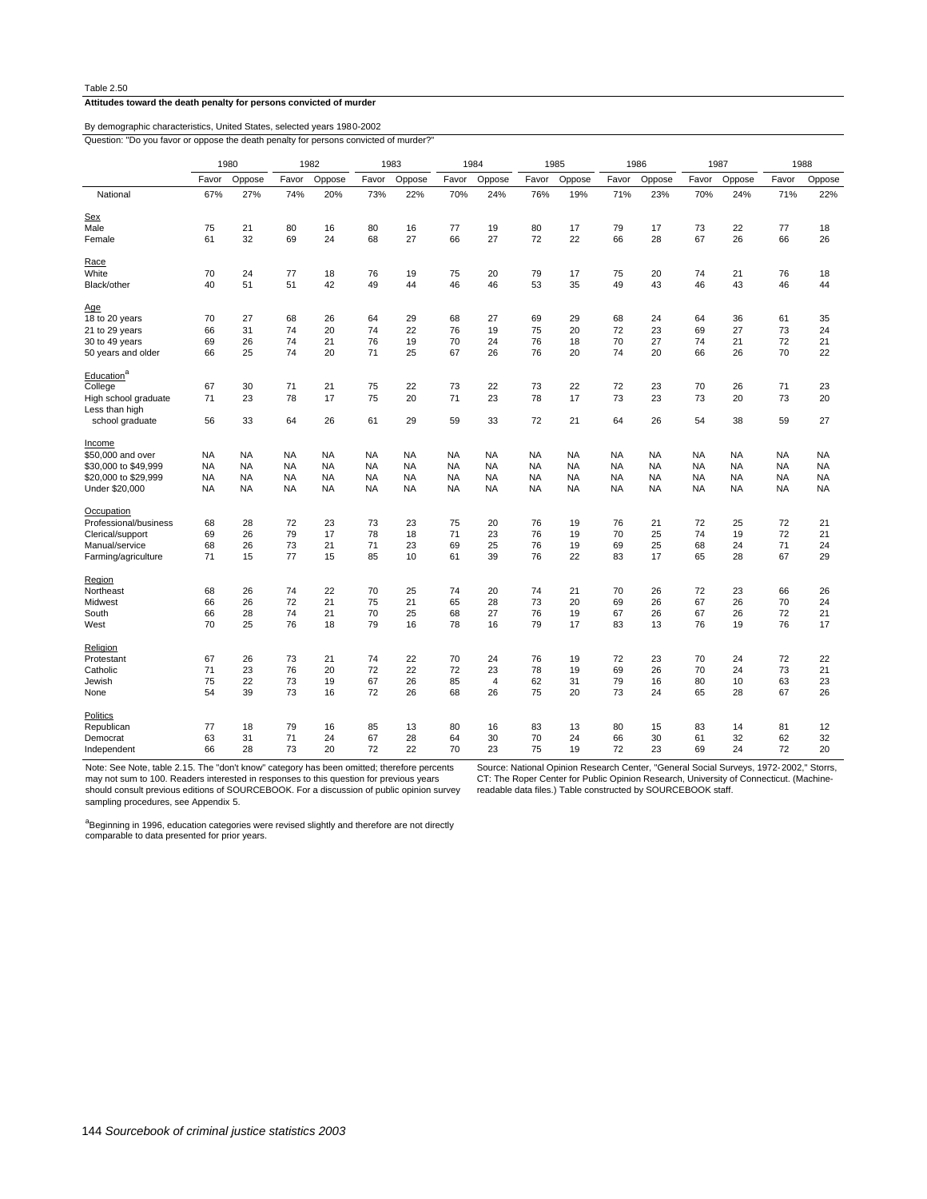Table 2.50

**Attitudes toward the death penalty for persons convicted of murder**

By demographic characteristics, United States, selected years 1980-2002

Question: "Do you favor or oppose the death penalty for persons convicted of murder?"

| | 1980 | | 1982 | | 1983 | | 1984 | | 1985 | | 1986 | | 1987 | | 1988 | |
|---|---|---|---|---|---|---|---|---|---|---|---|---|---|---|---|---|
| | Favor | Oppose | Favor | Oppose | Favor | Oppose | Favor | Oppose | Favor | Oppose | Favor | Oppose | Favor | Oppose | Favor | Oppose |
| National | 67% | 27% | 74% | 20% | 73% | 22% | 70% | 24% | 76% | 19% | 71% | 23% | 70% | 24% | 71% | 22% |
| Sex | | | | | | | | | | | | | | | | |
| Male | 75 | 21 | 80 | 16 | 80 | 16 | 77 | 19 | 80 | 17 | 79 | 17 | 73 | 22 | 77 | 18 |
| Female | 61 | 32 | 69 | 24 | 68 | 27 | 66 | 27 | 72 | 22 | 66 | 28 | 67 | 26 | 66 | 26 |
| Race | | | | | | | | | | | | | | | | |
| White | 70 | 24 | 77 | 18 | 76 | 19 | 75 | 20 | 79 | 17 | 75 | 20 | 74 | 21 | 76 | 18 |
| Black/other | 40 | 51 | 51 | 42 | 49 | 44 | 46 | 46 | 53 | 35 | 49 | 43 | 46 | 43 | 46 | 44 |
| Age | | | | | | | | | | | | | | | | |
| 18 to 20 years | 70 | 27 | 68 | 26 | 64 | 29 | 68 | 27 | 69 | 29 | 68 | 24 | 64 | 36 | 61 | 35 |
| 21 to 29 years | 66 | 31 | 74 | 20 | 74 | 22 | 76 | 19 | 75 | 20 | 72 | 23 | 69 | 27 | 73 | 24 |
| 30 to 49 years | 69 | 26 | 74 | 21 | 76 | 19 | 70 | 24 | 76 | 18 | 70 | 27 | 74 | 21 | 72 | 21 |
| 50 years and older | 66 | 25 | 74 | 20 | 71 | 25 | 67 | 26 | 76 | 20 | 74 | 20 | 66 | 26 | 70 | 22 |
| Education[a] | | | | | | | | | | | | | | | | |
| College | 67 | 30 | 71 | 21 | 75 | 22 | 73 | 22 | 73 | 22 | 72 | 23 | 70 | 26 | 71 | 23 |
| High school graduate | 71 | 23 | 78 | 17 | 75 | 20 | 71 | 23 | 78 | 17 | 73 | 23 | 73 | 20 | 73 | 20 |
| Less than high school graduate | 56 | 33 | 64 | 26 | 61 | 29 | 59 | 33 | 72 | 21 | 64 | 26 | 54 | 38 | 59 | 27 |
| Income | | | | | | | | | | | | | | | | |
| $50,000 and over | NA | NA | NA | NA | NA | NA | NA | NA | NA | NA | NA | NA | NA | NA | NA | NA |
| $30,000 to $49,999 | NA | NA | NA | NA | NA | NA | NA | NA | NA | NA | NA | NA | NA | NA | NA | NA |
| $20,000 to $29,999 | NA | NA | NA | NA | NA | NA | NA | NA | NA | NA | NA | NA | NA | NA | NA | NA |
| Under $20,000 | NA | NA | NA | NA | NA | NA | NA | NA | NA | NA | NA | NA | NA | NA | NA | NA |
| Occupation | | | | | | | | | | | | | | | | |
| Professional/business | 68 | 28 | 72 | 23 | 73 | 23 | 75 | 20 | 76 | 19 | 76 | 21 | 72 | 25 | 72 | 21 |
| Clerical/support | 69 | 26 | 79 | 17 | 78 | 18 | 71 | 23 | 76 | 19 | 70 | 25 | 74 | 19 | 72 | 21 |
| Manual/service | 68 | 26 | 73 | 21 | 71 | 23 | 69 | 25 | 76 | 19 | 69 | 25 | 68 | 24 | 71 | 24 |
| Farming/agriculture | 71 | 15 | 77 | 15 | 85 | 10 | 61 | 39 | 76 | 22 | 83 | 17 | 65 | 28 | 67 | 29 |
| Region | | | | | | | | | | | | | | | | |
| Northeast | 68 | 26 | 74 | 22 | 70 | 25 | 74 | 20 | 74 | 21 | 70 | 26 | 72 | 23 | 66 | 26 |
| Midwest | 66 | 26 | 72 | 21 | 75 | 21 | 65 | 28 | 73 | 20 | 69 | 26 | 67 | 26 | 70 | 24 |
| South | 66 | 28 | 74 | 21 | 70 | 25 | 68 | 27 | 76 | 19 | 67 | 26 | 67 | 26 | 72 | 21 |
| West | 70 | 25 | 76 | 18 | 79 | 16 | 78 | 16 | 79 | 17 | 83 | 13 | 76 | 19 | 76 | 17 |
| Religion | | | | | | | | | | | | | | | | |
| Protestant | 67 | 26 | 73 | 21 | 74 | 22 | 70 | 24 | 76 | 19 | 72 | 23 | 70 | 24 | 72 | 22 |
| Catholic | 71 | 23 | 76 | 20 | 72 | 22 | 72 | 23 | 78 | 19 | 69 | 26 | 70 | 24 | 73 | 21 |
| Jewish | 75 | 22 | 73 | 19 | 67 | 26 | 85 | 4 | 62 | 31 | 79 | 16 | 80 | 10 | 63 | 23 |
| None | 54 | 39 | 73 | 16 | 72 | 26 | 68 | 26 | 75 | 20 | 73 | 24 | 65 | 28 | 67 | 26 |
| Politics | | | | | | | | | | | | | | | | |
| Republican | 77 | 18 | 79 | 16 | 85 | 13 | 80 | 16 | 83 | 13 | 80 | 15 | 83 | 14 | 81 | 12 |
| Democrat | 63 | 31 | 71 | 24 | 67 | 28 | 64 | 30 | 70 | 24 | 66 | 30 | 61 | 32 | 62 | 32 |
| Independent | 66 | 28 | 73 | 20 | 72 | 22 | 70 | 23 | 75 | 19 | 72 | 23 | 69 | 24 | 72 | 20 |

Note: See Note, table 2.15. The "don't know" category has been omitted; therefore percents may not sum to 100. Readers interested in responses to this question for previous years should consult previous editions of SOURCEBOOK. For a discussion of public opinion survey sampling procedures, see Appendix 5.

[a]Beginning in 1996, education categories were revised slightly and therefore are not directly comparable to data presented for prior years.

Source: National Opinion Research Center, "General Social Surveys, 1972-2002," Storrs, CT: The Roper Center for Public Opinion Research, University of Connecticut. (Machine-readable data files.) Table constructed by SOURCEBOOK staff.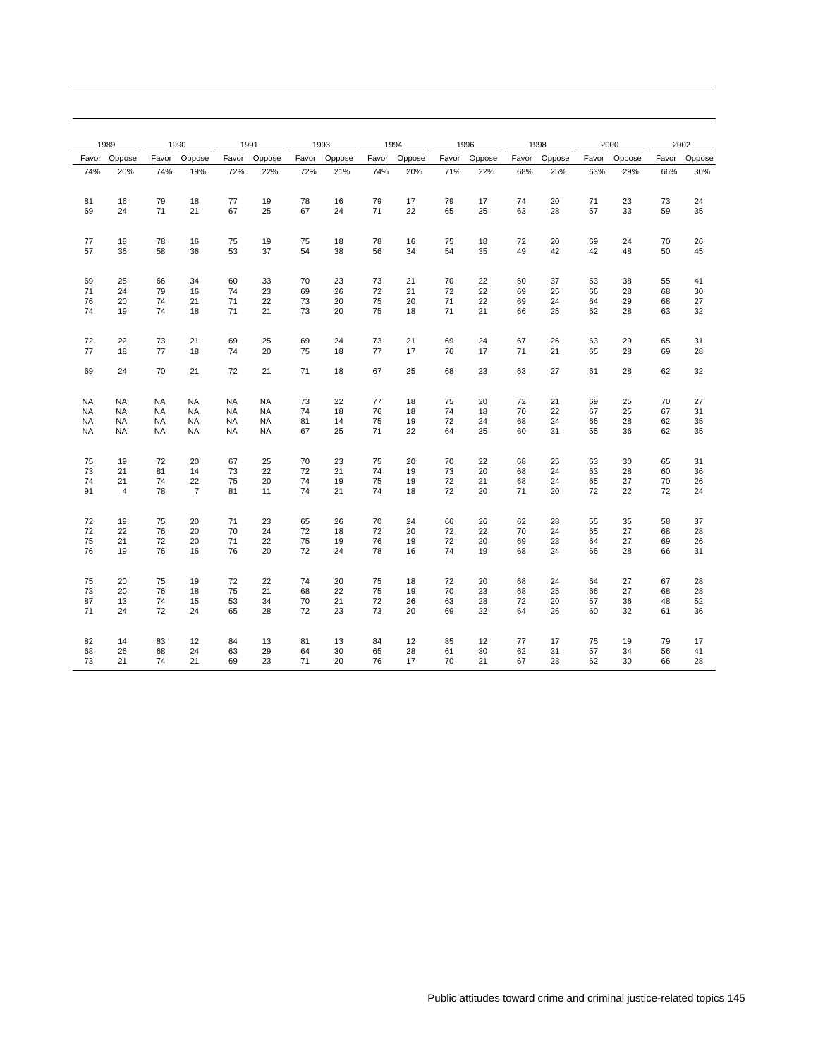| 1989 | | 1990 | | 1991 | | 1993 | | 1994 | | 1996 | | 1998 | | 2000 | | 2002 | |
|---|---|---|---|---|---|---|---|---|---|---|---|---|---|---|---|---|---|
| Favor | Oppose | Favor | Oppose | Favor | Oppose | Favor | Oppose | Favor | Oppose | Favor | Oppose | Favor | Oppose | Favor | Oppose | Favor | Oppose |
| 74% | 20% | 74% | 19% | 72% | 22% | 72% | 21% | 74% | 20% | 71% | 22% | 68% | 25% | 63% | 29% | 66% | 30% |
| | | | | | | | | | | | | | | | | | |
| 81 | 16 | 79 | 18 | 77 | 19 | 78 | 16 | 79 | 17 | 79 | 17 | 74 | 20 | 71 | 23 | 73 | 24 |
| 69 | 24 | 71 | 21 | 67 | 25 | 67 | 24 | 71 | 22 | 65 | 25 | 63 | 28 | 57 | 33 | 59 | 35 |
| | | | | | | | | | | | | | | | | | |
| 77 | 18 | 78 | 16 | 75 | 19 | 75 | 18 | 78 | 16 | 75 | 18 | 72 | 20 | 69 | 24 | 70 | 26 |
| 57 | 36 | 58 | 36 | 53 | 37 | 54 | 38 | 56 | 34 | 54 | 35 | 49 | 42 | 42 | 48 | 50 | 45 |
| | | | | | | | | | | | | | | | | | |
| 69 | 25 | 66 | 34 | 60 | 33 | 70 | 23 | 73 | 21 | 70 | 22 | 60 | 37 | 53 | 38 | 55 | 41 |
| 71 | 24 | 79 | 16 | 74 | 23 | 69 | 26 | 72 | 21 | 72 | 22 | 69 | 25 | 66 | 28 | 68 | 30 |
| 76 | 20 | 74 | 21 | 71 | 22 | 73 | 20 | 75 | 20 | 71 | 22 | 69 | 24 | 64 | 29 | 68 | 27 |
| 74 | 19 | 74 | 18 | 71 | 21 | 73 | 20 | 75 | 18 | 71 | 21 | 66 | 25 | 62 | 28 | 63 | 32 |
| | | | | | | | | | | | | | | | | | |
| 72 | 22 | 73 | 21 | 69 | 25 | 69 | 24 | 73 | 21 | 69 | 24 | 67 | 26 | 63 | 29 | 65 | 31 |
| 77 | 18 | 77 | 18 | 74 | 20 | 75 | 18 | 77 | 17 | 76 | 17 | 71 | 21 | 65 | 28 | 69 | 28 |
| | | | | | | | | | | | | | | | | | |
| 69 | 24 | 70 | 21 | 72 | 21 | 71 | 18 | 67 | 25 | 68 | 23 | 63 | 27 | 61 | 28 | 62 | 32 |
| | | | | | | | | | | | | | | | | | |
| NA | NA | NA | NA | NA | NA | 73 | 22 | 77 | 18 | 75 | 20 | 72 | 21 | 69 | 25 | 70 | 27 |
| NA | NA | NA | NA | NA | NA | 74 | 18 | 76 | 18 | 74 | 18 | 70 | 22 | 67 | 25 | 67 | 31 |
| NA | NA | NA | NA | NA | NA | 81 | 14 | 75 | 19 | 72 | 24 | 68 | 24 | 66 | 28 | 62 | 35 |
| NA | NA | NA | NA | NA | NA | 67 | 25 | 71 | 22 | 64 | 25 | 60 | 31 | 55 | 36 | 62 | 35 |
| | | | | | | | | | | | | | | | | | |
| 75 | 19 | 72 | 20 | 67 | 25 | 70 | 23 | 75 | 20 | 70 | 22 | 68 | 25 | 63 | 30 | 65 | 31 |
| 73 | 21 | 81 | 14 | 73 | 22 | 72 | 21 | 74 | 19 | 73 | 20 | 68 | 24 | 63 | 28 | 60 | 36 |
| 74 | 21 | 74 | 22 | 75 | 20 | 74 | 19 | 75 | 19 | 72 | 21 | 68 | 24 | 65 | 27 | 70 | 26 |
| 91 | 4 | 78 | 7 | 81 | 11 | 74 | 21 | 74 | 18 | 72 | 20 | 71 | 20 | 72 | 22 | 72 | 24 |
| | | | | | | | | | | | | | | | | | |
| 72 | 19 | 75 | 20 | 71 | 23 | 65 | 26 | 70 | 24 | 66 | 26 | 62 | 28 | 55 | 35 | 58 | 37 |
| 72 | 22 | 76 | 20 | 70 | 24 | 72 | 18 | 72 | 20 | 72 | 22 | 70 | 24 | 65 | 27 | 68 | 28 |
| 75 | 21 | 72 | 20 | 71 | 22 | 75 | 19 | 76 | 19 | 72 | 20 | 69 | 23 | 64 | 27 | 69 | 26 |
| 76 | 19 | 76 | 16 | 76 | 20 | 72 | 24 | 78 | 16 | 74 | 19 | 68 | 24 | 66 | 28 | 66 | 31 |
| | | | | | | | | | | | | | | | | | |
| 75 | 20 | 75 | 19 | 72 | 22 | 74 | 20 | 75 | 18 | 72 | 20 | 68 | 24 | 64 | 27 | 67 | 28 |
| 73 | 20 | 76 | 18 | 75 | 21 | 68 | 22 | 75 | 19 | 70 | 23 | 68 | 25 | 66 | 27 | 68 | 28 |
| 87 | 13 | 74 | 15 | 53 | 34 | 70 | 21 | 72 | 26 | 63 | 28 | 72 | 20 | 57 | 36 | 48 | 52 |
| 71 | 24 | 72 | 24 | 65 | 28 | 72 | 23 | 73 | 20 | 69 | 22 | 64 | 26 | 60 | 32 | 61 | 36 |
| | | | | | | | | | | | | | | | | | |
| 82 | 14 | 83 | 12 | 84 | 13 | 81 | 13 | 84 | 12 | 85 | 12 | 77 | 17 | 75 | 19 | 79 | 17 |
| 68 | 26 | 68 | 24 | 63 | 29 | 64 | 30 | 65 | 28 | 61 | 30 | 62 | 31 | 57 | 34 | 56 | 41 |
| 73 | 21 | 74 | 21 | 69 | 23 | 71 | 20 | 76 | 17 | 70 | 21 | 67 | 23 | 62 | 30 | 66 | 28 |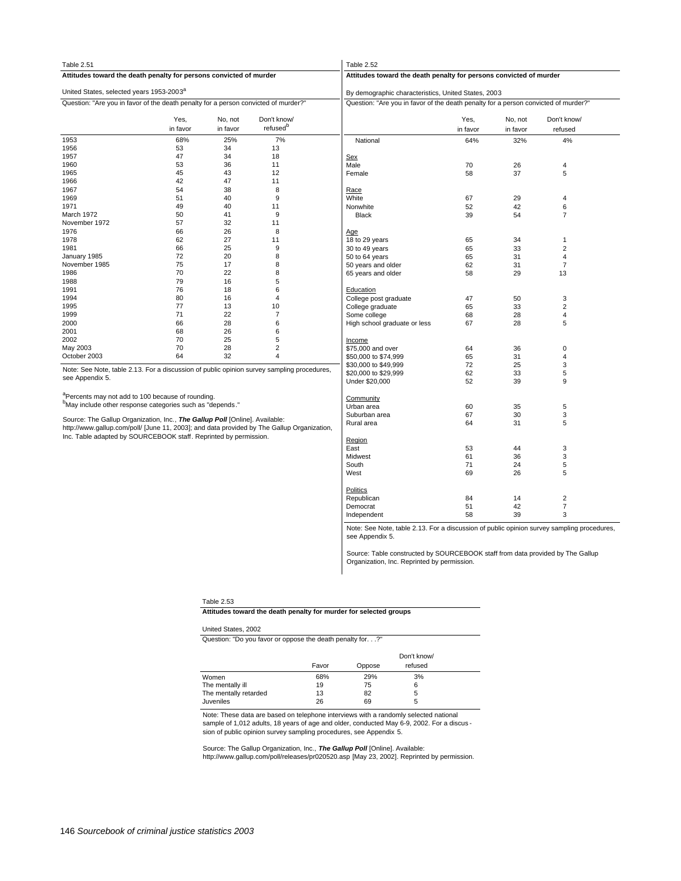Table 2.51

**Attitudes toward the death penalty for persons convicted of murder**

United States, selected years 1953-2003[a]

Question: "Are you in favor of the death penalty for a person convicted of murder?"

| | Yes, in favor | No, not in favor | Don't know/ refused[b] |
|---|---|---|---|
| 1953 | 68% | 25% | 7% |
| 1956 | 53 | 34 | 13 |
| 1957 | 47 | 34 | 18 |
| 1960 | 53 | 36 | 11 |
| 1965 | 45 | 43 | 12 |
| 1966 | 42 | 47 | 11 |
| 1967 | 54 | 38 | 8 |
| 1969 | 51 | 40 | 9 |
| 1971 | 49 | 40 | 11 |
| March 1972 | 50 | 41 | 9 |
| November 1972 | 57 | 32 | 11 |
| 1976 | 66 | 26 | 8 |
| 1978 | 62 | 27 | 11 |
| 1981 | 66 | 25 | 9 |
| January 1985 | 72 | 20 | 8 |
| November 1985 | 75 | 17 | 8 |
| 1986 | 70 | 22 | 8 |
| 1988 | 79 | 16 | 5 |
| 1991 | 76 | 18 | 6 |
| 1994 | 80 | 16 | 4 |
| 1995 | 77 | 13 | 10 |
| 1999 | 71 | 22 | 7 |
| 2000 | 66 | 28 | 6 |
| 2001 | 68 | 26 | 6 |
| 2002 | 70 | 25 | 5 |
| May 2003 | 70 | 28 | 2 |
| October 2003 | 64 | 32 | 4 |

Note: See Note, table 2.13. For a discussion of public opinion survey sampling procedures, see Appendix 5.

[a]Percents may not add to 100 because of rounding.
[b]May include other response categories such as "depends."

Source: The Gallup Organization, Inc., ***The Gallup Poll*** [Online]. Available: http://www.gallup.com/poll/ [June 11, 2003]; and data provided by The Gallup Organization, Inc. Table adapted by SOURCEBOOK staff. Reprinted by permission.

Table 2.52

**Attitudes toward the death penalty for persons convicted of murder**

By demographic characteristics, United States, 2003

Question: "Are you in favor of the death penalty for a person convicted of murder?"

| | Yes, in favor | No, not in favor | Don't know/ refused |
|---|---|---|---|
| National | 64% | 32% | 4% |
| Sex | | | |
| Male | 70 | 26 | 4 |
| Female | 58 | 37 | 5 |
| Race | | | |
| White | 67 | 29 | 4 |
| Nonwhite | 52 | 42 | 6 |
| Black | 39 | 54 | 7 |
| Age | | | |
| 18 to 29 years | 65 | 34 | 1 |
| 30 to 49 years | 65 | 33 | 2 |
| 50 to 64 years | 65 | 31 | 4 |
| 50 years and older | 62 | 31 | 7 |
| 65 years and older | 58 | 29 | 13 |
| Education | | | |
| College post graduate | 47 | 50 | 3 |
| College graduate | 65 | 33 | 2 |
| Some college | 68 | 28 | 4 |
| High school graduate or less | 67 | 28 | 5 |
| Income | | | |
| $75,000 and over | 64 | 36 | 0 |
| $50,000 to $74,999 | 65 | 31 | 4 |
| $30,000 to $49,999 | 72 | 25 | 3 |
| $20,000 to $29,999 | 62 | 33 | 5 |
| Under $20,000 | 52 | 39 | 9 |
| Community | | | |
| Urban area | 60 | 35 | 5 |
| Suburban area | 67 | 30 | 3 |
| Rural area | 64 | 31 | 5 |
| Region | | | |
| East | 53 | 44 | 3 |
| Midwest | 61 | 36 | 3 |
| South | 71 | 24 | 5 |
| West | 69 | 26 | 5 |
| Politics | | | |
| Republican | 84 | 14 | 2 |
| Democrat | 51 | 42 | 7 |
| Independent | 58 | 39 | 3 |

Note: See Note, table 2.13. For a discussion of public opinion survey sampling procedures, see Appendix 5.

Source: Table constructed by SOURCEBOOK staff from data provided by The Gallup Organization, Inc. Reprinted by permission.

Table 2.53

**Attitudes toward the death penalty for murder for selected groups**

United States, 2002

Question: "Do you favor or oppose the death penalty for. . .?"

| | Favor | Oppose | Don't know/ refused |
|---|---|---|---|
| Women | 68% | 29% | 3% |
| The mentally ill | 19 | 75 | 6 |
| The mentally retarded | 13 | 82 | 5 |
| Juveniles | 26 | 69 | 5 |

Note: These data are based on telephone interviews with a randomly selected national sample of 1,012 adults, 18 years of age and older, conducted May 6-9, 2002. For a discussion of public opinion survey sampling procedures, see Appendix 5.

Source: The Gallup Organization, Inc., ***The Gallup Poll*** [Online]. Available: http://www.gallup.com/poll/releases/pr020520.asp [May 23, 2002]. Reprinted by permission.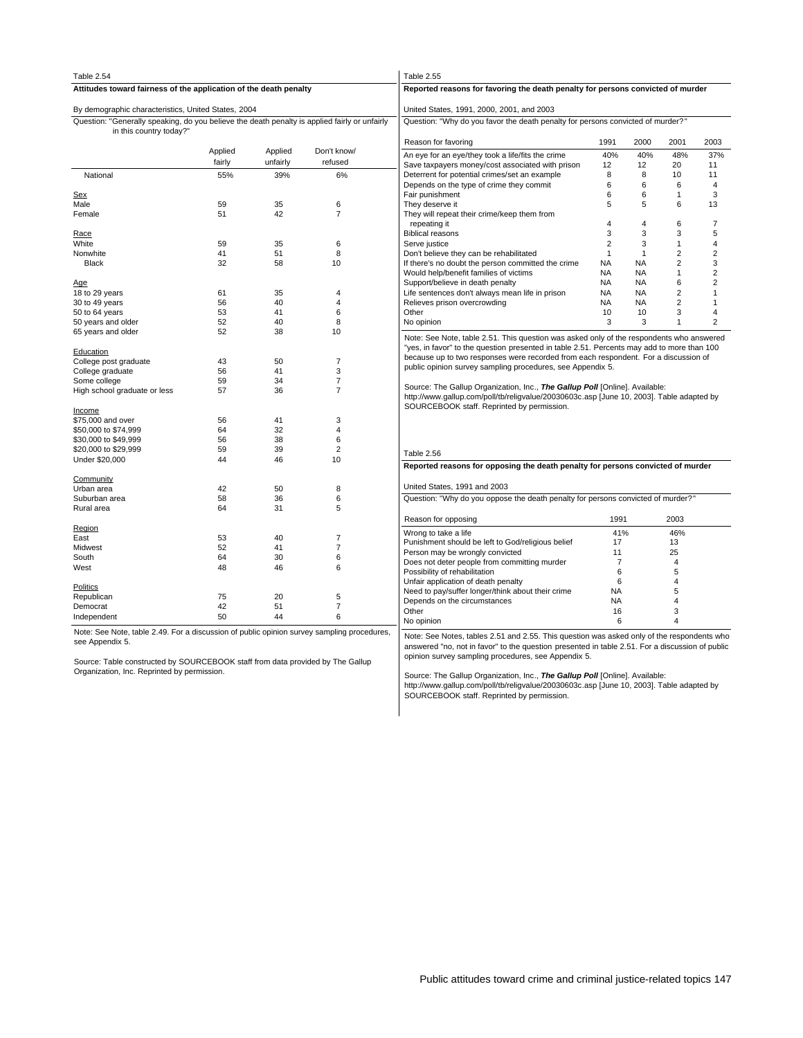Table 2.54

**Attitudes toward fairness of the application of the death penalty**

By demographic characteristics, United States, 2004

Question: "Generally speaking, do you believe the death penalty is applied fairly or unfairly in this country today?"

| | Applied fairly | Applied unfairly | Don't know/ refused |
|---|---|---|---|
| National | 55% | 39% | 6% |
| **Sex** | | | |
| Male | 59 | 35 | 6 |
| Female | 51 | 42 | 7 |
| **Race** | | | |
| White | 59 | 35 | 6 |
| Nonwhite | 41 | 51 | 8 |
| Black | 32 | 58 | 10 |
| **Age** | | | |
| 18 to 29 years | 61 | 35 | 4 |
| 30 to 49 years | 56 | 40 | 4 |
| 50 to 64 years | 53 | 41 | 6 |
| 50 years and older | 52 | 40 | 8 |
| 65 years and older | 52 | 38 | 10 |
| **Education** | | | |
| College post graduate | 43 | 50 | 7 |
| College graduate | 56 | 41 | 3 |
| Some college | 59 | 34 | 7 |
| High school graduate or less | 57 | 36 | 7 |
| **Income** | | | |
| $75,000 and over | 56 | 41 | 3 |
| $50,000 to $74,999 | 64 | 32 | 4 |
| $30,000 to $49,999 | 56 | 38 | 6 |
| $20,000 to $29,999 | 59 | 39 | 2 |
| Under $20,000 | 44 | 46 | 10 |
| **Community** | | | |
| Urban area | 42 | 50 | 8 |
| Suburban area | 58 | 36 | 6 |
| Rural area | 64 | 31 | 5 |
| **Region** | | | |
| East | 53 | 40 | 7 |
| Midwest | 52 | 41 | 7 |
| South | 64 | 30 | 6 |
| West | 48 | 46 | 6 |
| **Politics** | | | |
| Republican | 75 | 20 | 5 |
| Democrat | 42 | 51 | 7 |
| Independent | 50 | 44 | 6 |

Note: See Note, table 2.49. For a discussion of public opinion survey sampling procedures, see Appendix 5.

Source: Table constructed by SOURCEBOOK staff from data provided by The Gallup Organization, Inc. Reprinted by permission.

Table 2.55

**Reported reasons for favoring the death penalty for persons convicted of murder**

United States, 1991, 2000, 2001, and 2003

Question: "Why do you favor the death penalty for persons convicted of murder?"

| Reason for favoring | 1991 | 2000 | 2001 | 2003 |
|---|---|---|---|---|
| An eye for an eye/they took a life/fits the crime | 40% | 40% | 48% | 37% |
| Save taxpayers money/cost associated with prison | 12 | 12 | 20 | 11 |
| Deterrent for potential crimes/set an example | 8 | 8 | 10 | 11 |
| Depends on the type of crime they commit | 6 | 6 | 6 | 4 |
| Fair punishment | 6 | 6 | 1 | 3 |
| They deserve it | 5 | 5 | 6 | 13 |
| They will repeat their crime/keep them from repeating it | 4 | 4 | 6 | 7 |
| Biblical reasons | 3 | 3 | 3 | 5 |
| Serve justice | 2 | 3 | 1 | 4 |
| Don't believe they can be rehabilitated | 1 | 1 | 2 | 2 |
| If there's no doubt the person committed the crime | NA | NA | 2 | 3 |
| Would help/benefit families of victims | NA | NA | 1 | 2 |
| Support/believe in death penalty | NA | NA | 6 | 2 |
| Life sentences don't always mean life in prison | NA | NA | 2 | 1 |
| Relieves prison overcrowding | NA | NA | 2 | 1 |
| Other | 10 | 10 | 3 | 4 |
| No opinion | 3 | 3 | 1 | 2 |

Note: See Note, table 2.51. This question was asked only of the respondents who answered "yes, in favor" to the question presented in table 2.51. Percents may add to more than 100 because up to two responses were recorded from each respondent. For a discussion of public opinion survey sampling procedures, see Appendix 5.

Source: The Gallup Organization, Inc., ***The Gallup Poll*** [Online]. Available: http://www.gallup.com/poll/tb/religvalue/20030603c.asp [June 10, 2003]. Table adapted by SOURCEBOOK staff. Reprinted by permission.

Table 2.56

**Reported reasons for opposing the death penalty for persons convicted of murder**

United States, 1991 and 2003

Question: "Why do you oppose the death penalty for persons convicted of murder?"

| Reason for opposing | 1991 | 2003 |
|---|---|---|
| Wrong to take a life | 41% | 46% |
| Punishment should be left to God/religious belief | 17 | 13 |
| Person may be wrongly convicted | 11 | 25 |
| Does not deter people from committing murder | 7 | 4 |
| Possibility of rehabilitation | 6 | 5 |
| Unfair application of death penalty | 6 | 4 |
| Need to pay/suffer longer/think about their crime | NA | 5 |
| Depends on the circumstances | NA | 4 |
| Other | 16 | 3 |
| No opinion | 6 | 4 |

Note: See Notes, tables 2.51 and 2.55. This question was asked only of the respondents who answered "no, not in favor" to the question presented in table 2.51. For a discussion of public opinion survey sampling procedures, see Appendix 5.

Source: The Gallup Organization, Inc., ***The Gallup Poll*** [Online]. Available: http://www.gallup.com/poll/tb/religvalue/20030603c.asp [June 10, 2003]. Table adapted by SOURCEBOOK staff. Reprinted by permission.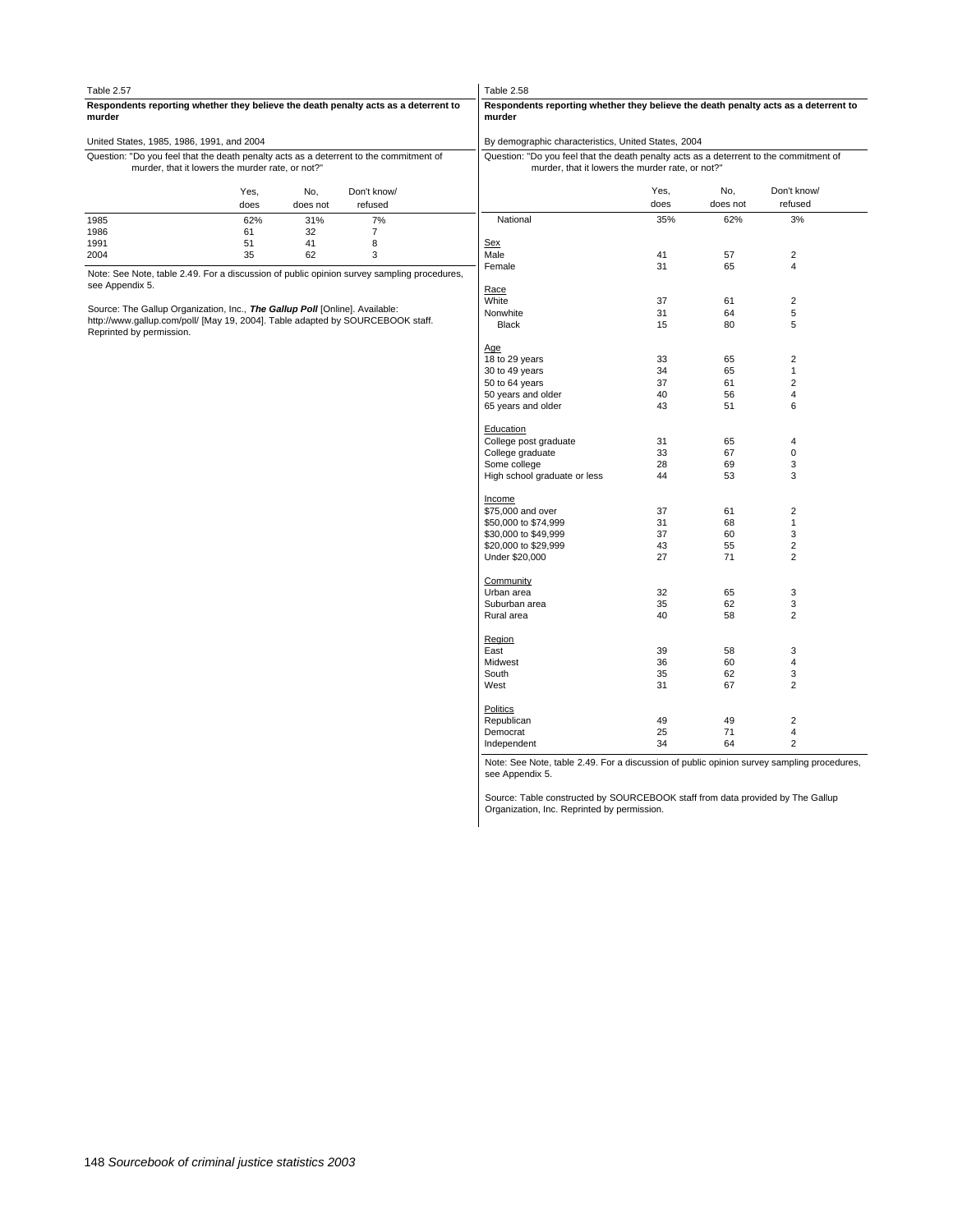Table 2.57

**Respondents reporting whether they believe the death penalty acts as a deterrent to murder**

United States, 1985, 1986, 1991, and 2004

Question: "Do you feel that the death penalty acts as a deterrent to the commitment of murder, that it lowers the murder rate, or not?"

| | Yes, does | No, does not | Don't know/ refused |
|---|---|---|---|
| 1985 | 62% | 31% | 7% |
| 1986 | 61 | 32 | 7 |
| 1991 | 51 | 41 | 8 |
| 2004 | 35 | 62 | 3 |

Note: See Note, table 2.49. For a discussion of public opinion survey sampling procedures, see Appendix 5.

Source: The Gallup Organization, Inc., ***The Gallup Poll*** [Online]. Available: http://www.gallup.com/poll/ [May 19, 2004]. Table adapted by SOURCEBOOK staff. Reprinted by permission.

Table 2.58

**Respondents reporting whether they believe the death penalty acts as a deterrent to murder**

By demographic characteristics, United States, 2004

Question: "Do you feel that the death penalty acts as a deterrent to the commitment of murder, that it lowers the murder rate, or not?"

| | Yes, does | No, does not | Don't know/ refused |
|---|---|---|---|
| National | 35% | 62% | 3% |
| Sex | | | |
| Male | 41 | 57 | 2 |
| Female | 31 | 65 | 4 |
| Race | | | |
| White | 37 | 61 | 2 |
| Nonwhite | 31 | 64 | 5 |
| Black | 15 | 80 | 5 |
| Age | | | |
| 18 to 29 years | 33 | 65 | 2 |
| 30 to 49 years | 34 | 65 | 1 |
| 50 to 64 years | 37 | 61 | 2 |
| 50 years and older | 40 | 56 | 4 |
| 65 years and older | 43 | 51 | 6 |
| Education | | | |
| College post graduate | 31 | 65 | 4 |
| College graduate | 33 | 67 | 0 |
| Some college | 28 | 69 | 3 |
| High school graduate or less | 44 | 53 | 3 |
| Income | | | |
| $75,000 and over | 37 | 61 | 2 |
| $50,000 to $74,999 | 31 | 68 | 1 |
| $30,000 to $49,999 | 37 | 60 | 3 |
| $20,000 to $29,999 | 43 | 55 | 2 |
| Under $20,000 | 27 | 71 | 2 |
| Community | | | |
| Urban area | 32 | 65 | 3 |
| Suburban area | 35 | 62 | 3 |
| Rural area | 40 | 58 | 2 |
| Region | | | |
| East | 39 | 58 | 3 |
| Midwest | 36 | 60 | 4 |
| South | 35 | 62 | 3 |
| West | 31 | 67 | 2 |
| Politics | | | |
| Republican | 49 | 49 | 2 |
| Democrat | 25 | 71 | 4 |
| Independent | 34 | 64 | 2 |

Note: See Note, table 2.49. For a discussion of public opinion survey sampling procedures, see Appendix 5.

Source: Table constructed by SOURCEBOOK staff from data provided by The Gallup Organization, Inc. Reprinted by permission.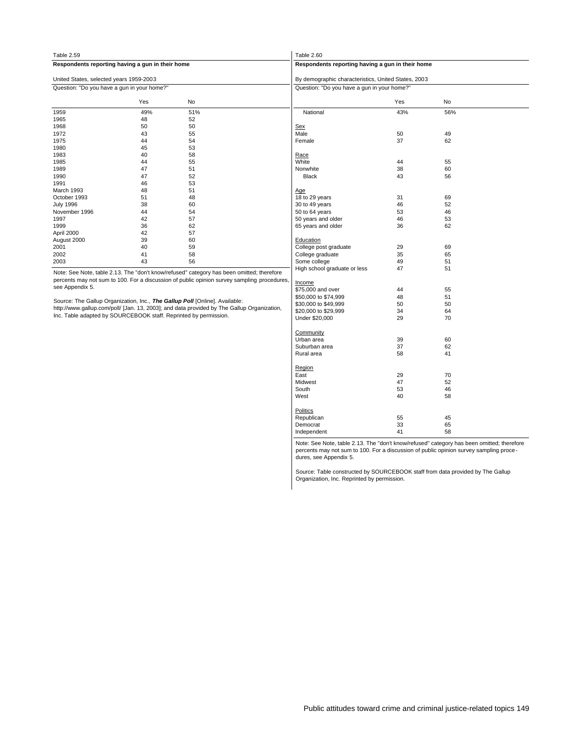Table 2.59

**Respondents reporting having a gun in their home**

United States, selected years 1959-2003

Question: "Do you have a gun in your home?"

| | Yes | No |
|---|---|---|
| 1959 | 49% | 51% |
| 1965 | 48 | 52 |
| 1968 | 50 | 50 |
| 1972 | 43 | 55 |
| 1975 | 44 | 54 |
| 1980 | 45 | 53 |
| 1983 | 40 | 58 |
| 1985 | 44 | 55 |
| 1989 | 47 | 51 |
| 1990 | 47 | 52 |
| 1991 | 46 | 53 |
| March 1993 | 48 | 51 |
| October 1993 | 51 | 48 |
| July 1996 | 38 | 60 |
| November 1996 | 44 | 54 |
| 1997 | 42 | 57 |
| 1999 | 36 | 62 |
| April 2000 | 42 | 57 |
| August 2000 | 39 | 60 |
| 2001 | 40 | 59 |
| 2002 | 41 | 58 |
| 2003 | 43 | 56 |

Note: See Note, table 2.13. The "don't know/refused" category has been omitted; therefore percents may not sum to 100. For a discussion of public opinion survey sampling procedures, see Appendix 5.

Source: The Gallup Organization, Inc., ***The Gallup Poll*** [Online]. Available: http://www.gallup.com/poll/ [Jan. 13, 2003]; and data provided by The Gallup Organization, Inc. Table adapted by SOURCEBOOK staff. Reprinted by permission.

Table 2.60

**Respondents reporting having a gun in their home**

By demographic characteristics, United States, 2003

Question: "Do you have a gun in your home?"

| | Yes | No |
|---|---|---|
| National | 43% | 56% |
| Sex | | |
| Male | 50 | 49 |
| Female | 37 | 62 |
| Race | | |
| White | 44 | 55 |
| Nonwhite | 38 | 60 |
| Black | 43 | 56 |
| Age | | |
| 18 to 29 years | 31 | 69 |
| 30 to 49 years | 46 | 52 |
| 50 to 64 years | 53 | 46 |
| 50 years and older | 46 | 53 |
| 65 years and older | 36 | 62 |
| Education | | |
| College post graduate | 29 | 69 |
| College graduate | 35 | 65 |
| Some college | 49 | 51 |
| High school graduate or less | 47 | 51 |
| Income | | |
| $75,000 and over | 44 | 55 |
| $50,000 to $74,999 | 48 | 51 |
| $30,000 to $49,999 | 50 | 50 |
| $20,000 to $29,999 | 34 | 64 |
| Under $20,000 | 29 | 70 |
| Community | | |
| Urban area | 39 | 60 |
| Suburban area | 37 | 62 |
| Rural area | 58 | 41 |
| Region | | |
| East | 29 | 70 |
| Midwest | 47 | 52 |
| South | 53 | 46 |
| West | 40 | 58 |
| Politics | | |
| Republican | 55 | 45 |
| Democrat | 33 | 65 |
| Independent | 41 | 58 |

Note: See Note, table 2.13. The "don't know/refused" category has been omitted; therefore percents may not sum to 100. For a discussion of public opinion survey sampling procedures, see Appendix 5.

Source: Table constructed by SOURCEBOOK staff from data provided by The Gallup Organization, Inc. Reprinted by permission.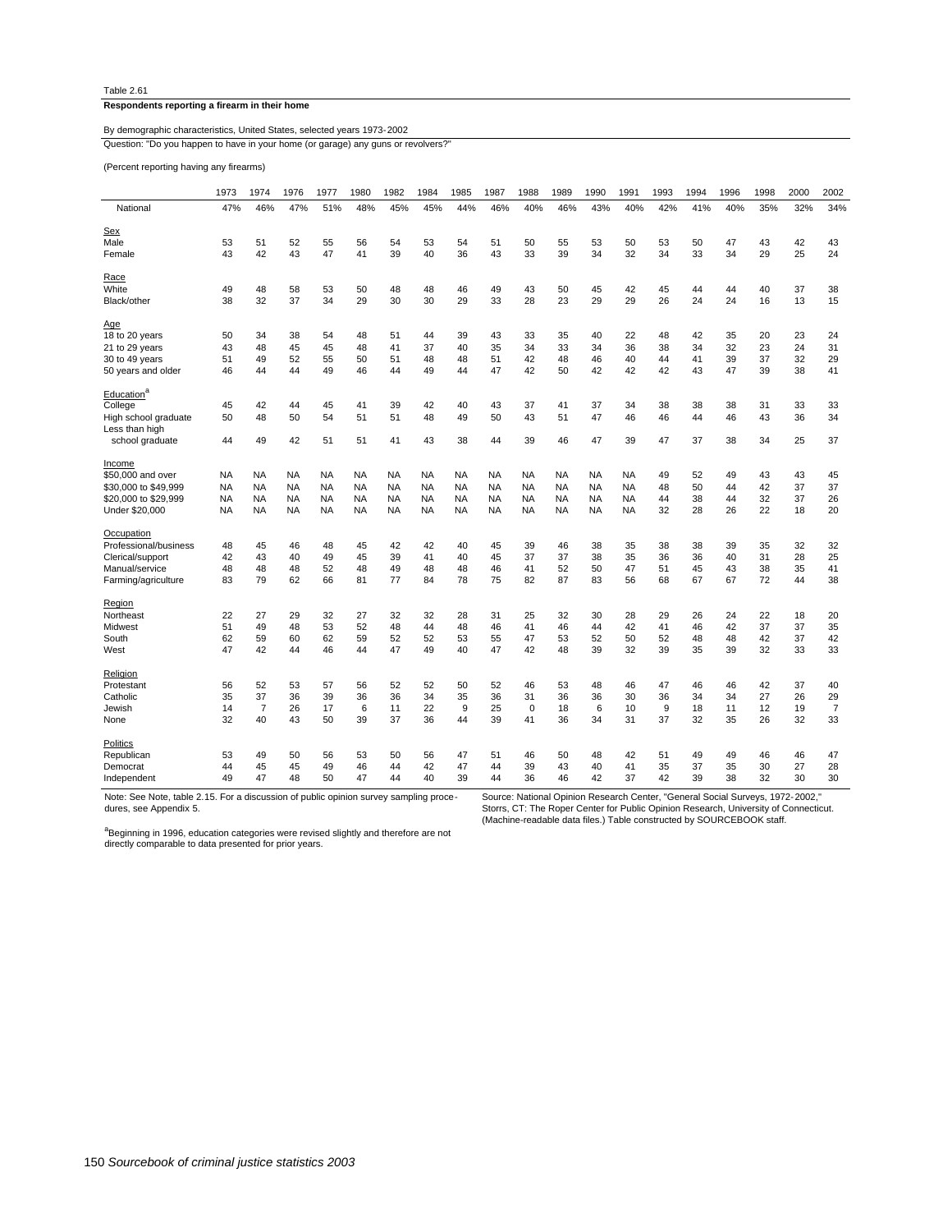Table 2.61

**Respondents reporting a firearm in their home**

By demographic characteristics, United States, selected years 1973-2002

Question: "Do you happen to have in your home (or garage) any guns or revolvers?"

(Percent reporting having any firearms)

| | 1973 | 1974 | 1976 | 1977 | 1980 | 1982 | 1984 | 1985 | 1987 | 1988 | 1989 | 1990 | 1991 | 1993 | 1994 | 1996 | 1998 | 2000 | 2002 |
|---|---|---|---|---|---|---|---|---|---|---|---|---|---|---|---|---|---|---|---|
| National | 47% | 46% | 47% | 51% | 48% | 45% | 45% | 44% | 46% | 40% | 46% | 43% | 40% | 42% | 41% | 40% | 35% | 32% | 34% |
| Sex | | | | | | | | | | | | | | | | | | | |
| Male | 53 | 51 | 52 | 55 | 56 | 54 | 53 | 54 | 51 | 50 | 55 | 53 | 50 | 53 | 50 | 47 | 43 | 42 | 43 |
| Female | 43 | 42 | 43 | 47 | 41 | 39 | 40 | 36 | 43 | 33 | 39 | 34 | 32 | 34 | 33 | 34 | 29 | 25 | 24 |
| Race | | | | | | | | | | | | | | | | | | | |
| White | 49 | 48 | 58 | 53 | 50 | 48 | 48 | 46 | 49 | 43 | 50 | 45 | 42 | 45 | 44 | 44 | 40 | 37 | 38 |
| Black/other | 38 | 32 | 37 | 34 | 29 | 30 | 30 | 29 | 33 | 28 | 23 | 29 | 29 | 26 | 24 | 24 | 16 | 13 | 15 |
| Age | | | | | | | | | | | | | | | | | | | |
| 18 to 20 years | 50 | 34 | 38 | 54 | 48 | 51 | 44 | 39 | 43 | 33 | 35 | 40 | 22 | 48 | 42 | 35 | 20 | 23 | 24 |
| 21 to 29 years | 43 | 48 | 45 | 45 | 48 | 41 | 37 | 40 | 35 | 34 | 33 | 34 | 36 | 38 | 34 | 32 | 23 | 24 | 31 |
| 30 to 49 years | 51 | 49 | 52 | 55 | 50 | 51 | 48 | 48 | 51 | 42 | 48 | 46 | 40 | 44 | 41 | 39 | 37 | 32 | 29 |
| 50 years and older | 46 | 44 | 44 | 49 | 46 | 44 | 49 | 44 | 47 | 42 | 50 | 42 | 42 | 42 | 43 | 47 | 39 | 38 | 41 |
| Education[a] | | | | | | | | | | | | | | | | | | | |
| College | 45 | 42 | 44 | 45 | 41 | 39 | 42 | 40 | 43 | 37 | 41 | 37 | 34 | 38 | 38 | 38 | 31 | 33 | 33 |
| High school graduate | 50 | 48 | 50 | 54 | 51 | 51 | 48 | 49 | 50 | 43 | 51 | 47 | 46 | 46 | 44 | 46 | 43 | 36 | 34 |
| Less than high school graduate | 44 | 49 | 42 | 51 | 51 | 41 | 43 | 38 | 44 | 39 | 46 | 47 | 39 | 47 | 37 | 38 | 34 | 25 | 37 |
| Income | | | | | | | | | | | | | | | | | | | |
| $50,000 and over | NA | NA | NA | NA | NA | NA | NA | NA | NA | NA | NA | NA | NA | 49 | 52 | 49 | 43 | 43 | 45 |
| $30,000 to $49,999 | NA | NA | NA | NA | NA | NA | NA | NA | NA | NA | NA | NA | NA | 48 | 50 | 44 | 42 | 37 | 37 |
| $20,000 to $29,999 | NA | NA | NA | NA | NA | NA | NA | NA | NA | NA | NA | NA | NA | 44 | 38 | 44 | 32 | 37 | 26 |
| Under $20,000 | NA | NA | NA | NA | NA | NA | NA | NA | NA | NA | NA | NA | NA | 32 | 28 | 26 | 22 | 18 | 20 |
| Occupation | | | | | | | | | | | | | | | | | | | |
| Professional/business | 48 | 45 | 46 | 48 | 45 | 42 | 42 | 40 | 45 | 39 | 46 | 38 | 35 | 38 | 38 | 39 | 35 | 32 | 32 |
| Clerical/support | 42 | 43 | 40 | 49 | 45 | 39 | 41 | 40 | 45 | 37 | 37 | 38 | 35 | 36 | 36 | 40 | 31 | 28 | 25 |
| Manual/service | 48 | 48 | 48 | 52 | 48 | 49 | 48 | 48 | 46 | 41 | 52 | 50 | 47 | 51 | 45 | 43 | 38 | 35 | 41 |
| Farming/agriculture | 83 | 79 | 62 | 66 | 81 | 77 | 84 | 78 | 75 | 82 | 87 | 83 | 56 | 68 | 67 | 67 | 72 | 44 | 38 |
| Region | | | | | | | | | | | | | | | | | | | |
| Northeast | 22 | 27 | 29 | 32 | 27 | 32 | 32 | 28 | 31 | 25 | 32 | 30 | 28 | 29 | 26 | 24 | 22 | 18 | 20 |
| Midwest | 51 | 49 | 48 | 53 | 52 | 48 | 44 | 48 | 46 | 41 | 46 | 44 | 42 | 41 | 46 | 42 | 37 | 37 | 35 |
| South | 62 | 59 | 60 | 62 | 59 | 52 | 52 | 53 | 55 | 47 | 53 | 52 | 50 | 52 | 48 | 48 | 42 | 37 | 42 |
| West | 47 | 42 | 44 | 46 | 44 | 47 | 49 | 40 | 47 | 42 | 48 | 39 | 32 | 39 | 35 | 39 | 32 | 33 | 33 |
| Religion | | | | | | | | | | | | | | | | | | | |
| Protestant | 56 | 52 | 53 | 57 | 56 | 52 | 52 | 50 | 52 | 46 | 53 | 48 | 46 | 47 | 46 | 46 | 42 | 37 | 40 |
| Catholic | 35 | 37 | 36 | 39 | 36 | 36 | 34 | 35 | 36 | 31 | 36 | 36 | 30 | 36 | 34 | 34 | 27 | 26 | 29 |
| Jewish | 14 | 7 | 26 | 17 | 6 | 11 | 22 | 9 | 25 | 0 | 18 | 6 | 10 | 9 | 18 | 11 | 12 | 19 | 7 |
| None | 32 | 40 | 43 | 50 | 39 | 37 | 36 | 44 | 39 | 41 | 36 | 34 | 31 | 37 | 32 | 35 | 26 | 32 | 33 |
| Politics | | | | | | | | | | | | | | | | | | | |
| Republican | 53 | 49 | 50 | 56 | 53 | 50 | 56 | 47 | 51 | 46 | 50 | 48 | 42 | 51 | 49 | 49 | 46 | 46 | 47 |
| Democrat | 44 | 45 | 45 | 49 | 46 | 44 | 42 | 47 | 44 | 39 | 43 | 40 | 41 | 35 | 37 | 35 | 30 | 27 | 28 |
| Independent | 49 | 47 | 48 | 50 | 47 | 44 | 40 | 39 | 44 | 36 | 46 | 42 | 37 | 42 | 39 | 38 | 32 | 30 | 30 |

Note: See Note, table 2.15. For a discussion of public opinion survey sampling procedures, see Appendix 5.

[a]Beginning in 1996, education categories were revised slightly and therefore are not directly comparable to data presented for prior years.

Source: National Opinion Research Center, "General Social Surveys, 1972-2002," Storrs, CT: The Roper Center for Public Opinion Research, University of Connecticut. (Machine-readable data files.) Table constructed by SOURCEBOOK staff.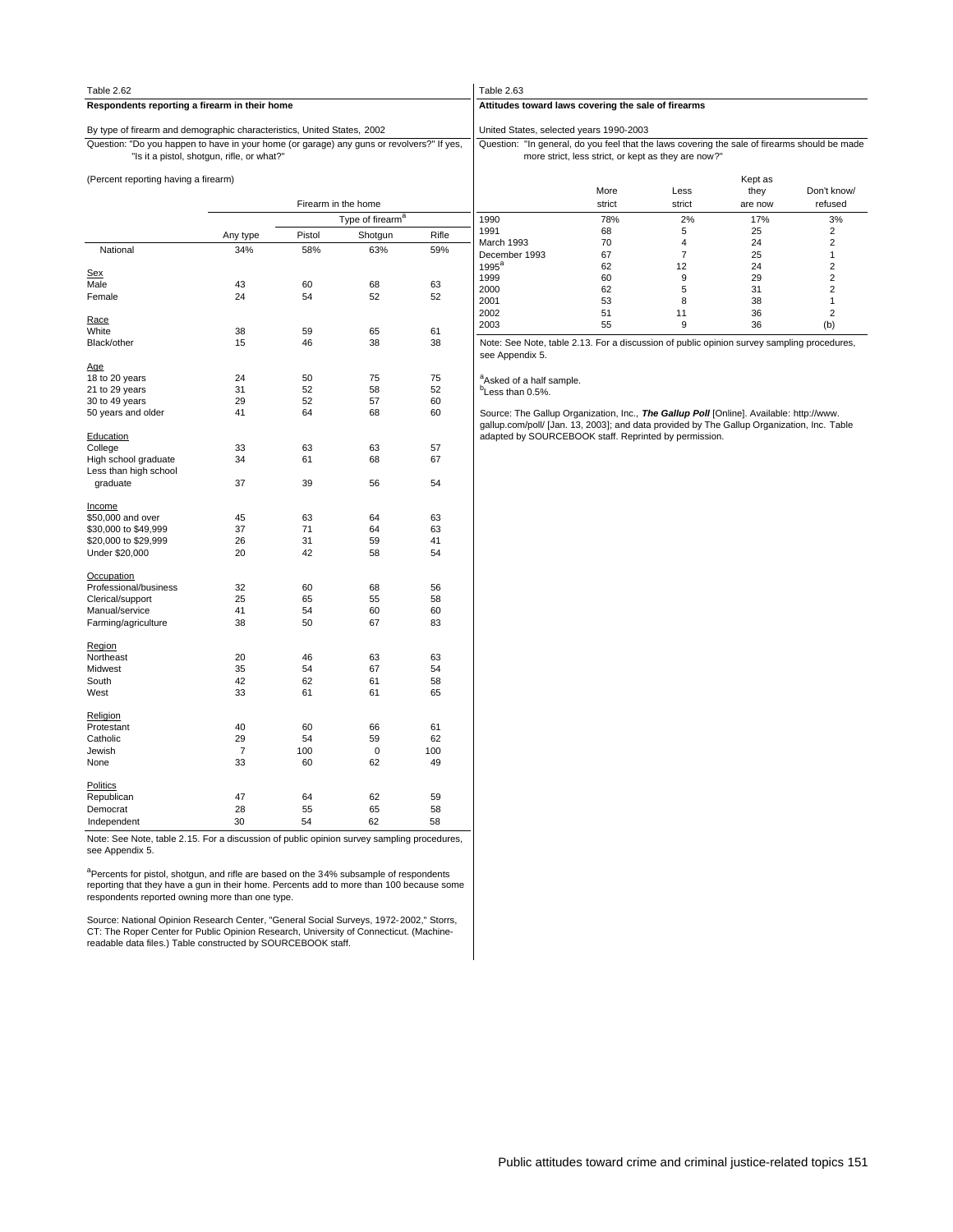Table 2.62

**Respondents reporting a firearm in their home**

By type of firearm and demographic characteristics, United States, 2002

Question: "Do you happen to have in your home (or garage) any guns or revolvers?" If yes, "Is it a pistol, shotgun, rifle, or what?"

(Percent reporting having a firearm)

| | Firearm in the home | | | |
|---|---|---|---|---|
| | | Type of firearm[a] | | |
| | Any type | Pistol | Shotgun | Rifle |
| National | 34% | 58% | 63% | 59% |
| Sex | | | | |
| Male | 43 | 60 | 68 | 63 |
| Female | 24 | 54 | 52 | 52 |
| Race | | | | |
| White | 38 | 59 | 65 | 61 |
| Black/other | 15 | 46 | 38 | 38 |
| Age | | | | |
| 18 to 20 years | 24 | 50 | 75 | 75 |
| 21 to 29 years | 31 | 52 | 58 | 52 |
| 30 to 49 years | 29 | 52 | 57 | 60 |
| 50 years and older | 41 | 64 | 68 | 60 |
| Education | | | | |
| College | 33 | 63 | 63 | 57 |
| High school graduate | 34 | 61 | 68 | 67 |
| Less than high school graduate | 37 | 39 | 56 | 54 |
| Income | | | | |
| $50,000 and over | 45 | 63 | 64 | 63 |
| $30,000 to $49,999 | 37 | 71 | 64 | 63 |
| $20,000 to $29,999 | 26 | 31 | 59 | 41 |
| Under $20,000 | 20 | 42 | 58 | 54 |
| Occupation | | | | |
| Professional/business | 32 | 60 | 68 | 56 |
| Clerical/support | 25 | 65 | 55 | 58 |
| Manual/service | 41 | 54 | 60 | 60 |
| Farming/agriculture | 38 | 50 | 67 | 83 |
| Region | | | | |
| Northeast | 20 | 46 | 63 | 63 |
| Midwest | 35 | 54 | 67 | 54 |
| South | 42 | 62 | 61 | 58 |
| West | 33 | 61 | 61 | 65 |
| Religion | | | | |
| Protestant | 40 | 60 | 66 | 61 |
| Catholic | 29 | 54 | 59 | 62 |
| Jewish | 7 | 100 | 0 | 100 |
| None | 33 | 60 | 62 | 49 |
| Politics | | | | |
| Republican | 47 | 64 | 62 | 59 |
| Democrat | 28 | 55 | 65 | 58 |
| Independent | 30 | 54 | 62 | 58 |

Note: See Note, table 2.15. For a discussion of public opinion survey sampling procedures, see Appendix 5.

[a]Percents for pistol, shotgun, and rifle are based on the 34% subsample of respondents reporting that they have a gun in their home. Percents add to more than 100 because some respondents reported owning more than one type.

Source: National Opinion Research Center, "General Social Surveys, 1972-2002," Storrs, CT: The Roper Center for Public Opinion Research, University of Connecticut. (Machine-readable data files.) Table constructed by SOURCEBOOK staff.

Table 2.63

**Attitudes toward laws covering the sale of firearms**

United States, selected years 1990-2003

Question: "In general, do you feel that the laws covering the sale of firearms should be made more strict, less strict, or kept as they are now?"

| | More strict | Less strict | Kept as they are now | Don't know/ refused |
|---|---|---|---|---|
| 1990 | 78% | 2% | 17% | 3% |
| 1991 | 68 | 5 | 25 | 2 |
| March 1993 | 70 | 4 | 24 | 2 |
| December 1993 | 67 | 7 | 25 | 1 |
| 1995[a] | 62 | 12 | 24 | 2 |
| 1999 | 60 | 9 | 29 | 2 |
| 2000 | 62 | 5 | 31 | 2 |
| 2001 | 53 | 8 | 38 | 1 |
| 2002 | 51 | 11 | 36 | 2 |
| 2003 | 55 | 9 | 36 | (b) |

Note: See Note, table 2.13. For a discussion of public opinion survey sampling procedures, see Appendix 5.

[a]Asked of a half sample.
[b]Less than 0.5%.

Source: The Gallup Organization, Inc., ***The Gallup Poll*** [Online]. Available: http://www.gallup.com/poll/ [Jan. 13, 2003]; and data provided by The Gallup Organization, Inc. Table adapted by SOURCEBOOK staff. Reprinted by permission.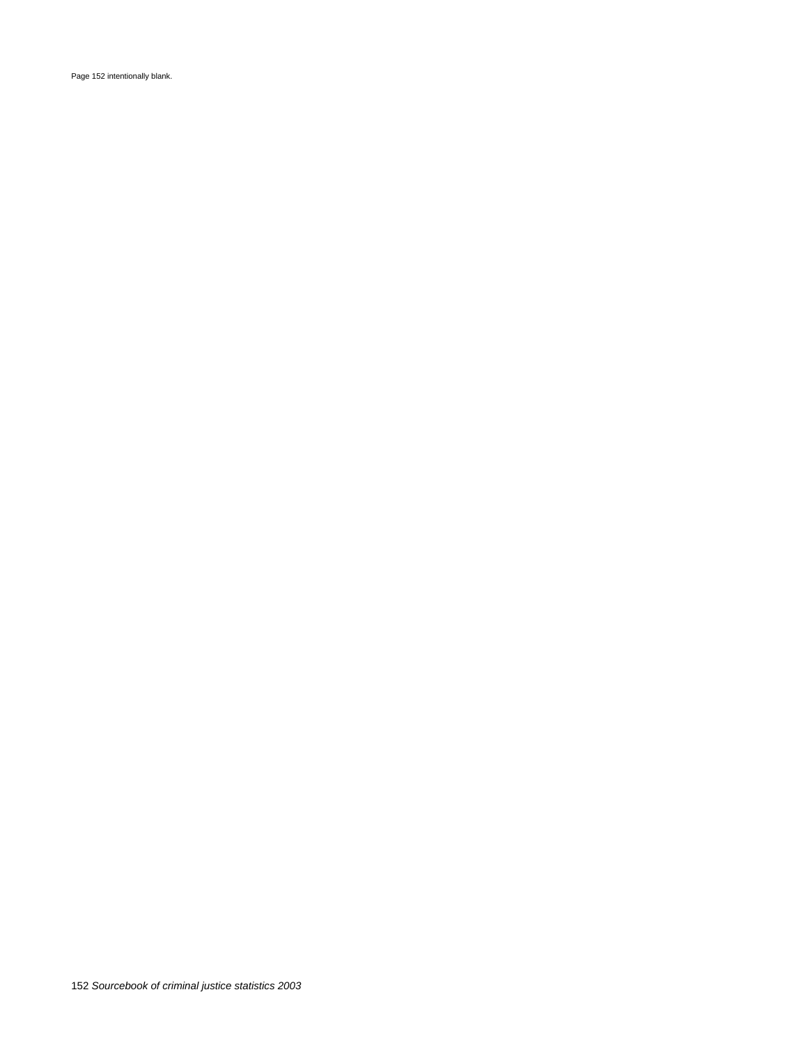Page 152 intentionally blank.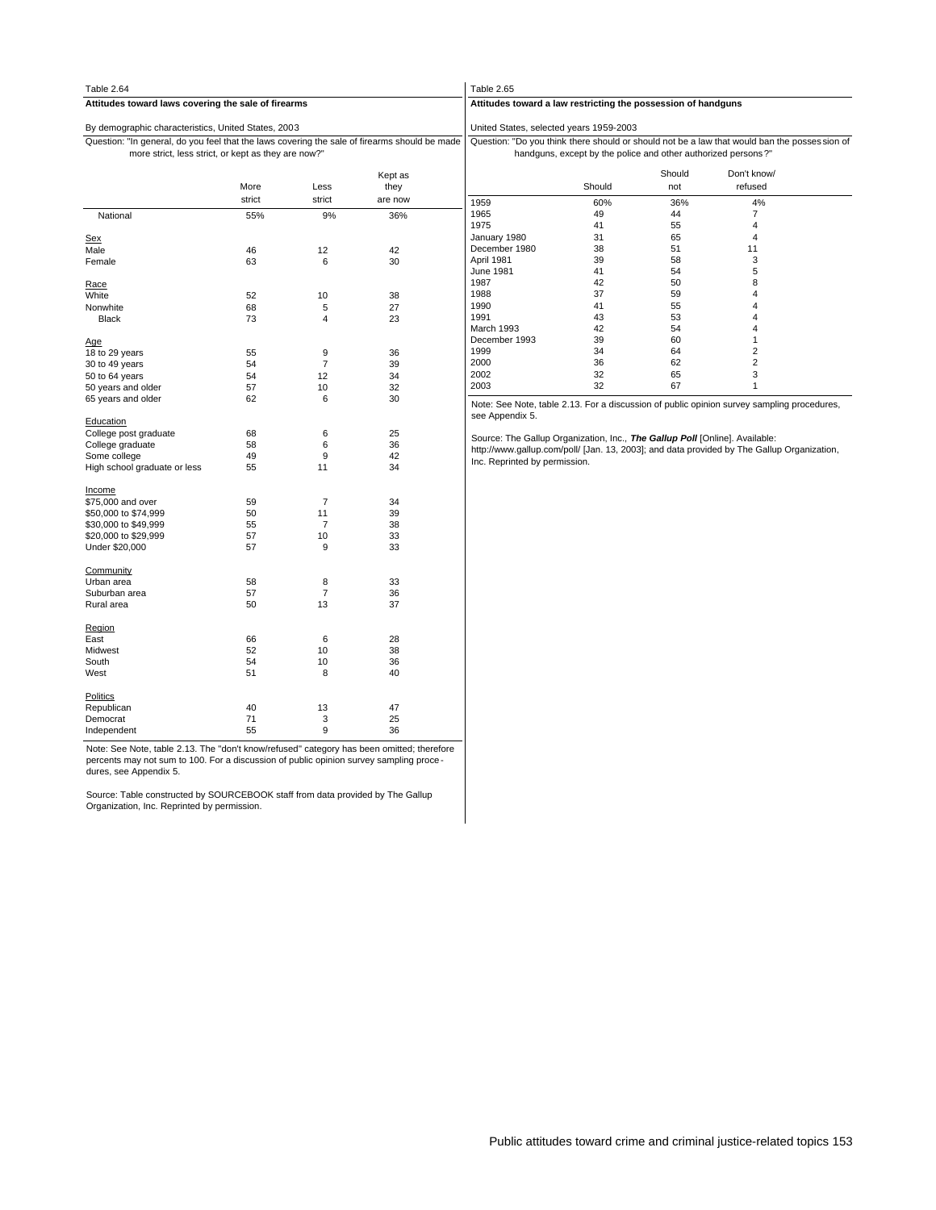Table 2.64

**Attitudes toward laws covering the sale of firearms**

By demographic characteristics, United States, 2003

Question: "In general, do you feel that the laws covering the sale of firearms should be made more strict, less strict, or kept as they are now?"

| | More strict | Less strict | Kept as they are now |
|---|---|---|---|
| National | 55% | 9% | 36% |
| **Sex** | | | |
| Male | 46 | 12 | 42 |
| Female | 63 | 6 | 30 |
| **Race** | | | |
| White | 52 | 10 | 38 |
| Nonwhite | 68 | 5 | 27 |
| Black | 73 | 4 | 23 |
| **Age** | | | |
| 18 to 29 years | 55 | 9 | 36 |
| 30 to 49 years | 54 | 7 | 39 |
| 50 to 64 years | 54 | 12 | 34 |
| 50 years and older | 57 | 10 | 32 |
| 65 years and older | 62 | 6 | 30 |
| **Education** | | | |
| College post graduate | 68 | 6 | 25 |
| College graduate | 58 | 6 | 36 |
| Some college | 49 | 9 | 42 |
| High school graduate or less | 55 | 11 | 34 |
| **Income** | | | |
| $75,000 and over | 59 | 7 | 34 |
| $50,000 to $74,999 | 50 | 11 | 39 |
| $30,000 to $49,999 | 55 | 7 | 38 |
| $20,000 to $29,999 | 57 | 10 | 33 |
| Under $20,000 | 57 | 9 | 33 |
| **Community** | | | |
| Urban area | 58 | 8 | 33 |
| Suburban area | 57 | 7 | 36 |
| Rural area | 50 | 13 | 37 |
| **Region** | | | |
| East | 66 | 6 | 28 |
| Midwest | 52 | 10 | 38 |
| South | 54 | 10 | 36 |
| West | 51 | 8 | 40 |
| **Politics** | | | |
| Republican | 40 | 13 | 47 |
| Democrat | 71 | 3 | 25 |
| Independent | 55 | 9 | 36 |

Note: See Note, table 2.13. The "don't know/refused" category has been omitted; therefore percents may not sum to 100. For a discussion of public opinion survey sampling procedures, see Appendix 5.

Source: Table constructed by SOURCEBOOK staff from data provided by The Gallup Organization, Inc. Reprinted by permission.

Table 2.65

**Attitudes toward a law restricting the possession of handguns**

United States, selected years 1959-2003

Question: "Do you think there should or should not be a law that would ban the possession of handguns, except by the police and other authorized persons?"

| | Should | Should not | Don't know/ refused |
|---|---|---|---|
| 1959 | 60% | 36% | 4% |
| 1965 | 49 | 44 | 7 |
| 1975 | 41 | 55 | 4 |
| January 1980 | 31 | 65 | 4 |
| December 1980 | 38 | 51 | 11 |
| April 1981 | 39 | 58 | 3 |
| June 1981 | 41 | 54 | 5 |
| 1987 | 42 | 50 | 8 |
| 1988 | 37 | 59 | 4 |
| 1990 | 41 | 55 | 4 |
| 1991 | 43 | 53 | 4 |
| March 1993 | 42 | 54 | 4 |
| December 1993 | 39 | 60 | 1 |
| 1999 | 34 | 64 | 2 |
| 2000 | 36 | 62 | 2 |
| 2002 | 32 | 65 | 3 |
| 2003 | 32 | 67 | 1 |

Note: See Note, table 2.13. For a discussion of public opinion survey sampling procedures, see Appendix 5.

Source: The Gallup Organization, Inc., ***The Gallup Poll*** [Online]. Available: http://www.gallup.com/poll/ [Jan. 13, 2003]; and data provided by The Gallup Organization, Inc. Reprinted by permission.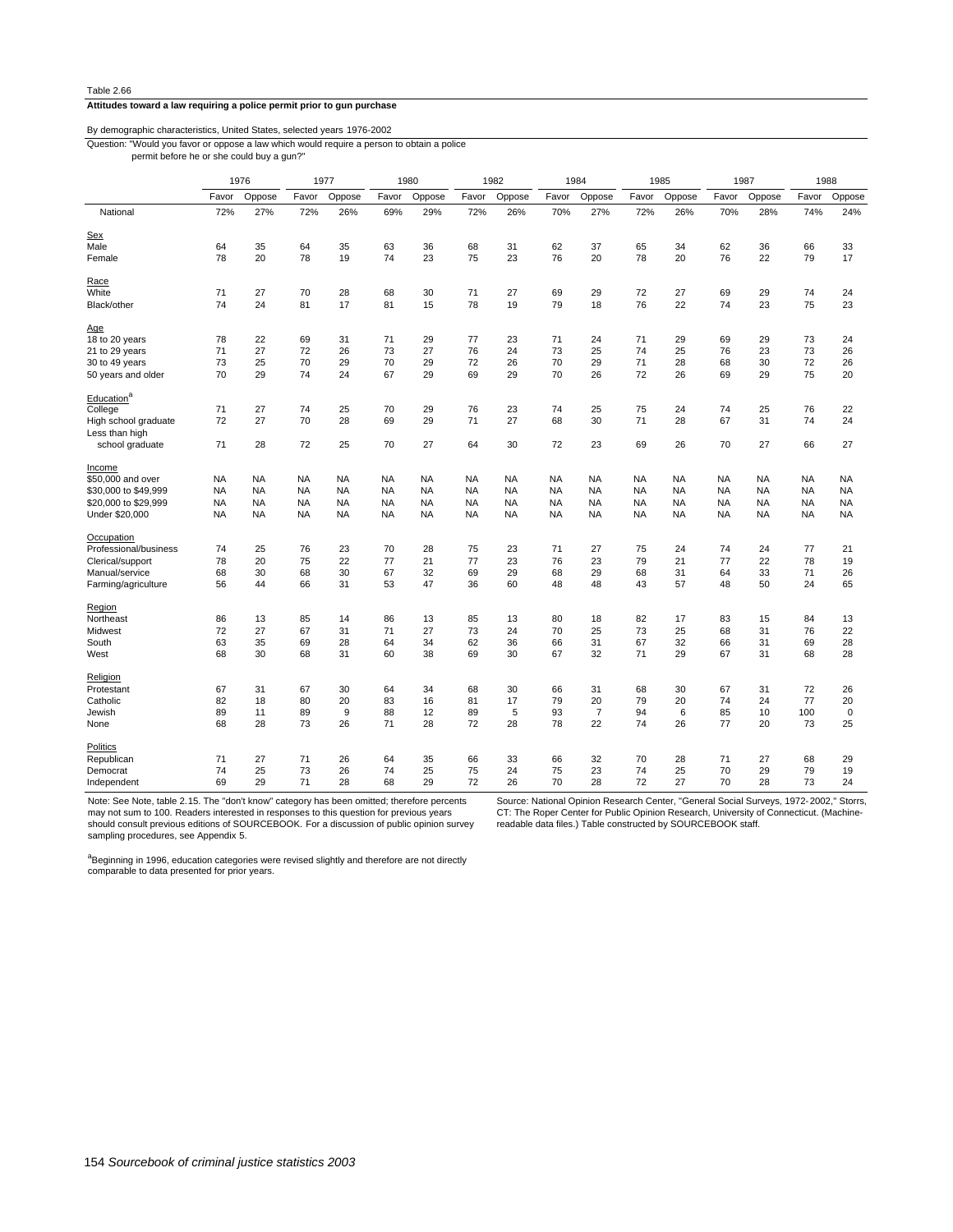Table 2.66

**Attitudes toward a law requiring a police permit prior to gun purchase**

By demographic characteristics, United States, selected years 1976-2002

Question: "Would you favor or oppose a law which would require a person to obtain a police permit before he or she could buy a gun?"

| | 1976 | | 1977 | | 1980 | | 1982 | | 1984 | | 1985 | | 1987 | | 1988 | |
|---|---|---|---|---|---|---|---|---|---|---|---|---|---|---|---|---|
| | Favor | Oppose | Favor | Oppose | Favor | Oppose | Favor | Oppose | Favor | Oppose | Favor | Oppose | Favor | Oppose | Favor | Oppose |
| National | 72% | 27% | 72% | 26% | 69% | 29% | 72% | 26% | 70% | 27% | 72% | 26% | 70% | 28% | 74% | 24% |
| Sex | | | | | | | | | | | | | | | | |
| Male | 64 | 35 | 64 | 35 | 63 | 36 | 68 | 31 | 62 | 37 | 65 | 34 | 62 | 36 | 66 | 33 |
| Female | 78 | 20 | 78 | 19 | 74 | 23 | 75 | 23 | 76 | 20 | 78 | 20 | 76 | 22 | 79 | 17 |
| Race | | | | | | | | | | | | | | | | |
| White | 71 | 27 | 70 | 28 | 68 | 30 | 71 | 27 | 69 | 29 | 72 | 27 | 69 | 29 | 74 | 24 |
| Black/other | 74 | 24 | 81 | 17 | 81 | 15 | 78 | 19 | 79 | 18 | 76 | 22 | 74 | 23 | 75 | 23 |
| Age | | | | | | | | | | | | | | | | |
| 18 to 20 years | 78 | 22 | 69 | 31 | 71 | 29 | 77 | 23 | 71 | 24 | 71 | 29 | 69 | 29 | 73 | 24 |
| 21 to 29 years | 71 | 27 | 72 | 26 | 73 | 27 | 76 | 24 | 73 | 25 | 74 | 25 | 76 | 23 | 73 | 26 |
| 30 to 49 years | 73 | 25 | 70 | 29 | 70 | 29 | 72 | 26 | 70 | 29 | 71 | 28 | 68 | 30 | 72 | 26 |
| 50 years and older | 70 | 29 | 74 | 24 | 67 | 29 | 69 | 29 | 70 | 26 | 72 | 26 | 69 | 29 | 75 | 20 |
| Education[a] | | | | | | | | | | | | | | | | |
| College | 71 | 27 | 74 | 25 | 70 | 29 | 76 | 23 | 74 | 25 | 75 | 24 | 74 | 25 | 76 | 22 |
| High school graduate | 72 | 27 | 70 | 28 | 69 | 29 | 71 | 27 | 68 | 30 | 71 | 28 | 67 | 31 | 74 | 24 |
| Less than high school graduate | 71 | 28 | 72 | 25 | 70 | 27 | 64 | 30 | 72 | 23 | 69 | 26 | 70 | 27 | 66 | 27 |
| Income | | | | | | | | | | | | | | | | |
| $50,000 and over | NA | NA | NA | NA | NA | NA | NA | NA | NA | NA | NA | NA | NA | NA | NA | NA |
| $30,000 to $49,999 | NA | NA | NA | NA | NA | NA | NA | NA | NA | NA | NA | NA | NA | NA | NA | NA |
| $20,000 to $29,999 | NA | NA | NA | NA | NA | NA | NA | NA | NA | NA | NA | NA | NA | NA | NA | NA |
| Under $20,000 | NA | NA | NA | NA | NA | NA | NA | NA | NA | NA | NA | NA | NA | NA | NA | NA |
| Occupation | | | | | | | | | | | | | | | | |
| Professional/business | 74 | 25 | 76 | 23 | 70 | 28 | 75 | 23 | 71 | 27 | 75 | 24 | 74 | 24 | 77 | 21 |
| Clerical/support | 78 | 20 | 75 | 22 | 77 | 21 | 77 | 23 | 76 | 23 | 79 | 21 | 77 | 22 | 78 | 19 |
| Manual/service | 68 | 30 | 68 | 30 | 67 | 32 | 69 | 29 | 68 | 29 | 68 | 31 | 64 | 33 | 71 | 26 |
| Farming/agriculture | 56 | 44 | 66 | 31 | 53 | 47 | 36 | 60 | 48 | 48 | 43 | 57 | 48 | 50 | 24 | 65 |
| Region | | | | | | | | | | | | | | | | |
| Northeast | 86 | 13 | 85 | 14 | 86 | 13 | 85 | 13 | 80 | 18 | 82 | 17 | 83 | 15 | 84 | 13 |
| Midwest | 72 | 27 | 67 | 31 | 71 | 27 | 73 | 24 | 70 | 25 | 73 | 25 | 68 | 31 | 76 | 22 |
| South | 63 | 35 | 69 | 28 | 64 | 34 | 62 | 36 | 66 | 31 | 67 | 32 | 66 | 31 | 69 | 28 |
| West | 68 | 30 | 68 | 31 | 60 | 38 | 69 | 30 | 67 | 32 | 71 | 29 | 67 | 31 | 68 | 28 |
| Religion | | | | | | | | | | | | | | | | |
| Protestant | 67 | 31 | 67 | 30 | 64 | 34 | 68 | 30 | 66 | 31 | 68 | 30 | 67 | 31 | 72 | 26 |
| Catholic | 82 | 18 | 80 | 20 | 83 | 16 | 81 | 17 | 79 | 20 | 79 | 20 | 74 | 24 | 77 | 20 |
| Jewish | 89 | 11 | 89 | 9 | 88 | 12 | 89 | 5 | 93 | 7 | 94 | 6 | 85 | 10 | 100 | 0 |
| None | 68 | 28 | 73 | 26 | 71 | 28 | 72 | 28 | 78 | 22 | 74 | 26 | 77 | 20 | 73 | 25 |
| Politics | | | | | | | | | | | | | | | | |
| Republican | 71 | 27 | 71 | 26 | 64 | 35 | 66 | 33 | 66 | 32 | 70 | 28 | 71 | 27 | 68 | 29 |
| Democrat | 74 | 25 | 73 | 26 | 74 | 25 | 75 | 24 | 75 | 23 | 74 | 25 | 70 | 29 | 79 | 19 |
| Independent | 69 | 29 | 71 | 28 | 68 | 29 | 72 | 26 | 70 | 28 | 72 | 27 | 70 | 28 | 73 | 24 |

Note: See Note, table 2.15. The "don't know" category has been omitted; therefore percents may not sum to 100. Readers interested in responses to this question for previous years should consult previous editions of SOURCEBOOK. For a discussion of public opinion survey sampling procedures, see Appendix 5.

[a]Beginning in 1996, education categories were revised slightly and therefore are not directly comparable to data presented for prior years.

Source: National Opinion Research Center, "General Social Surveys, 1972-2002," Storrs, CT: The Roper Center for Public Opinion Research, University of Connecticut. (Machine-readable data files.) Table constructed by SOURCEBOOK staff.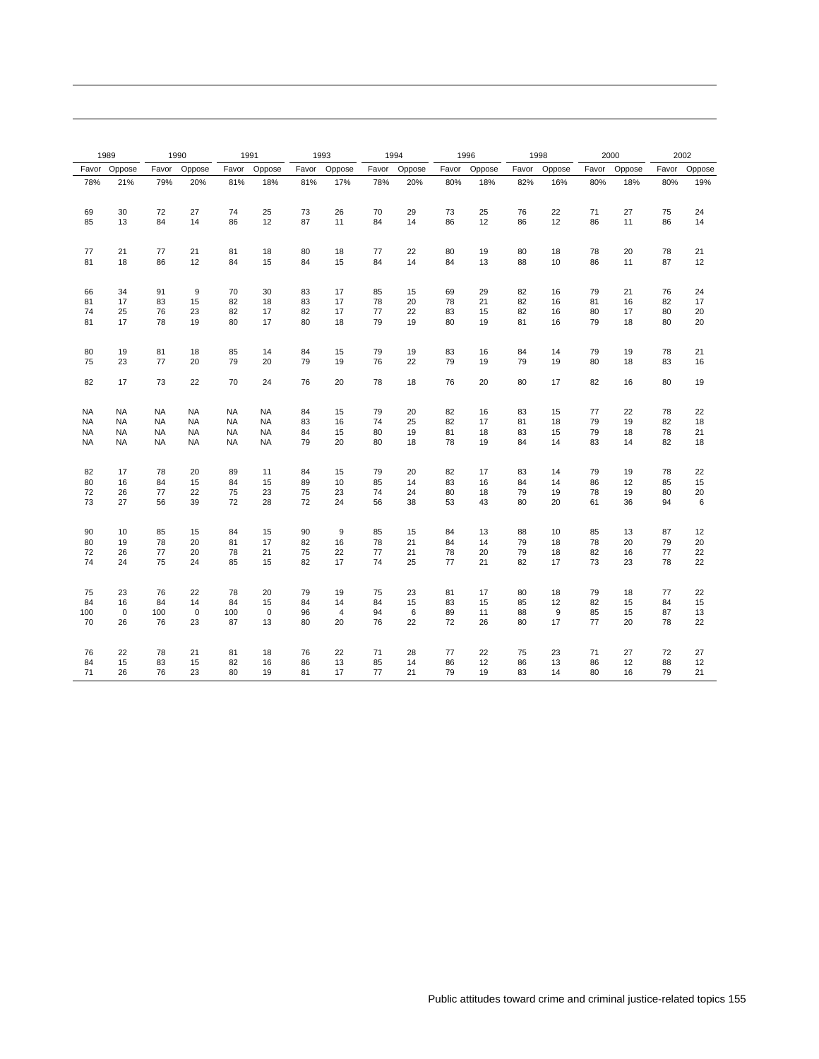| 1989 | | 1990 | | 1991 | | 1993 | | 1994 | | 1996 | | 1998 | | 2000 | | 2002 | |
|---|---|---|---|---|---|---|---|---|---|---|---|---|---|---|---|---|---|
| Favor | Oppose | Favor | Oppose | Favor | Oppose | Favor | Oppose | Favor | Oppose | Favor | Oppose | Favor | Oppose | Favor | Oppose | Favor | Oppose |
| 78% | 21% | 79% | 20% | 81% | 18% | 81% | 17% | 78% | 20% | 80% | 18% | 82% | 16% | 80% | 18% | 80% | 19% |
| | | | | | | | | | | | | | | | | | |
| 69 | 30 | 72 | 27 | 74 | 25 | 73 | 26 | 70 | 29 | 73 | 25 | 76 | 22 | 71 | 27 | 75 | 24 |
| 85 | 13 | 84 | 14 | 86 | 12 | 87 | 11 | 84 | 14 | 86 | 12 | 86 | 12 | 86 | 11 | 86 | 14 |
| | | | | | | | | | | | | | | | | | |
| 77 | 21 | 77 | 21 | 81 | 18 | 80 | 18 | 77 | 22 | 80 | 19 | 80 | 18 | 78 | 20 | 78 | 21 |
| 81 | 18 | 86 | 12 | 84 | 15 | 84 | 15 | 84 | 14 | 84 | 13 | 88 | 10 | 86 | 11 | 87 | 12 |
| | | | | | | | | | | | | | | | | | |
| 66 | 34 | 91 | 9 | 70 | 30 | 83 | 17 | 85 | 15 | 69 | 29 | 82 | 16 | 79 | 21 | 76 | 24 |
| 81 | 17 | 83 | 15 | 82 | 18 | 83 | 17 | 78 | 20 | 78 | 21 | 82 | 16 | 81 | 16 | 82 | 17 |
| 74 | 25 | 76 | 23 | 82 | 17 | 82 | 17 | 77 | 22 | 83 | 15 | 82 | 16 | 80 | 17 | 80 | 20 |
| 81 | 17 | 78 | 19 | 80 | 17 | 80 | 18 | 79 | 19 | 80 | 19 | 81 | 16 | 79 | 18 | 80 | 20 |
| | | | | | | | | | | | | | | | | | |
| 80 | 19 | 81 | 18 | 85 | 14 | 84 | 15 | 79 | 19 | 83 | 16 | 84 | 14 | 79 | 19 | 78 | 21 |
| 75 | 23 | 77 | 20 | 79 | 20 | 79 | 19 | 76 | 22 | 79 | 19 | 79 | 19 | 80 | 18 | 83 | 16 |
| | | | | | | | | | | | | | | | | | |
| 82 | 17 | 73 | 22 | 70 | 24 | 76 | 20 | 78 | 18 | 76 | 20 | 80 | 17 | 82 | 16 | 80 | 19 |
| | | | | | | | | | | | | | | | | | |
| NA | NA | NA | NA | NA | NA | 84 | 15 | 79 | 20 | 82 | 16 | 83 | 15 | 77 | 22 | 78 | 22 |
| NA | NA | NA | NA | NA | NA | 83 | 16 | 74 | 25 | 82 | 17 | 81 | 18 | 79 | 19 | 82 | 18 |
| NA | NA | NA | NA | NA | NA | 84 | 15 | 80 | 19 | 81 | 18 | 83 | 15 | 79 | 18 | 78 | 21 |
| NA | NA | NA | NA | NA | NA | 79 | 20 | 80 | 18 | 78 | 19 | 84 | 14 | 83 | 14 | 82 | 18 |
| | | | | | | | | | | | | | | | | | |
| 82 | 17 | 78 | 20 | 89 | 11 | 84 | 15 | 79 | 20 | 82 | 17 | 83 | 14 | 79 | 19 | 78 | 22 |
| 80 | 16 | 84 | 15 | 84 | 15 | 89 | 10 | 85 | 14 | 83 | 16 | 84 | 14 | 86 | 12 | 85 | 15 |
| 72 | 26 | 77 | 22 | 75 | 23 | 75 | 23 | 74 | 24 | 80 | 18 | 79 | 19 | 78 | 19 | 80 | 20 |
| 73 | 27 | 56 | 39 | 72 | 28 | 72 | 24 | 56 | 38 | 53 | 43 | 80 | 20 | 61 | 36 | 94 | 6 |
| | | | | | | | | | | | | | | | | | |
| 90 | 10 | 85 | 15 | 84 | 15 | 90 | 9 | 85 | 15 | 84 | 13 | 88 | 10 | 85 | 13 | 87 | 12 |
| 80 | 19 | 78 | 20 | 81 | 17 | 82 | 16 | 78 | 21 | 84 | 14 | 79 | 18 | 78 | 20 | 79 | 20 |
| 72 | 26 | 77 | 20 | 78 | 21 | 75 | 22 | 77 | 21 | 78 | 20 | 79 | 18 | 82 | 16 | 77 | 22 |
| 74 | 24 | 75 | 24 | 85 | 15 | 82 | 17 | 74 | 25 | 77 | 21 | 82 | 17 | 73 | 23 | 78 | 22 |
| | | | | | | | | | | | | | | | | | |
| 75 | 23 | 76 | 22 | 78 | 20 | 79 | 19 | 75 | 23 | 81 | 17 | 80 | 18 | 79 | 18 | 77 | 22 |
| 84 | 16 | 84 | 14 | 84 | 15 | 84 | 14 | 84 | 15 | 83 | 15 | 85 | 12 | 82 | 15 | 84 | 15 |
| 100 | 0 | 100 | 0 | 100 | 0 | 96 | 4 | 94 | 6 | 89 | 11 | 88 | 9 | 85 | 15 | 87 | 13 |
| 70 | 26 | 76 | 23 | 87 | 13 | 80 | 20 | 76 | 22 | 72 | 26 | 80 | 17 | 77 | 20 | 78 | 22 |
| | | | | | | | | | | | | | | | | | |
| 76 | 22 | 78 | 21 | 81 | 18 | 76 | 22 | 71 | 28 | 77 | 22 | 75 | 23 | 71 | 27 | 72 | 27 |
| 84 | 15 | 83 | 15 | 82 | 16 | 86 | 13 | 85 | 14 | 86 | 12 | 86 | 13 | 86 | 12 | 88 | 12 |
| 71 | 26 | 76 | 23 | 80 | 19 | 81 | 17 | 77 | 21 | 79 | 19 | 83 | 14 | 80 | 16 | 79 | 21 |

Public attitudes toward crime and criminal justice-related topics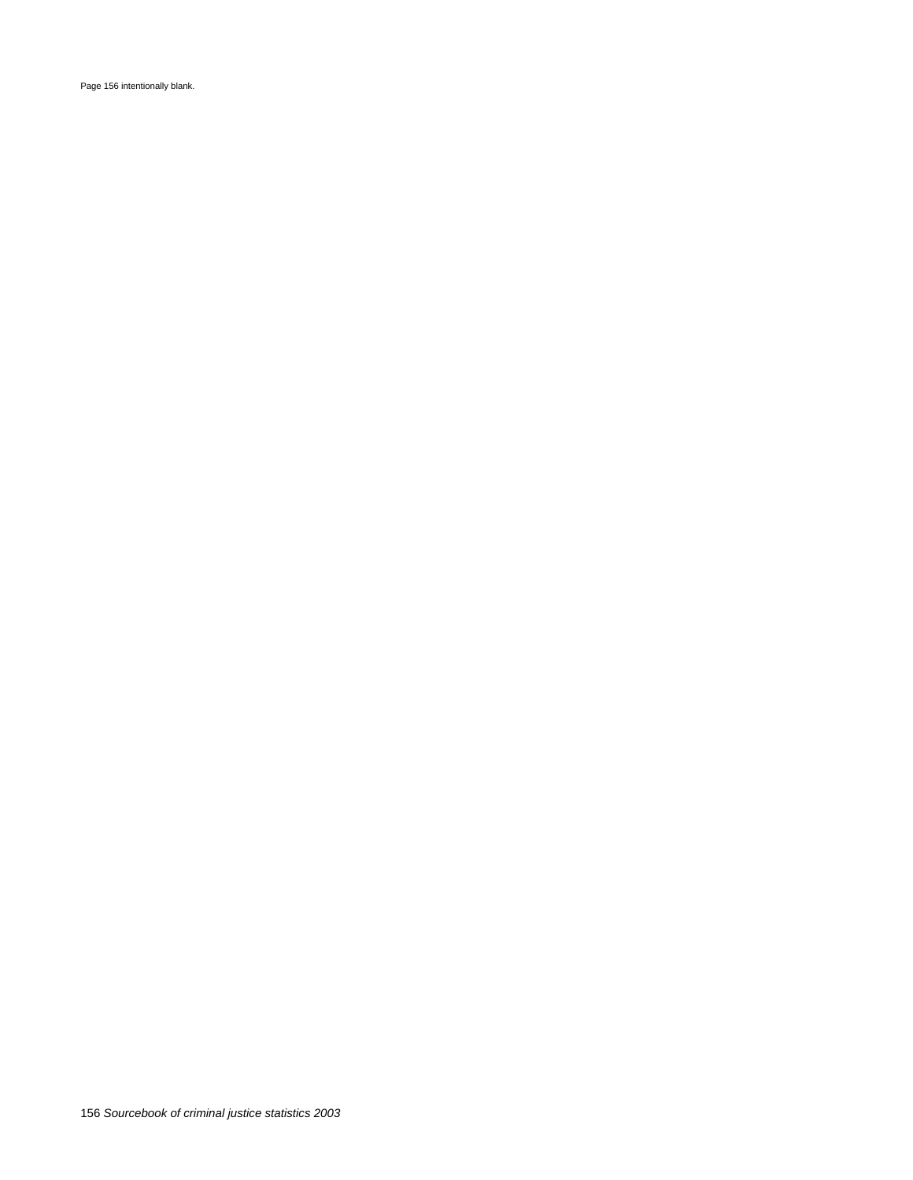Page 156 intentionally blank.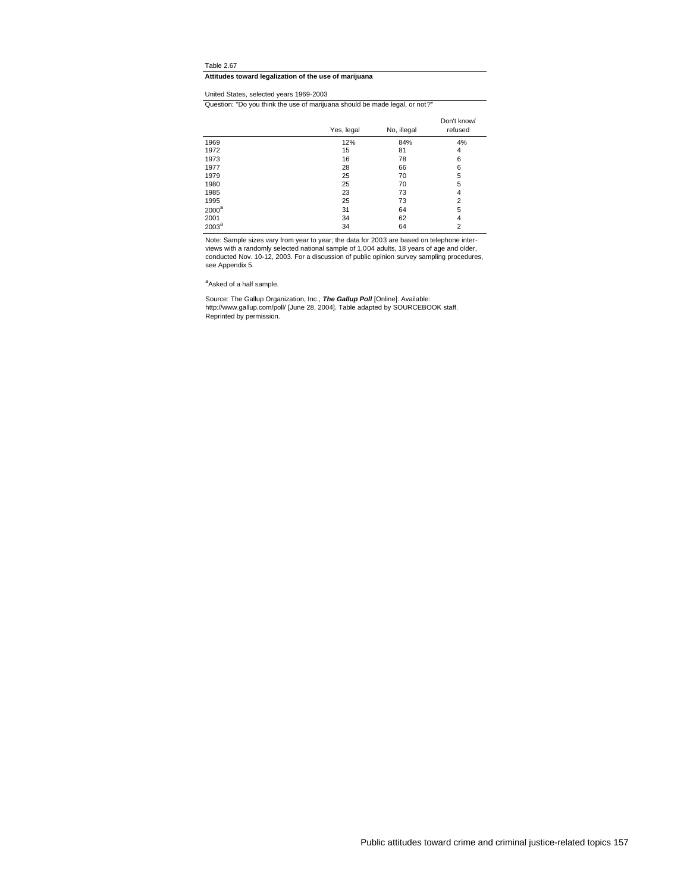Table 2.67

**Attitudes toward legalization of the use of marijuana**

United States, selected years 1969-2003

Question: "Do you think the use of marijuana should be made legal, or not?"

| | Yes, legal | No, illegal | Don't know/ refused |
|---|---|---|---|
| 1969 | 12% | 84% | 4% |
| 1972 | 15 | 81 | 4 |
| 1973 | 16 | 78 | 6 |
| 1977 | 28 | 66 | 6 |
| 1979 | 25 | 70 | 5 |
| 1980 | 25 | 70 | 5 |
| 1985 | 23 | 73 | 4 |
| 1995 | 25 | 73 | 2 |
| 2000[a] | 31 | 64 | 5 |
| 2001 | 34 | 62 | 4 |
| 2003[a] | 34 | 64 | 2 |

Note: Sample sizes vary from year to year; the data for 2003 are based on telephone interviews with a randomly selected national sample of 1,004 adults, 18 years of age and older, conducted Nov. 10-12, 2003. For a discussion of public opinion survey sampling procedures, see Appendix 5.

[a]Asked of a half sample.

Source: The Gallup Organization, Inc., ***The Gallup Poll*** [Online]. Available: http://www.gallup.com/poll/ [June 28, 2004]. Table adapted by SOURCEBOOK staff. Reprinted by permission.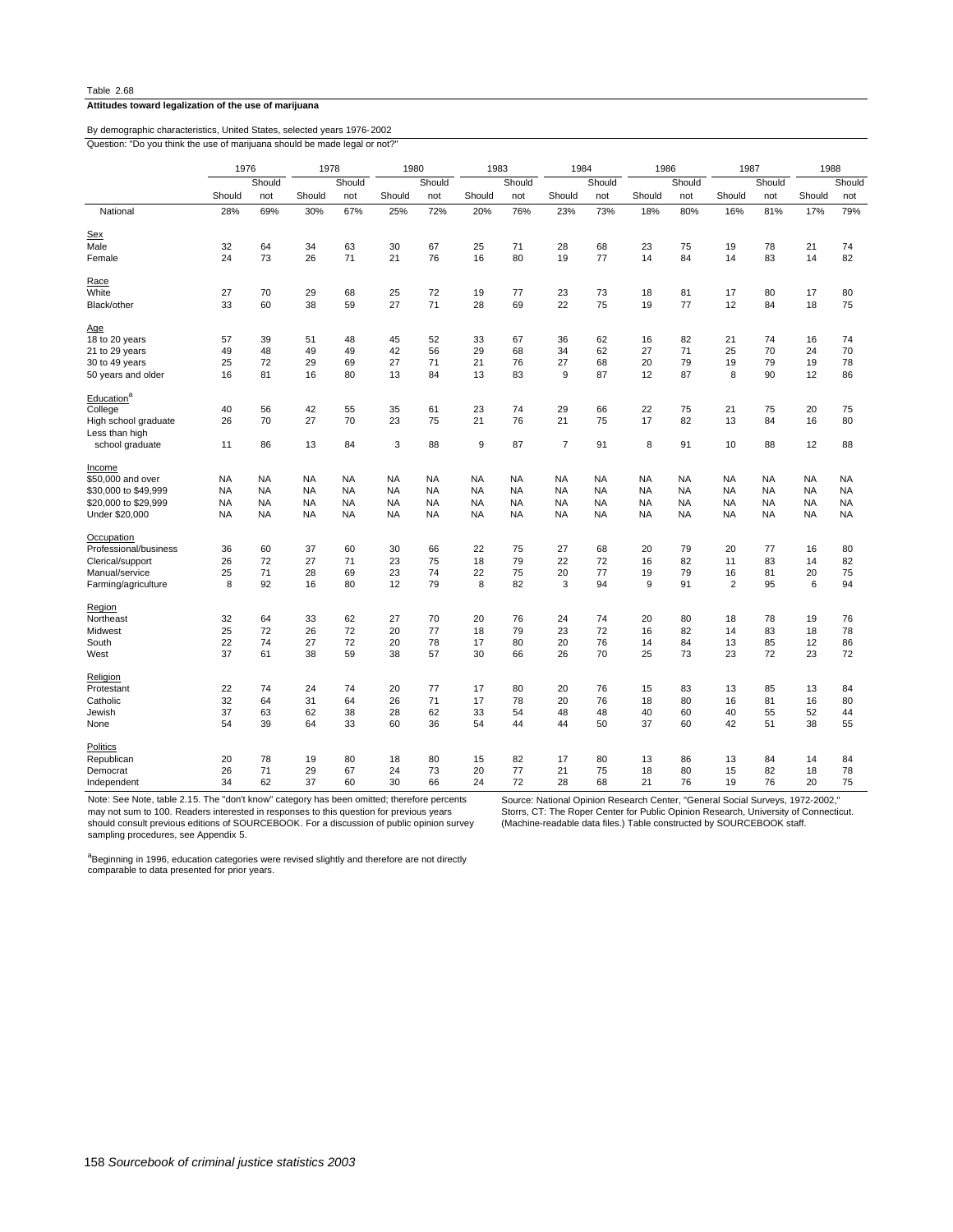Table 2.68

**Attitudes toward legalization of the use of marijuana**

By demographic characteristics, United States, selected years 1976-2002

Question: "Do you think the use of marijuana should be made legal or not?"

| | 1976 | | 1978 | | 1980 | | 1983 | | 1984 | | 1986 | | 1987 | | 1988 | |
|---|---|---|---|---|---|---|---|---|---|---|---|---|---|---|---|---|
| | Should | Should not | Should | Should not | Should | Should not | Should | Should not | Should | Should not | Should | Should not | Should | Should not | Should | Should not |
| National | 28% | 69% | 30% | 67% | 25% | 72% | 20% | 76% | 23% | 73% | 18% | 80% | 16% | 81% | 17% | 79% |
| Sex | | | | | | | | | | | | | | | | |
| Male | 32 | 64 | 34 | 63 | 30 | 67 | 25 | 71 | 28 | 68 | 23 | 75 | 19 | 78 | 21 | 74 |
| Female | 24 | 73 | 26 | 71 | 21 | 76 | 16 | 80 | 19 | 77 | 14 | 84 | 14 | 83 | 14 | 82 |
| Race | | | | | | | | | | | | | | | | |
| White | 27 | 70 | 29 | 68 | 25 | 72 | 19 | 77 | 23 | 73 | 18 | 81 | 17 | 80 | 17 | 80 |
| Black/other | 33 | 60 | 38 | 59 | 27 | 71 | 28 | 69 | 22 | 75 | 19 | 77 | 12 | 84 | 18 | 75 |
| Age | | | | | | | | | | | | | | | | |
| 18 to 20 years | 57 | 39 | 51 | 48 | 45 | 52 | 33 | 67 | 36 | 62 | 16 | 82 | 21 | 74 | 16 | 74 |
| 21 to 29 years | 49 | 48 | 49 | 49 | 42 | 56 | 29 | 68 | 34 | 62 | 27 | 71 | 25 | 70 | 24 | 70 |
| 30 to 49 years | 25 | 72 | 29 | 69 | 27 | 71 | 21 | 76 | 27 | 68 | 20 | 79 | 19 | 79 | 19 | 78 |
| 50 years and older | 16 | 81 | 16 | 80 | 13 | 84 | 13 | 83 | 9 | 87 | 12 | 87 | 8 | 90 | 12 | 86 |
| Education[a] | | | | | | | | | | | | | | | | |
| College | 40 | 56 | 42 | 55 | 35 | 61 | 23 | 74 | 29 | 66 | 22 | 75 | 21 | 75 | 20 | 75 |
| High school graduate | 26 | 70 | 27 | 70 | 23 | 75 | 21 | 76 | 21 | 75 | 17 | 82 | 13 | 84 | 16 | 80 |
| Less than high school graduate | 11 | 86 | 13 | 84 | 3 | 88 | 9 | 87 | 7 | 91 | 8 | 91 | 10 | 88 | 12 | 88 |
| Income | | | | | | | | | | | | | | | | |
| $50,000 and over | NA | NA | NA | NA | NA | NA | NA | NA | NA | NA | NA | NA | NA | NA | NA | NA |
| $30,000 to $49,999 | NA | NA | NA | NA | NA | NA | NA | NA | NA | NA | NA | NA | NA | NA | NA | NA |
| $20,000 to $29,999 | NA | NA | NA | NA | NA | NA | NA | NA | NA | NA | NA | NA | NA | NA | NA | NA |
| Under $20,000 | NA | NA | NA | NA | NA | NA | NA | NA | NA | NA | NA | NA | NA | NA | NA | NA |
| Occupation | | | | | | | | | | | | | | | | |
| Professional/business | 36 | 60 | 37 | 60 | 30 | 66 | 22 | 75 | 27 | 68 | 20 | 79 | 20 | 77 | 16 | 80 |
| Clerical/support | 26 | 72 | 27 | 71 | 23 | 75 | 18 | 79 | 22 | 72 | 16 | 82 | 11 | 83 | 14 | 82 |
| Manual/service | 25 | 71 | 28 | 69 | 23 | 74 | 22 | 75 | 20 | 77 | 19 | 79 | 16 | 81 | 20 | 75 |
| Farming/agriculture | 8 | 92 | 16 | 80 | 12 | 79 | 8 | 82 | 3 | 94 | 9 | 91 | 2 | 95 | 6 | 94 |
| Region | | | | | | | | | | | | | | | | |
| Northeast | 32 | 64 | 33 | 62 | 27 | 70 | 20 | 76 | 24 | 74 | 20 | 80 | 18 | 78 | 19 | 76 |
| Midwest | 25 | 72 | 26 | 72 | 20 | 77 | 18 | 79 | 23 | 72 | 16 | 82 | 14 | 83 | 18 | 78 |
| South | 22 | 74 | 27 | 72 | 20 | 78 | 17 | 80 | 20 | 76 | 14 | 84 | 13 | 85 | 12 | 86 |
| West | 37 | 61 | 38 | 59 | 38 | 57 | 30 | 66 | 26 | 70 | 25 | 73 | 23 | 72 | 23 | 72 |
| Religion | | | | | | | | | | | | | | | | |
| Protestant | 22 | 74 | 24 | 74 | 20 | 77 | 17 | 80 | 20 | 76 | 15 | 83 | 13 | 85 | 13 | 84 |
| Catholic | 32 | 64 | 31 | 64 | 26 | 71 | 17 | 78 | 20 | 76 | 18 | 80 | 16 | 81 | 16 | 80 |
| Jewish | 37 | 63 | 62 | 38 | 28 | 62 | 33 | 54 | 48 | 48 | 40 | 60 | 40 | 55 | 52 | 44 |
| None | 54 | 39 | 64 | 33 | 60 | 36 | 54 | 44 | 44 | 50 | 37 | 60 | 42 | 51 | 38 | 55 |
| Politics | | | | | | | | | | | | | | | | |
| Republican | 20 | 78 | 19 | 80 | 18 | 80 | 15 | 82 | 17 | 80 | 13 | 86 | 13 | 84 | 14 | 84 |
| Democrat | 26 | 71 | 29 | 67 | 24 | 73 | 20 | 77 | 21 | 75 | 18 | 80 | 15 | 82 | 18 | 78 |
| Independent | 34 | 62 | 37 | 60 | 30 | 66 | 24 | 72 | 28 | 68 | 21 | 76 | 19 | 76 | 20 | 75 |

Note: See Note, table 2.15. The "don't know" category has been omitted; therefore percents may not sum to 100. Readers interested in responses to this question for previous years should consult previous editions of SOURCEBOOK. For a discussion of public opinion survey sampling procedures, see Appendix 5.

[a]Beginning in 1996, education categories were revised slightly and therefore are not directly comparable to data presented for prior years.

Source: National Opinion Research Center, "General Social Surveys, 1972-2002," Storrs, CT: The Roper Center for Public Opinion Research, University of Connecticut. (Machine-readable data files.) Table constructed by SOURCEBOOK staff.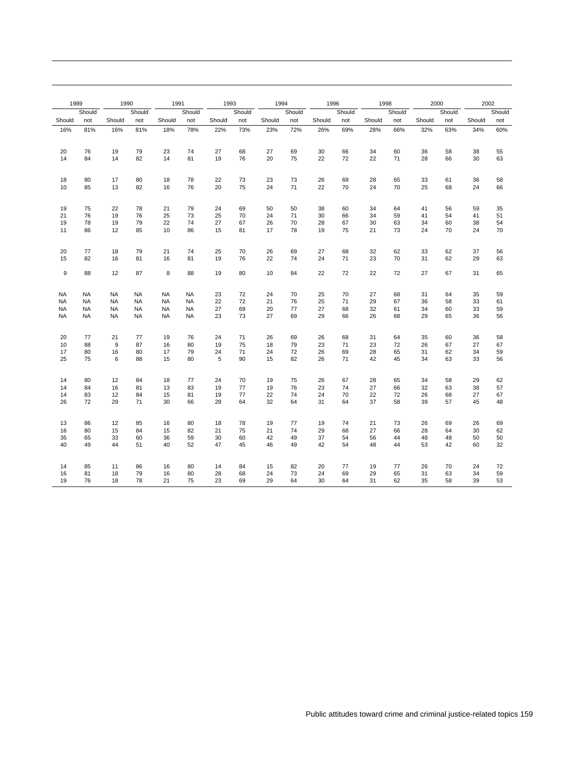| 1989 | | 1990 | | 1991 | | 1993 | | 1994 | | 1996 | | 1998 | | 2000 | | 2002 | |
|---|---|---|---|---|---|---|---|---|---|---|---|---|---|---|---|---|---|
| Should | Should not | Should | Should not | Should | Should not | Should | Should not | Should | Should not | Should | Should not | Should | Should not | Should | Should not | Should | Should not |
| 16% | 81% | 16% | 81% | 18% | 78% | 22% | 73% | 23% | 72% | 26% | 69% | 28% | 66% | 32% | 63% | 34% | 60% |
| | | | | | | | | | | | | | | | | | |
| 20 | 76 | 19 | 79 | 23 | 74 | 27 | 68 | 27 | 69 | 30 | 66 | 34 | 60 | 36 | 58 | 38 | 55 |
| 14 | 84 | 14 | 82 | 14 | 81 | 19 | 76 | 20 | 75 | 22 | 72 | 22 | 71 | 28 | 66 | 30 | 63 |
| | | | | | | | | | | | | | | | | | |
| 18 | 80 | 17 | 80 | 18 | 78 | 22 | 73 | 23 | 73 | 26 | 69 | 28 | 65 | 33 | 61 | 36 | 58 |
| 10 | 85 | 13 | 82 | 16 | 76 | 20 | 75 | 24 | 71 | 22 | 70 | 24 | 70 | 25 | 68 | 24 | 66 |
| | | | | | | | | | | | | | | | | | |
| 19 | 75 | 22 | 78 | 21 | 79 | 24 | 69 | 50 | 50 | 38 | 60 | 34 | 64 | 41 | 56 | 59 | 35 |
| 21 | 76 | 19 | 76 | 25 | 73 | 25 | 70 | 24 | 71 | 30 | 66 | 34 | 59 | 41 | 54 | 41 | 51 |
| 19 | 78 | 19 | 79 | 22 | 74 | 27 | 67 | 26 | 70 | 28 | 67 | 30 | 63 | 34 | 60 | 38 | 54 |
| 11 | 86 | 12 | 85 | 10 | 86 | 15 | 81 | 17 | 78 | 19 | 75 | 21 | 73 | 24 | 70 | 24 | 70 |
| | | | | | | | | | | | | | | | | | |
| 20 | 77 | 18 | 79 | 21 | 74 | 25 | 70 | 26 | 69 | 27 | 68 | 32 | 62 | 33 | 62 | 37 | 56 |
| 15 | 82 | 16 | 81 | 16 | 81 | 19 | 76 | 22 | 74 | 24 | 71 | 23 | 70 | 31 | 62 | 29 | 63 |
| | | | | | | | | | | | | | | | | | |
| 9 | 88 | 12 | 87 | 8 | 88 | 19 | 80 | 10 | 84 | 22 | 72 | 22 | 72 | 27 | 67 | 31 | 65 |
| | | | | | | | | | | | | | | | | | |
| NA | NA | NA | NA | NA | NA | 23 | 72 | 24 | 70 | 25 | 70 | 27 | 68 | 31 | 64 | 35 | 59 |
| NA | NA | NA | NA | NA | NA | 22 | 72 | 21 | 76 | 25 | 71 | 29 | 67 | 36 | 58 | 33 | 61 |
| NA | NA | NA | NA | NA | NA | 27 | 69 | 20 | 77 | 27 | 68 | 32 | 61 | 34 | 60 | 33 | 59 |
| NA | NA | NA | NA | NA | NA | 23 | 73 | 27 | 69 | 29 | 66 | 26 | 68 | 29 | 65 | 36 | 56 |
| | | | | | | | | | | | | | | | | | |
| 20 | 77 | 21 | 77 | 19 | 76 | 24 | 71 | 26 | 69 | 26 | 68 | 31 | 64 | 35 | 60 | 36 | 58 |
| 10 | 88 | 9 | 87 | 16 | 80 | 19 | 75 | 18 | 79 | 23 | 71 | 23 | 72 | 26 | 67 | 27 | 67 |
| 17 | 80 | 16 | 80 | 17 | 79 | 24 | 71 | 24 | 72 | 26 | 69 | 28 | 65 | 31 | 62 | 34 | 59 |
| 25 | 75 | 6 | 88 | 15 | 80 | 5 | 90 | 15 | 82 | 26 | 71 | 42 | 45 | 34 | 63 | 33 | 56 |
| | | | | | | | | | | | | | | | | | |
| 14 | 80 | 12 | 84 | 18 | 77 | 24 | 70 | 19 | 75 | 26 | 67 | 28 | 65 | 34 | 58 | 29 | 62 |
| 14 | 84 | 16 | 81 | 13 | 83 | 19 | 77 | 19 | 76 | 23 | 74 | 27 | 66 | 32 | 63 | 38 | 57 |
| 14 | 83 | 12 | 84 | 15 | 81 | 19 | 77 | 22 | 74 | 24 | 70 | 22 | 72 | 26 | 68 | 27 | 67 |
| 26 | 72 | 29 | 71 | 30 | 66 | 28 | 64 | 32 | 64 | 31 | 64 | 37 | 58 | 39 | 57 | 45 | 48 |
| | | | | | | | | | | | | | | | | | |
| 13 | 86 | 12 | 85 | 16 | 80 | 18 | 78 | 19 | 77 | 19 | 74 | 21 | 73 | 26 | 69 | 26 | 69 |
| 16 | 80 | 15 | 84 | 15 | 82 | 21 | 75 | 21 | 74 | 29 | 68 | 27 | 66 | 28 | 64 | 30 | 62 |
| 35 | 65 | 33 | 60 | 36 | 59 | 30 | 60 | 42 | 49 | 37 | 54 | 56 | 44 | 48 | 48 | 50 | 50 |
| 40 | 49 | 44 | 51 | 40 | 52 | 47 | 45 | 46 | 49 | 42 | 54 | 48 | 44 | 53 | 42 | 60 | 32 |
| | | | | | | | | | | | | | | | | | |
| 14 | 85 | 11 | 86 | 16 | 80 | 14 | 84 | 15 | 82 | 20 | 77 | 19 | 77 | 26 | 70 | 24 | 72 |
| 16 | 81 | 18 | 79 | 16 | 80 | 28 | 68 | 24 | 73 | 24 | 69 | 29 | 65 | 31 | 63 | 34 | 59 |
| 19 | 76 | 18 | 78 | 21 | 75 | 23 | 69 | 29 | 64 | 30 | 64 | 31 | 62 | 35 | 58 | 39 | 53 |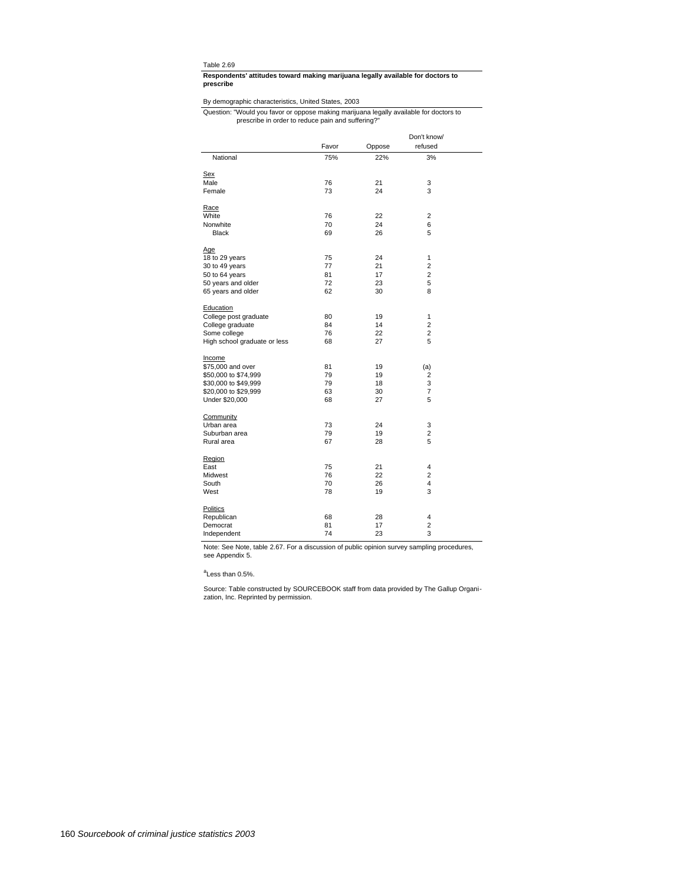Table 2.69

**Respondents' attitudes toward making marijuana legally available for doctors to prescribe**

By demographic characteristics, United States, 2003

Question: "Would you favor or oppose making marijuana legally available for doctors to prescribe in order to reduce pain and suffering?"

| | Favor | Oppose | Don't know/ refused |
|---|---|---|---|
| National | 75% | 22% | 3% |
| **Sex** | | | |
| Male | 76 | 21 | 3 |
| Female | 73 | 24 | 3 |
| **Race** | | | |
| White | 76 | 22 | 2 |
| Nonwhite | 70 | 24 | 6 |
| Black | 69 | 26 | 5 |
| **Age** | | | |
| 18 to 29 years | 75 | 24 | 1 |
| 30 to 49 years | 77 | 21 | 2 |
| 50 to 64 years | 81 | 17 | 2 |
| 50 years and older | 72 | 23 | 5 |
| 65 years and older | 62 | 30 | 8 |
| **Education** | | | |
| College post graduate | 80 | 19 | 1 |
| College graduate | 84 | 14 | 2 |
| Some college | 76 | 22 | 2 |
| High school graduate or less | 68 | 27 | 5 |
| **Income** | | | |
| $75,000 and over | 81 | 19 | (a) |
| $50,000 to $74,999 | 79 | 19 | 2 |
| $30,000 to $49,999 | 79 | 18 | 3 |
| $20,000 to $29,999 | 63 | 30 | 7 |
| Under $20,000 | 68 | 27 | 5 |
| **Community** | | | |
| Urban area | 73 | 24 | 3 |
| Suburban area | 79 | 19 | 2 |
| Rural area | 67 | 28 | 5 |
| **Region** | | | |
| East | 75 | 21 | 4 |
| Midwest | 76 | 22 | 2 |
| South | 70 | 26 | 4 |
| West | 78 | 19 | 3 |
| **Politics** | | | |
| Republican | 68 | 28 | 4 |
| Democrat | 81 | 17 | 2 |
| Independent | 74 | 23 | 3 |

Note: See Note, table 2.67. For a discussion of public opinion survey sampling procedures, see Appendix 5.

[a]Less than 0.5%.

Source: Table constructed by SOURCEBOOK staff from data provided by The Gallup Organization, Inc. Reprinted by permission.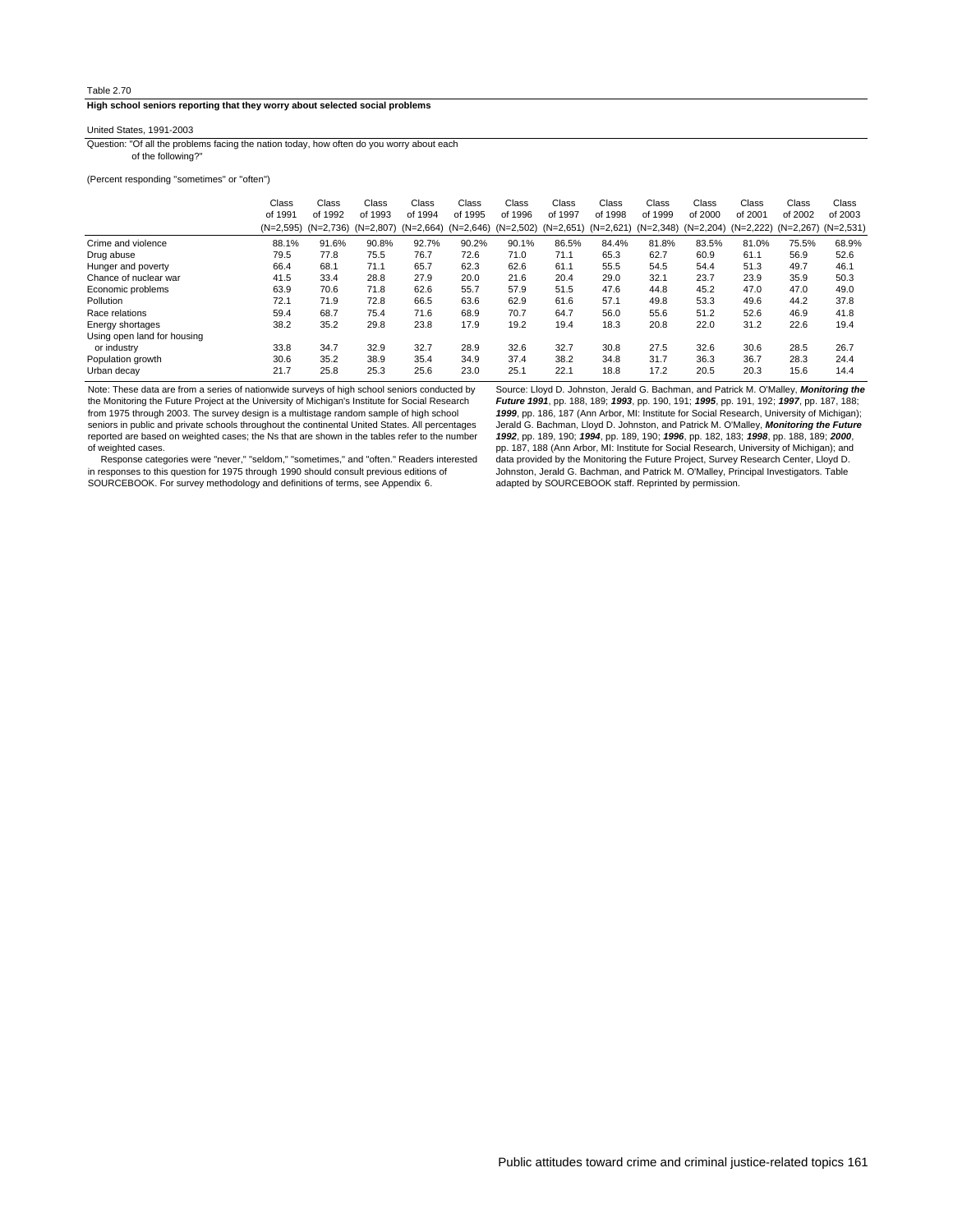Table 2.70

**High school seniors reporting that they worry about selected social problems**

United States, 1991-2003

Question: "Of all the problems facing the nation today, how often do you worry about each of the following?"

(Percent responding "sometimes" or "often")

| | Class of 1991 (N=2,595) | Class of 1992 (N=2,736) | Class of 1993 (N=2,807) | Class of 1994 (N=2,664) | Class of 1995 (N=2,646) | Class of 1996 (N=2,502) | Class of 1997 (N=2,651) | Class of 1998 (N=2,621) | Class of 1999 (N=2,348) | Class of 2000 (N=2,204) | Class of 2001 (N=2,222) | Class of 2002 (N=2,267) | Class of 2003 (N=2,531) |
|---|---|---|---|---|---|---|---|---|---|---|---|---|---|
| Crime and violence | 88.1% | 91.6% | 90.8% | 92.7% | 90.2% | 90.1% | 86.5% | 84.4% | 81.8% | 83.5% | 81.0% | 75.5% | 68.9% |
| Drug abuse | 79.5 | 77.8 | 75.5 | 76.7 | 72.6 | 71.0 | 71.1 | 65.3 | 62.7 | 60.9 | 61.1 | 56.9 | 52.6 |
| Hunger and poverty | 66.4 | 68.1 | 71.1 | 65.7 | 62.3 | 62.6 | 61.1 | 55.5 | 54.5 | 54.4 | 51.3 | 49.7 | 46.1 |
| Chance of nuclear war | 41.5 | 33.4 | 28.8 | 27.9 | 20.0 | 21.6 | 20.4 | 29.0 | 32.1 | 23.7 | 23.9 | 35.9 | 50.3 |
| Economic problems | 63.9 | 70.6 | 71.8 | 62.6 | 55.7 | 57.9 | 51.5 | 47.6 | 44.8 | 45.2 | 47.0 | 47.0 | 49.0 |
| Pollution | 72.1 | 71.9 | 72.8 | 66.5 | 63.6 | 62.9 | 61.6 | 57.1 | 49.8 | 53.3 | 49.6 | 44.2 | 37.8 |
| Race relations | 59.4 | 68.7 | 75.4 | 71.6 | 68.9 | 70.7 | 64.7 | 56.0 | 55.6 | 51.2 | 52.6 | 46.9 | 41.8 |
| Energy shortages | 38.2 | 35.2 | 29.8 | 23.8 | 17.9 | 19.2 | 19.4 | 18.3 | 20.8 | 22.0 | 31.2 | 22.6 | 19.4 |
| Using open land for housing or industry | 33.8 | 34.7 | 32.9 | 32.7 | 28.9 | 32.6 | 32.7 | 30.8 | 27.5 | 32.6 | 30.6 | 28.5 | 26.7 |
| Population growth | 30.6 | 35.2 | 38.9 | 35.4 | 34.9 | 37.4 | 38.2 | 34.8 | 31.7 | 36.3 | 36.7 | 28.3 | 24.4 |
| Urban decay | 21.7 | 25.8 | 25.3 | 25.6 | 23.0 | 25.1 | 22.1 | 18.8 | 17.2 | 20.5 | 20.3 | 15.6 | 14.4 |

Note: These data are from a series of nationwide surveys of high school seniors conducted by the Monitoring the Future Project at the University of Michigan's Institute for Social Research from 1975 through 2003. The survey design is a multistage random sample of high school seniors in public and private schools throughout the continental United States. All percentages reported are based on weighted cases; the Ns that are shown in the tables refer to the number of weighted cases.

Response categories were "never," "seldom," "sometimes," and "often." Readers interested in responses to this question for 1975 through 1990 should consult previous editions of SOURCEBOOK. For survey methodology and definitions of terms, see Appendix 6.

Source: Lloyd D. Johnston, Jerald G. Bachman, and Patrick M. O'Malley, ***Monitoring the Future 1991***, pp. 188, 189; ***1993***, pp. 190, 191; ***1995***, pp. 191, 192; ***1997***, pp. 187, 188; ***1999***, pp. 186, 187 (Ann Arbor, MI: Institute for Social Research, University of Michigan); Jerald G. Bachman, Lloyd D. Johnston, and Patrick M. O'Malley, ***Monitoring the Future 1992***, pp. 189, 190; ***1994***, pp. 189, 190; ***1996***, pp. 182, 183; ***1998***, pp. 188, 189; ***2000***, pp. 187, 188 (Ann Arbor, MI: Institute for Social Research, University of Michigan); and data provided by the Monitoring the Future Project, Survey Research Center, Lloyd D. Johnston, Jerald G. Bachman, and Patrick M. O'Malley, Principal Investigators. Table adapted by SOURCEBOOK staff. Reprinted by permission.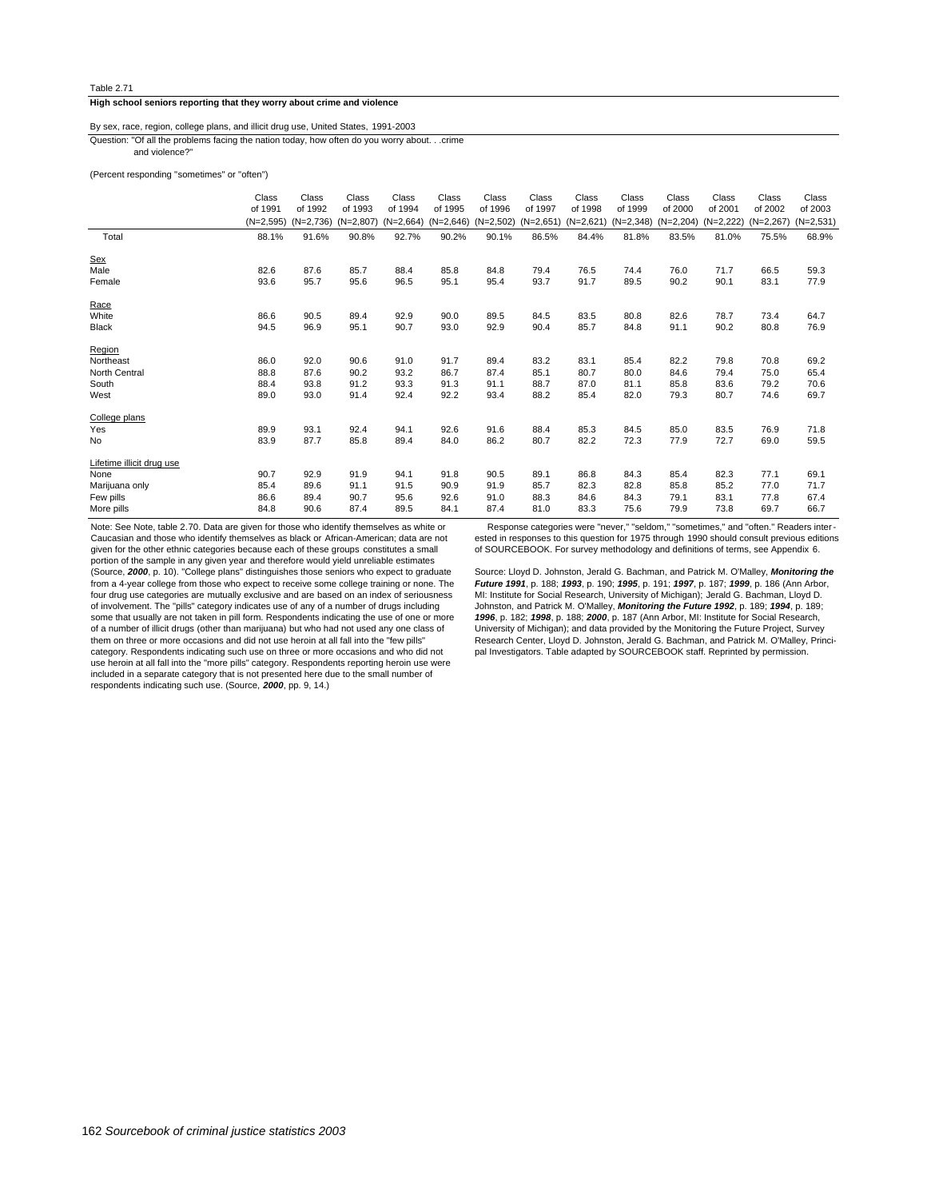Table 2.71

**High school seniors reporting that they worry about crime and violence**

By sex, race, region, college plans, and illicit drug use, United States, 1991-2003

Question: "Of all the problems facing the nation today, how often do you worry about. . .crime and violence?"

(Percent responding "sometimes" or "often")

| | Class of 1991 (N=2,595) | Class of 1992 (N=2,736) | Class of 1993 (N=2,807) | Class of 1994 (N=2,664) | Class of 1995 (N=2,646) | Class of 1996 (N=2,502) | Class of 1997 (N=2,651) | Class of 1998 (N=2,621) | Class of 1999 (N=2,348) | Class of 2000 (N=2,204) | Class of 2001 (N=2,222) | Class of 2002 (N=2,267) | Class of 2003 (N=2,531) |
|---|---|---|---|---|---|---|---|---|---|---|---|---|---|
| Total | 88.1% | 91.6% | 90.8% | 92.7% | 90.2% | 90.1% | 86.5% | 84.4% | 81.8% | 83.5% | 81.0% | 75.5% | 68.9% |
| Sex | | | | | | | | | | | | | |
| Male | 82.6 | 87.6 | 85.7 | 88.4 | 85.8 | 84.8 | 79.4 | 76.5 | 74.4 | 76.0 | 71.7 | 66.5 | 59.3 |
| Female | 93.6 | 95.7 | 95.6 | 96.5 | 95.1 | 95.4 | 93.7 | 91.7 | 89.5 | 90.2 | 90.1 | 83.1 | 77.9 |
| Race | | | | | | | | | | | | | |
| White | 86.6 | 90.5 | 89.4 | 92.9 | 90.0 | 89.5 | 84.5 | 83.5 | 80.8 | 82.6 | 78.7 | 73.4 | 64.7 |
| Black | 94.5 | 96.9 | 95.1 | 90.7 | 93.0 | 92.9 | 90.4 | 85.7 | 84.8 | 91.1 | 90.2 | 80.8 | 76.9 |
| Region | | | | | | | | | | | | | |
| Northeast | 86.0 | 92.0 | 90.6 | 91.0 | 91.7 | 89.4 | 83.2 | 83.1 | 85.4 | 82.2 | 79.8 | 70.8 | 69.2 |
| North Central | 88.8 | 87.6 | 90.2 | 93.2 | 86.7 | 87.4 | 85.1 | 80.7 | 80.0 | 84.6 | 79.4 | 75.0 | 65.4 |
| South | 88.4 | 93.8 | 91.2 | 93.3 | 91.3 | 91.1 | 88.7 | 87.0 | 81.1 | 85.8 | 83.6 | 79.2 | 70.6 |
| West | 89.0 | 93.0 | 91.4 | 92.4 | 92.2 | 93.4 | 88.2 | 85.4 | 82.0 | 79.3 | 80.7 | 74.6 | 69.7 |
| College plans | | | | | | | | | | | | | |
| Yes | 89.9 | 93.1 | 92.4 | 94.1 | 92.6 | 91.6 | 88.4 | 85.3 | 84.5 | 85.0 | 83.5 | 76.9 | 71.8 |
| No | 83.9 | 87.7 | 85.8 | 89.4 | 84.0 | 86.2 | 80.7 | 82.2 | 72.3 | 77.9 | 72.7 | 69.0 | 59.5 |
| Lifetime illicit drug use | | | | | | | | | | | | | |
| None | 90.7 | 92.9 | 91.9 | 94.1 | 91.8 | 90.5 | 89.1 | 86.8 | 84.3 | 85.4 | 82.3 | 77.1 | 69.1 |
| Marijuana only | 85.4 | 89.6 | 91.1 | 91.5 | 90.9 | 91.9 | 85.7 | 82.3 | 82.8 | 85.8 | 85.2 | 77.0 | 71.7 |
| Few pills | 86.6 | 89.4 | 90.7 | 95.6 | 92.6 | 91.0 | 88.3 | 84.6 | 84.3 | 79.1 | 83.1 | 77.8 | 67.4 |
| More pills | 84.8 | 90.6 | 87.4 | 89.5 | 84.1 | 87.4 | 81.0 | 83.3 | 75.6 | 79.9 | 73.8 | 69.7 | 66.7 |

Note: See Note, table 2.70. Data are given for those who identify themselves as white or Caucasian and those who identify themselves as black or African-American; data are not given for the other ethnic categories because each of these groups constitutes a small portion of the sample in any given year and therefore would yield unreliable estimates (Source, ***2000***, p. 10). "College plans" distinguishes those seniors who expect to graduate from a 4-year college from those who expect to receive some college training or none. The four drug use categories are mutually exclusive and are based on an index of seriousness of involvement. The "pills" category indicates use of any of a number of drugs including some that usually are not taken in pill form. Respondents indicating the use of one or more of a number of illicit drugs (other than marijuana) but who had not used any one class of them on three or more occasions and did not use heroin at all fall into the "few pills" category. Respondents indicating such use on three or more occasions and who did not use heroin at all fall into the "more pills" category. Respondents reporting heroin use were included in a separate category that is not presented here due to the small number of respondents indicating such use. (Source, ***2000***, pp. 9, 14.)

Response categories were "never," "seldom," "sometimes," and "often." Readers interested in responses to this question for 1975 through 1990 should consult previous editions of SOURCEBOOK. For survey methodology and definitions of terms, see Appendix 6.

Source: Lloyd D. Johnston, Jerald G. Bachman, and Patrick M. O'Malley, ***Monitoring the Future 1991***, p. 188; ***1993***, p. 190; ***1995***, p. 191; ***1997***, p. 187; ***1999***, p. 186 (Ann Arbor, MI: Institute for Social Research, University of Michigan); Jerald G. Bachman, Lloyd D. Johnston, and Patrick M. O'Malley, ***Monitoring the Future 1992***, p. 189; ***1994***, p. 189; ***1996***, p. 182; ***1998***, p. 188; ***2000***, p. 187 (Ann Arbor, MI: Institute for Social Research, University of Michigan); and data provided by the Monitoring the Future Project, Survey Research Center, Lloyd D. Johnston, Jerald G. Bachman, and Patrick M. O'Malley, Principal Investigators. Table adapted by SOURCEBOOK staff. Reprinted by permission.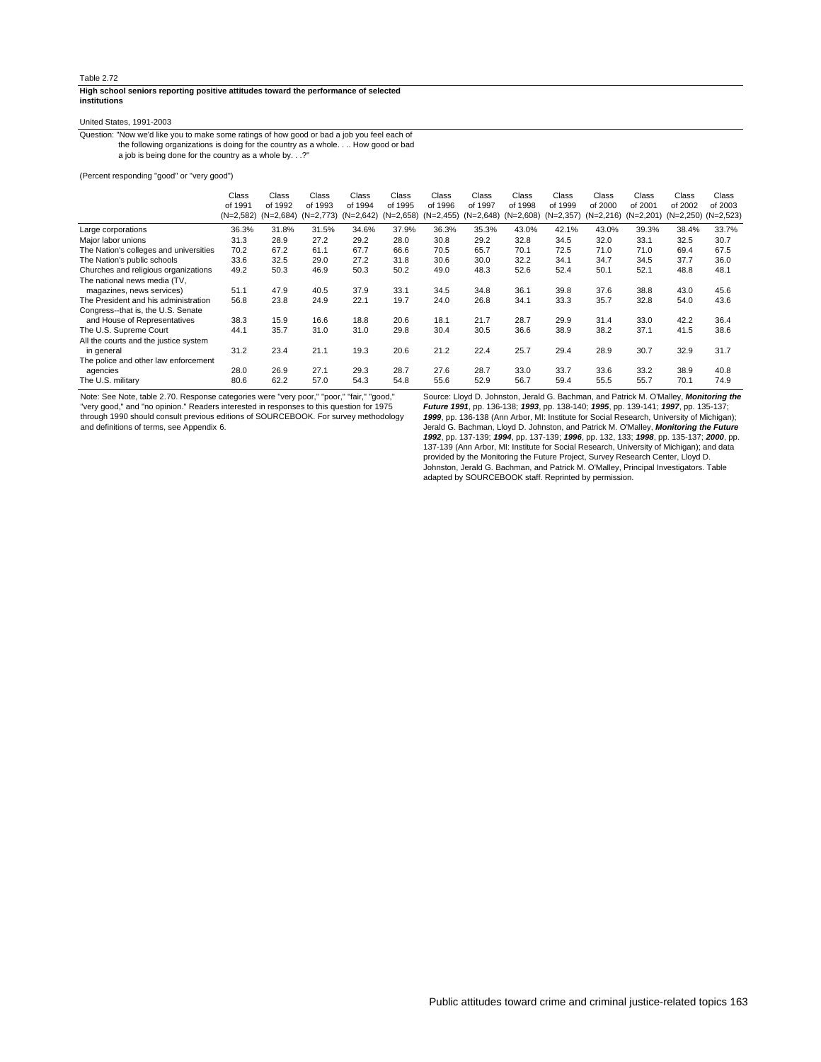Table 2.72

**High school seniors reporting positive attitudes toward the performance of selected institutions**

United States, 1991-2003

Question: "Now we'd like you to make some ratings of how good or bad a job you feel each of the following organizations is doing for the country as a whole. . .. How good or bad a job is being done for the country as a whole by. . .?"

(Percent responding "good" or "very good")

| | Class of 1991 (N=2,582) | Class of 1992 (N=2,684) | Class of 1993 (N=2,773) | Class of 1994 (N=2,642) | Class of 1995 (N=2,658) | Class of 1996 (N=2,455) | Class of 1997 (N=2,648) | Class of 1998 (N=2,608) | Class of 1999 (N=2,357) | Class of 2000 (N=2,216) | Class of 2001 (N=2,201) | Class of 2002 (N=2,250) | Class of 2003 (N=2,523) |
|---|---|---|---|---|---|---|---|---|---|---|---|---|---|
| Large corporations | 36.3% | 31.8% | 31.5% | 34.6% | 37.9% | 36.3% | 35.3% | 43.0% | 42.1% | 43.0% | 39.3% | 38.4% | 33.7% |
| Major labor unions | 31.3 | 28.9 | 27.2 | 29.2 | 28.0 | 30.8 | 29.2 | 32.8 | 34.5 | 32.0 | 33.1 | 32.5 | 30.7 |
| The Nation's colleges and universities | 70.2 | 67.2 | 61.1 | 67.7 | 66.6 | 70.5 | 65.7 | 70.1 | 72.5 | 71.0 | 71.0 | 69.4 | 67.5 |
| The Nation's public schools | 33.6 | 32.5 | 29.0 | 27.2 | 31.8 | 30.6 | 30.0 | 32.2 | 34.1 | 34.7 | 34.5 | 37.7 | 36.0 |
| Churches and religious organizations | 49.2 | 50.3 | 46.9 | 50.3 | 50.2 | 49.0 | 48.3 | 52.6 | 52.4 | 50.1 | 52.1 | 48.8 | 48.1 |
| The national news media (TV, magazines, news services) | 51.1 | 47.9 | 40.5 | 37.9 | 33.1 | 34.5 | 34.8 | 36.1 | 39.8 | 37.6 | 38.8 | 43.0 | 45.6 |
| The President and his administration | 56.8 | 23.8 | 24.9 | 22.1 | 19.7 | 24.0 | 26.8 | 34.1 | 33.3 | 35.7 | 32.8 | 54.0 | 43.6 |
| Congress--that is, the U.S. Senate and House of Representatives | 38.3 | 15.9 | 16.6 | 18.8 | 20.6 | 18.1 | 21.7 | 28.7 | 29.9 | 31.4 | 33.0 | 42.2 | 36.4 |
| The U.S. Supreme Court | 44.1 | 35.7 | 31.0 | 31.0 | 29.8 | 30.4 | 30.5 | 36.6 | 38.9 | 38.2 | 37.1 | 41.5 | 38.6 |
| All the courts and the justice system in general | 31.2 | 23.4 | 21.1 | 19.3 | 20.6 | 21.2 | 22.4 | 25.7 | 29.4 | 28.9 | 30.7 | 32.9 | 31.7 |
| The police and other law enforcement agencies | 28.0 | 26.9 | 27.1 | 29.3 | 28.7 | 27.6 | 28.7 | 33.0 | 33.7 | 33.6 | 33.2 | 38.9 | 40.8 |
| The U.S. military | 80.6 | 62.2 | 57.0 | 54.3 | 54.8 | 55.6 | 52.9 | 56.7 | 59.4 | 55.5 | 55.7 | 70.1 | 74.9 |

Note: See Note, table 2.70. Response categories were "very poor," "poor," "fair," "good," "very good," and "no opinion." Readers interested in responses to this question for 1975 through 1990 should consult previous editions of SOURCEBOOK. For survey methodology and definitions of terms, see Appendix 6.

Source: Lloyd D. Johnston, Jerald G. Bachman, and Patrick M. O'Malley, ***Monitoring the Future 1991***, pp. 136-138; ***1993***, pp. 138-140; ***1995***, pp. 139-141; ***1997***, pp. 135-137; ***1999***, pp. 136-138 (Ann Arbor, MI: Institute for Social Research, University of Michigan); Jerald G. Bachman, Lloyd D. Johnston, and Patrick M. O'Malley, ***Monitoring the Future 1992***, pp. 137-139; ***1994***, pp. 137-139; ***1996***, pp. 132, 133; ***1998***, pp. 135-137; ***2000***, pp. 137-139 (Ann Arbor, MI: Institute for Social Research, University of Michigan); and data provided by the Monitoring the Future Project, Survey Research Center, Lloyd D. Johnston, Jerald G. Bachman, and Patrick M. O'Malley, Principal Investigators. Table adapted by SOURCEBOOK staff. Reprinted by permission.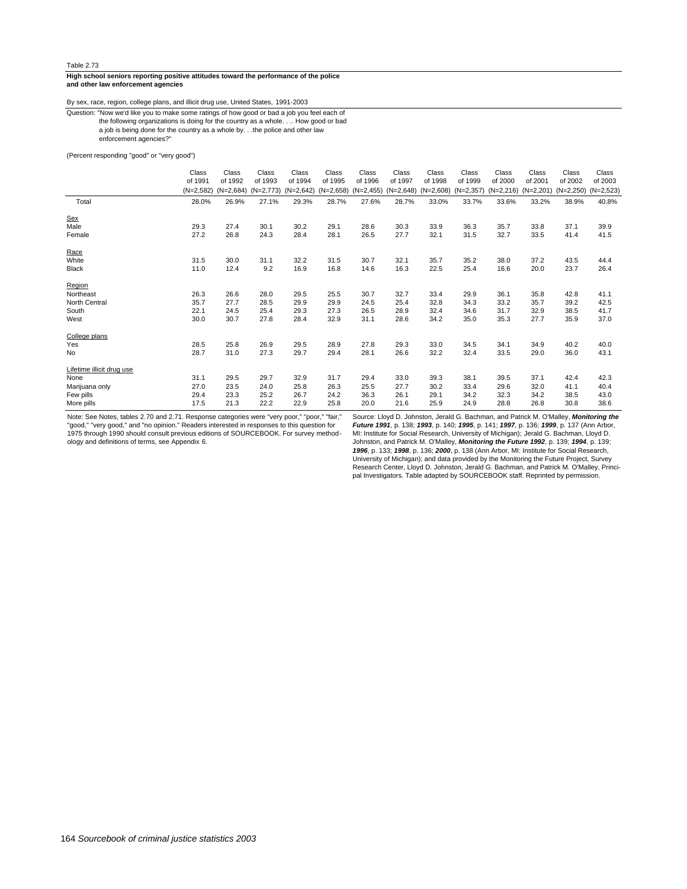Table 2.73

**High school seniors reporting positive attitudes toward the performance of the police and other law enforcement agencies**

By sex, race, region, college plans, and illicit drug use, United States, 1991-2003

Question: "Now we'd like you to make some ratings of how good or bad a job you feel each of the following organizations is doing for the country as a whole. . .. How good or bad a job is being done for the country as a whole by. . .the police and other law enforcement agencies?"

(Percent responding "good" or "very good")

| | Class of 1991 (N=2,582) | Class of 1992 (N=2,684) | Class of 1993 (N=2,773) | Class of 1994 (N=2,642) | Class of 1995 (N=2,658) | Class of 1996 (N=2,455) | Class of 1997 (N=2,648) | Class of 1998 (N=2,608) | Class of 1999 (N=2,357) | Class of 2000 (N=2,216) | Class of 2001 (N=2,201) | Class of 2002 (N=2,250) | Class of 2003 (N=2,523) |
|---|---|---|---|---|---|---|---|---|---|---|---|---|---|
| Total | 28.0% | 26.9% | 27.1% | 29.3% | 28.7% | 27.6% | 28.7% | 33.0% | 33.7% | 33.6% | 33.2% | 38.9% | 40.8% |
| Sex | | | | | | | | | | | | | |
| Male | 29.3 | 27.4 | 30.1 | 30.2 | 29.1 | 28.6 | 30.3 | 33.9 | 36.3 | 35.7 | 33.8 | 37.1 | 39.9 |
| Female | 27.2 | 26.8 | 24.3 | 28.4 | 28.1 | 26.5 | 27.7 | 32.1 | 31.5 | 32.7 | 33.5 | 41.4 | 41.5 |
| Race | | | | | | | | | | | | | |
| White | 31.5 | 30.0 | 31.1 | 32.2 | 31.5 | 30.7 | 32.1 | 35.7 | 35.2 | 38.0 | 37.2 | 43.5 | 44.4 |
| Black | 11.0 | 12.4 | 9.2 | 16.9 | 16.8 | 14.6 | 16.3 | 22.5 | 25.4 | 16.6 | 20.0 | 23.7 | 26.4 |
| Region | | | | | | | | | | | | | |
| Northeast | 26.3 | 26.6 | 28.0 | 29.5 | 25.5 | 30.7 | 32.7 | 33.4 | 29.9 | 36.1 | 35.8 | 42.8 | 41.1 |
| North Central | 35.7 | 27.7 | 28.5 | 29.9 | 29.9 | 24.5 | 25.4 | 32.8 | 34.3 | 33.2 | 35.7 | 39.2 | 42.5 |
| South | 22.1 | 24.5 | 25.4 | 29.3 | 27.3 | 26.5 | 28.9 | 32.4 | 34.6 | 31.7 | 32.9 | 38.5 | 41.7 |
| West | 30.0 | 30.7 | 27.8 | 28.4 | 32.9 | 31.1 | 28.6 | 34.2 | 35.0 | 35.3 | 27.7 | 35.9 | 37.0 |
| College plans | | | | | | | | | | | | | |
| Yes | 28.5 | 25.8 | 26.9 | 29.5 | 28.9 | 27.8 | 29.3 | 33.0 | 34.5 | 34.1 | 34.9 | 40.2 | 40.0 |
| No | 28.7 | 31.0 | 27.3 | 29.7 | 29.4 | 28.1 | 26.6 | 32.2 | 32.4 | 33.5 | 29.0 | 36.0 | 43.1 |
| Lifetime illicit drug use | | | | | | | | | | | | | |
| None | 31.1 | 29.5 | 29.7 | 32.9 | 31.7 | 29.4 | 33.0 | 39.3 | 38.1 | 39.5 | 37.1 | 42.4 | 42.3 |
| Marijuana only | 27.0 | 23.5 | 24.0 | 25.8 | 26.3 | 25.5 | 27.7 | 30.2 | 33.4 | 29.6 | 32.0 | 41.1 | 40.4 |
| Few pills | 29.4 | 23.3 | 25.2 | 26.7 | 24.2 | 36.3 | 26.1 | 29.1 | 34.2 | 32.3 | 34.2 | 38.5 | 43.0 |
| More pills | 17.5 | 21.3 | 22.2 | 22.9 | 25.8 | 20.0 | 21.6 | 25.9 | 24.9 | 28.8 | 26.8 | 30.8 | 38.6 |

Note: See Notes, tables 2.70 and 2.71. Response categories were "very poor," "poor," "fair," "good," "very good," and "no opinion." Readers interested in responses to this question for 1975 through 1990 should consult previous editions of SOURCEBOOK. For survey methodology and definitions of terms, see Appendix 6.

Source: Lloyd D. Johnston, Jerald G. Bachman, and Patrick M. O'Malley, ***Monitoring the Future 1991***, p. 138; ***1993***, p. 140; ***1995***, p. 141; ***1997***, p. 136; ***1999***, p. 137 (Ann Arbor, MI: Institute for Social Research, University of Michigan); Jerald G. Bachman, Lloyd D. Johnston, and Patrick M. O'Malley, ***Monitoring the Future 1992***, p. 139; ***1994***, p. 139; ***1996***, p. 133; ***1998***, p. 136; ***2000***, p. 138 (Ann Arbor, MI: Institute for Social Research, University of Michigan); and data provided by the Monitoring the Future Project, Survey Research Center, Lloyd D. Johnston, Jerald G. Bachman, and Patrick M. O'Malley, Principal Investigators. Table adapted by SOURCEBOOK staff. Reprinted by permission.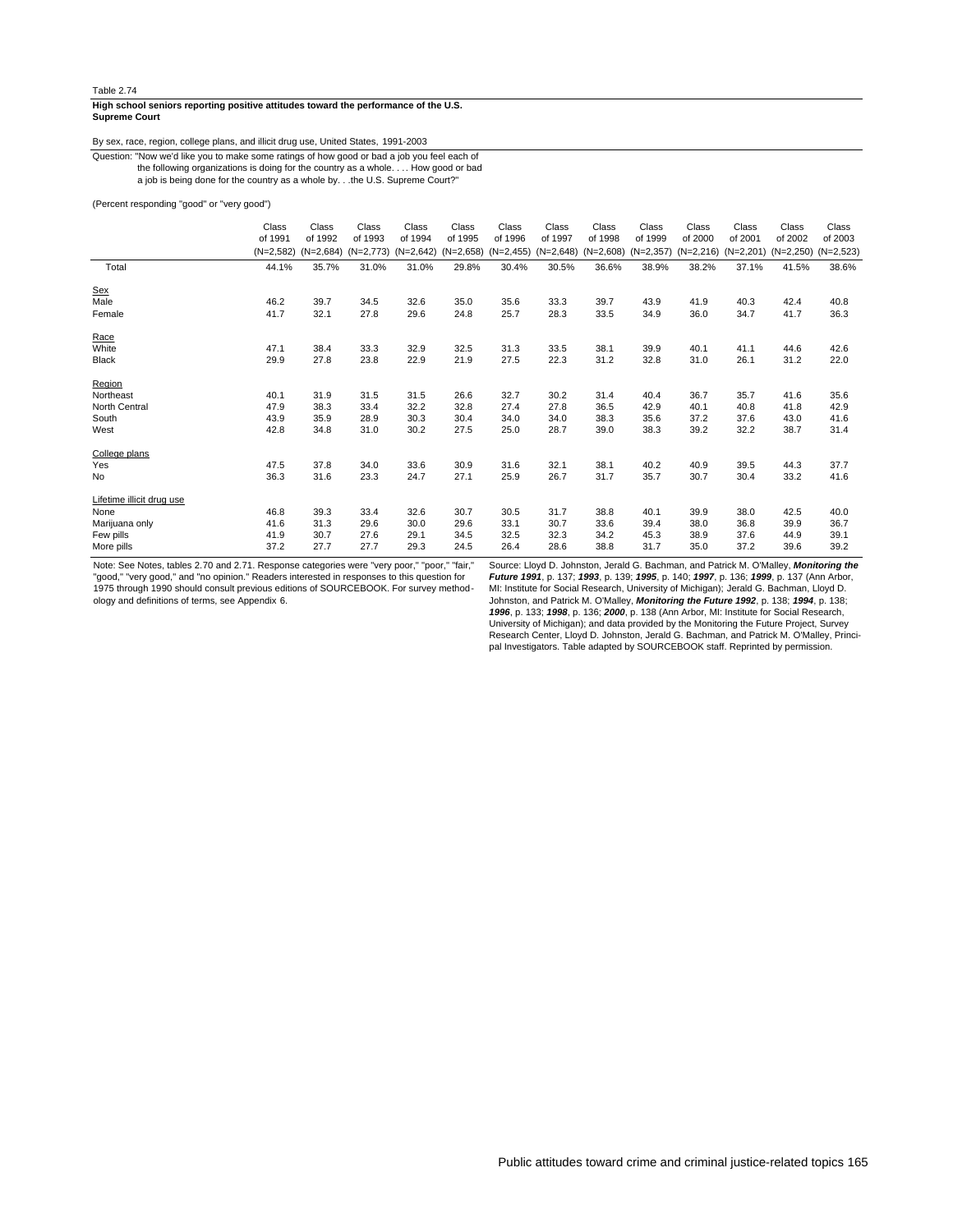Table 2.74

**High school seniors reporting positive attitudes toward the performance of the U.S. Supreme Court**

By sex, race, region, college plans, and illicit drug use, United States, 1991-2003

Question: "Now we'd like you to make some ratings of how good or bad a job you feel each of the following organizations is doing for the country as a whole. . . . How good or bad a job is being done for the country as a whole by. . .the U.S. Supreme Court?"

(Percent responding "good" or "very good")

| | Class of 1991 (N=2,582) | Class of 1992 (N=2,684) | Class of 1993 (N=2,773) | Class of 1994 (N=2,642) | Class of 1995 (N=2,658) | Class of 1996 (N=2,455) | Class of 1997 (N=2,648) | Class of 1998 (N=2,608) | Class of 1999 (N=2,357) | Class of 2000 (N=2,216) | Class of 2001 (N=2,201) | Class of 2002 (N=2,250) | Class of 2003 (N=2,523) |
|---|---|---|---|---|---|---|---|---|---|---|---|---|---|
| Total | 44.1% | 35.7% | 31.0% | 31.0% | 29.8% | 30.4% | 30.5% | 36.6% | 38.9% | 38.2% | 37.1% | 41.5% | 38.6% |
| Sex | | | | | | | | | | | | | |
| Male | 46.2 | 39.7 | 34.5 | 32.6 | 35.0 | 35.6 | 33.3 | 39.7 | 43.9 | 41.9 | 40.3 | 42.4 | 40.8 |
| Female | 41.7 | 32.1 | 27.8 | 29.6 | 24.8 | 25.7 | 28.3 | 33.5 | 34.9 | 36.0 | 34.7 | 41.7 | 36.3 |
| Race | | | | | | | | | | | | | |
| White | 47.1 | 38.4 | 33.3 | 32.9 | 32.5 | 31.3 | 33.5 | 38.1 | 39.9 | 40.1 | 41.1 | 44.6 | 42.6 |
| Black | 29.9 | 27.8 | 23.8 | 22.9 | 21.9 | 27.5 | 22.3 | 31.2 | 32.8 | 31.0 | 26.1 | 31.2 | 22.0 |
| Region | | | | | | | | | | | | | |
| Northeast | 40.1 | 31.9 | 31.5 | 31.5 | 26.6 | 32.7 | 30.2 | 31.4 | 40.4 | 36.7 | 35.7 | 41.6 | 35.6 |
| North Central | 47.9 | 38.3 | 33.4 | 32.2 | 32.8 | 27.4 | 27.8 | 36.5 | 42.9 | 40.1 | 40.8 | 41.8 | 42.9 |
| South | 43.9 | 35.9 | 28.9 | 30.3 | 30.4 | 34.0 | 34.0 | 38.3 | 35.6 | 37.2 | 37.6 | 43.0 | 41.6 |
| West | 42.8 | 34.8 | 31.0 | 30.2 | 27.5 | 25.0 | 28.7 | 39.0 | 38.3 | 39.2 | 32.2 | 38.7 | 31.4 |
| College plans | | | | | | | | | | | | | |
| Yes | 47.5 | 37.8 | 34.0 | 33.6 | 30.9 | 31.6 | 32.1 | 38.1 | 40.2 | 40.9 | 39.5 | 44.3 | 37.7 |
| No | 36.3 | 31.6 | 23.3 | 24.7 | 27.1 | 25.9 | 26.7 | 31.7 | 35.7 | 30.7 | 30.4 | 33.2 | 41.6 |
| Lifetime illicit drug use | | | | | | | | | | | | | |
| None | 46.8 | 39.3 | 33.4 | 32.6 | 30.7 | 30.5 | 31.7 | 38.8 | 40.1 | 39.9 | 38.0 | 42.5 | 40.0 |
| Marijuana only | 41.6 | 31.3 | 29.6 | 30.0 | 29.6 | 33.1 | 30.7 | 33.6 | 39.4 | 38.0 | 36.8 | 39.9 | 36.7 |
| Few pills | 41.9 | 30.7 | 27.6 | 29.1 | 34.5 | 32.5 | 32.3 | 34.2 | 45.3 | 38.9 | 37.6 | 44.9 | 39.1 |
| More pills | 37.2 | 27.7 | 27.7 | 29.3 | 24.5 | 26.4 | 28.6 | 38.8 | 31.7 | 35.0 | 37.2 | 39.6 | 39.2 |

Note: See Notes, tables 2.70 and 2.71. Response categories were "very poor," "poor," "fair," "good," "very good," and "no opinion." Readers interested in responses to this question for 1975 through 1990 should consult previous editions of SOURCEBOOK. For survey methodology and definitions of terms, see Appendix 6.

Source: Lloyd D. Johnston, Jerald G. Bachman, and Patrick M. O'Malley, ***Monitoring the Future 1991***, p. 137; ***1993***, p. 139; ***1995***, p. 140; ***1997***, p. 136; ***1999***, p. 137 (Ann Arbor, MI: Institute for Social Research, University of Michigan); Jerald G. Bachman, Lloyd D. Johnston, and Patrick M. O'Malley, ***Monitoring the Future 1992***, p. 138; ***1994***, p. 138; ***1996***, p. 133; ***1998***, p. 136; ***2000***, p. 138 (Ann Arbor, MI: Institute for Social Research, University of Michigan); and data provided by the Monitoring the Future Project, Survey Research Center, Lloyd D. Johnston, Jerald G. Bachman, and Patrick M. O'Malley, Principal Investigators. Table adapted by SOURCEBOOK staff. Reprinted by permission.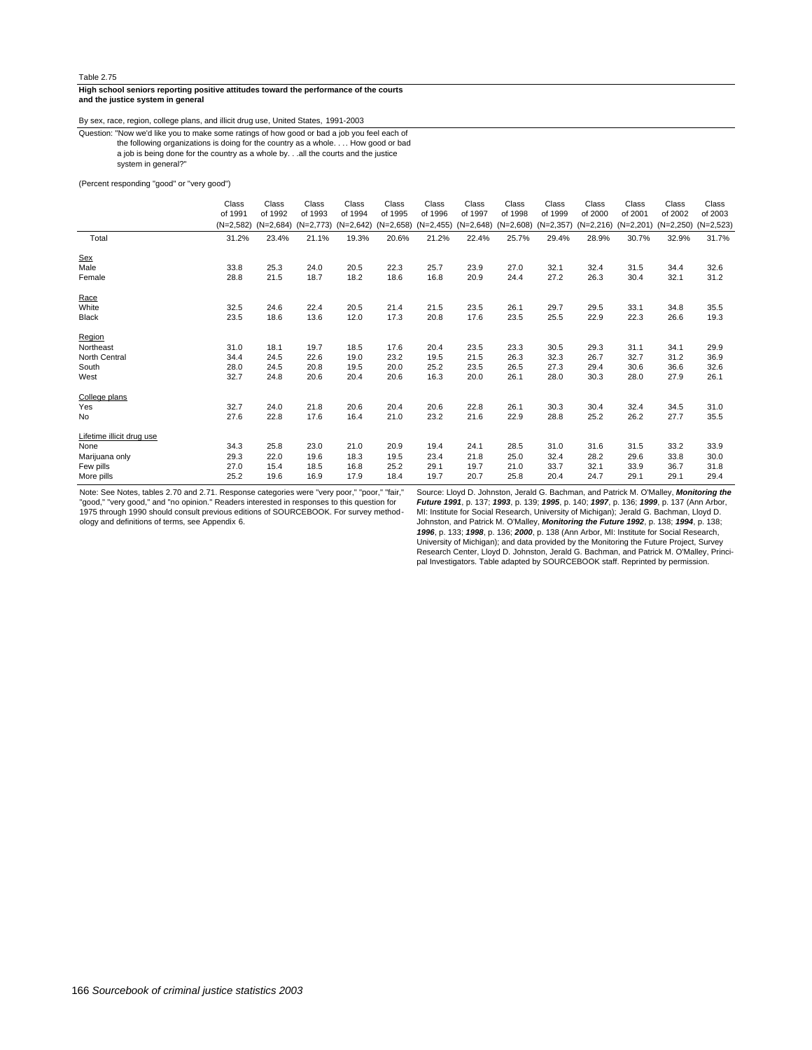Table 2.75

**High school seniors reporting positive attitudes toward the performance of the courts and the justice system in general**

By sex, race, region, college plans, and illicit drug use, United States, 1991-2003

Question: "Now we'd like you to make some ratings of how good or bad a job you feel each of the following organizations is doing for the country as a whole. . . . How good or bad a job is being done for the country as a whole by. . .all the courts and the justice system in general?"

(Percent responding "good" or "very good")

| | Class of 1991 (N=2,582) | Class of 1992 (N=2,684) | Class of 1993 (N=2,773) | Class of 1994 (N=2,642) | Class of 1995 (N=2,658) | Class of 1996 (N=2,455) | Class of 1997 (N=2,648) | Class of 1998 (N=2,608) | Class of 1999 (N=2,357) | Class of 2000 (N=2,216) | Class of 2001 (N=2,201) | Class of 2002 (N=2,250) | Class of 2003 (N=2,523) |
|---|---|---|---|---|---|---|---|---|---|---|---|---|---|
| Total | 31.2% | 23.4% | 21.1% | 19.3% | 20.6% | 21.2% | 22.4% | 25.7% | 29.4% | 28.9% | 30.7% | 32.9% | 31.7% |
| Sex | | | | | | | | | | | | | |
| Male | 33.8 | 25.3 | 24.0 | 20.5 | 22.3 | 25.7 | 23.9 | 27.0 | 32.1 | 32.4 | 31.5 | 34.4 | 32.6 |
| Female | 28.8 | 21.5 | 18.7 | 18.2 | 18.6 | 16.8 | 20.9 | 24.4 | 27.2 | 26.3 | 30.4 | 32.1 | 31.2 |
| Race | | | | | | | | | | | | | |
| White | 32.5 | 24.6 | 22.4 | 20.5 | 21.4 | 21.5 | 23.5 | 26.1 | 29.7 | 29.5 | 33.1 | 34.8 | 35.5 |
| Black | 23.5 | 18.6 | 13.6 | 12.0 | 17.3 | 20.8 | 17.6 | 23.5 | 25.5 | 22.9 | 22.3 | 26.6 | 19.3 |
| Region | | | | | | | | | | | | | |
| Northeast | 31.0 | 18.1 | 19.7 | 18.5 | 17.6 | 20.4 | 23.5 | 23.3 | 30.5 | 29.3 | 31.1 | 34.1 | 29.9 |
| North Central | 34.4 | 24.5 | 22.6 | 19.0 | 23.2 | 19.5 | 21.5 | 26.3 | 32.3 | 26.7 | 32.7 | 31.2 | 36.9 |
| South | 28.0 | 24.5 | 20.8 | 19.5 | 20.0 | 25.2 | 23.5 | 26.5 | 27.3 | 29.4 | 30.6 | 36.6 | 32.6 |
| West | 32.7 | 24.8 | 20.6 | 20.4 | 20.6 | 16.3 | 20.0 | 26.1 | 28.0 | 30.3 | 28.0 | 27.9 | 26.1 |
| College plans | | | | | | | | | | | | | |
| Yes | 32.7 | 24.0 | 21.8 | 20.6 | 20.4 | 20.6 | 22.8 | 26.1 | 30.3 | 30.4 | 32.4 | 34.5 | 31.0 |
| No | 27.6 | 22.8 | 17.6 | 16.4 | 21.0 | 23.2 | 21.6 | 22.9 | 28.8 | 25.2 | 26.2 | 27.7 | 35.5 |
| Lifetime illicit drug use | | | | | | | | | | | | | |
| None | 34.3 | 25.8 | 23.0 | 21.0 | 20.9 | 19.4 | 24.1 | 28.5 | 31.0 | 31.6 | 31.5 | 33.2 | 33.9 |
| Marijuana only | 29.3 | 22.0 | 19.6 | 18.3 | 19.5 | 23.4 | 21.8 | 25.0 | 32.4 | 28.2 | 29.6 | 33.8 | 30.0 |
| Few pills | 27.0 | 15.4 | 18.5 | 16.8 | 25.2 | 29.1 | 19.7 | 21.0 | 33.7 | 32.1 | 33.9 | 36.7 | 31.8 |
| More pills | 25.2 | 19.6 | 16.9 | 17.9 | 18.4 | 19.7 | 20.7 | 25.8 | 20.4 | 24.7 | 29.1 | 29.1 | 29.4 |

Note: See Notes, tables 2.70 and 2.71. Response categories were "very poor," "poor," "fair," "good," "very good," and "no opinion." Readers interested in responses to this question for 1975 through 1990 should consult previous editions of SOURCEBOOK. For survey methodology and definitions of terms, see Appendix 6.

Source: Lloyd D. Johnston, Jerald G. Bachman, and Patrick M. O'Malley, ***Monitoring the Future 1991***, p. 137; ***1993***, p. 139; ***1995***, p. 140; ***1997***, p. 136; ***1999***, p. 137 (Ann Arbor, MI: Institute for Social Research, University of Michigan); Jerald G. Bachman, Lloyd D. Johnston, and Patrick M. O'Malley, ***Monitoring the Future 1992***, p. 138; ***1994***, p. 138; ***1996***, p. 133; ***1998***, p. 136; ***2000***, p. 138 (Ann Arbor, MI: Institute for Social Research, University of Michigan); and data provided by the Monitoring the Future Project, Survey Research Center, Lloyd D. Johnston, Jerald G. Bachman, and Patrick M. O'Malley, Principal Investigators. Table adapted by SOURCEBOOK staff. Reprinted by permission.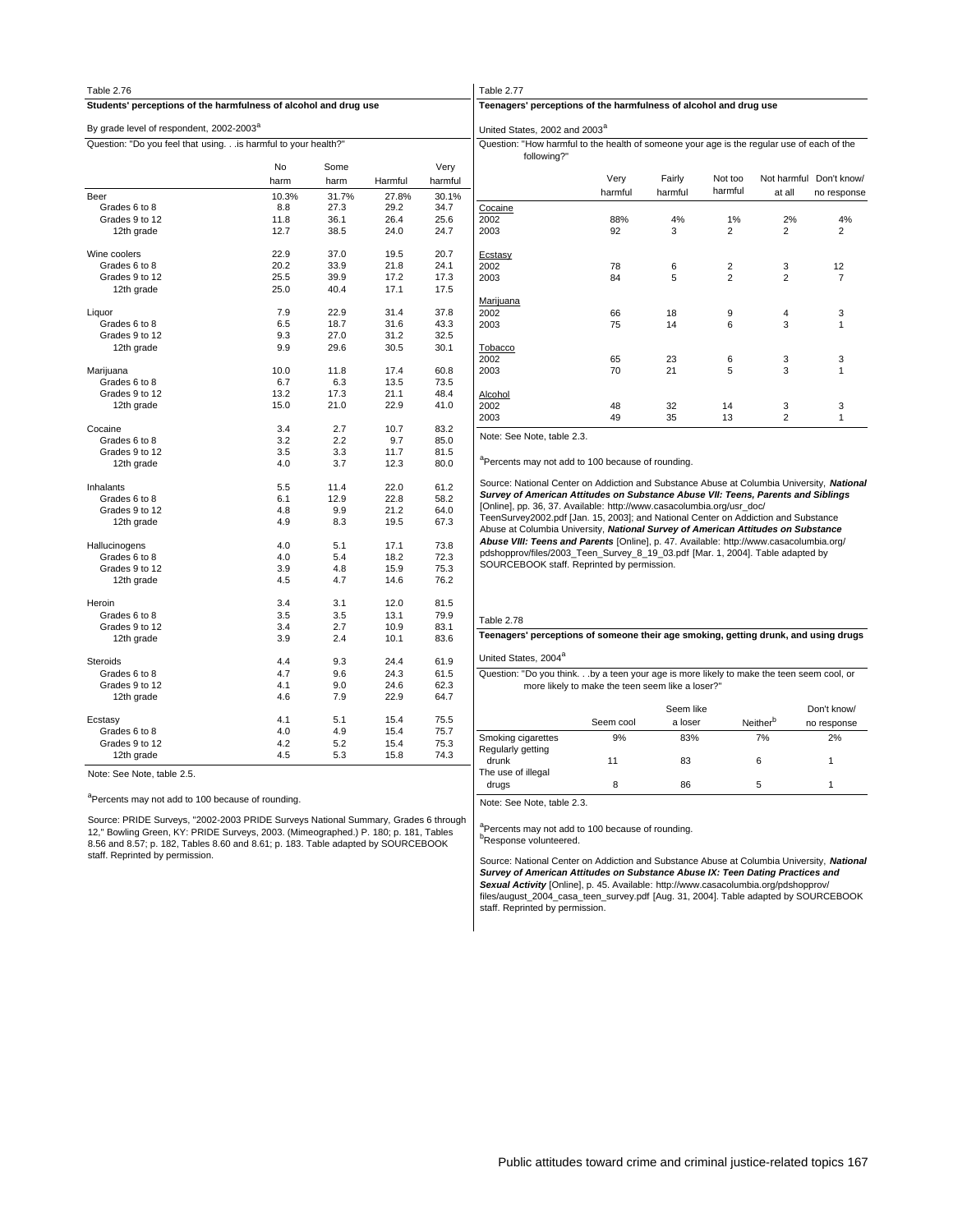Table 2.76

**Students' perceptions of the harmfulness of alcohol and drug use**

By grade level of respondent, 2002-2003[a]

Question: "Do you feel that using. . .is harmful to your health?"

| | No harm | Some harm | Harmful | Very harmful |
|---|---|---|---|---|
| Beer | 10.3% | 31.7% | 27.8% | 30.1% |
| Grades 6 to 8 | 8.8 | 27.3 | 29.2 | 34.7 |
| Grades 9 to 12 | 11.8 | 36.1 | 26.4 | 25.6 |
| 12th grade | 12.7 | 38.5 | 24.0 | 24.7 |
| Wine coolers | 22.9 | 37.0 | 19.5 | 20.7 |
| Grades 6 to 8 | 20.2 | 33.9 | 21.8 | 24.1 |
| Grades 9 to 12 | 25.5 | 39.9 | 17.2 | 17.3 |
| 12th grade | 25.0 | 40.4 | 17.1 | 17.5 |
| Liquor | 7.9 | 22.9 | 31.4 | 37.8 |
| Grades 6 to 8 | 6.5 | 18.7 | 31.6 | 43.3 |
| Grades 9 to 12 | 9.3 | 27.0 | 31.2 | 32.5 |
| 12th grade | 9.9 | 29.6 | 30.5 | 30.1 |
| Marijuana | 10.0 | 11.8 | 17.4 | 60.8 |
| Grades 6 to 8 | 6.7 | 6.3 | 13.5 | 73.5 |
| Grades 9 to 12 | 13.2 | 17.3 | 21.1 | 48.4 |
| 12th grade | 15.0 | 21.0 | 22.9 | 41.0 |
| Cocaine | 3.4 | 2.7 | 10.7 | 83.2 |
| Grades 6 to 8 | 3.2 | 2.2 | 9.7 | 85.0 |
| Grades 9 to 12 | 3.5 | 3.3 | 11.7 | 81.5 |
| 12th grade | 4.0 | 3.7 | 12.3 | 80.0 |
| Inhalants | 5.5 | 11.4 | 22.0 | 61.2 |
| Grades 6 to 8 | 6.1 | 12.9 | 22.8 | 58.2 |
| Grades 9 to 12 | 4.8 | 9.9 | 21.2 | 64.0 |
| 12th grade | 4.9 | 8.3 | 19.5 | 67.3 |
| Hallucinogens | 4.0 | 5.1 | 17.1 | 73.8 |
| Grades 6 to 8 | 4.0 | 5.4 | 18.2 | 72.3 |
| Grades 9 to 12 | 3.9 | 4.8 | 15.9 | 75.3 |
| 12th grade | 4.5 | 4.7 | 14.6 | 76.2 |
| Heroin | 3.4 | 3.1 | 12.0 | 81.5 |
| Grades 6 to 8 | 3.5 | 3.5 | 13.1 | 79.9 |
| Grades 9 to 12 | 3.4 | 2.7 | 10.9 | 83.1 |
| 12th grade | 3.9 | 2.4 | 10.1 | 83.6 |
| Steroids | 4.4 | 9.3 | 24.4 | 61.9 |
| Grades 6 to 8 | 4.7 | 9.6 | 24.3 | 61.5 |
| Grades 9 to 12 | 4.1 | 9.0 | 24.6 | 62.3 |
| 12th grade | 4.6 | 7.9 | 22.9 | 64.7 |
| Ecstasy | 4.1 | 5.1 | 15.4 | 75.5 |
| Grades 6 to 8 | 4.0 | 4.9 | 15.4 | 75.7 |
| Grades 9 to 12 | 4.2 | 5.2 | 15.4 | 75.3 |
| 12th grade | 4.5 | 5.3 | 15.8 | 74.3 |

Note: See Note, table 2.5.

[a]Percents may not add to 100 because of rounding.

Source: PRIDE Surveys, "2002-2003 PRIDE Surveys National Summary, Grades 6 through 12," Bowling Green, KY: PRIDE Surveys, 2003. (Mimeographed.) P. 180; p. 181, Tables 8.56 and 8.57; p. 182, Tables 8.60 and 8.61; p. 183. Table adapted by SOURCEBOOK staff. Reprinted by permission.

Table 2.77

**Teenagers' perceptions of the harmfulness of alcohol and drug use**

United States, 2002 and 2003[a]

Question: "How harmful to the health of someone your age is the regular use of each of the following?"

| | Very harmful | Fairly harmful | Not too harmful | Not harmful at all | Don't know/ no response |
|---|---|---|---|---|---|
| Cocaine | | | | | |
| 2002 | 88% | 4% | 1% | 2% | 4% |
| 2003 | 92 | 3 | 2 | 2 | 2 |
| Ecstasy | | | | | |
| 2002 | 78 | 6 | 2 | 3 | 12 |
| 2003 | 84 | 5 | 2 | 2 | 7 |
| Marijuana | | | | | |
| 2002 | 66 | 18 | 9 | 4 | 3 |
| 2003 | 75 | 14 | 6 | 3 | 1 |
| Tobacco | | | | | |
| 2002 | 65 | 23 | 6 | 3 | 3 |
| 2003 | 70 | 21 | 5 | 3 | 1 |
| Alcohol | | | | | |
| 2002 | 48 | 32 | 14 | 3 | 3 |
| 2003 | 49 | 35 | 13 | 2 | 1 |

Note: See Note, table 2.3.

[a]Percents may not add to 100 because of rounding.

Source: National Center on Addiction and Substance Abuse at Columbia University, ***National Survey of American Attitudes on Substance Abuse VII: Teens, Parents and Siblings*** [Online], pp. 36, 37. Available: http://www.casacolumbia.org/usr_doc/TeenSurvey2002.pdf [Jan. 15, 2003]; and National Center on Addiction and Substance Abuse at Columbia University, ***National Survey of American Attitudes on Substance Abuse VIII: Teens and Parents*** [Online], p. 47. Available: http://www.casacolumbia.org/pdshopprov/files/2003_Teen_Survey_8_19_03.pdf [Mar. 1, 2004]. Table adapted by SOURCEBOOK staff. Reprinted by permission.

Table 2.78

**Teenagers' perceptions of someone their age smoking, getting drunk, and using drugs**

United States, 2004[a]

Question: "Do you think. . .by a teen your age is more likely to make the teen seem cool, or more likely to make the teen seem like a loser?"

| | Seem cool | Seem like a loser | Neither[b] | Don't know/ no response |
|---|---|---|---|---|
| Smoking cigarettes | 9% | 83% | 7% | 2% |
| Regularly getting drunk | 11 | 83 | 6 | 1 |
| The use of illegal drugs | 8 | 86 | 5 | 1 |

Note: See Note, table 2.3.

[a]Percents may not add to 100 because of rounding.
[b]Response volunteered.

Source: National Center on Addiction and Substance Abuse at Columbia University, ***National Survey of American Attitudes on Substance Abuse IX: Teen Dating Practices and Sexual Activity*** [Online], p. 45. Available: http://www.casacolumbia.org/pdshopprov/files/august_2004_casa_teen_survey.pdf [Aug. 31, 2004]. Table adapted by SOURCEBOOK staff. Reprinted by permission.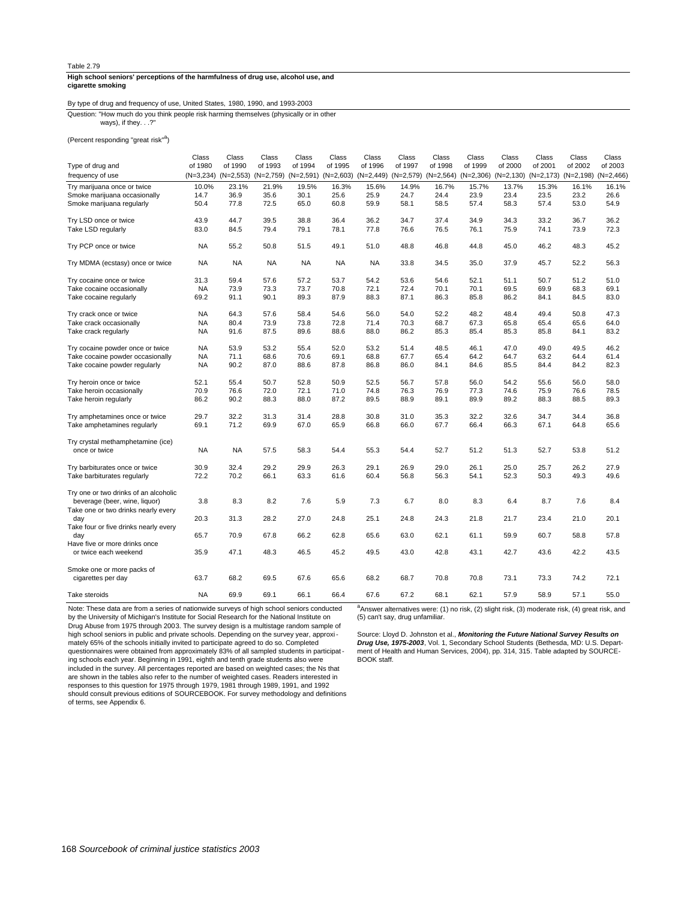Table 2.79

**High school seniors' perceptions of the harmfulness of drug use, alcohol use, and cigarette smoking**

By type of drug and frequency of use, United States, 1980, 1990, and 1993-2003

Question: "How much do you think people risk harming themselves (physically or in other ways), if they. . .?"

(Percent responding "great risk"[a])

| Type of drug and frequency of use | Class of 1980 (N=3,234) | Class of 1990 (N=2,553) | Class of 1993 (N=2,759) | Class of 1994 (N=2,591) | Class of 1995 (N=2,603) | Class of 1996 (N=2,449) | Class of 1997 (N=2,579) | Class of 1998 (N=2,564) | Class of 1999 (N=2,306) | Class of 2000 (N=2,130) | Class of 2001 (N=2,173) | Class of 2002 (N=2,198) | Class of 2003 (N=2,466) |
|---|---|---|---|---|---|---|---|---|---|---|---|---|---|
| Try marijuana once or twice | 10.0% | 23.1% | 21.9% | 19.5% | 16.3% | 15.6% | 14.9% | 16.7% | 15.7% | 13.7% | 15.3% | 16.1% | 16.1% |
| Smoke marijuana occasionally | 14.7 | 36.9 | 35.6 | 30.1 | 25.6 | 25.9 | 24.7 | 24.4 | 23.9 | 23.4 | 23.5 | 23.2 | 26.6 |
| Smoke marijuana regularly | 50.4 | 77.8 | 72.5 | 65.0 | 60.8 | 59.9 | 58.1 | 58.5 | 57.4 | 58.3 | 57.4 | 53.0 | 54.9 |
| Try LSD once or twice | 43.9 | 44.7 | 39.5 | 38.8 | 36.4 | 36.2 | 34.7 | 37.4 | 34.9 | 34.3 | 33.2 | 36.7 | 36.2 |
| Take LSD regularly | 83.0 | 84.5 | 79.4 | 79.1 | 78.1 | 77.8 | 76.6 | 76.5 | 76.1 | 75.9 | 74.1 | 73.9 | 72.3 |
| Try PCP once or twice | NA | 55.2 | 50.8 | 51.5 | 49.1 | 51.0 | 48.8 | 46.8 | 44.8 | 45.0 | 46.2 | 48.3 | 45.2 |
| Try MDMA (ecstasy) once or twice | NA | NA | NA | NA | NA | NA | 33.8 | 34.5 | 35.0 | 37.9 | 45.7 | 52.2 | 56.3 |
| Try cocaine once or twice | 31.3 | 59.4 | 57.6 | 57.2 | 53.7 | 54.2 | 53.6 | 54.6 | 52.1 | 51.1 | 50.7 | 51.2 | 51.0 |
| Take cocaine occasionally | NA | 73.9 | 73.3 | 73.7 | 70.8 | 72.1 | 72.4 | 70.1 | 70.1 | 69.5 | 69.9 | 68.3 | 69.1 |
| Take cocaine regularly | 69.2 | 91.1 | 90.1 | 89.3 | 87.9 | 88.3 | 87.1 | 86.3 | 85.8 | 86.2 | 84.1 | 84.5 | 83.0 |
| Try crack once or twice | NA | 64.3 | 57.6 | 58.4 | 54.6 | 56.0 | 54.0 | 52.2 | 48.2 | 48.4 | 49.4 | 50.8 | 47.3 |
| Take crack occasionally | NA | 80.4 | 73.9 | 73.8 | 72.8 | 71.4 | 70.3 | 68.7 | 67.3 | 65.8 | 65.4 | 65.6 | 64.0 |
| Take crack regularly | NA | 91.6 | 87.5 | 89.6 | 88.6 | 88.0 | 86.2 | 85.3 | 85.4 | 85.3 | 85.8 | 84.1 | 83.2 |
| Try cocaine powder once or twice | NA | 53.9 | 53.2 | 55.4 | 52.0 | 53.2 | 51.4 | 48.5 | 46.1 | 47.0 | 49.0 | 49.5 | 46.2 |
| Take cocaine powder occasionally | NA | 71.1 | 68.6 | 70.6 | 69.1 | 68.8 | 67.7 | 65.4 | 64.2 | 64.7 | 63.2 | 64.4 | 61.4 |
| Take cocaine powder regularly | NA | 90.2 | 87.0 | 88.6 | 87.8 | 86.8 | 86.0 | 84.1 | 84.6 | 85.5 | 84.4 | 84.2 | 82.3 |
| Try heroin once or twice | 52.1 | 55.4 | 50.7 | 52.8 | 50.9 | 52.5 | 56.7 | 57.8 | 56.0 | 54.2 | 55.6 | 56.0 | 58.0 |
| Take heroin occasionally | 70.9 | 76.6 | 72.0 | 72.1 | 71.0 | 74.8 | 76.3 | 76.9 | 77.3 | 74.6 | 75.9 | 76.6 | 78.5 |
| Take heroin regularly | 86.2 | 90.2 | 88.3 | 88.0 | 87.2 | 89.5 | 88.9 | 89.1 | 89.9 | 89.2 | 88.3 | 88.5 | 89.3 |
| Try amphetamines once or twice | 29.7 | 32.2 | 31.3 | 31.4 | 28.8 | 30.8 | 31.0 | 35.3 | 32.2 | 32.6 | 34.7 | 34.4 | 36.8 |
| Take amphetamines regularly | 69.1 | 71.2 | 69.9 | 67.0 | 65.9 | 66.8 | 66.0 | 67.7 | 66.4 | 66.3 | 67.1 | 64.8 | 65.6 |
| Try crystal methamphetamine (ice) once or twice | NA | NA | 57.5 | 58.3 | 54.4 | 55.3 | 54.4 | 52.7 | 51.2 | 51.3 | 52.7 | 53.8 | 51.2 |
| Try barbiturates once or twice | 30.9 | 32.4 | 29.2 | 29.9 | 26.3 | 29.1 | 26.9 | 29.0 | 26.1 | 25.0 | 25.7 | 26.2 | 27.9 |
| Take barbiturates regularly | 72.2 | 70.2 | 66.1 | 63.3 | 61.6 | 60.4 | 56.8 | 56.3 | 54.1 | 52.3 | 50.3 | 49.3 | 49.6 |
| Try one or two drinks of an alcoholic beverage (beer, wine, liquor) | 3.8 | 8.3 | 8.2 | 7.6 | 5.9 | 7.3 | 6.7 | 8.0 | 8.3 | 6.4 | 8.7 | 7.6 | 8.4 |
| Take one or two drinks nearly every day | 20.3 | 31.3 | 28.2 | 27.0 | 24.8 | 25.1 | 24.8 | 24.3 | 21.8 | 21.7 | 23.4 | 21.0 | 20.1 |
| Take four or five drinks nearly every day | 65.7 | 70.9 | 67.8 | 66.2 | 62.8 | 65.6 | 63.0 | 62.1 | 61.1 | 59.9 | 60.7 | 58.8 | 57.8 |
| Have five or more drinks once or twice each weekend | 35.9 | 47.1 | 48.3 | 46.5 | 45.2 | 49.5 | 43.0 | 42.8 | 43.1 | 42.7 | 43.6 | 42.2 | 43.5 |
| Smoke one or more packs of cigarettes per day | 63.7 | 68.2 | 69.5 | 67.6 | 65.6 | 68.2 | 68.7 | 70.8 | 70.8 | 73.1 | 73.3 | 74.2 | 72.1 |
| Take steroids | NA | 69.9 | 69.1 | 66.1 | 66.4 | 67.6 | 67.2 | 68.1 | 62.1 | 57.9 | 58.9 | 57.1 | 55.0 |

Note: These data are from a series of nationwide surveys of high school seniors conducted by the University of Michigan's Institute for Social Research for the National Institute on Drug Abuse from 1975 through 2003. The survey design is a multistage random sample of high school seniors in public and private schools. Depending on the survey year, approximately 65% of the schools initially invited to participate agreed to do so. Completed questionnaires were obtained from approximately 83% of all sampled students in participating schools each year. Beginning in 1991, eighth and tenth grade students also were included in the survey. All percentages reported are based on weighted cases; the Ns that are shown in the tables also refer to the number of weighted cases. Readers interested in responses to this question for 1975 through 1979, 1981 through 1989, 1991, and 1992 should consult previous editions of SOURCEBOOK. For survey methodology and definitions of terms, see Appendix 6.

[a]Answer alternatives were: (1) no risk, (2) slight risk, (3) moderate risk, (4) great risk, and (5) can't say, drug unfamiliar.

Source: Lloyd D. Johnston et al., ***Monitoring the Future National Survey Results on Drug Use, 1975-2003***, Vol. 1, Secondary School Students (Bethesda, MD: U.S. Department of Health and Human Services, 2004), pp. 314, 315. Table adapted by SOURCEBOOK staff.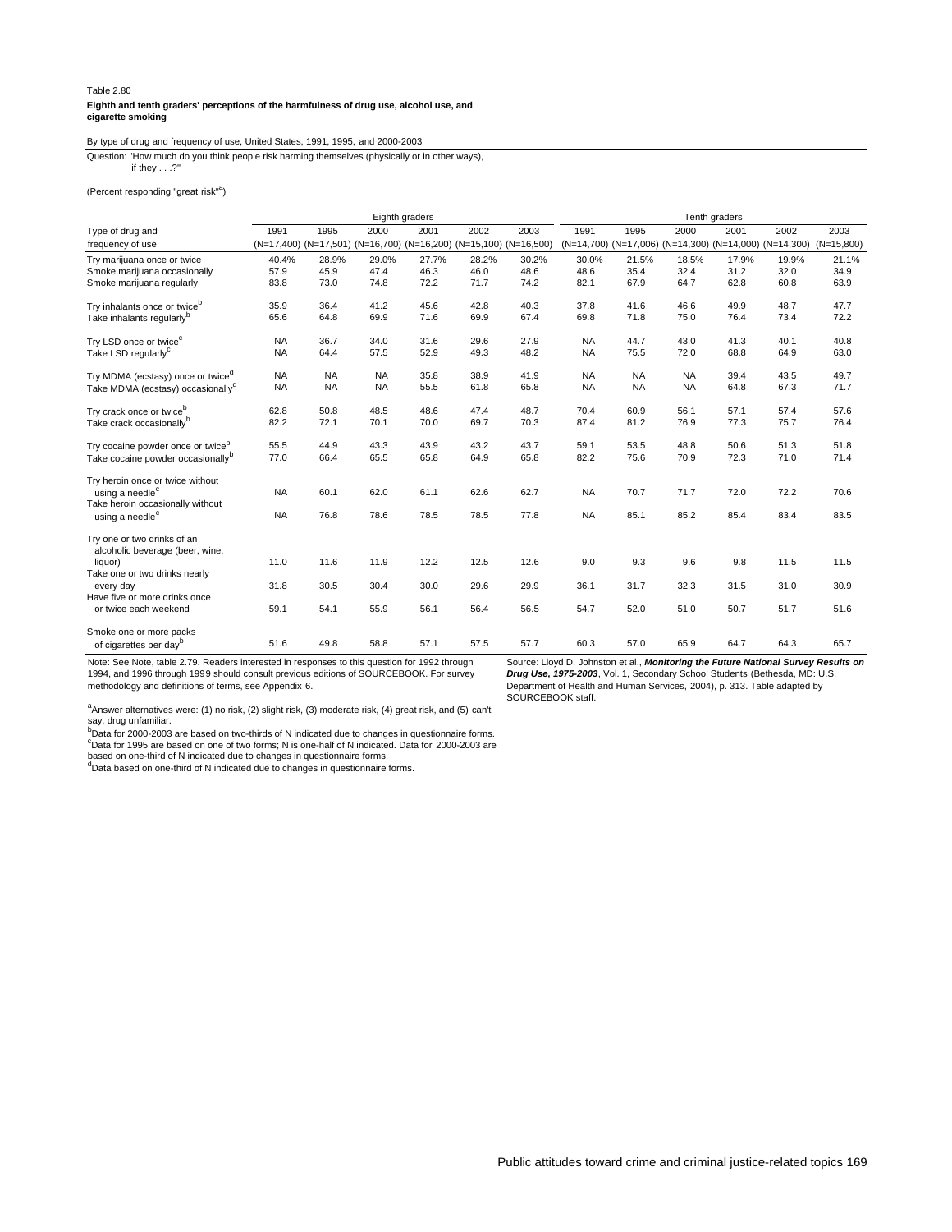Table 2.80

**Eighth and tenth graders' perceptions of the harmfulness of drug use, alcohol use, and cigarette smoking**

By type of drug and frequency of use, United States, 1991, 1995, and 2000-2003

Question: "How much do you think people risk harming themselves (physically or in other ways), if they . . .?"

(Percent responding "great risk"[a])

| Type of drug and frequency of use | Eighth graders 1991 (N=17,400) | 1995 (N=17,501) | 2000 (N=16,700) | 2001 (N=16,200) | 2002 (N=15,100) | 2003 (N=16,500) | Tenth graders 1991 (N=14,700) | 1995 (N=17,006) | 2000 (N=14,300) | 2001 (N=14,000) | 2002 (N=14,300) | 2003 (N=15,800) |
|---|---|---|---|---|---|---|---|---|---|---|---|---|
| Try marijuana once or twice | 40.4% | 28.9% | 29.0% | 27.7% | 28.2% | 30.2% | 30.0% | 21.5% | 18.5% | 17.9% | 19.9% | 21.1% |
| Smoke marijuana occasionally | 57.9 | 45.9 | 47.4 | 46.3 | 46.0 | 48.6 | 48.6 | 35.4 | 32.4 | 31.2 | 32.0 | 34.9 |
| Smoke marijuana regularly | 83.8 | 73.0 | 74.8 | 72.2 | 71.7 | 74.2 | 82.1 | 67.9 | 64.7 | 62.8 | 60.8 | 63.9 |
| Try inhalants once or twice[b] | 35.9 | 36.4 | 41.2 | 45.6 | 42.8 | 40.3 | 37.8 | 41.6 | 46.6 | 49.9 | 48.7 | 47.7 |
| Take inhalants regularly[b] | 65.6 | 64.8 | 69.9 | 71.6 | 69.9 | 67.4 | 69.8 | 71.8 | 75.0 | 76.4 | 73.4 | 72.2 |
| Try LSD once or twice[c] | NA | 36.7 | 34.0 | 31.6 | 29.6 | 27.9 | NA | 44.7 | 43.0 | 41.3 | 40.1 | 40.8 |
| Take LSD regularly[c] | NA | 64.4 | 57.5 | 52.9 | 49.3 | 48.2 | NA | 75.5 | 72.0 | 68.8 | 64.9 | 63.0 |
| Try MDMA (ecstasy) once or twice[d] | NA | NA | NA | 35.8 | 38.9 | 41.9 | NA | NA | NA | 39.4 | 43.5 | 49.7 |
| Take MDMA (ecstasy) occasionally[d] | NA | NA | NA | 55.5 | 61.8 | 65.8 | NA | NA | NA | 64.8 | 67.3 | 71.7 |
| Try crack once or twice[b] | 62.8 | 50.8 | 48.5 | 48.6 | 47.4 | 48.7 | 70.4 | 60.9 | 56.1 | 57.1 | 57.4 | 57.6 |
| Take crack occasionally[b] | 82.2 | 72.1 | 70.1 | 70.0 | 69.7 | 70.3 | 87.4 | 81.2 | 76.9 | 77.3 | 75.7 | 76.4 |
| Try cocaine powder once or twice[b] | 55.5 | 44.9 | 43.3 | 43.9 | 43.2 | 43.7 | 59.1 | 53.5 | 48.8 | 50.6 | 51.3 | 51.8 |
| Take cocaine powder occasionally[b] | 77.0 | 66.4 | 65.5 | 65.8 | 64.9 | 65.8 | 82.2 | 75.6 | 70.9 | 72.3 | 71.0 | 71.4 |
| Try heroin once or twice without using a needle[c] | NA | 60.1 | 62.0 | 61.1 | 62.6 | 62.7 | NA | 70.7 | 71.7 | 72.0 | 72.2 | 70.6 |
| Take heroin occasionally without using a needle[c] | NA | 76.8 | 78.6 | 78.5 | 78.5 | 77.8 | NA | 85.1 | 85.2 | 85.4 | 83.4 | 83.5 |
| Try one or two drinks of an alcoholic beverage (beer, wine, liquor) | 11.0 | 11.6 | 11.9 | 12.2 | 12.5 | 12.6 | 9.0 | 9.3 | 9.6 | 9.8 | 11.5 | 11.5 |
| Take one or two drinks nearly every day | 31.8 | 30.5 | 30.4 | 30.0 | 29.6 | 29.9 | 36.1 | 31.7 | 32.3 | 31.5 | 31.0 | 30.9 |
| Have five or more drinks once or twice each weekend | 59.1 | 54.1 | 55.9 | 56.1 | 56.4 | 56.5 | 54.7 | 52.0 | 51.0 | 50.7 | 51.7 | 51.6 |
| Smoke one or more packs of cigarettes per day[b] | 51.6 | 49.8 | 58.8 | 57.1 | 57.5 | 57.7 | 60.3 | 57.0 | 65.9 | 64.7 | 64.3 | 65.7 |

Note: See Note, table 2.79. Readers interested in responses to this question for 1992 through 1994, and 1996 through 1999 should consult previous editions of SOURCEBOOK. For survey methodology and definitions of terms, see Appendix 6.

[a]Answer alternatives were: (1) no risk, (2) slight risk, (3) moderate risk, (4) great risk, and (5) can't say, drug unfamiliar.
[b]Data for 2000-2003 are based on two-thirds of N indicated due to changes in questionnaire forms.
[c]Data for 1995 are based on one of two forms; N is one-half of N indicated. Data for 2000-2003 are based on one-third of N indicated due to changes in questionnaire forms.
[d]Data based on one-third of N indicated due to changes in questionnaire forms.

Source: Lloyd D. Johnston et al., ***Monitoring the Future National Survey Results on Drug Use, 1975-2003***, Vol. 1, Secondary School Students (Bethesda, MD: U.S. Department of Health and Human Services, 2004), p. 313. Table adapted by SOURCEBOOK staff.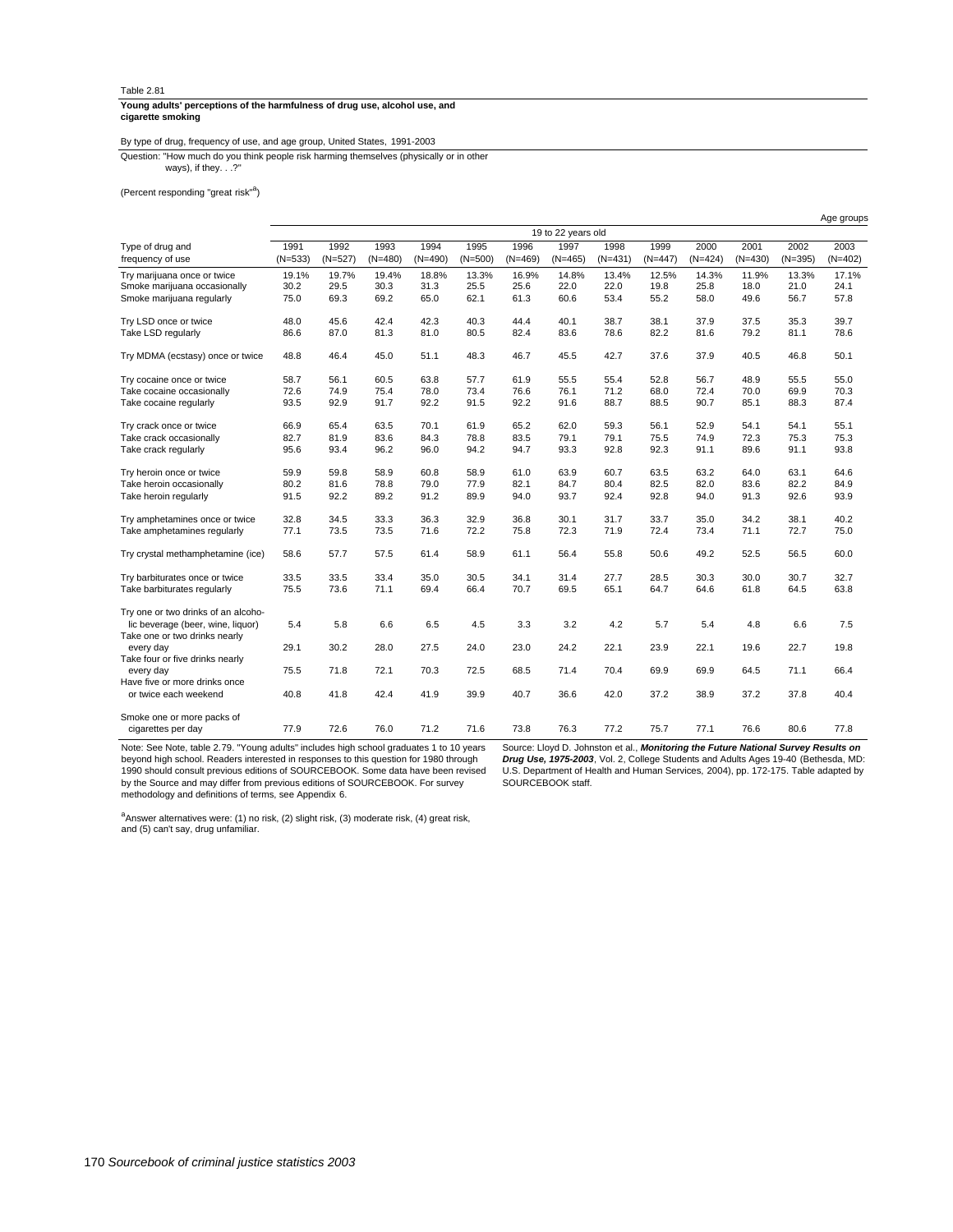Table 2.81

**Young adults' perceptions of the harmfulness of drug use, alcohol use, and cigarette smoking**

By type of drug, frequency of use, and age group, United States, 1991-2003

Question: "How much do you think people risk harming themselves (physically or in other ways), if they. . .?"

(Percent responding "great risk"[a])

| | Age groups | | | | | | | | | | | | |
|---|---|---|---|---|---|---|---|---|---|---|---|---|---|
| | 19 to 22 years old | | | | | | | | | | | | |
| Type of drug and frequency of use | 1991 (N=533) | 1992 (N=527) | 1993 (N=480) | 1994 (N=490) | 1995 (N=500) | 1996 (N=469) | 1997 (N=465) | 1998 (N=431) | 1999 (N=447) | 2000 (N=424) | 2001 (N=430) | 2002 (N=395) | 2003 (N=402) |
| Try marijuana once or twice | 19.1% | 19.7% | 19.4% | 18.8% | 13.3% | 16.9% | 14.8% | 13.4% | 12.5% | 14.3% | 11.9% | 13.3% | 17.1% |
| Smoke marijuana occasionally | 30.2 | 29.5 | 30.3 | 31.3 | 25.5 | 25.6 | 22.0 | 22.0 | 19.8 | 25.8 | 18.0 | 21.0 | 24.1 |
| Smoke marijuana regularly | 75.0 | 69.3 | 69.2 | 65.0 | 62.1 | 61.3 | 60.6 | 53.4 | 55.2 | 58.0 | 49.6 | 56.7 | 57.8 |
| Try LSD once or twice | 48.0 | 45.6 | 42.4 | 42.3 | 40.3 | 44.4 | 40.1 | 38.7 | 38.1 | 37.9 | 37.5 | 35.3 | 39.7 |
| Take LSD regularly | 86.6 | 87.0 | 81.3 | 81.0 | 80.5 | 82.4 | 83.6 | 78.6 | 82.2 | 81.6 | 79.2 | 81.1 | 78.6 |
| Try MDMA (ecstasy) once or twice | 48.8 | 46.4 | 45.0 | 51.1 | 48.3 | 46.7 | 45.5 | 42.7 | 37.6 | 37.9 | 40.5 | 46.8 | 50.1 |
| Try cocaine once or twice | 58.7 | 56.1 | 60.5 | 63.8 | 57.7 | 61.9 | 55.5 | 55.4 | 52.8 | 56.7 | 48.9 | 55.5 | 55.0 |
| Take cocaine occasionally | 72.6 | 74.9 | 75.4 | 78.0 | 73.4 | 76.6 | 76.1 | 71.2 | 68.0 | 72.4 | 70.0 | 69.9 | 70.3 |
| Take cocaine regularly | 93.5 | 92.9 | 91.7 | 92.2 | 91.5 | 92.2 | 91.6 | 88.7 | 88.5 | 90.7 | 85.1 | 88.3 | 87.4 |
| Try crack once or twice | 66.9 | 65.4 | 63.5 | 70.1 | 61.9 | 65.2 | 62.0 | 59.3 | 56.1 | 52.9 | 54.1 | 54.1 | 55.1 |
| Take crack occasionally | 82.7 | 81.9 | 83.6 | 84.3 | 78.8 | 83.5 | 79.1 | 79.1 | 75.5 | 74.9 | 72.3 | 75.3 | 75.3 |
| Take crack regularly | 95.6 | 93.4 | 96.2 | 96.0 | 94.2 | 94.7 | 93.3 | 92.8 | 92.3 | 91.1 | 89.6 | 91.1 | 93.8 |
| Try heroin once or twice | 59.9 | 59.8 | 58.9 | 60.8 | 58.9 | 61.0 | 63.9 | 60.7 | 63.5 | 63.2 | 64.0 | 63.1 | 64.6 |
| Take heroin occasionally | 80.2 | 81.6 | 78.8 | 79.0 | 77.9 | 82.1 | 84.7 | 80.4 | 82.5 | 82.0 | 83.6 | 82.2 | 84.9 |
| Take heroin regularly | 91.5 | 92.2 | 89.2 | 91.2 | 89.9 | 94.0 | 93.7 | 92.4 | 92.8 | 94.0 | 91.3 | 92.6 | 93.9 |
| Try amphetamines once or twice | 32.8 | 34.5 | 33.3 | 36.3 | 32.9 | 36.8 | 30.1 | 31.7 | 33.7 | 35.0 | 34.2 | 38.1 | 40.2 |
| Take amphetamines regularly | 77.1 | 73.5 | 73.5 | 71.6 | 72.2 | 75.8 | 72.3 | 71.9 | 72.4 | 73.4 | 71.1 | 72.7 | 75.0 |
| Try crystal methamphetamine (ice) | 58.6 | 57.7 | 57.5 | 61.4 | 58.9 | 61.1 | 56.4 | 55.8 | 50.6 | 49.2 | 52.5 | 56.5 | 60.0 |
| Try barbiturates once or twice | 33.5 | 33.5 | 33.4 | 35.0 | 30.5 | 34.1 | 31.4 | 27.7 | 28.5 | 30.3 | 30.0 | 30.7 | 32.7 |
| Take barbiturates regularly | 75.5 | 73.6 | 71.1 | 69.4 | 66.4 | 70.7 | 69.5 | 65.1 | 64.7 | 64.6 | 61.8 | 64.5 | 63.8 |
| Try one or two drinks of an alcoholic beverage (beer, wine, liquor) | 5.4 | 5.8 | 6.6 | 6.5 | 4.5 | 3.3 | 3.2 | 4.2 | 5.7 | 5.4 | 4.8 | 6.6 | 7.5 |
| Take one or two drinks nearly every day | 29.1 | 30.2 | 28.0 | 27.5 | 24.0 | 23.0 | 24.2 | 22.1 | 23.9 | 22.1 | 19.6 | 22.7 | 19.8 |
| Take four or five drinks nearly every day | 75.5 | 71.8 | 72.1 | 70.3 | 72.5 | 68.5 | 71.4 | 70.4 | 69.9 | 69.9 | 64.5 | 71.1 | 66.4 |
| Have five or more drinks once or twice each weekend | 40.8 | 41.8 | 42.4 | 41.9 | 39.9 | 40.7 | 36.6 | 42.0 | 37.2 | 38.9 | 37.2 | 37.8 | 40.4 |
| Smoke one or more packs of cigarettes per day | 77.9 | 72.6 | 76.0 | 71.2 | 71.6 | 73.8 | 76.3 | 77.2 | 75.7 | 77.1 | 76.6 | 80.6 | 77.8 |

Note: See Note, table 2.79. "Young adults" includes high school graduates 1 to 10 years beyond high school. Readers interested in responses to this question for 1980 through 1990 should consult previous editions of SOURCEBOOK. Some data have been revised by the Source and may differ from previous editions of SOURCEBOOK. For survey methodology and definitions of terms, see Appendix 6.

[a]Answer alternatives were: (1) no risk, (2) slight risk, (3) moderate risk, (4) great risk, and (5) can't say, drug unfamiliar.

Source: Lloyd D. Johnston et al., ***Monitoring the Future National Survey Results on Drug Use, 1975-2003***, Vol. 2, College Students and Adults Ages 19-40 (Bethesda, MD: U.S. Department of Health and Human Services, 2004), pp. 172-175. Table adapted by SOURCEBOOK staff.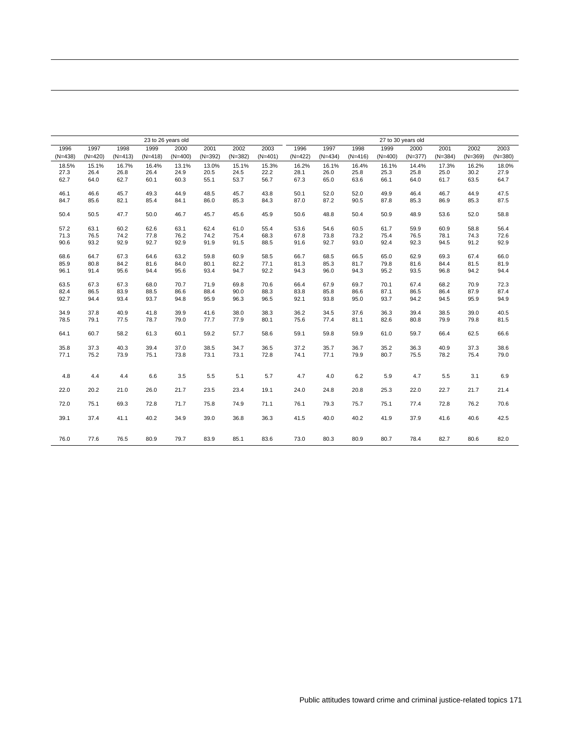| 23 to 26 years old | | | | | | | | 27 to 30 years old | | | | | | | |
|---|---|---|---|---|---|---|---|---|---|---|---|---|---|---|---|
| 1996 (N=438) | 1997 (N=420) | 1998 (N=413) | 1999 (N=418) | 2000 (N=400) | 2001 (N=392) | 2002 (N=382) | 2003 (N=401) | 1996 (N=422) | 1997 (N=434) | 1998 (N=416) | 1999 (N=400) | 2000 (N=377) | 2001 (N=384) | 2002 (N=369) | 2003 (N=380) |
| 18.5% | 15.1% | 16.7% | 16.4% | 13.1% | 13.0% | 15.1% | 15.3% | 16.2% | 16.1% | 16.4% | 16.1% | 14.4% | 17.3% | 16.2% | 18.0% |
| 27.3 | 26.4 | 26.8 | 26.4 | 24.9 | 20.5 | 24.5 | 22.2 | 28.1 | 26.0 | 25.8 | 25.3 | 25.8 | 25.0 | 30.2 | 27.9 |
| 62.7 | 64.0 | 62.7 | 60.1 | 60.3 | 55.1 | 53.7 | 56.7 | 67.3 | 65.0 | 63.6 | 66.1 | 64.0 | 61.7 | 63.5 | 64.7 |
| 46.1 | 46.6 | 45.7 | 49.3 | 44.9 | 48.5 | 45.7 | 43.8 | 50.1 | 52.0 | 52.0 | 49.9 | 46.4 | 46.7 | 44.9 | 47.5 |
| 84.7 | 85.6 | 82.1 | 85.4 | 84.1 | 86.0 | 85.3 | 84.3 | 87.0 | 87.2 | 90.5 | 87.8 | 85.3 | 86.9 | 85.3 | 87.5 |
| 50.4 | 50.5 | 47.7 | 50.0 | 46.7 | 45.7 | 45.6 | 45.9 | 50.6 | 48.8 | 50.4 | 50.9 | 48.9 | 53.6 | 52.0 | 58.8 |
| 57.2 | 63.1 | 60.2 | 62.6 | 63.1 | 62.4 | 61.0 | 55.4 | 53.6 | 54.6 | 60.5 | 61.7 | 59.9 | 60.9 | 58.8 | 56.4 |
| 71.3 | 76.5 | 74.2 | 77.8 | 76.2 | 74.2 | 75.4 | 68.3 | 67.8 | 73.8 | 73.2 | 75.4 | 76.5 | 78.1 | 74.3 | 72.6 |
| 90.6 | 93.2 | 92.9 | 92.7 | 92.9 | 91.9 | 91.5 | 88.5 | 91.6 | 92.7 | 93.0 | 92.4 | 92.3 | 94.5 | 91.2 | 92.9 |
| 68.6 | 64.7 | 67.3 | 64.6 | 63.2 | 59.8 | 60.9 | 58.5 | 66.7 | 68.5 | 66.5 | 65.0 | 62.9 | 69.3 | 67.4 | 66.0 |
| 85.9 | 80.8 | 84.2 | 81.6 | 84.0 | 80.1 | 82.2 | 77.1 | 81.3 | 85.3 | 81.7 | 79.8 | 81.6 | 84.4 | 81.5 | 81.9 |
| 96.1 | 91.4 | 95.6 | 94.4 | 95.6 | 93.4 | 94.7 | 92.2 | 94.3 | 96.0 | 94.3 | 95.2 | 93.5 | 96.8 | 94.2 | 94.4 |
| 63.5 | 67.3 | 67.3 | 68.0 | 70.7 | 71.9 | 69.8 | 70.6 | 66.4 | 67.9 | 69.7 | 70.1 | 67.4 | 68.2 | 70.9 | 72.3 |
| 82.4 | 86.5 | 83.9 | 88.5 | 86.6 | 88.4 | 90.0 | 88.3 | 83.8 | 85.8 | 86.6 | 87.1 | 86.5 | 86.4 | 87.9 | 87.4 |
| 92.7 | 94.4 | 93.4 | 93.7 | 94.8 | 95.9 | 96.3 | 96.5 | 92.1 | 93.8 | 95.0 | 93.7 | 94.2 | 94.5 | 95.9 | 94.9 |
| 34.9 | 37.8 | 40.9 | 41.8 | 39.9 | 41.6 | 38.0 | 38.3 | 36.2 | 34.5 | 37.6 | 36.3 | 39.4 | 38.5 | 39.0 | 40.5 |
| 78.5 | 79.1 | 77.5 | 78.7 | 79.0 | 77.7 | 77.9 | 80.1 | 75.6 | 77.4 | 81.1 | 82.6 | 80.8 | 79.9 | 79.8 | 81.5 |
| 64.1 | 60.7 | 58.2 | 61.3 | 60.1 | 59.2 | 57.7 | 58.6 | 59.1 | 59.8 | 59.9 | 61.0 | 59.7 | 66.4 | 62.5 | 66.6 |
| 35.8 | 37.3 | 40.3 | 39.4 | 37.0 | 38.5 | 34.7 | 36.5 | 37.2 | 35.7 | 36.7 | 35.2 | 36.3 | 40.9 | 37.3 | 38.6 |
| 77.1 | 75.2 | 73.9 | 75.1 | 73.8 | 73.1 | 73.1 | 72.8 | 74.1 | 77.1 | 79.9 | 80.7 | 75.5 | 78.2 | 75.4 | 79.0 |
| 4.8 | 4.4 | 4.4 | 6.6 | 3.5 | 5.5 | 5.1 | 5.7 | 4.7 | 4.0 | 6.2 | 5.9 | 4.7 | 5.5 | 3.1 | 6.9 |
| 22.0 | 20.2 | 21.0 | 26.0 | 21.7 | 23.5 | 23.4 | 19.1 | 24.0 | 24.8 | 20.8 | 25.3 | 22.0 | 22.7 | 21.7 | 21.4 |
| 72.0 | 75.1 | 69.3 | 72.8 | 71.7 | 75.8 | 74.9 | 71.1 | 76.1 | 79.3 | 75.7 | 75.1 | 77.4 | 72.8 | 76.2 | 70.6 |
| 39.1 | 37.4 | 41.1 | 40.2 | 34.9 | 39.0 | 36.8 | 36.3 | 41.5 | 40.0 | 40.2 | 41.9 | 37.9 | 41.6 | 40.6 | 42.5 |
| 76.0 | 77.6 | 76.5 | 80.9 | 79.7 | 83.9 | 85.1 | 83.6 | 73.0 | 80.3 | 80.9 | 80.7 | 78.4 | 82.7 | 80.6 | 82.0 |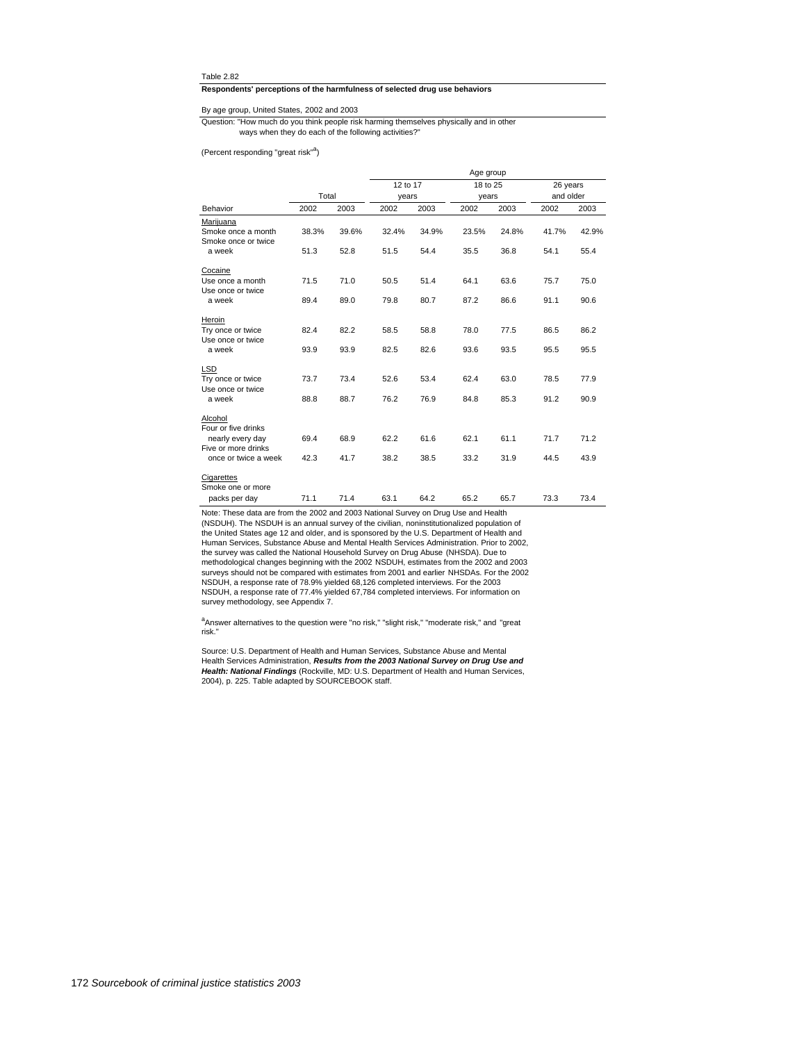Table 2.82

**Respondents' perceptions of the harmfulness of selected drug use behaviors**

By age group, United States, 2002 and 2003

Question: "How much do you think people risk harming themselves physically and in other ways when they do each of the following activities?"

(Percent responding "great risk"[a])

| | | | Age group | | | | | |
|---|---|---|---|---|---|---|---|---|
| | Total | | 12 to 17 years | | 18 to 25 years | | 26 years and older | |
| Behavior | 2002 | 2003 | 2002 | 2003 | 2002 | 2003 | 2002 | 2003 |
| Marijuana | | | | | | | | |
| Smoke once a month | 38.3% | 39.6% | 32.4% | 34.9% | 23.5% | 24.8% | 41.7% | 42.9% |
| Smoke once or twice a week | 51.3 | 52.8 | 51.5 | 54.4 | 35.5 | 36.8 | 54.1 | 55.4 |
| Cocaine | | | | | | | | |
| Use once a month | 71.5 | 71.0 | 50.5 | 51.4 | 64.1 | 63.6 | 75.7 | 75.0 |
| Use once or twice a week | 89.4 | 89.0 | 79.8 | 80.7 | 87.2 | 86.6 | 91.1 | 90.6 |
| Heroin | | | | | | | | |
| Try once or twice | 82.4 | 82.2 | 58.5 | 58.8 | 78.0 | 77.5 | 86.5 | 86.2 |
| Use once or twice a week | 93.9 | 93.9 | 82.5 | 82.6 | 93.6 | 93.5 | 95.5 | 95.5 |
| LSD | | | | | | | | |
| Try once or twice | 73.7 | 73.4 | 52.6 | 53.4 | 62.4 | 63.0 | 78.5 | 77.9 |
| Use once or twice a week | 88.8 | 88.7 | 76.2 | 76.9 | 84.8 | 85.3 | 91.2 | 90.9 |
| Alcohol | | | | | | | | |
| Four or five drinks nearly every day | 69.4 | 68.9 | 62.2 | 61.6 | 62.1 | 61.1 | 71.7 | 71.2 |
| Five or more drinks once or twice a week | 42.3 | 41.7 | 38.2 | 38.5 | 33.2 | 31.9 | 44.5 | 43.9 |
| Cigarettes | | | | | | | | |
| Smoke one or more packs per day | 71.1 | 71.4 | 63.1 | 64.2 | 65.2 | 65.7 | 73.3 | 73.4 |

Note: These data are from the 2002 and 2003 National Survey on Drug Use and Health (NSDUH). The NSDUH is an annual survey of the civilian, noninstitutionalized population of the United States age 12 and older, and is sponsored by the U.S. Department of Health and Human Services, Substance Abuse and Mental Health Services Administration. Prior to 2002, the survey was called the National Household Survey on Drug Abuse (NHSDA). Due to methodological changes beginning with the 2002 NSDUH, estimates from the 2002 and 2003 surveys should not be compared with estimates from 2001 and earlier NHSDAs. For the 2002 NSDUH, a response rate of 78.9% yielded 68,126 completed interviews. For the 2003 NSDUH, a response rate of 77.4% yielded 67,784 completed interviews. For information on survey methodology, see Appendix 7.

[a]Answer alternatives to the question were "no risk," "slight risk," "moderate risk," and "great risk."

Source: U.S. Department of Health and Human Services, Substance Abuse and Mental Health Services Administration, ***Results from the 2003 National Survey on Drug Use and Health: National Findings*** (Rockville, MD: U.S. Department of Health and Human Services, 2004), p. 225. Table adapted by SOURCEBOOK staff.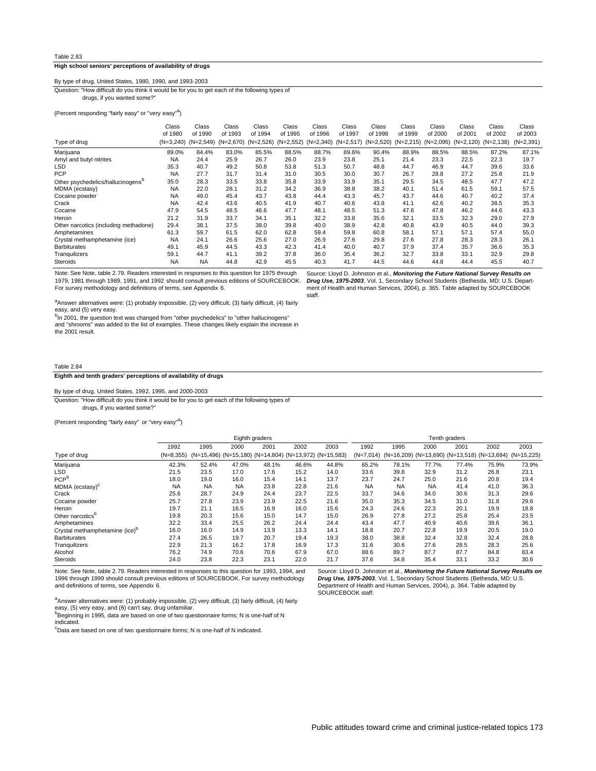Table 2.83

**High school seniors' perceptions of availability of drugs**

By type of drug, United States, 1980, 1990, and 1993-2003

Question: "How difficult do you think it would be for you to get each of the following types of drugs, if you wanted some?"

(Percent responding "fairly easy" or "very easy"[a])

| Type of drug | Class of 1980 (N=3,240) | Class of 1990 (N=2,549) | Class of 1993 (N=2,670) | Class of 1994 (N=2,526) | Class of 1995 (N=2,552) | Class of 1996 (N=2,340) | Class of 1997 (N=2,517) | Class of 1998 (N=2,520) | Class of 1999 (N=2,215) | Class of 2000 (N=2,095) | Class of 2001 (N=2,120) | Class of 2002 (N=2,138) | Class of 2003 (N=2,391) |
|---|---|---|---|---|---|---|---|---|---|---|---|---|---|
| Marijuana | 89.0% | 84.4% | 83.0% | 85.5% | 88.5% | 88.7% | 89.6% | 90.4% | 88.9% | 88.5% | 88.5% | 87.2% | 87.1% |
| Amyl and butyl nitrites | NA | 24.4 | 25.9 | 26.7 | 26.0 | 23.9 | 23.8 | 25.1 | 21.4 | 23.3 | 22.5 | 22.3 | 19.7 |
| LSD | 35.3 | 40.7 | 49.2 | 50.8 | 53.8 | 51.3 | 50.7 | 48.8 | 44.7 | 46.9 | 44.7 | 39.6 | 33.6 |
| PCP | NA | 27.7 | 31.7 | 31.4 | 31.0 | 30.5 | 30.0 | 30.7 | 26.7 | 28.8 | 27.2 | 25.8 | 21.9 |
| Other psychedelics/hallucinogens[b] | 35.0 | 28.3 | 33.5 | 33.8 | 35.8 | 33.9 | 33.9 | 35.1 | 29.5 | 34.5 | 48.5 | 47.7 | 47.2 |
| MDMA (ecstasy) | NA | 22.0 | 28.1 | 31.2 | 34.2 | 36.9 | 38.8 | 38.2 | 40.1 | 51.4 | 61.5 | 59.1 | 57.5 |
| Cocaine powder | NA | 49.0 | 45.4 | 43.7 | 43.8 | 44.4 | 43.3 | 45.7 | 43.7 | 44.6 | 40.7 | 40.2 | 37.4 |
| Crack | NA | 42.4 | 43.6 | 40.5 | 41.9 | 40.7 | 40.6 | 43.8 | 41.1 | 42.6 | 40.2 | 38.5 | 35.3 |
| Cocaine | 47.9 | 54.5 | 48.5 | 46.6 | 47.7 | 48.1 | 48.5 | 51.3 | 47.6 | 47.8 | 46.2 | 44.6 | 43.3 |
| Heroin | 21.2 | 31.9 | 33.7 | 34.1 | 35.1 | 32.2 | 33.8 | 35.6 | 32.1 | 33.5 | 32.3 | 29.0 | 27.9 |
| Other narcotics (including methadone) | 29.4 | 38.1 | 37.5 | 38.0 | 39.8 | 40.0 | 38.9 | 42.8 | 40.8 | 43.9 | 40.5 | 44.0 | 39.3 |
| Amphetamines | 61.3 | 59.7 | 61.5 | 62.0 | 62.8 | 59.4 | 59.8 | 60.8 | 58.1 | 57.1 | 57.1 | 57.4 | 55.0 |
| Crystal methamphetamine (ice) | NA | 24.1 | 26.6 | 25.6 | 27.0 | 26.9 | 27.6 | 29.8 | 27.6 | 27.8 | 28.3 | 28.3 | 26.1 |
| Barbiturates | 49.1 | 45.9 | 44.5 | 43.3 | 42.3 | 41.4 | 40.0 | 40.7 | 37.9 | 37.4 | 35.7 | 36.6 | 35.3 |
| Tranquilizers | 59.1 | 44.7 | 41.1 | 39.2 | 37.8 | 36.0 | 35.4 | 36.2 | 32.7 | 33.8 | 33.1 | 32.9 | 29.8 |
| Steroids | NA | NA | 44.8 | 42.9 | 45.5 | 40.3 | 41.7 | 44.5 | 44.6 | 44.8 | 44.4 | 45.5 | 40.7 |

Note: See Note, table 2.79. Readers interested in responses to this question for 1975 through 1979, 1981 through 1989, 1991, and 1992 should consult previous editions of SOURCEBOOK. For survey methodology and definitions of terms, see Appendix 6.

[a]Answer alternatives were: (1) probably impossible, (2) very difficult, (3) fairly difficult, (4) fairly easy, and (5) very easy.

[b]In 2001, the question text was changed from "other psychedelics" to "other hallucinogens" and "shrooms" was added to the list of examples. These changes likely explain the increase in the 2001 result.

Source: Lloyd D. Johnston et al., ***Monitoring the Future National Survey Results on Drug Use, 1975-2003***, Vol. 1, Secondary School Students (Bethesda, MD: U.S. Department of Health and Human Services, 2004), p. 365. Table adapted by SOURCEBOOK staff.

Table 2.84

**Eighth and tenth graders' perceptions of availability of drugs**

By type of drug, United States, 1992, 1995, and 2000-2003

Question: "How difficult do you think it would be for you to get each of the following types of drugs, if you wanted some?"

(Percent responding "fairly easy" or "very easy"[a])

| | Eighth graders | | | | | | Tenth graders | | | | | |
|---|---|---|---|---|---|---|---|---|---|---|---|---|
| Type of drug | 1992 (N=8,355) | 1995 (N=15,496) | 2000 (N=15,180) | 2001 (N=14,804) | 2002 (N=13,972) | 2003 (N=15,583) | 1992 (N=7,014) | 1995 (N=16,209) | 2000 (N=13,690) | 2001 (N=13,518) | 2002 (N=13,694) | 2003 (N=15,225) |
| Marijuana | 42.3% | 52.4% | 47.0% | 48.1% | 46.6% | 44.8% | 65.2% | 78.1% | 77.7% | 77.4% | 75.9% | 73.9% |
| LSD | 21.5 | 23.5 | 17.0 | 17.6 | 15.2 | 14.0 | 33.6 | 39.8 | 32.9 | 31.2 | 26.8 | 23.1 |
| PCP[b] | 18.0 | 19.0 | 16.0 | 15.4 | 14.1 | 13.7 | 23.7 | 24.7 | 25.0 | 21.6 | 20.8 | 19.4 |
| MDMA (ecstasy)[c] | NA | NA | NA | 23.8 | 22.8 | 21.6 | NA | NA | NA | 41.4 | 41.0 | 36.3 |
| Crack | 25.6 | 28.7 | 24.9 | 24.4 | 23.7 | 22.5 | 33.7 | 34.6 | 34.0 | 30.6 | 31.3 | 29.6 |
| Cocaine powder | 25.7 | 27.8 | 23.9 | 23.9 | 22.5 | 21.6 | 35.0 | 35.3 | 34.5 | 31.0 | 31.8 | 29.6 |
| Heroin | 19.7 | 21.1 | 16.5 | 16.9 | 16.0 | 15.6 | 24.3 | 24.6 | 22.3 | 20.1 | 19.9 | 18.8 |
| Other narcotics[b] | 19.8 | 20.3 | 15.6 | 15.0 | 14.7 | 15.0 | 26.9 | 27.8 | 27.2 | 25.8 | 25.4 | 23.5 |
| Amphetamines | 32.2 | 33.4 | 25.5 | 26.2 | 24.4 | 24.4 | 43.4 | 47.7 | 40.9 | 40.6 | 39.6 | 36.1 |
| Crystal methamphetamine (ice)[b] | 16.0 | 16.0 | 14.9 | 13.9 | 13.3 | 14.1 | 18.8 | 20.7 | 22.8 | 19.9 | 20.5 | 19.0 |
| Barbiturates | 27.4 | 26.5 | 19.7 | 20.7 | 19.4 | 19.3 | 38.0 | 38.8 | 32.4 | 32.8 | 32.4 | 28.8 |
| Tranquilizers | 22.9 | 21.3 | 16.2 | 17.8 | 16.9 | 17.3 | 31.6 | 30.6 | 27.6 | 28.5 | 28.3 | 25.6 |
| Alcohol | 76.2 | 74.9 | 70.6 | 70.6 | 67.9 | 67.0 | 88.6 | 89.7 | 87.7 | 87.7 | 84.8 | 83.4 |
| Steroids | 24.0 | 23.8 | 22.3 | 23.1 | 22.0 | 21.7 | 37.6 | 34.8 | 35.4 | 33.1 | 33.2 | 30.6 |

Note: See Note, table 2.79. Readers interested in responses to this question for 1993, 1994, and 1996 through 1999 should consult previous editions of SOURCEBOOK. For survey methodology and definitions of terms, see Appendix 6.

[a]Answer alternatives were: (1) probably impossible, (2) very difficult, (3) fairly difficult, (4) fairly easy, (5) very easy, and (6) can't say, drug unfamiliar.

[b]Beginning in 1995, data are based on one of two questionnaire forms; N is one-half of N indicated.

[c]Data are based on one of two questionnaire forms; N is one-half of N indicated.

Source: Lloyd D. Johnston et al., ***Monitoring the Future National Survey Results on Drug Use, 1975-2003***, Vol. 1, Secondary School Students (Bethesda, MD: U.S. Department of Health and Human Services, 2004), p. 364. Table adapted by SOURCEBOOK staff.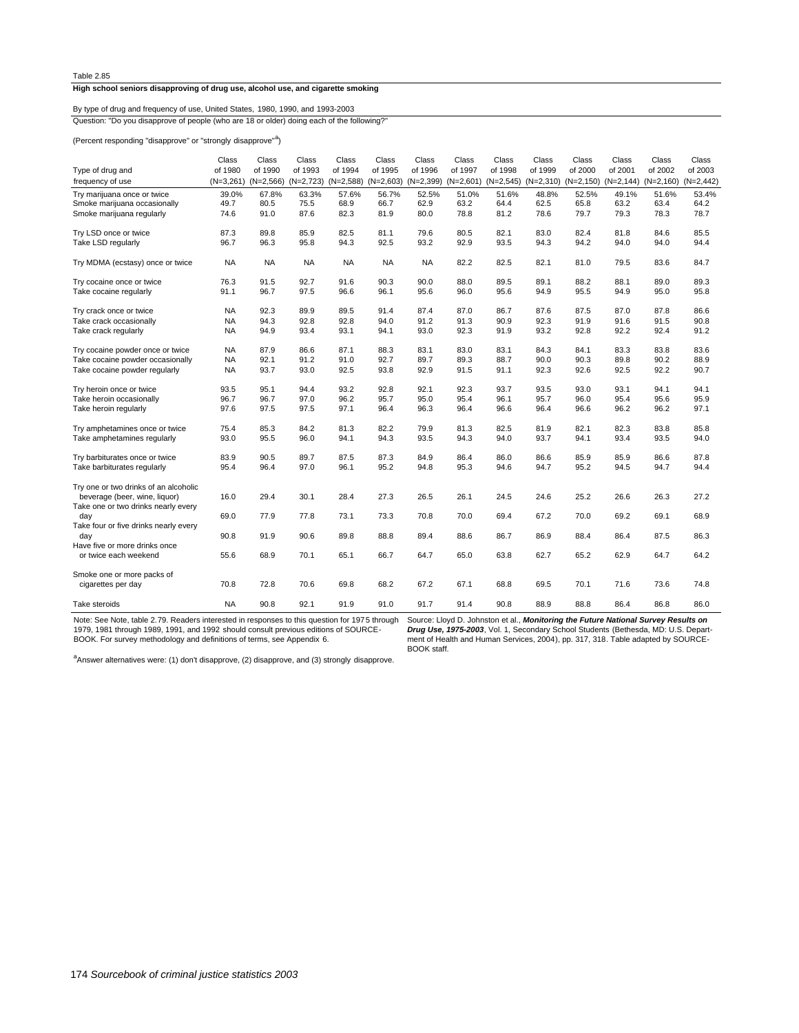Table 2.85

**High school seniors disapproving of drug use, alcohol use, and cigarette smoking**

By type of drug and frequency of use, United States, 1980, 1990, and 1993-2003

Question: "Do you disapprove of people (who are 18 or older) doing each of the following?"

(Percent responding "disapprove" or "strongly disapprove"[a])

| Type of drug and frequency of use | Class of 1980 (N=3,261) | Class of 1990 (N=2,566) | Class of 1993 (N=2,723) | Class of 1994 (N=2,588) | Class of 1995 (N=2,603) | Class of 1996 (N=2,399) | Class of 1997 (N=2,601) | Class of 1998 (N=2,545) | Class of 1999 (N=2,310) | Class of 2000 (N=2,150) | Class of 2001 (N=2,144) | Class of 2002 (N=2,160) | Class of 2003 (N=2,442) |
|---|---|---|---|---|---|---|---|---|---|---|---|---|---|
| Try marijuana once or twice | 39.0% | 67.8% | 63.3% | 57.6% | 56.7% | 52.5% | 51.0% | 51.6% | 48.8% | 52.5% | 49.1% | 51.6% | 53.4% |
| Smoke marijuana occasionally | 49.7 | 80.5 | 75.5 | 68.9 | 66.7 | 62.9 | 63.2 | 64.4 | 62.5 | 65.8 | 63.2 | 63.4 | 64.2 |
| Smoke marijuana regularly | 74.6 | 91.0 | 87.6 | 82.3 | 81.9 | 80.0 | 78.8 | 81.2 | 78.6 | 79.7 | 79.3 | 78.3 | 78.7 |
| Try LSD once or twice | 87.3 | 89.8 | 85.9 | 82.5 | 81.1 | 79.6 | 80.5 | 82.1 | 83.0 | 82.4 | 81.8 | 84.6 | 85.5 |
| Take LSD regularly | 96.7 | 96.3 | 95.8 | 94.3 | 92.5 | 93.2 | 92.9 | 93.5 | 94.3 | 94.2 | 94.0 | 94.0 | 94.4 |
| Try MDMA (ecstasy) once or twice | NA | NA | NA | NA | NA | NA | 82.2 | 82.5 | 82.1 | 81.0 | 79.5 | 83.6 | 84.7 |
| Try cocaine once or twice | 76.3 | 91.5 | 92.7 | 91.6 | 90.3 | 90.0 | 88.0 | 89.5 | 89.1 | 88.2 | 88.1 | 89.0 | 89.3 |
| Take cocaine regularly | 91.1 | 96.7 | 97.5 | 96.6 | 96.1 | 95.6 | 96.0 | 95.6 | 94.9 | 95.5 | 94.9 | 95.0 | 95.8 |
| Try crack once or twice | NA | 92.3 | 89.9 | 89.5 | 91.4 | 87.4 | 87.0 | 86.7 | 87.6 | 87.5 | 87.0 | 87.8 | 86.6 |
| Take crack occasionally | NA | 94.3 | 92.8 | 92.8 | 94.0 | 91.2 | 91.3 | 90.9 | 92.3 | 91.9 | 91.6 | 91.5 | 90.8 |
| Take crack regularly | NA | 94.9 | 93.4 | 93.1 | 94.1 | 93.0 | 92.3 | 91.9 | 93.2 | 92.8 | 92.2 | 92.4 | 91.2 |
| Try cocaine powder once or twice | NA | 87.9 | 86.6 | 87.1 | 88.3 | 83.1 | 83.0 | 83.1 | 84.3 | 84.1 | 83.3 | 83.8 | 83.6 |
| Take cocaine powder occasionally | NA | 92.1 | 91.2 | 91.0 | 92.7 | 89.7 | 89.3 | 88.7 | 90.0 | 90.3 | 89.8 | 90.2 | 88.9 |
| Take cocaine powder regularly | NA | 93.7 | 93.0 | 92.5 | 93.8 | 92.9 | 91.5 | 91.1 | 92.3 | 92.6 | 92.5 | 92.2 | 90.7 |
| Try heroin once or twice | 93.5 | 95.1 | 94.4 | 93.2 | 92.8 | 92.1 | 92.3 | 93.7 | 93.5 | 93.0 | 93.1 | 94.1 | 94.1 |
| Take heroin occasionally | 96.7 | 96.7 | 97.0 | 96.2 | 95.7 | 95.0 | 95.4 | 96.1 | 95.7 | 96.0 | 95.4 | 95.6 | 95.9 |
| Take heroin regularly | 97.6 | 97.5 | 97.5 | 97.1 | 96.4 | 96.3 | 96.4 | 96.6 | 96.4 | 96.6 | 96.2 | 96.2 | 97.1 |
| Try amphetamines once or twice | 75.4 | 85.3 | 84.2 | 81.3 | 82.2 | 79.9 | 81.3 | 82.5 | 81.9 | 82.1 | 82.3 | 83.8 | 85.8 |
| Take amphetamines regularly | 93.0 | 95.5 | 96.0 | 94.1 | 94.3 | 93.5 | 94.3 | 94.0 | 93.7 | 94.1 | 93.4 | 93.5 | 94.0 |
| Try barbiturates once or twice | 83.9 | 90.5 | 89.7 | 87.5 | 87.3 | 84.9 | 86.4 | 86.0 | 86.6 | 85.9 | 85.9 | 86.6 | 87.8 |
| Take barbiturates regularly | 95.4 | 96.4 | 97.0 | 96.1 | 95.2 | 94.8 | 95.3 | 94.6 | 94.7 | 95.2 | 94.5 | 94.7 | 94.4 |
| Try one or two drinks of an alcoholic beverage (beer, wine, liquor) | 16.0 | 29.4 | 30.1 | 28.4 | 27.3 | 26.5 | 26.1 | 24.5 | 24.6 | 25.2 | 26.6 | 26.3 | 27.2 |
| Take one or two drinks nearly every day | 69.0 | 77.9 | 77.8 | 73.1 | 73.3 | 70.8 | 70.0 | 69.4 | 67.2 | 70.0 | 69.2 | 69.1 | 68.9 |
| Take four or five drinks nearly every day | 90.8 | 91.9 | 90.6 | 89.8 | 88.8 | 89.4 | 88.6 | 86.7 | 86.9 | 88.4 | 86.4 | 87.5 | 86.3 |
| Have five or more drinks once or twice each weekend | 55.6 | 68.9 | 70.1 | 65.1 | 66.7 | 64.7 | 65.0 | 63.8 | 62.7 | 65.2 | 62.9 | 64.7 | 64.2 |
| Smoke one or more packs of cigarettes per day | 70.8 | 72.8 | 70.6 | 69.8 | 68.2 | 67.2 | 67.1 | 68.8 | 69.5 | 70.1 | 71.6 | 73.6 | 74.8 |
| Take steroids | NA | 90.8 | 92.1 | 91.9 | 91.0 | 91.7 | 91.4 | 90.8 | 88.9 | 88.8 | 86.4 | 86.8 | 86.0 |

Note: See Note, table 2.79. Readers interested in responses to this question for 1975 through 1979, 1981 through 1989, 1991, and 1992 should consult previous editions of SOURCEBOOK. For survey methodology and definitions of terms, see Appendix 6.

[a]Answer alternatives were: (1) don't disapprove, (2) disapprove, and (3) strongly disapprove.

Source: Lloyd D. Johnston et al., ***Monitoring the Future National Survey Results on Drug Use, 1975-2003***, Vol. 1, Secondary School Students (Bethesda, MD: U.S. Department of Health and Human Services, 2004), pp. 317, 318. Table adapted by SOURCEBOOK staff.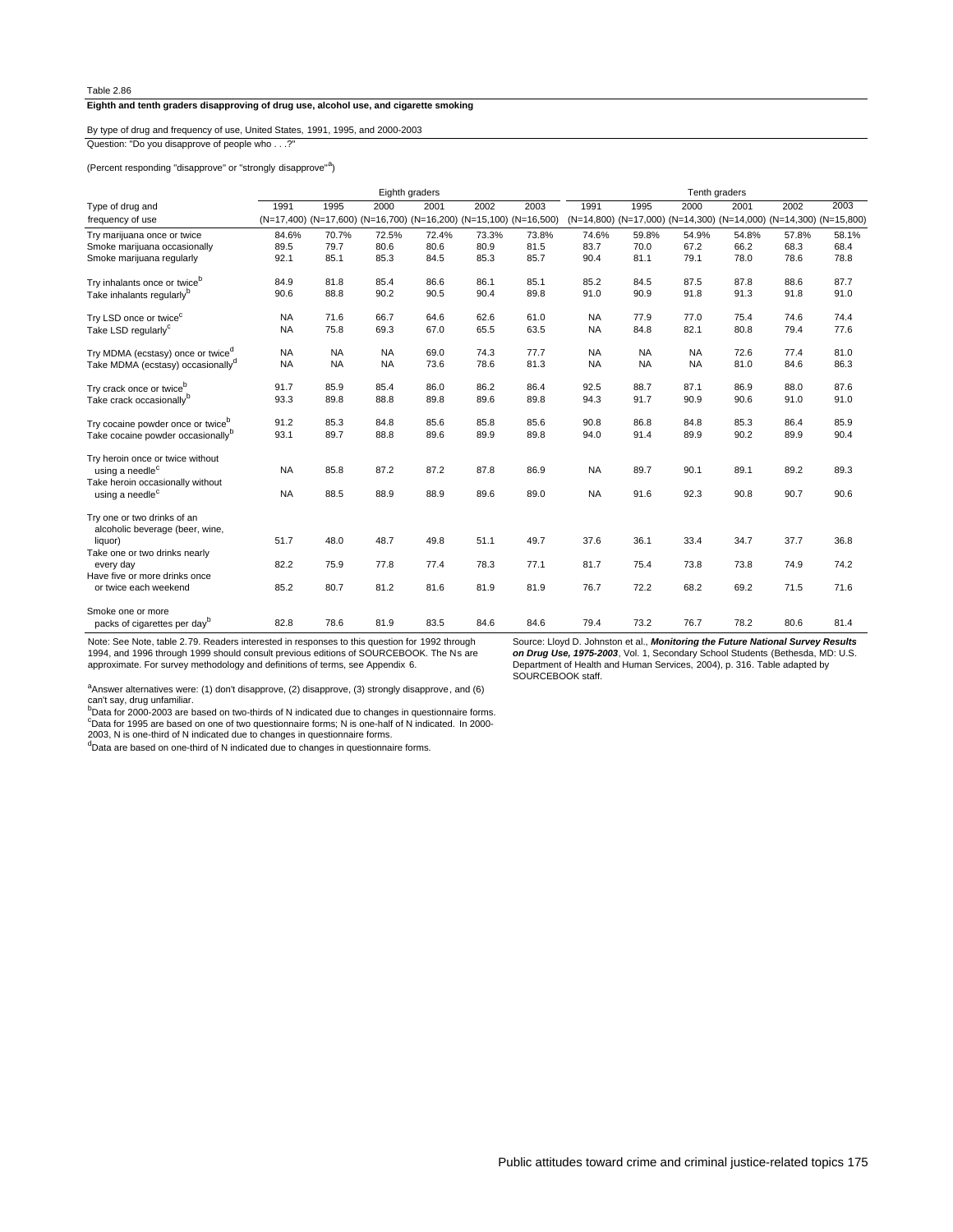Table 2.86

**Eighth and tenth graders disapproving of drug use, alcohol use, and cigarette smoking**

By type of drug and frequency of use, United States, 1991, 1995, and 2000-2003

Question: "Do you disapprove of people who . . .?"

(Percent responding "disapprove" or "strongly disapprove"[a])

| Type of drug and frequency of use | Eighth graders 1991 (N=17,400) | 1995 (N=17,600) | 2000 (N=16,700) | 2001 (N=16,200) | 2002 (N=15,100) | 2003 (N=16,500) | Tenth graders 1991 (N=14,800) | 1995 (N=17,000) | 2000 (N=14,300) | 2001 (N=14,000) | 2002 (N=14,300) | 2003 (N=15,800) |
|---|---|---|---|---|---|---|---|---|---|---|---|---|
| Try marijuana once or twice | 84.6% | 70.7% | 72.5% | 72.4% | 73.3% | 73.8% | 74.6% | 59.8% | 54.9% | 54.8% | 57.8% | 58.1% |
| Smoke marijuana occasionally | 89.5 | 79.7 | 80.6 | 80.6 | 80.9 | 81.5 | 83.7 | 70.0 | 67.2 | 66.2 | 68.3 | 68.4 |
| Smoke marijuana regularly | 92.1 | 85.1 | 85.3 | 84.5 | 85.3 | 85.7 | 90.4 | 81.1 | 79.1 | 78.0 | 78.6 | 78.8 |
| Try inhalants once or twice[b] | 84.9 | 81.8 | 85.4 | 86.6 | 86.1 | 85.1 | 85.2 | 84.5 | 87.5 | 87.8 | 88.6 | 87.7 |
| Take inhalants regularly[b] | 90.6 | 88.8 | 90.2 | 90.5 | 90.4 | 89.8 | 91.0 | 90.9 | 91.8 | 91.3 | 91.8 | 91.0 |
| Try LSD once or twice[c] | NA | 71.6 | 66.7 | 64.6 | 62.6 | 61.0 | NA | 77.9 | 77.0 | 75.4 | 74.6 | 74.4 |
| Take LSD regularly[c] | NA | 75.8 | 69.3 | 67.0 | 65.5 | 63.5 | NA | 84.8 | 82.1 | 80.8 | 79.4 | 77.6 |
| Try MDMA (ecstasy) once or twice[d] | NA | NA | NA | 69.0 | 74.3 | 77.7 | NA | NA | NA | 72.6 | 77.4 | 81.0 |
| Take MDMA (ecstasy) occasionally[d] | NA | NA | NA | 73.6 | 78.6 | 81.3 | NA | NA | NA | 81.0 | 84.6 | 86.3 |
| Try crack once or twice[b] | 91.7 | 85.9 | 85.4 | 86.0 | 86.2 | 86.4 | 92.5 | 88.7 | 87.1 | 86.9 | 88.0 | 87.6 |
| Take crack occasionally[b] | 93.3 | 89.8 | 88.8 | 89.8 | 89.6 | 89.8 | 94.3 | 91.7 | 90.9 | 90.6 | 91.0 | 91.0 |
| Try cocaine powder once or twice[b] | 91.2 | 85.3 | 84.8 | 85.6 | 85.8 | 85.6 | 90.8 | 86.8 | 84.8 | 85.3 | 86.4 | 85.9 |
| Take cocaine powder occasionally[b] | 93.1 | 89.7 | 88.8 | 89.6 | 89.9 | 89.8 | 94.0 | 91.4 | 89.9 | 90.2 | 89.9 | 90.4 |
| Try heroin once or twice without using a needle[c] | NA | 85.8 | 87.2 | 87.2 | 87.8 | 86.9 | NA | 89.7 | 90.1 | 89.1 | 89.2 | 89.3 |
| Take heroin occasionally without using a needle[c] | NA | 88.5 | 88.9 | 88.9 | 89.6 | 89.0 | NA | 91.6 | 92.3 | 90.8 | 90.7 | 90.6 |
| Try one or two drinks of an alcoholic beverage (beer, wine, liquor) | 51.7 | 48.0 | 48.7 | 49.8 | 51.1 | 49.7 | 37.6 | 36.1 | 33.4 | 34.7 | 37.7 | 36.8 |
| Take one or two drinks nearly every day | 82.2 | 75.9 | 77.8 | 77.4 | 78.3 | 77.1 | 81.7 | 75.4 | 73.8 | 73.8 | 74.9 | 74.2 |
| Have five or more drinks once or twice each weekend | 85.2 | 80.7 | 81.2 | 81.6 | 81.9 | 81.9 | 76.7 | 72.2 | 68.2 | 69.2 | 71.5 | 71.6 |
| Smoke one or more packs of cigarettes per day[b] | 82.8 | 78.6 | 81.9 | 83.5 | 84.6 | 84.6 | 79.4 | 73.2 | 76.7 | 78.2 | 80.6 | 81.4 |

Note: See Note, table 2.79. Readers interested in responses to this question for 1992 through 1994, and 1996 through 1999 should consult previous editions of SOURCEBOOK. The Ns are approximate. For survey methodology and definitions of terms, see Appendix 6.

[a]Answer alternatives were: (1) don't disapprove, (2) disapprove, (3) strongly disapprove, and (6) can't say, drug unfamiliar.
[b]Data for 2000-2003 are based on two-thirds of N indicated due to changes in questionnaire forms.
[c]Data for 1995 are based on one of two questionnaire forms; N is one-half of N indicated. In 2000-2003, N is one-third of N indicated due to changes in questionnaire forms.
[d]Data are based on one-third of N indicated due to changes in questionnaire forms.

Source: Lloyd D. Johnston et al., ***Monitoring the Future National Survey Results on Drug Use, 1975-2003***, Vol. 1, Secondary School Students (Bethesda, MD: U.S. Department of Health and Human Services, 2004), p. 316. Table adapted by SOURCEBOOK staff.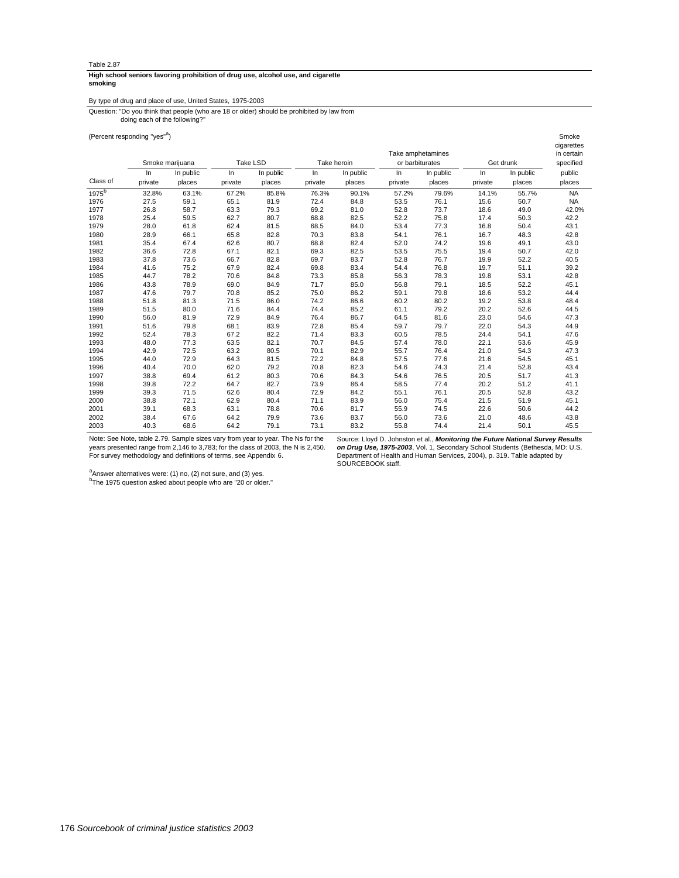Table 2.87

**High school seniors favoring prohibition of drug use, alcohol use, and cigarette smoking**

By type of drug and place of use, United States, 1975-2003

Question: "Do you think that people (who are 18 or older) should be prohibited by law from doing each of the following?"

(Percent responding "yes"[a])

| Class of | Smoke marijuana | | Take LSD | | Take heroin | | Take amphetamines or barbiturates | | Get drunk | | Smoke cigarettes in certain specified |
|---|---|---|---|---|---|---|---|---|---|---|---|
| | In private | In public places | In private | In public places | In private | In public places | In private | In public places | In private | In public places | public places |
| 1975[b] | 32.8% | 63.1% | 67.2% | 85.8% | 76.3% | 90.1% | 57.2% | 79.6% | 14.1% | 55.7% | NA |
| 1976 | 27.5 | 59.1 | 65.1 | 81.9 | 72.4 | 84.8 | 53.5 | 76.1 | 15.6 | 50.7 | NA |
| 1977 | 26.8 | 58.7 | 63.3 | 79.3 | 69.2 | 81.0 | 52.8 | 73.7 | 18.6 | 49.0 | 42.0% |
| 1978 | 25.4 | 59.5 | 62.7 | 80.7 | 68.8 | 82.5 | 52.2 | 75.8 | 17.4 | 50.3 | 42.2 |
| 1979 | 28.0 | 61.8 | 62.4 | 81.5 | 68.5 | 84.0 | 53.4 | 77.3 | 16.8 | 50.4 | 43.1 |
| 1980 | 28.9 | 66.1 | 65.8 | 82.8 | 70.3 | 83.8 | 54.1 | 76.1 | 16.7 | 48.3 | 42.8 |
| 1981 | 35.4 | 67.4 | 62.6 | 80.7 | 68.8 | 82.4 | 52.0 | 74.2 | 19.6 | 49.1 | 43.0 |
| 1982 | 36.6 | 72.8 | 67.1 | 82.1 | 69.3 | 82.5 | 53.5 | 75.5 | 19.4 | 50.7 | 42.0 |
| 1983 | 37.8 | 73.6 | 66.7 | 82.8 | 69.7 | 83.7 | 52.8 | 76.7 | 19.9 | 52.2 | 40.5 |
| 1984 | 41.6 | 75.2 | 67.9 | 82.4 | 69.8 | 83.4 | 54.4 | 76.8 | 19.7 | 51.1 | 39.2 |
| 1985 | 44.7 | 78.2 | 70.6 | 84.8 | 73.3 | 85.8 | 56.3 | 78.3 | 19.8 | 53.1 | 42.8 |
| 1986 | 43.8 | 78.9 | 69.0 | 84.9 | 71.7 | 85.0 | 56.8 | 79.1 | 18.5 | 52.2 | 45.1 |
| 1987 | 47.6 | 79.7 | 70.8 | 85.2 | 75.0 | 86.2 | 59.1 | 79.8 | 18.6 | 53.2 | 44.4 |
| 1988 | 51.8 | 81.3 | 71.5 | 86.0 | 74.2 | 86.6 | 60.2 | 80.2 | 19.2 | 53.8 | 48.4 |
| 1989 | 51.5 | 80.0 | 71.6 | 84.4 | 74.4 | 85.2 | 61.1 | 79.2 | 20.2 | 52.6 | 44.5 |
| 1990 | 56.0 | 81.9 | 72.9 | 84.9 | 76.4 | 86.7 | 64.5 | 81.6 | 23.0 | 54.6 | 47.3 |
| 1991 | 51.6 | 79.8 | 68.1 | 83.9 | 72.8 | 85.4 | 59.7 | 79.7 | 22.0 | 54.3 | 44.9 |
| 1992 | 52.4 | 78.3 | 67.2 | 82.2 | 71.4 | 83.3 | 60.5 | 78.5 | 24.4 | 54.1 | 47.6 |
| 1993 | 48.0 | 77.3 | 63.5 | 82.1 | 70.7 | 84.5 | 57.4 | 78.0 | 22.1 | 53.6 | 45.9 |
| 1994 | 42.9 | 72.5 | 63.2 | 80.5 | 70.1 | 82.9 | 55.7 | 76.4 | 21.0 | 54.3 | 47.3 |
| 1995 | 44.0 | 72.9 | 64.3 | 81.5 | 72.2 | 84.8 | 57.5 | 77.6 | 21.6 | 54.5 | 45.1 |
| 1996 | 40.4 | 70.0 | 62.0 | 79.2 | 70.8 | 82.3 | 54.6 | 74.3 | 21.4 | 52.8 | 43.4 |
| 1997 | 38.8 | 69.4 | 61.2 | 80.3 | 70.6 | 84.3 | 54.6 | 76.5 | 20.5 | 51.7 | 41.3 |
| 1998 | 39.8 | 72.2 | 64.7 | 82.7 | 73.9 | 86.4 | 58.5 | 77.4 | 20.2 | 51.2 | 41.1 |
| 1999 | 39.3 | 71.5 | 62.6 | 80.4 | 72.9 | 84.2 | 55.1 | 76.1 | 20.5 | 52.8 | 43.2 |
| 2000 | 38.8 | 72.1 | 62.9 | 80.4 | 71.1 | 83.9 | 56.0 | 75.4 | 21.5 | 51.9 | 45.1 |
| 2001 | 39.1 | 68.3 | 63.1 | 78.8 | 70.6 | 81.7 | 55.9 | 74.5 | 22.6 | 50.6 | 44.2 |
| 2002 | 38.4 | 67.6 | 64.2 | 79.9 | 73.6 | 83.7 | 56.0 | 73.6 | 21.0 | 48.6 | 43.8 |
| 2003 | 40.3 | 68.6 | 64.2 | 79.1 | 73.1 | 83.2 | 55.8 | 74.4 | 21.4 | 50.1 | 45.5 |

Note: See Note, table 2.79. Sample sizes vary from year to year. The Ns for the years presented range from 2,146 to 3,783; for the class of 2003, the N is 2,450. For survey methodology and definitions of terms, see Appendix 6.

[a]Answer alternatives were: (1) no, (2) not sure, and (3) yes.
[b]The 1975 question asked about people who are "20 or older."

Source: Lloyd D. Johnston et al., ***Monitoring the Future National Survey Results on Drug Use, 1975-2003***, Vol. 1, Secondary School Students (Bethesda, MD: U.S. Department of Health and Human Services, 2004), p. 319. Table adapted by SOURCEBOOK staff.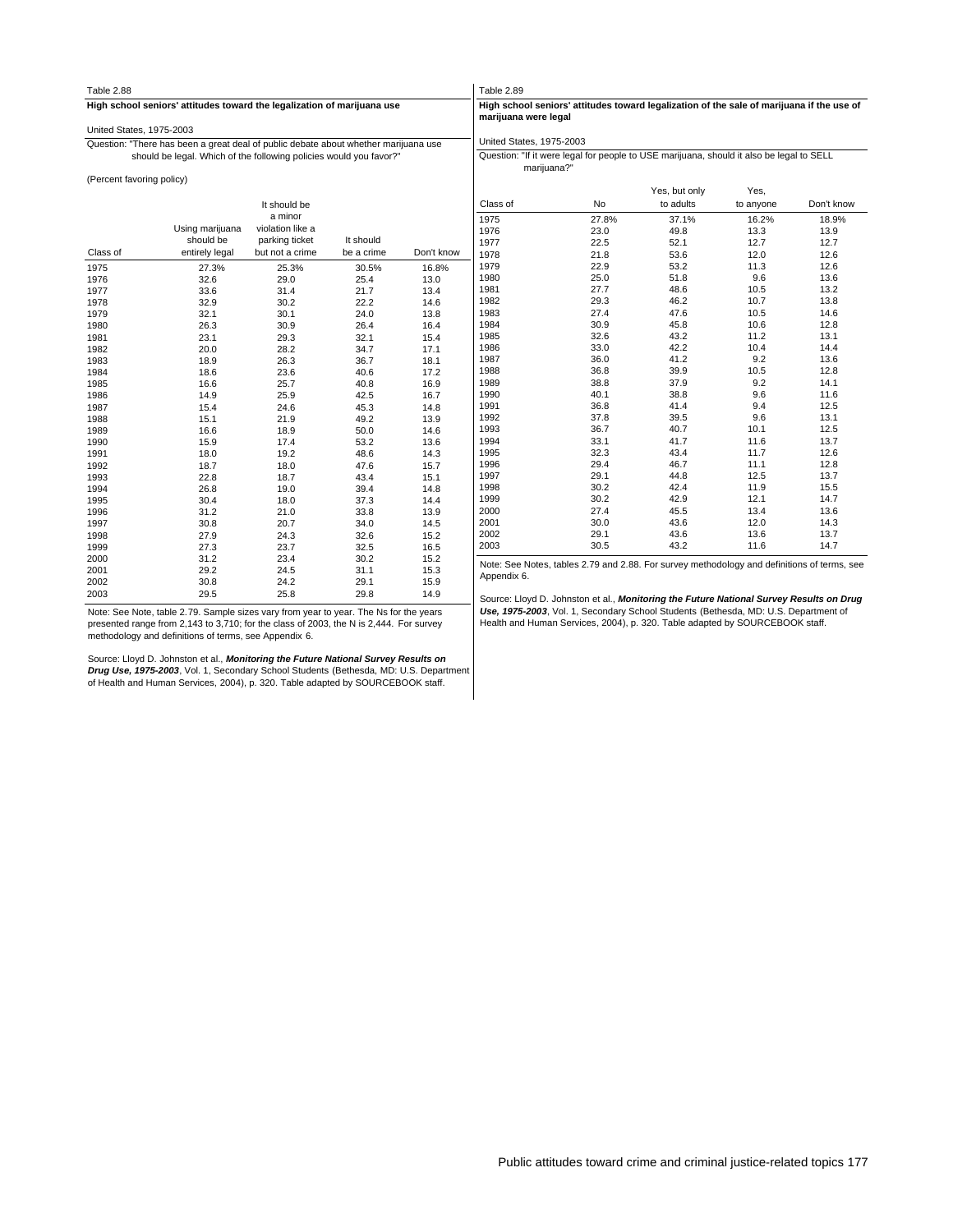Table 2.88

**High school seniors' attitudes toward the legalization of marijuana use**

United States, 1975-2003

Question: "There has been a great deal of public debate about whether marijuana use should be legal. Which of the following policies would you favor?"

(Percent favoring policy)

| Class of | Using marijuana should be entirely legal | It should be a minor violation like a parking ticket but not a crime | It should be a crime | Don't know |
|---|---|---|---|---|
| 1975 | 27.3% | 25.3% | 30.5% | 16.8% |
| 1976 | 32.6 | 29.0 | 25.4 | 13.0 |
| 1977 | 33.6 | 31.4 | 21.7 | 13.4 |
| 1978 | 32.9 | 30.2 | 22.2 | 14.6 |
| 1979 | 32.1 | 30.1 | 24.0 | 13.8 |
| 1980 | 26.3 | 30.9 | 26.4 | 16.4 |
| 1981 | 23.1 | 29.3 | 32.1 | 15.4 |
| 1982 | 20.0 | 28.2 | 34.7 | 17.1 |
| 1983 | 18.9 | 26.3 | 36.7 | 18.1 |
| 1984 | 18.6 | 23.6 | 40.6 | 17.2 |
| 1985 | 16.6 | 25.7 | 40.8 | 16.9 |
| 1986 | 14.9 | 25.9 | 42.5 | 16.7 |
| 1987 | 15.4 | 24.6 | 45.3 | 14.8 |
| 1988 | 15.1 | 21.9 | 49.2 | 13.9 |
| 1989 | 16.6 | 18.9 | 50.0 | 14.6 |
| 1990 | 15.9 | 17.4 | 53.2 | 13.6 |
| 1991 | 18.0 | 19.2 | 48.6 | 14.3 |
| 1992 | 18.7 | 18.0 | 47.6 | 15.7 |
| 1993 | 22.8 | 18.7 | 43.4 | 15.1 |
| 1994 | 26.8 | 19.0 | 39.4 | 14.8 |
| 1995 | 30.4 | 18.0 | 37.3 | 14.4 |
| 1996 | 31.2 | 21.0 | 33.8 | 13.9 |
| 1997 | 30.8 | 20.7 | 34.0 | 14.5 |
| 1998 | 27.9 | 24.3 | 32.6 | 15.2 |
| 1999 | 27.3 | 23.7 | 32.5 | 16.5 |
| 2000 | 31.2 | 23.4 | 30.2 | 15.2 |
| 2001 | 29.2 | 24.5 | 31.1 | 15.3 |
| 2002 | 30.8 | 24.2 | 29.1 | 15.9 |
| 2003 | 29.5 | 25.8 | 29.8 | 14.9 |

Note: See Note, table 2.79. Sample sizes vary from year to year. The Ns for the years presented range from 2,143 to 3,710; for the class of 2003, the N is 2,444. For survey methodology and definitions of terms, see Appendix 6.

Source: Lloyd D. Johnston et al., ***Monitoring the Future National Survey Results on Drug Use, 1975-2003***, Vol. 1, Secondary School Students (Bethesda, MD: U.S. Department of Health and Human Services, 2004), p. 320. Table adapted by SOURCEBOOK staff.

Table 2.89

**High school seniors' attitudes toward legalization of the sale of marijuana if the use of marijuana were legal**

United States, 1975-2003

Question: "If it were legal for people to USE marijuana, should it also be legal to SELL marijuana?"

| Class of | No | Yes, but only to adults | Yes, to anyone | Don't know |
|---|---|---|---|---|
| 1975 | 27.8% | 37.1% | 16.2% | 18.9% |
| 1976 | 23.0 | 49.8 | 13.3 | 13.9 |
| 1977 | 22.5 | 52.1 | 12.7 | 12.7 |
| 1978 | 21.8 | 53.6 | 12.0 | 12.6 |
| 1979 | 22.9 | 53.2 | 11.3 | 12.6 |
| 1980 | 25.0 | 51.8 | 9.6 | 13.6 |
| 1981 | 27.7 | 48.6 | 10.5 | 13.2 |
| 1982 | 29.3 | 46.2 | 10.7 | 13.8 |
| 1983 | 27.4 | 47.6 | 10.5 | 14.6 |
| 1984 | 30.9 | 45.8 | 10.6 | 12.8 |
| 1985 | 32.6 | 43.2 | 11.2 | 13.1 |
| 1986 | 33.0 | 42.2 | 10.4 | 14.4 |
| 1987 | 36.0 | 41.2 | 9.2 | 13.6 |
| 1988 | 36.8 | 39.9 | 10.5 | 12.8 |
| 1989 | 38.8 | 37.9 | 9.2 | 14.1 |
| 1990 | 40.1 | 38.8 | 9.6 | 11.6 |
| 1991 | 36.8 | 41.4 | 9.4 | 12.5 |
| 1992 | 37.8 | 39.5 | 9.6 | 13.1 |
| 1993 | 36.7 | 40.7 | 10.1 | 12.5 |
| 1994 | 33.1 | 41.7 | 11.6 | 13.7 |
| 1995 | 32.3 | 43.4 | 11.7 | 12.6 |
| 1996 | 29.4 | 46.7 | 11.1 | 12.8 |
| 1997 | 29.1 | 44.8 | 12.5 | 13.7 |
| 1998 | 30.2 | 42.4 | 11.9 | 15.5 |
| 1999 | 30.2 | 42.9 | 12.1 | 14.7 |
| 2000 | 27.4 | 45.5 | 13.4 | 13.6 |
| 2001 | 30.0 | 43.6 | 12.0 | 14.3 |
| 2002 | 29.1 | 43.6 | 13.6 | 13.7 |
| 2003 | 30.5 | 43.2 | 11.6 | 14.7 |

Note: See Notes, tables 2.79 and 2.88. For survey methodology and definitions of terms, see Appendix 6.

Source: Lloyd D. Johnston et al., ***Monitoring the Future National Survey Results on Drug Use, 1975-2003***, Vol. 1, Secondary School Students (Bethesda, MD: U.S. Department of Health and Human Services, 2004), p. 320. Table adapted by SOURCEBOOK staff.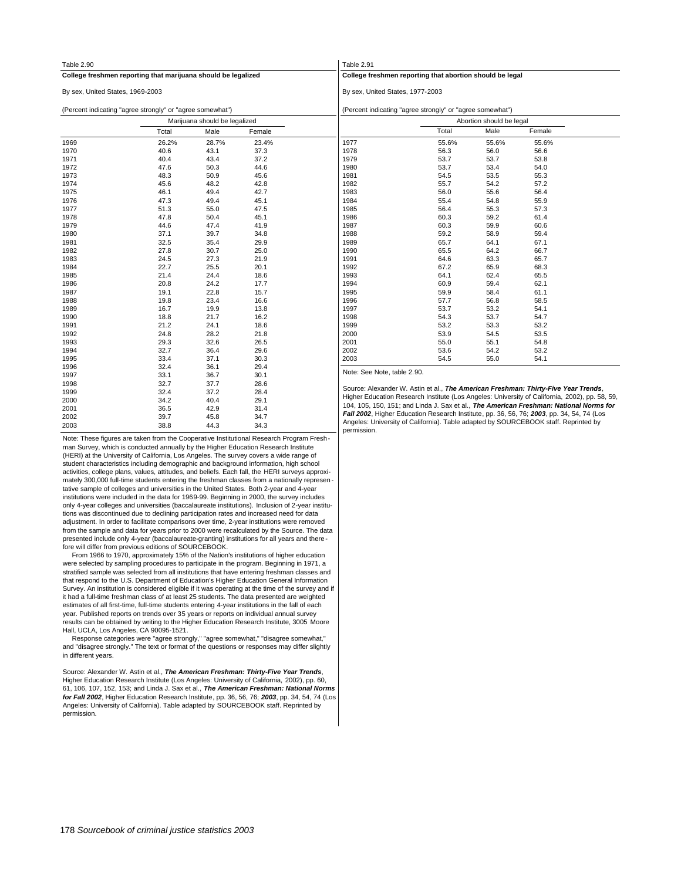Table 2.90

**College freshmen reporting that marijuana should be legalized**

By sex, United States, 1969-2003

(Percent indicating "agree strongly" or "agree somewhat")

| | Marijuana should be legalized | | |
|---|---|---|---|
| | Total | Male | Female |
| 1969 | 26.2% | 28.7% | 23.4% |
| 1970 | 40.6 | 43.1 | 37.3 |
| 1971 | 40.4 | 43.4 | 37.2 |
| 1972 | 47.6 | 50.3 | 44.6 |
| 1973 | 48.3 | 50.9 | 45.6 |
| 1974 | 45.6 | 48.2 | 42.8 |
| 1975 | 46.1 | 49.4 | 42.7 |
| 1976 | 47.3 | 49.4 | 45.1 |
| 1977 | 51.3 | 55.0 | 47.5 |
| 1978 | 47.8 | 50.4 | 45.1 |
| 1979 | 44.6 | 47.4 | 41.9 |
| 1980 | 37.1 | 39.7 | 34.8 |
| 1981 | 32.5 | 35.4 | 29.9 |
| 1982 | 27.8 | 30.7 | 25.0 |
| 1983 | 24.5 | 27.3 | 21.9 |
| 1984 | 22.7 | 25.5 | 20.1 |
| 1985 | 21.4 | 24.4 | 18.6 |
| 1986 | 20.8 | 24.2 | 17.7 |
| 1987 | 19.1 | 22.8 | 15.7 |
| 1988 | 19.8 | 23.4 | 16.6 |
| 1989 | 16.7 | 19.9 | 13.8 |
| 1990 | 18.8 | 21.7 | 16.2 |
| 1991 | 21.2 | 24.1 | 18.6 |
| 1992 | 24.8 | 28.2 | 21.8 |
| 1993 | 29.3 | 32.6 | 26.5 |
| 1994 | 32.7 | 36.4 | 29.6 |
| 1995 | 33.4 | 37.1 | 30.3 |
| 1996 | 32.4 | 36.1 | 29.4 |
| 1997 | 33.1 | 36.7 | 30.1 |
| 1998 | 32.7 | 37.7 | 28.6 |
| 1999 | 32.4 | 37.2 | 28.4 |
| 2000 | 34.2 | 40.4 | 29.1 |
| 2001 | 36.5 | 42.9 | 31.4 |
| 2002 | 39.7 | 45.8 | 34.7 |
| 2003 | 38.8 | 44.3 | 34.3 |

Note: These figures are taken from the Cooperative Institutional Research Program Freshman Survey, which is conducted annually by the Higher Education Research Institute (HERI) at the University of California, Los Angeles. The survey covers a wide range of student characteristics including demographic and background information, high school activities, college plans, values, attitudes, and beliefs. Each fall, the HERI surveys approximately 300,000 full-time students entering the freshman classes from a nationally representative sample of colleges and universities in the United States. Both 2-year and 4-year institutions were included in the data for 1969-99. Beginning in 2000, the survey includes only 4-year colleges and universities (baccalaureate institutions). Inclusion of 2-year institutions was discontinued due to declining participation rates and increased need for data adjustment. In order to facilitate comparisons over time, 2-year institutions were removed from the sample and data for years prior to 2000 were recalculated by the Source. The data presented include only 4-year (baccalaureate-granting) institutions for all years and therefore will differ from previous editions of SOURCEBOOK.

From 1966 to 1970, approximately 15% of the Nation's institutions of higher education were selected by sampling procedures to participate in the program. Beginning in 1971, a stratified sample was selected from all institutions that have entering freshman classes and that respond to the U.S. Department of Education's Higher Education General Information Survey. An institution is considered eligible if it was operating at the time of the survey and if it had a full-time freshman class of at least 25 students. The data presented are weighted estimates of all first-time, full-time students entering 4-year institutions in the fall of each year. Published reports on trends over 35 years or reports on individual annual survey results can be obtained by writing to the Higher Education Research Institute, 3005 Moore Hall, UCLA, Los Angeles, CA 90095-1521.

Response categories were "agree strongly," "agree somewhat," "disagree somewhat," and "disagree strongly." The text or format of the questions or responses may differ slightly in different years.

Source: Alexander W. Astin et al., ***The American Freshman: Thirty-Five Year Trends***, Higher Education Research Institute (Los Angeles: University of California, 2002), pp. 60, 61, 106, 107, 152, 153; and Linda J. Sax et al., ***The American Freshman: National Norms for Fall 2002***, Higher Education Research Institute, pp. 36, 56, 76; ***2003***, pp. 34, 54, 74 (Los Angeles: University of California). Table adapted by SOURCEBOOK staff. Reprinted by permission.

Table 2.91

**College freshmen reporting that abortion should be legal**

By sex, United States, 1977-2003

(Percent indicating "agree strongly" or "agree somewhat")

| | Abortion should be legal | | |
|---|---|---|---|
| | Total | Male | Female |
| 1977 | 55.6% | 55.6% | 55.6% |
| 1978 | 56.3 | 56.0 | 56.6 |
| 1979 | 53.7 | 53.7 | 53.8 |
| 1980 | 53.7 | 53.4 | 54.0 |
| 1981 | 54.5 | 53.5 | 55.3 |
| 1982 | 55.7 | 54.2 | 57.2 |
| 1983 | 56.0 | 55.6 | 56.4 |
| 1984 | 55.4 | 54.8 | 55.9 |
| 1985 | 56.4 | 55.3 | 57.3 |
| 1986 | 60.3 | 59.2 | 61.4 |
| 1987 | 60.3 | 59.9 | 60.6 |
| 1988 | 59.2 | 58.9 | 59.4 |
| 1989 | 65.7 | 64.1 | 67.1 |
| 1990 | 65.5 | 64.2 | 66.7 |
| 1991 | 64.6 | 63.3 | 65.7 |
| 1992 | 67.2 | 65.9 | 68.3 |
| 1993 | 64.1 | 62.4 | 65.5 |
| 1994 | 60.9 | 59.4 | 62.1 |
| 1995 | 59.9 | 58.4 | 61.1 |
| 1996 | 57.7 | 56.8 | 58.5 |
| 1997 | 53.7 | 53.2 | 54.1 |
| 1998 | 54.3 | 53.7 | 54.7 |
| 1999 | 53.2 | 53.3 | 53.2 |
| 2000 | 53.9 | 54.5 | 53.5 |
| 2001 | 55.0 | 55.1 | 54.8 |
| 2002 | 53.6 | 54.2 | 53.2 |
| 2003 | 54.5 | 55.0 | 54.1 |

Note: See Note, table 2.90.

Source: Alexander W. Astin et al., ***The American Freshman: Thirty-Five Year Trends***, Higher Education Research Institute (Los Angeles: University of California, 2002), pp. 58, 59, 104, 105, 150, 151; and Linda J. Sax et al., ***The American Freshman: National Norms for Fall 2002***, Higher Education Research Institute, pp. 36, 56, 76; ***2003***, pp. 34, 54, 74 (Los Angeles: University of California). Table adapted by SOURCEBOOK staff. Reprinted by permission.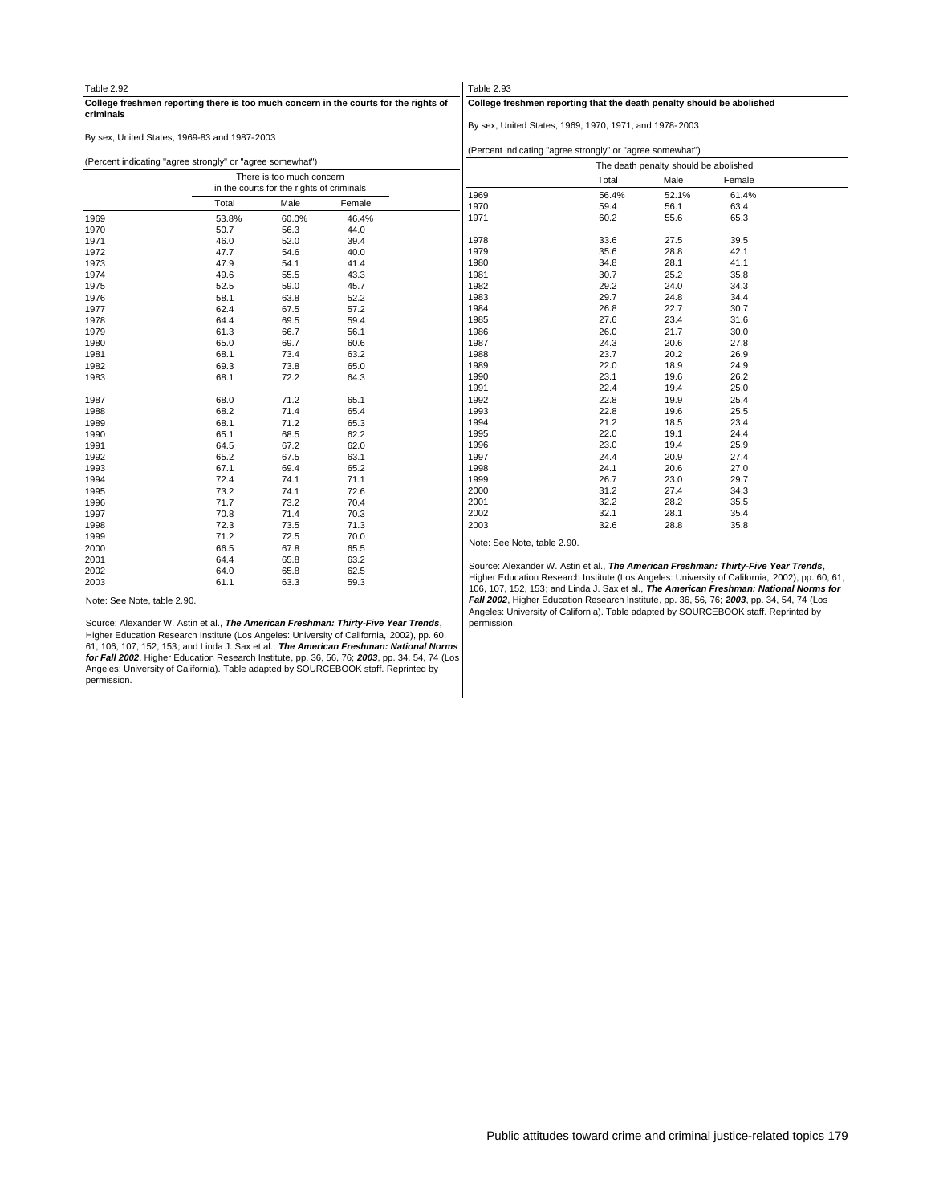Table 2.92

**College freshmen reporting there is too much concern in the courts for the rights of criminals**

By sex, United States, 1969-83 and 1987-2003

(Percent indicating "agree strongly" or "agree somewhat")

| | There is too much concern in the courts for the rights of criminals | | |
|---|---|---|---|
| | Total | Male | Female |
| 1969 | 53.8% | 60.0% | 46.4% |
| 1970 | 50.7 | 56.3 | 44.0 |
| 1971 | 46.0 | 52.0 | 39.4 |
| 1972 | 47.7 | 54.6 | 40.0 |
| 1973 | 47.9 | 54.1 | 41.4 |
| 1974 | 49.6 | 55.5 | 43.3 |
| 1975 | 52.5 | 59.0 | 45.7 |
| 1976 | 58.1 | 63.8 | 52.2 |
| 1977 | 62.4 | 67.5 | 57.2 |
| 1978 | 64.4 | 69.5 | 59.4 |
| 1979 | 61.3 | 66.7 | 56.1 |
| 1980 | 65.0 | 69.7 | 60.6 |
| 1981 | 68.1 | 73.4 | 63.2 |
| 1982 | 69.3 | 73.8 | 65.0 |
| 1983 | 68.1 | 72.2 | 64.3 |
| 1987 | 68.0 | 71.2 | 65.1 |
| 1988 | 68.2 | 71.4 | 65.4 |
| 1989 | 68.1 | 71.2 | 65.3 |
| 1990 | 65.1 | 68.5 | 62.2 |
| 1991 | 64.5 | 67.2 | 62.0 |
| 1992 | 65.2 | 67.5 | 63.1 |
| 1993 | 67.1 | 69.4 | 65.2 |
| 1994 | 72.4 | 74.1 | 71.1 |
| 1995 | 73.2 | 74.1 | 72.6 |
| 1996 | 71.7 | 73.2 | 70.4 |
| 1997 | 70.8 | 71.4 | 70.3 |
| 1998 | 72.3 | 73.5 | 71.3 |
| 1999 | 71.2 | 72.5 | 70.0 |
| 2000 | 66.5 | 67.8 | 65.5 |
| 2001 | 64.4 | 65.8 | 63.2 |
| 2002 | 64.0 | 65.8 | 62.5 |
| 2003 | 61.1 | 63.3 | 59.3 |

Note: See Note, table 2.90.

Source: Alexander W. Astin et al., ***The American Freshman: Thirty-Five Year Trends***, Higher Education Research Institute (Los Angeles: University of California, 2002), pp. 60, 61, 106, 107, 152, 153; and Linda J. Sax et al., ***The American Freshman: National Norms for Fall 2002***, Higher Education Research Institute, pp. 36, 56, 76; ***2003***, pp. 34, 54, 74 (Los Angeles: University of California). Table adapted by SOURCEBOOK staff. Reprinted by permission.

Table 2.93

**College freshmen reporting that the death penalty should be abolished**

By sex, United States, 1969, 1970, 1971, and 1978-2003

(Percent indicating "agree strongly" or "agree somewhat")

| | The death penalty should be abolished | | |
|---|---|---|---|
| | Total | Male | Female |
| 1969 | 56.4% | 52.1% | 61.4% |
| 1970 | 59.4 | 56.1 | 63.4 |
| 1971 | 60.2 | 55.6 | 65.3 |
| 1978 | 33.6 | 27.5 | 39.5 |
| 1979 | 35.6 | 28.8 | 42.1 |
| 1980 | 34.8 | 28.1 | 41.1 |
| 1981 | 30.7 | 25.2 | 35.8 |
| 1982 | 29.2 | 24.0 | 34.3 |
| 1983 | 29.7 | 24.8 | 34.4 |
| 1984 | 26.8 | 22.7 | 30.7 |
| 1985 | 27.6 | 23.4 | 31.6 |
| 1986 | 26.0 | 21.7 | 30.0 |
| 1987 | 24.3 | 20.6 | 27.8 |
| 1988 | 23.7 | 20.2 | 26.9 |
| 1989 | 22.0 | 18.9 | 24.9 |
| 1990 | 23.1 | 19.6 | 26.2 |
| 1991 | 22.4 | 19.4 | 25.0 |
| 1992 | 22.8 | 19.9 | 25.4 |
| 1993 | 22.8 | 19.6 | 25.5 |
| 1994 | 21.2 | 18.5 | 23.4 |
| 1995 | 22.0 | 19.1 | 24.4 |
| 1996 | 23.0 | 19.4 | 25.9 |
| 1997 | 24.4 | 20.9 | 27.4 |
| 1998 | 24.1 | 20.6 | 27.0 |
| 1999 | 26.7 | 23.0 | 29.7 |
| 2000 | 31.2 | 27.4 | 34.3 |
| 2001 | 32.2 | 28.2 | 35.5 |
| 2002 | 32.1 | 28.1 | 35.4 |
| 2003 | 32.6 | 28.8 | 35.8 |

Note: See Note, table 2.90.

Source: Alexander W. Astin et al., ***The American Freshman: Thirty-Five Year Trends***, Higher Education Research Institute (Los Angeles: University of California, 2002), pp. 60, 61, 106, 107, 152, 153; and Linda J. Sax et al., ***The American Freshman: National Norms for Fall 2002***, Higher Education Research Institute, pp. 36, 56, 76; ***2003***, pp. 34, 54, 74 (Los Angeles: University of California). Table adapted by SOURCEBOOK staff. Reprinted by permission.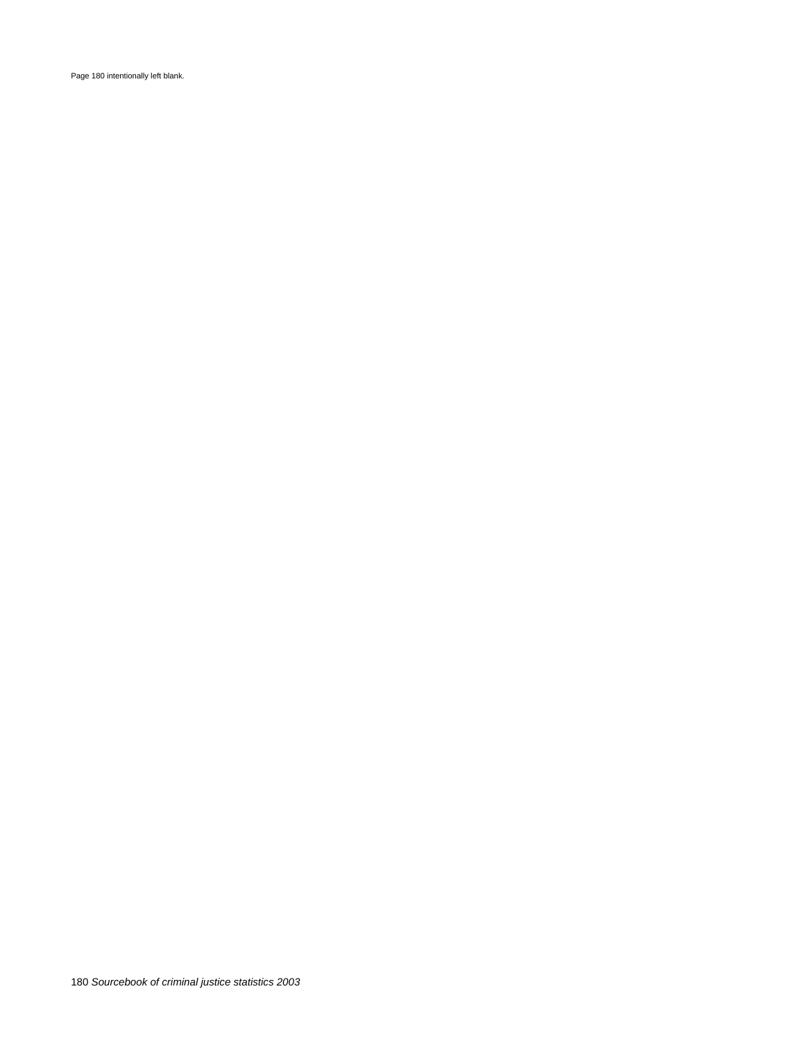Page 180 intentionally left blank.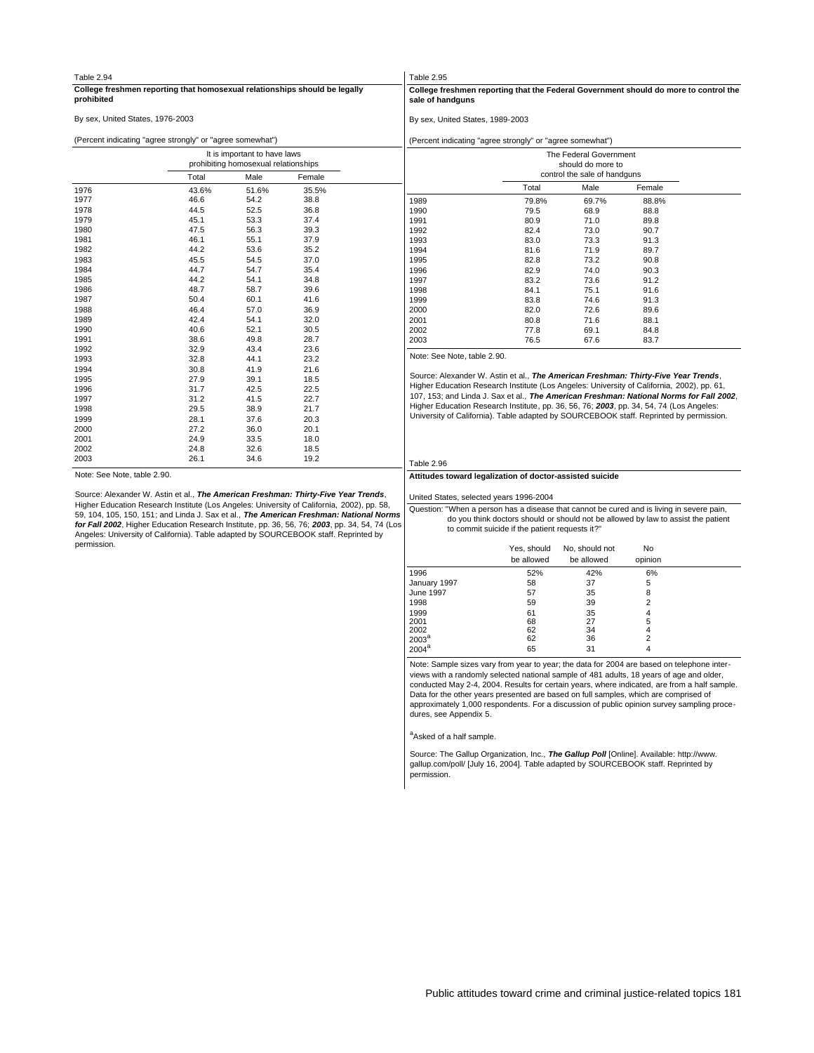Table 2.94

**College freshmen reporting that homosexual relationships should be legally prohibited**

By sex, United States, 1976-2003

(Percent indicating "agree strongly" or "agree somewhat")

| | It is important to have laws prohibiting homosexual relationships | | |
|---|---|---|---|
| | Total | Male | Female |
| 1976 | 43.6% | 51.6% | 35.5% |
| 1977 | 46.6 | 54.2 | 38.8 |
| 1978 | 44.5 | 52.5 | 36.8 |
| 1979 | 45.1 | 53.3 | 37.4 |
| 1980 | 47.5 | 56.3 | 39.3 |
| 1981 | 46.1 | 55.1 | 37.9 |
| 1982 | 44.2 | 53.6 | 35.2 |
| 1983 | 45.5 | 54.5 | 37.0 |
| 1984 | 44.7 | 54.7 | 35.4 |
| 1985 | 44.2 | 54.1 | 34.8 |
| 1986 | 48.7 | 58.7 | 39.6 |
| 1987 | 50.4 | 60.1 | 41.6 |
| 1988 | 46.4 | 57.0 | 36.9 |
| 1989 | 42.4 | 54.1 | 32.0 |
| 1990 | 40.6 | 52.1 | 30.5 |
| 1991 | 38.6 | 49.8 | 28.7 |
| 1992 | 32.9 | 43.4 | 23.6 |
| 1993 | 32.8 | 44.1 | 23.2 |
| 1994 | 30.8 | 41.9 | 21.6 |
| 1995 | 27.9 | 39.1 | 18.5 |
| 1996 | 31.7 | 42.5 | 22.5 |
| 1997 | 31.2 | 41.5 | 22.7 |
| 1998 | 29.5 | 38.9 | 21.7 |
| 1999 | 28.1 | 37.6 | 20.3 |
| 2000 | 27.2 | 36.0 | 20.1 |
| 2001 | 24.9 | 33.5 | 18.0 |
| 2002 | 24.8 | 32.6 | 18.5 |
| 2003 | 26.1 | 34.6 | 19.2 |

Note: See Note, table 2.90.

Source: Alexander W. Astin et al., ***The American Freshman: Thirty-Five Year Trends***, Higher Education Research Institute (Los Angeles: University of California, 2002), pp. 58, 59, 104, 105, 150, 151; and Linda J. Sax et al., ***The American Freshman: National Norms for Fall 2002***, Higher Education Research Institute, pp. 36, 56, 76; ***2003***, pp. 34, 54, 74 (Los Angeles: University of California). Table adapted by SOURCEBOOK staff. Reprinted by permission.

Table 2.95

**College freshmen reporting that the Federal Government should do more to control the sale of handguns**

By sex, United States, 1989-2003

(Percent indicating "agree strongly" or "agree somewhat")

| | The Federal Government should do more to control the sale of handguns | | |
|---|---|---|---|
| | Total | Male | Female |
| 1989 | 79.8% | 69.7% | 88.8% |
| 1990 | 79.5 | 68.9 | 88.8 |
| 1991 | 80.9 | 71.0 | 89.8 |
| 1992 | 82.4 | 73.0 | 90.7 |
| 1993 | 83.0 | 73.3 | 91.3 |
| 1994 | 81.6 | 71.9 | 89.7 |
| 1995 | 82.8 | 73.2 | 90.8 |
| 1996 | 82.9 | 74.0 | 90.3 |
| 1997 | 83.2 | 73.6 | 91.2 |
| 1998 | 84.1 | 75.1 | 91.6 |
| 1999 | 83.8 | 74.6 | 91.3 |
| 2000 | 82.0 | 72.6 | 89.6 |
| 2001 | 80.8 | 71.6 | 88.1 |
| 2002 | 77.8 | 69.1 | 84.8 |
| 2003 | 76.5 | 67.6 | 83.7 |

Note: See Note, table 2.90.

Source: Alexander W. Astin et al., ***The American Freshman: Thirty-Five Year Trends***, Higher Education Research Institute (Los Angeles: University of California, 2002), pp. 61, 107, 153; and Linda J. Sax et al., ***The American Freshman: National Norms for Fall 2002***, Higher Education Research Institute, pp. 36, 56, 76; ***2003***, pp. 34, 54, 74 (Los Angeles: University of California). Table adapted by SOURCEBOOK staff. Reprinted by permission.

Table 2.96

**Attitudes toward legalization of doctor-assisted suicide**

United States, selected years 1996-2004

Question: "When a person has a disease that cannot be cured and is living in severe pain, do you think doctors should or should not be allowed by law to assist the patient to commit suicide if the patient requests it?"

| | Yes, should be allowed | No, should not be allowed | No opinion |
|---|---|---|---|
| 1996 | 52% | 42% | 6% |
| January 1997 | 58 | 37 | 5 |
| June 1997 | 57 | 35 | 8 |
| 1998 | 59 | 39 | 2 |
| 1999 | 61 | 35 | 4 |
| 2001 | 68 | 27 | 5 |
| 2002 | 62 | 34 | 4 |
| 2003[a] | 62 | 36 | 2 |
| 2004[a] | 65 | 31 | 4 |

Note: Sample sizes vary from year to year; the data for 2004 are based on telephone interviews with a randomly selected national sample of 481 adults, 18 years of age and older, conducted May 2-4, 2004. Results for certain years, where indicated, are from a half sample. Data for the other years presented are based on full samples, which are comprised of approximately 1,000 respondents. For a discussion of public opinion survey sampling procedures, see Appendix 5.

[a]Asked of a half sample.

Source: The Gallup Organization, Inc., ***The Gallup Poll*** [Online]. Available: http://www.gallup.com/poll/ [July 16, 2004]. Table adapted by SOURCEBOOK staff. Reprinted by permission.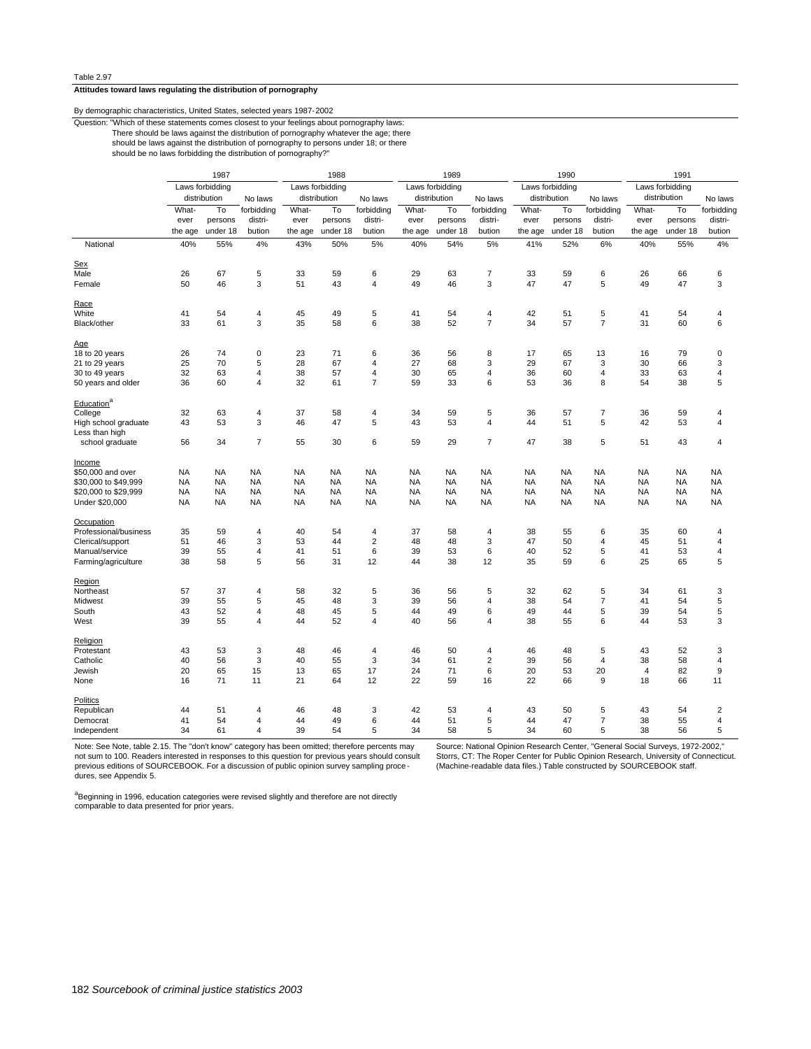Table 2.97

**Attitudes toward laws regulating the distribution of pornography**

By demographic characteristics, United States, selected years 1987-2002

Question: "Which of these statements comes closest to your feelings about pornography laws: There should be laws against the distribution of pornography whatever the age; there should be laws against the distribution of pornography to persons under 18; or there should be no laws forbidding the distribution of pornography?"

| | 1987 | | | 1988 | | | 1989 | | | 1990 | | | 1991 | | |
|---|---|---|---|---|---|---|---|---|---|---|---|---|---|---|---|
| | Laws forbidding distribution | | No laws | Laws forbidding distribution | | No laws | Laws forbidding distribution | | No laws | Laws forbidding distribution | | No laws | Laws forbidding distribution | | No laws |
| | Whatever the age | To persons under 18 | forbidding distribution | Whatever the age | To persons under 18 | forbidding distribution | Whatever the age | To persons under 18 | forbidding distribution | Whatever the age | To persons under 18 | forbidding distribution | Whatever the age | To persons under 18 | forbidding distribution |
| National | 40% | 55% | 4% | 43% | 50% | 5% | 40% | 54% | 5% | 41% | 52% | 6% | 40% | 55% | 4% |
| **Sex** | | | | | | | | | | | | | | | |
| Male | 26 | 67 | 5 | 33 | 59 | 6 | 29 | 63 | 7 | 33 | 59 | 6 | 26 | 66 | 6 |
| Female | 50 | 46 | 3 | 51 | 43 | 4 | 49 | 46 | 3 | 47 | 47 | 5 | 49 | 47 | 3 |
| **Race** | | | | | | | | | | | | | | | |
| White | 41 | 54 | 4 | 45 | 49 | 5 | 41 | 54 | 4 | 42 | 51 | 5 | 41 | 54 | 4 |
| Black/other | 33 | 61 | 3 | 35 | 58 | 6 | 38 | 52 | 7 | 34 | 57 | 7 | 31 | 60 | 6 |
| **Age** | | | | | | | | | | | | | | | |
| 18 to 20 years | 26 | 74 | 0 | 23 | 71 | 6 | 36 | 56 | 8 | 17 | 65 | 13 | 16 | 79 | 0 |
| 21 to 29 years | 25 | 70 | 5 | 28 | 67 | 4 | 27 | 68 | 3 | 29 | 67 | 3 | 30 | 66 | 3 |
| 30 to 49 years | 32 | 63 | 4 | 38 | 57 | 4 | 30 | 65 | 4 | 36 | 60 | 4 | 33 | 63 | 4 |
| 50 years and older | 36 | 60 | 4 | 32 | 61 | 7 | 59 | 33 | 6 | 53 | 36 | 8 | 54 | 38 | 5 |
| **Education**[a] | | | | | | | | | | | | | | | |
| College | 32 | 63 | 4 | 37 | 58 | 4 | 34 | 59 | 5 | 36 | 57 | 7 | 36 | 59 | 4 |
| High school graduate | 43 | 53 | 3 | 46 | 47 | 5 | 43 | 53 | 4 | 44 | 51 | 5 | 42 | 53 | 4 |
| Less than high school graduate | 56 | 34 | 7 | 55 | 30 | 6 | 59 | 29 | 7 | 47 | 38 | 5 | 51 | 43 | 4 |
| **Income** | | | | | | | | | | | | | | | |
| $50,000 and over | NA | NA | NA | NA | NA | NA | NA | NA | NA | NA | NA | NA | NA | NA | NA |
| $30,000 to $49,999 | NA | NA | NA | NA | NA | NA | NA | NA | NA | NA | NA | NA | NA | NA | NA |
| $20,000 to $29,999 | NA | NA | NA | NA | NA | NA | NA | NA | NA | NA | NA | NA | NA | NA | NA |
| Under $20,000 | NA | NA | NA | NA | NA | NA | NA | NA | NA | NA | NA | NA | NA | NA | NA |
| **Occupation** | | | | | | | | | | | | | | | |
| Professional/business | 35 | 59 | 4 | 40 | 54 | 4 | 37 | 58 | 4 | 38 | 55 | 6 | 35 | 60 | 4 |
| Clerical/support | 51 | 46 | 3 | 53 | 44 | 2 | 48 | 48 | 3 | 47 | 50 | 4 | 45 | 51 | 4 |
| Manual/service | 39 | 55 | 4 | 41 | 51 | 6 | 39 | 53 | 6 | 40 | 52 | 5 | 41 | 53 | 4 |
| Farming/agriculture | 38 | 58 | 5 | 56 | 31 | 12 | 44 | 38 | 12 | 35 | 59 | 6 | 25 | 65 | 5 |
| **Region** | | | | | | | | | | | | | | | |
| Northeast | 57 | 37 | 4 | 58 | 32 | 5 | 36 | 56 | 5 | 32 | 62 | 5 | 34 | 61 | 3 |
| Midwest | 39 | 55 | 5 | 45 | 48 | 3 | 39 | 56 | 4 | 38 | 54 | 7 | 41 | 54 | 5 |
| South | 43 | 52 | 4 | 48 | 45 | 5 | 44 | 49 | 6 | 49 | 44 | 5 | 39 | 54 | 5 |
| West | 39 | 55 | 4 | 44 | 52 | 4 | 40 | 56 | 4 | 38 | 55 | 6 | 44 | 53 | 3 |
| **Religion** | | | | | | | | | | | | | | | |
| Protestant | 43 | 53 | 3 | 48 | 46 | 4 | 46 | 50 | 4 | 46 | 48 | 5 | 43 | 52 | 3 |
| Catholic | 40 | 56 | 3 | 40 | 55 | 3 | 34 | 61 | 2 | 39 | 56 | 4 | 38 | 58 | 4 |
| Jewish | 20 | 65 | 15 | 13 | 65 | 17 | 24 | 71 | 6 | 20 | 53 | 20 | 4 | 82 | 9 |
| None | 16 | 71 | 11 | 21 | 64 | 12 | 22 | 59 | 16 | 22 | 66 | 9 | 18 | 66 | 11 |
| **Politics** | | | | | | | | | | | | | | | |
| Republican | 44 | 51 | 4 | 46 | 48 | 3 | 42 | 53 | 4 | 43 | 50 | 5 | 43 | 54 | 2 |
| Democrat | 41 | 54 | 4 | 44 | 49 | 6 | 44 | 51 | 5 | 44 | 47 | 7 | 38 | 55 | 4 |
| Independent | 34 | 61 | 4 | 39 | 54 | 5 | 34 | 58 | 5 | 34 | 60 | 5 | 38 | 56 | 5 |

Note: See Note, table 2.15. The "don't know" category has been omitted; therefore percents may not sum to 100. Readers interested in responses to this question for previous years should consult previous editions of SOURCEBOOK. For a discussion of public opinion survey sampling procedures, see Appendix 5.

[a]Beginning in 1996, education categories were revised slightly and therefore are not directly comparable to data presented for prior years.

Source: National Opinion Research Center, "General Social Surveys, 1972-2002," Storrs, CT: The Roper Center for Public Opinion Research, University of Connecticut. (Machine-readable data files.) Table constructed by SOURCEBOOK staff.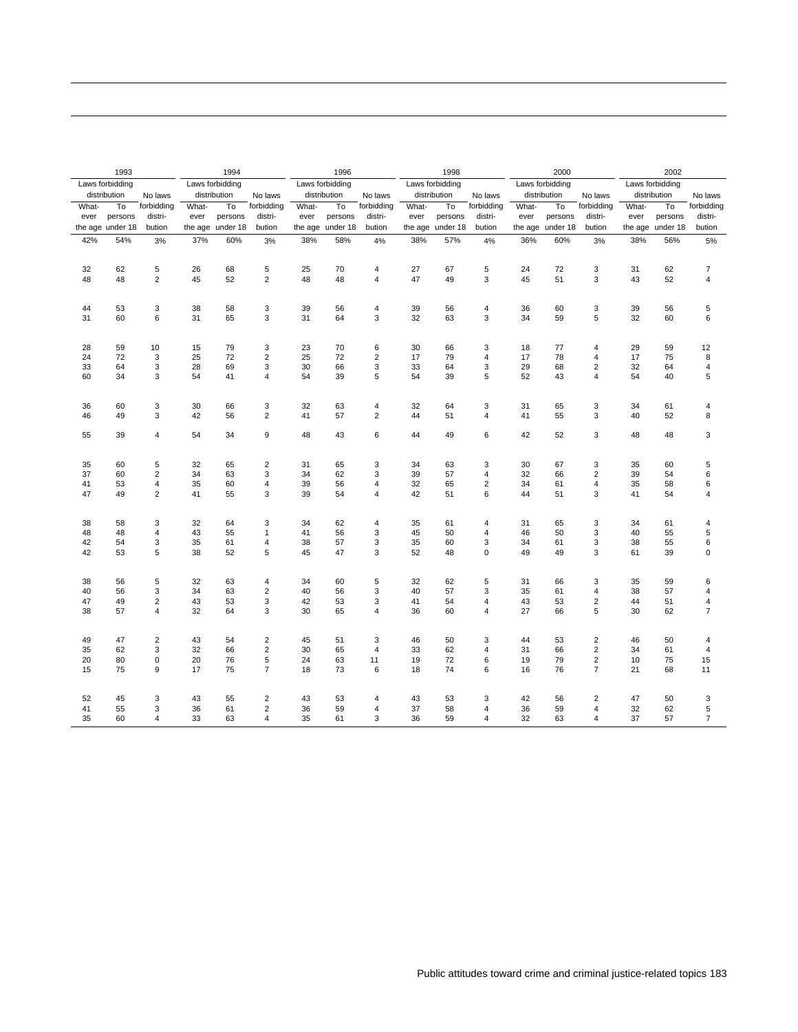| 1993 | | | 1994 | | | 1996 | | | 1998 | | | 2000 | | | 2002 | | |
|---|---|---|---|---|---|---|---|---|---|---|---|---|---|---|---|---|---|
| Laws forbidding distribution | | No laws | Laws forbidding distribution | | No laws | Laws forbidding distribution | | No laws | Laws forbidding distribution | | No laws | Laws forbidding distribution | | No laws | Laws forbidding distribution | | No laws |
| What-ever the age | To persons under 18 | forbidding distri-bution | What-ever the age | To persons under 18 | forbidding distri-bution | What-ever the age | To persons under 18 | forbidding distri-bution | What-ever the age | To persons under 18 | forbidding distri-bution | What-ever the age | To persons under 18 | forbidding distri-bution | What-ever the age | To persons under 18 | forbidding distri-bution |
| 42% | 54% | 3% | 37% | 60% | 3% | 38% | 58% | 4% | 38% | 57% | 4% | 36% | 60% | 3% | 38% | 56% | 5% |
| | | | | | | | | | | | | | | | | | |
| 32 | 62 | 5 | 26 | 68 | 5 | 25 | 70 | 4 | 27 | 67 | 5 | 24 | 72 | 3 | 31 | 62 | 7 |
| 48 | 48 | 2 | 45 | 52 | 2 | 48 | 48 | 4 | 47 | 49 | 3 | 45 | 51 | 3 | 43 | 52 | 4 |
| | | | | | | | | | | | | | | | | | |
| 44 | 53 | 3 | 38 | 58 | 3 | 39 | 56 | 4 | 39 | 56 | 4 | 36 | 60 | 3 | 39 | 56 | 5 |
| 31 | 60 | 6 | 31 | 65 | 3 | 31 | 64 | 3 | 32 | 63 | 3 | 34 | 59 | 5 | 32 | 60 | 6 |
| | | | | | | | | | | | | | | | | | |
| 28 | 59 | 10 | 15 | 79 | 3 | 23 | 70 | 6 | 30 | 66 | 3 | 18 | 77 | 4 | 29 | 59 | 12 |
| 24 | 72 | 3 | 25 | 72 | 2 | 25 | 72 | 2 | 17 | 79 | 4 | 17 | 78 | 4 | 17 | 75 | 8 |
| 33 | 64 | 3 | 28 | 69 | 3 | 30 | 66 | 3 | 33 | 64 | 3 | 29 | 68 | 2 | 32 | 64 | 4 |
| 60 | 34 | 3 | 54 | 41 | 4 | 54 | 39 | 5 | 54 | 39 | 5 | 52 | 43 | 4 | 54 | 40 | 5 |
| | | | | | | | | | | | | | | | | | |
| 36 | 60 | 3 | 30 | 66 | 3 | 32 | 63 | 4 | 32 | 64 | 3 | 31 | 65 | 3 | 34 | 61 | 4 |
| 46 | 49 | 3 | 42 | 56 | 2 | 41 | 57 | 2 | 44 | 51 | 4 | 41 | 55 | 3 | 40 | 52 | 8 |
| | | | | | | | | | | | | | | | | | |
| 55 | 39 | 4 | 54 | 34 | 9 | 48 | 43 | 6 | 44 | 49 | 6 | 42 | 52 | 3 | 48 | 48 | 3 |
| | | | | | | | | | | | | | | | | | |
| 35 | 60 | 5 | 32 | 65 | 2 | 31 | 65 | 3 | 34 | 63 | 3 | 30 | 67 | 3 | 35 | 60 | 5 |
| 37 | 60 | 2 | 34 | 63 | 3 | 34 | 62 | 3 | 39 | 57 | 4 | 32 | 66 | 2 | 39 | 54 | 6 |
| 41 | 53 | 4 | 35 | 60 | 4 | 39 | 56 | 4 | 32 | 65 | 2 | 34 | 61 | 4 | 35 | 58 | 6 |
| 47 | 49 | 2 | 41 | 55 | 3 | 39 | 54 | 4 | 42 | 51 | 6 | 44 | 51 | 3 | 41 | 54 | 4 |
| | | | | | | | | | | | | | | | | | |
| 38 | 58 | 3 | 32 | 64 | 3 | 34 | 62 | 4 | 35 | 61 | 4 | 31 | 65 | 3 | 34 | 61 | 4 |
| 48 | 48 | 4 | 43 | 55 | 1 | 41 | 56 | 3 | 45 | 50 | 4 | 46 | 50 | 3 | 40 | 55 | 5 |
| 42 | 54 | 3 | 35 | 61 | 4 | 38 | 57 | 3 | 35 | 60 | 3 | 34 | 61 | 3 | 38 | 55 | 6 |
| 42 | 53 | 5 | 38 | 52 | 5 | 45 | 47 | 3 | 52 | 48 | 0 | 49 | 49 | 3 | 61 | 39 | 0 |
| | | | | | | | | | | | | | | | | | |
| 38 | 56 | 5 | 32 | 63 | 4 | 34 | 60 | 5 | 32 | 62 | 5 | 31 | 66 | 3 | 35 | 59 | 6 |
| 40 | 56 | 3 | 34 | 63 | 2 | 40 | 56 | 3 | 40 | 57 | 3 | 35 | 61 | 4 | 38 | 57 | 4 |
| 47 | 49 | 2 | 43 | 53 | 3 | 42 | 53 | 3 | 41 | 54 | 4 | 43 | 53 | 2 | 44 | 51 | 4 |
| 38 | 57 | 4 | 32 | 64 | 3 | 30 | 65 | 4 | 36 | 60 | 4 | 27 | 66 | 5 | 30 | 62 | 7 |
| | | | | | | | | | | | | | | | | | |
| 49 | 47 | 2 | 43 | 54 | 2 | 45 | 51 | 3 | 46 | 50 | 3 | 44 | 53 | 2 | 46 | 50 | 4 |
| 35 | 62 | 3 | 32 | 66 | 2 | 30 | 65 | 4 | 33 | 62 | 4 | 31 | 66 | 2 | 34 | 61 | 4 |
| 20 | 80 | 0 | 20 | 76 | 5 | 24 | 63 | 11 | 19 | 72 | 6 | 19 | 79 | 2 | 10 | 75 | 15 |
| 15 | 75 | 9 | 17 | 75 | 7 | 18 | 73 | 6 | 18 | 74 | 6 | 16 | 76 | 7 | 21 | 68 | 11 |
| | | | | | | | | | | | | | | | | | |
| 52 | 45 | 3 | 43 | 55 | 2 | 43 | 53 | 4 | 43 | 53 | 3 | 42 | 56 | 2 | 47 | 50 | 3 |
| 41 | 55 | 3 | 36 | 61 | 2 | 36 | 59 | 4 | 37 | 58 | 4 | 36 | 59 | 4 | 32 | 62 | 5 |
| 35 | 60 | 4 | 33 | 63 | 4 | 35 | 61 | 3 | 36 | 59 | 4 | 32 | 63 | 4 | 37 | 57 | 7 |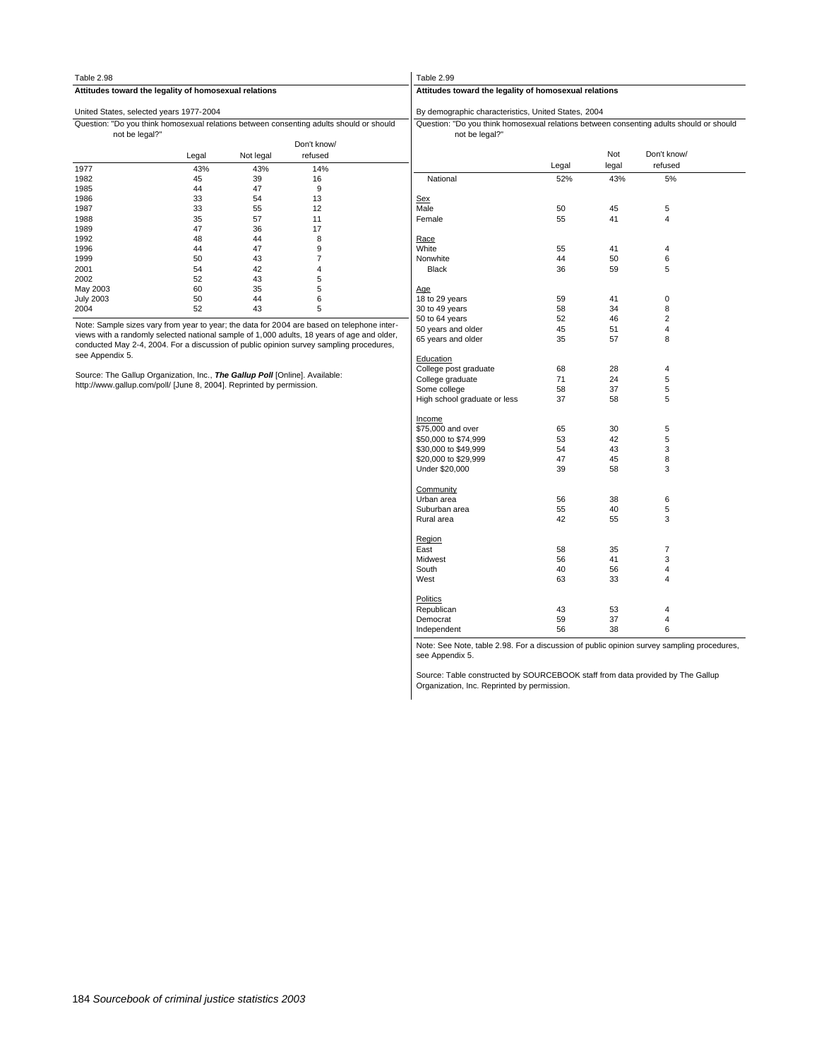Table 2.98

**Attitudes toward the legality of homosexual relations**

United States, selected years 1977-2004

Question: "Do you think homosexual relations between consenting adults should or should not be legal?"

| | Legal | Not legal | Don't know/ refused |
|---|---|---|---|
| 1977 | 43% | 43% | 14% |
| 1982 | 45 | 39 | 16 |
| 1985 | 44 | 47 | 9 |
| 1986 | 33 | 54 | 13 |
| 1987 | 33 | 55 | 12 |
| 1988 | 35 | 57 | 11 |
| 1989 | 47 | 36 | 17 |
| 1992 | 48 | 44 | 8 |
| 1996 | 44 | 47 | 9 |
| 1999 | 50 | 43 | 7 |
| 2001 | 54 | 42 | 4 |
| 2002 | 52 | 43 | 5 |
| May 2003 | 60 | 35 | 5 |
| July 2003 | 50 | 44 | 6 |
| 2004 | 52 | 43 | 5 |

Note: Sample sizes vary from year to year; the data for 2004 are based on telephone interviews with a randomly selected national sample of 1,000 adults, 18 years of age and older, conducted May 2-4, 2004. For a discussion of public opinion survey sampling procedures, see Appendix 5.

Source: The Gallup Organization, Inc., ***The Gallup Poll*** [Online]. Available: http://www.gallup.com/poll/ [June 8, 2004]. Reprinted by permission.

Table 2.99

**Attitudes toward the legality of homosexual relations**

By demographic characteristics, United States, 2004

Question: "Do you think homosexual relations between consenting adults should or should not be legal?"

| | Legal | Not legal | Don't know/ refused |
|---|---|---|---|
| National | 52% | 43% | 5% |
| Sex | | | |
| Male | 50 | 45 | 5 |
| Female | 55 | 41 | 4 |
| Race | | | |
| White | 55 | 41 | 4 |
| Nonwhite | 44 | 50 | 6 |
| Black | 36 | 59 | 5 |
| Age | | | |
| 18 to 29 years | 59 | 41 | 0 |
| 30 to 49 years | 58 | 34 | 8 |
| 50 to 64 years | 52 | 46 | 2 |
| 50 years and older | 45 | 51 | 4 |
| 65 years and older | 35 | 57 | 8 |
| Education | | | |
| College post graduate | 68 | 28 | 4 |
| College graduate | 71 | 24 | 5 |
| Some college | 58 | 37 | 5 |
| High school graduate or less | 37 | 58 | 5 |
| Income | | | |
| $75,000 and over | 65 | 30 | 5 |
| $50,000 to $74,999 | 53 | 42 | 5 |
| $30,000 to $49,999 | 54 | 43 | 3 |
| $20,000 to $29,999 | 47 | 45 | 8 |
| Under $20,000 | 39 | 58 | 3 |
| Community | | | |
| Urban area | 56 | 38 | 6 |
| Suburban area | 55 | 40 | 5 |
| Rural area | 42 | 55 | 3 |
| Region | | | |
| East | 58 | 35 | 7 |
| Midwest | 56 | 41 | 3 |
| South | 40 | 56 | 4 |
| West | 63 | 33 | 4 |
| Politics | | | |
| Republican | 43 | 53 | 4 |
| Democrat | 59 | 37 | 4 |
| Independent | 56 | 38 | 6 |

Note: See Note, table 2.98. For a discussion of public opinion survey sampling procedures, see Appendix 5.

Source: Table constructed by SOURCEBOOK staff from data provided by The Gallup Organization, Inc. Reprinted by permission.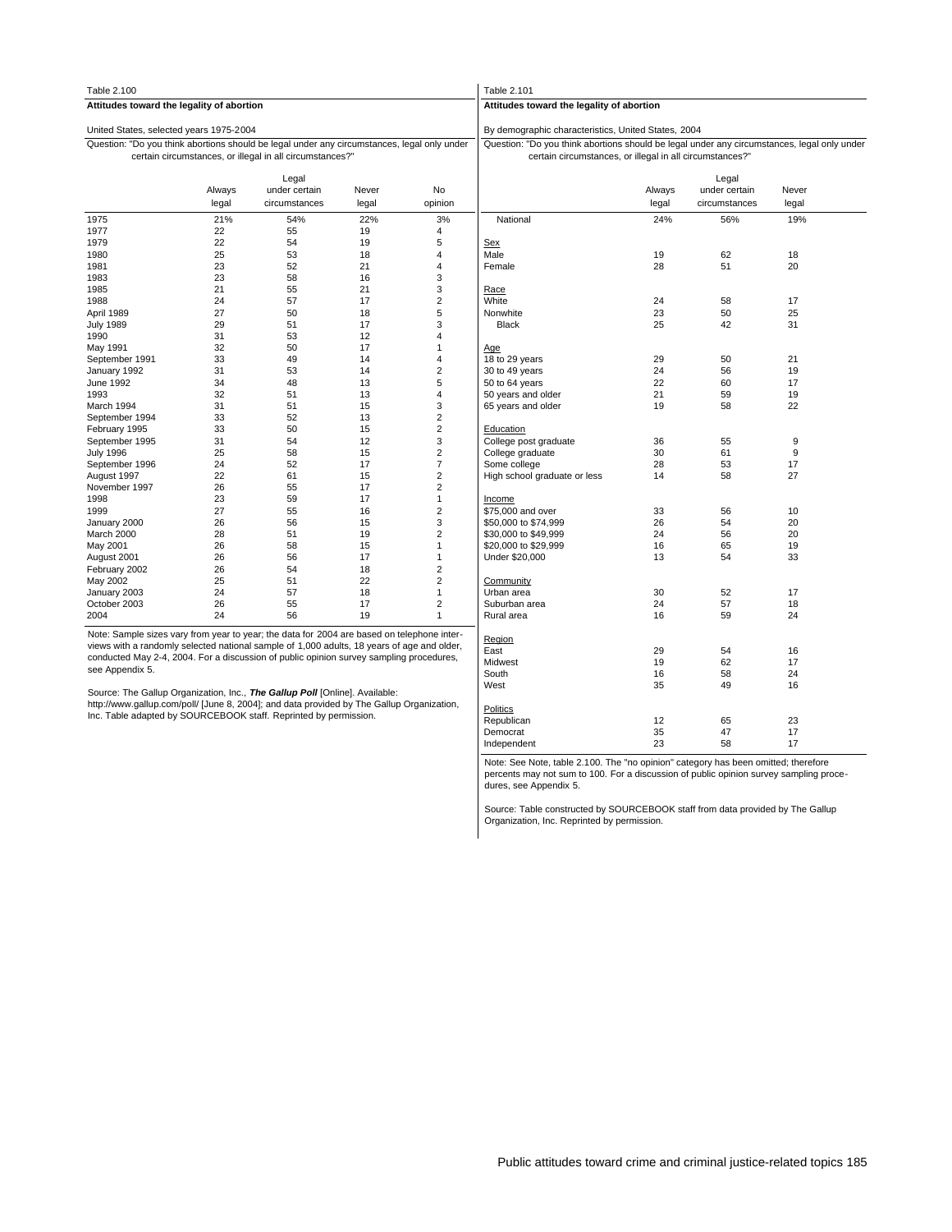Table 2.100

**Attitudes toward the legality of abortion**

United States, selected years 1975-2004

Question: "Do you think abortions should be legal under any circumstances, legal only under certain circumstances, or illegal in all circumstances?"

| | Always legal | Legal under certain circumstances | Never legal | No opinion |
|---|---|---|---|---|
| 1975 | 21% | 54% | 22% | 3% |
| 1977 | 22 | 55 | 19 | 4 |
| 1979 | 22 | 54 | 19 | 5 |
| 1980 | 25 | 53 | 18 | 4 |
| 1981 | 23 | 52 | 21 | 4 |
| 1983 | 23 | 58 | 16 | 3 |
| 1985 | 21 | 55 | 21 | 3 |
| 1988 | 24 | 57 | 17 | 2 |
| April 1989 | 27 | 50 | 18 | 5 |
| July 1989 | 29 | 51 | 17 | 3 |
| 1990 | 31 | 53 | 12 | 4 |
| May 1991 | 32 | 50 | 17 | 1 |
| September 1991 | 33 | 49 | 14 | 4 |
| January 1992 | 31 | 53 | 14 | 2 |
| June 1992 | 34 | 48 | 13 | 5 |
| 1993 | 32 | 51 | 13 | 4 |
| March 1994 | 31 | 51 | 15 | 3 |
| September 1994 | 33 | 52 | 13 | 2 |
| February 1995 | 33 | 50 | 15 | 2 |
| September 1995 | 31 | 54 | 12 | 3 |
| July 1996 | 25 | 58 | 15 | 2 |
| September 1996 | 24 | 52 | 17 | 7 |
| August 1997 | 22 | 61 | 15 | 2 |
| November 1997 | 26 | 55 | 17 | 2 |
| 1998 | 23 | 59 | 17 | 1 |
| 1999 | 27 | 55 | 16 | 2 |
| January 2000 | 26 | 56 | 15 | 3 |
| March 2000 | 28 | 51 | 19 | 2 |
| May 2001 | 26 | 58 | 15 | 1 |
| August 2001 | 26 | 56 | 17 | 1 |
| February 2002 | 26 | 54 | 18 | 2 |
| May 2002 | 25 | 51 | 22 | 2 |
| January 2003 | 24 | 57 | 18 | 1 |
| October 2003 | 26 | 55 | 17 | 2 |
| 2004 | 24 | 56 | 19 | 1 |

Note: Sample sizes vary from year to year; the data for 2004 are based on telephone interviews with a randomly selected national sample of 1,000 adults, 18 years of age and older, conducted May 2-4, 2004. For a discussion of public opinion survey sampling procedures, see Appendix 5.

Source: The Gallup Organization, Inc., ***The Gallup Poll*** [Online]. Available: http://www.gallup.com/poll/ [June 8, 2004]; and data provided by The Gallup Organization, Inc. Table adapted by SOURCEBOOK staff. Reprinted by permission.

Table 2.101

**Attitudes toward the legality of abortion**

By demographic characteristics, United States, 2004

Question: "Do you think abortions should be legal under any circumstances, legal only under certain circumstances, or illegal in all circumstances?"

| | Always legal | Legal under certain circumstances | Never legal |
|---|---|---|---|
| National | 24% | 56% | 19% |
| Sex | | | |
| Male | 19 | 62 | 18 |
| Female | 28 | 51 | 20 |
| Race | | | |
| White | 24 | 58 | 17 |
| Nonwhite | 23 | 50 | 25 |
| Black | 25 | 42 | 31 |
| Age | | | |
| 18 to 29 years | 29 | 50 | 21 |
| 30 to 49 years | 24 | 56 | 19 |
| 50 to 64 years | 22 | 60 | 17 |
| 50 years and older | 21 | 59 | 19 |
| 65 years and older | 19 | 58 | 22 |
| Education | | | |
| College post graduate | 36 | 55 | 9 |
| College graduate | 30 | 61 | 9 |
| Some college | 28 | 53 | 17 |
| High school graduate or less | 14 | 58 | 27 |
| Income | | | |
| $75,000 and over | 33 | 56 | 10 |
| $50,000 to $74,999 | 26 | 54 | 20 |
| $30,000 to $49,999 | 24 | 56 | 20 |
| $20,000 to $29,999 | 16 | 65 | 19 |
| Under $20,000 | 13 | 54 | 33 |
| Community | | | |
| Urban area | 30 | 52 | 17 |
| Suburban area | 24 | 57 | 18 |
| Rural area | 16 | 59 | 24 |
| Region | | | |
| East | 29 | 54 | 16 |
| Midwest | 19 | 62 | 17 |
| South | 16 | 58 | 24 |
| West | 35 | 49 | 16 |
| Politics | | | |
| Republican | 12 | 65 | 23 |
| Democrat | 35 | 47 | 17 |
| Independent | 23 | 58 | 17 |

Note: See Note, table 2.100. The "no opinion" category has been omitted; therefore percents may not sum to 100. For a discussion of public opinion survey sampling procedures, see Appendix 5.

Source: Table constructed by SOURCEBOOK staff from data provided by The Gallup Organization, Inc. Reprinted by permission.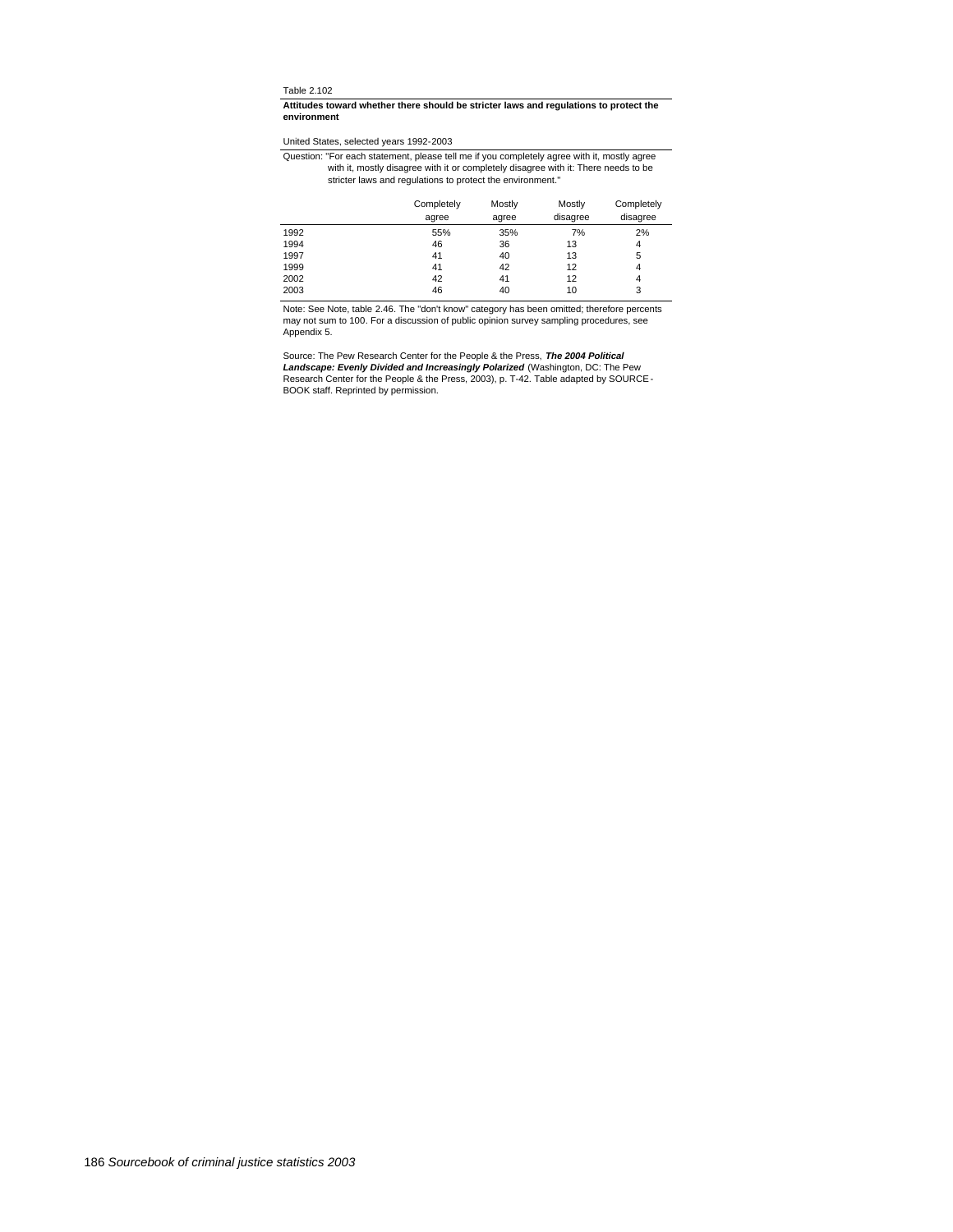Table 2.102

**Attitudes toward whether there should be stricter laws and regulations to protect the environment**

United States, selected years 1992-2003

Question: "For each statement, please tell me if you completely agree with it, mostly agree with it, mostly disagree with it or completely disagree with it: There needs to be stricter laws and regulations to protect the environment."

| | Completely agree | Mostly agree | Mostly disagree | Completely disagree |
|---|---|---|---|---|
| 1992 | 55% | 35% | 7% | 2% |
| 1994 | 46 | 36 | 13 | 4 |
| 1997 | 41 | 40 | 13 | 5 |
| 1999 | 41 | 42 | 12 | 4 |
| 2002 | 42 | 41 | 12 | 4 |
| 2003 | 46 | 40 | 10 | 3 |

Note: See Note, table 2.46. The "don't know" category has been omitted; therefore percents may not sum to 100. For a discussion of public opinion survey sampling procedures, see Appendix 5.

Source: The Pew Research Center for the People & the Press, ***The 2004 Political Landscape: Evenly Divided and Increasingly Polarized*** (Washington, DC: The Pew Research Center for the People & the Press, 2003), p. T-42. Table adapted by SOURCEBOOK staff. Reprinted by permission.